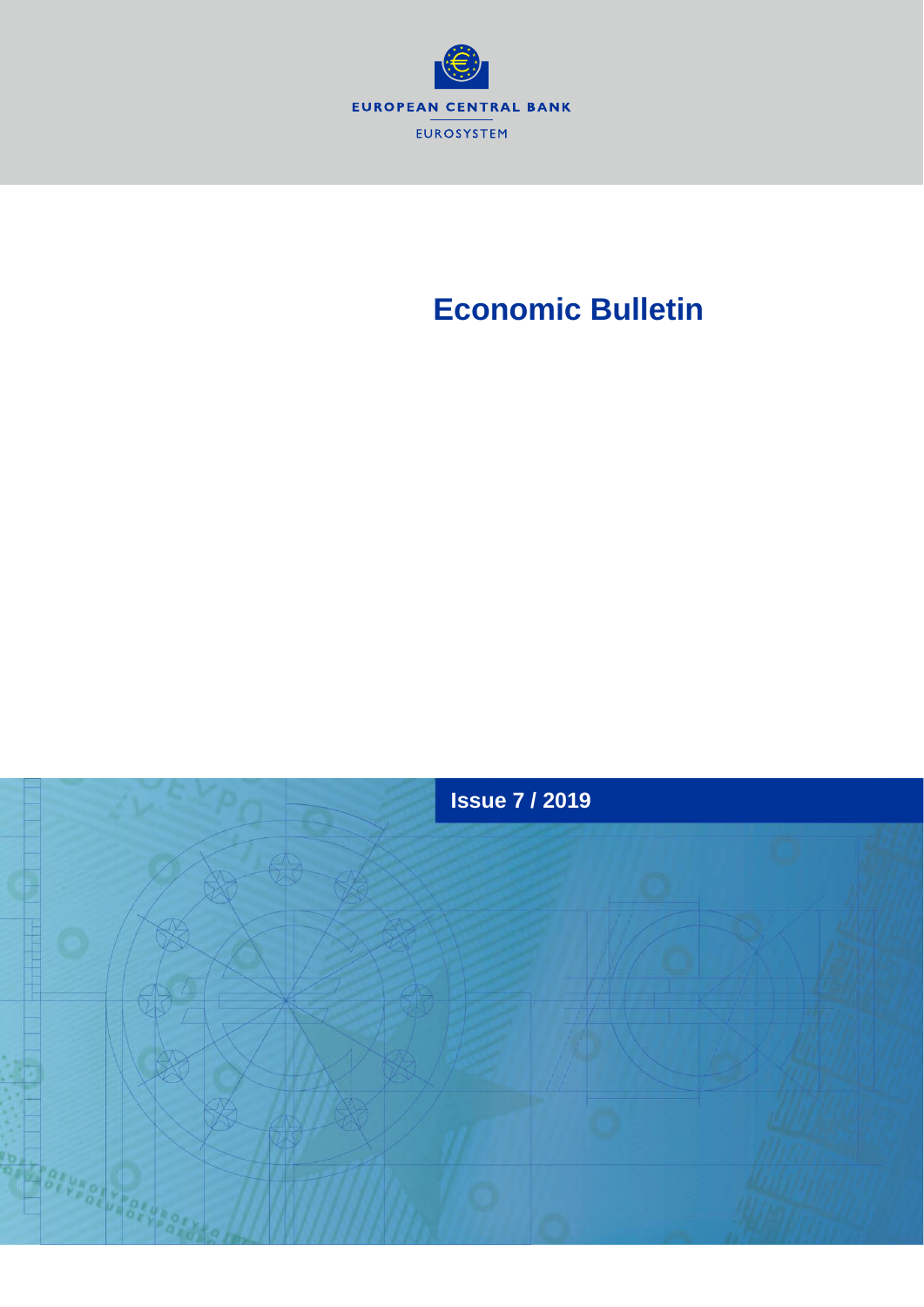EUROPEAN CENTRAL BANK

EUROSYSTEM

# Economic Bulletin

## Issue 7 / 2019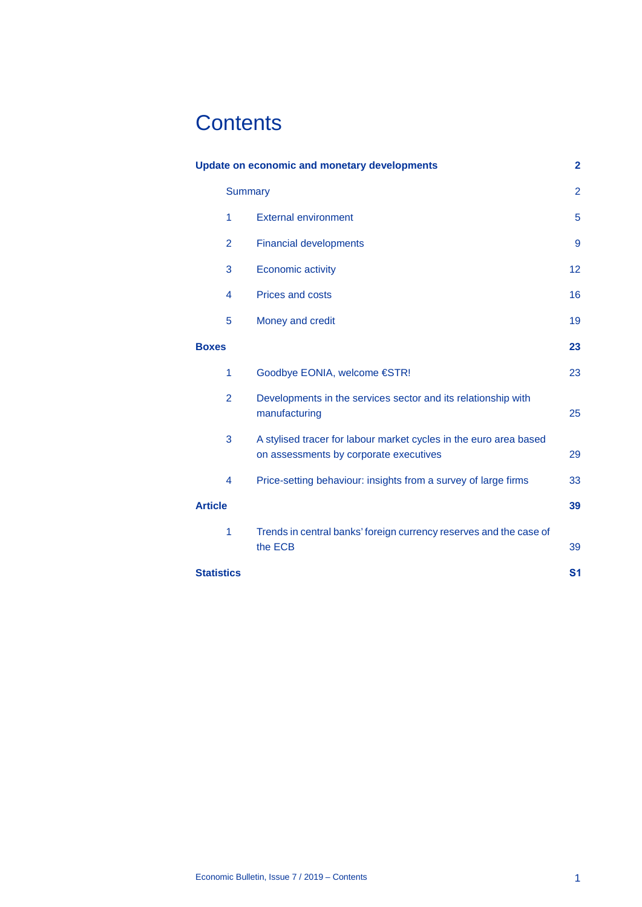# Contents

**Update on economic and monetary developments** **2**

Summary 2

1 External environment 5

2 Financial developments 9

3 Economic activity 12

4 Prices and costs 16

5 Money and credit 19

**Boxes** **23**

1 Goodbye EONIA, welcome €STR! 23

2 Developments in the services sector and its relationship with manufacturing 25

3 A stylised tracer for labour market cycles in the euro area based on assessments by corporate executives 29

4 Price-setting behaviour: insights from a survey of large firms 33

**Article** **39**

1 Trends in central banks' foreign currency reserves and the case of the ECB 39

**Statistics** **S1**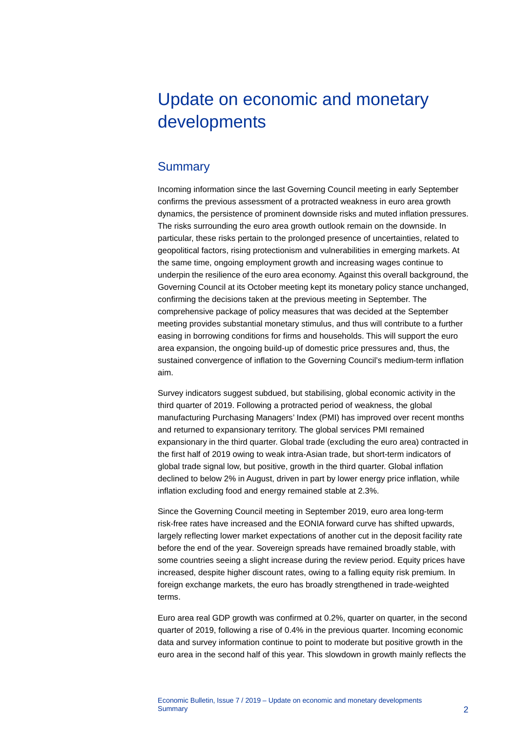# Update on economic and monetary developments

## Summary

Incoming information since the last Governing Council meeting in early September confirms the previous assessment of a protracted weakness in euro area growth dynamics, the persistence of prominent downside risks and muted inflation pressures. The risks surrounding the euro area growth outlook remain on the downside. In particular, these risks pertain to the prolonged presence of uncertainties, related to geopolitical factors, rising protectionism and vulnerabilities in emerging markets. At the same time, ongoing employment growth and increasing wages continue to underpin the resilience of the euro area economy. Against this overall background, the Governing Council at its October meeting kept its monetary policy stance unchanged, confirming the decisions taken at the previous meeting in September. The comprehensive package of policy measures that was decided at the September meeting provides substantial monetary stimulus, and thus will contribute to a further easing in borrowing conditions for firms and households. This will support the euro area expansion, the ongoing build-up of domestic price pressures and, thus, the sustained convergence of inflation to the Governing Council's medium-term inflation aim.

Survey indicators suggest subdued, but stabilising, global economic activity in the third quarter of 2019. Following a protracted period of weakness, the global manufacturing Purchasing Managers' Index (PMI) has improved over recent months and returned to expansionary territory. The global services PMI remained expansionary in the third quarter. Global trade (excluding the euro area) contracted in the first half of 2019 owing to weak intra-Asian trade, but short-term indicators of global trade signal low, but positive, growth in the third quarter. Global inflation declined to below 2% in August, driven in part by lower energy price inflation, while inflation excluding food and energy remained stable at 2.3%.

Since the Governing Council meeting in September 2019, euro area long-term risk-free rates have increased and the EONIA forward curve has shifted upwards, largely reflecting lower market expectations of another cut in the deposit facility rate before the end of the year. Sovereign spreads have remained broadly stable, with some countries seeing a slight increase during the review period. Equity prices have increased, despite higher discount rates, owing to a falling equity risk premium. In foreign exchange markets, the euro has broadly strengthened in trade-weighted terms.

Euro area real GDP growth was confirmed at 0.2%, quarter on quarter, in the second quarter of 2019, following a rise of 0.4% in the previous quarter. Incoming economic data and survey information continue to point to moderate but positive growth in the euro area in the second half of this year. This slowdown in growth mainly reflects the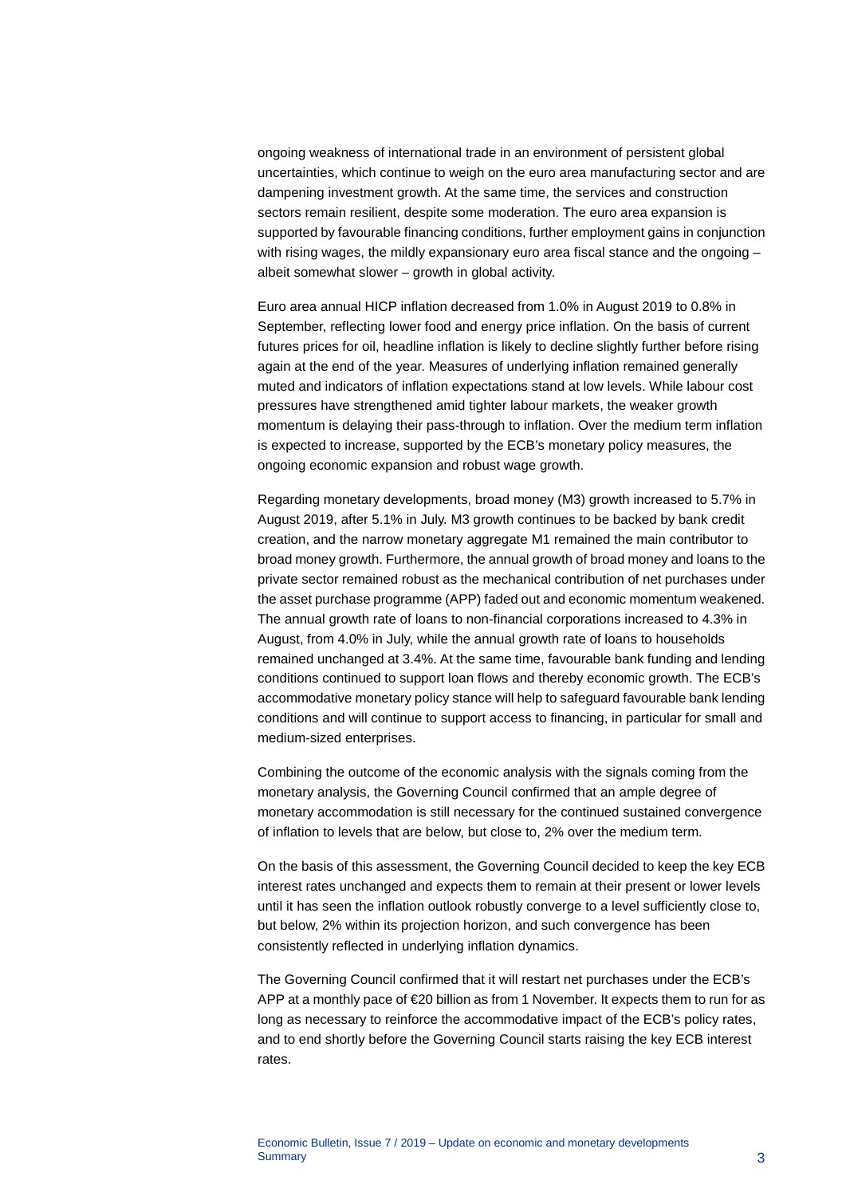ongoing weakness of international trade in an environment of persistent global uncertainties, which continue to weigh on the euro area manufacturing sector and are dampening investment growth. At the same time, the services and construction sectors remain resilient, despite some moderation. The euro area expansion is supported by favourable financing conditions, further employment gains in conjunction with rising wages, the mildly expansionary euro area fiscal stance and the ongoing – albeit somewhat slower – growth in global activity.

Euro area annual HICP inflation decreased from 1.0% in August 2019 to 0.8% in September, reflecting lower food and energy price inflation. On the basis of current futures prices for oil, headline inflation is likely to decline slightly further before rising again at the end of the year. Measures of underlying inflation remained generally muted and indicators of inflation expectations stand at low levels. While labour cost pressures have strengthened amid tighter labour markets, the weaker growth momentum is delaying their pass-through to inflation. Over the medium term inflation is expected to increase, supported by the ECB's monetary policy measures, the ongoing economic expansion and robust wage growth.

Regarding monetary developments, broad money (M3) growth increased to 5.7% in August 2019, after 5.1% in July. M3 growth continues to be backed by bank credit creation, and the narrow monetary aggregate M1 remained the main contributor to broad money growth. Furthermore, the annual growth of broad money and loans to the private sector remained robust as the mechanical contribution of net purchases under the asset purchase programme (APP) faded out and economic momentum weakened. The annual growth rate of loans to non-financial corporations increased to 4.3% in August, from 4.0% in July, while the annual growth rate of loans to households remained unchanged at 3.4%. At the same time, favourable bank funding and lending conditions continued to support loan flows and thereby economic growth. The ECB's accommodative monetary policy stance will help to safeguard favourable bank lending conditions and will continue to support access to financing, in particular for small and medium-sized enterprises.

Combining the outcome of the economic analysis with the signals coming from the monetary analysis, the Governing Council confirmed that an ample degree of monetary accommodation is still necessary for the continued sustained convergence of inflation to levels that are below, but close to, 2% over the medium term.

On the basis of this assessment, the Governing Council decided to keep the key ECB interest rates unchanged and expects them to remain at their present or lower levels until it has seen the inflation outlook robustly converge to a level sufficiently close to, but below, 2% within its projection horizon, and such convergence has been consistently reflected in underlying inflation dynamics.

The Governing Council confirmed that it will restart net purchases under the ECB's APP at a monthly pace of €20 billion as from 1 November. It expects them to run for as long as necessary to reinforce the accommodative impact of the ECB's policy rates, and to end shortly before the Governing Council starts raising the key ECB interest rates.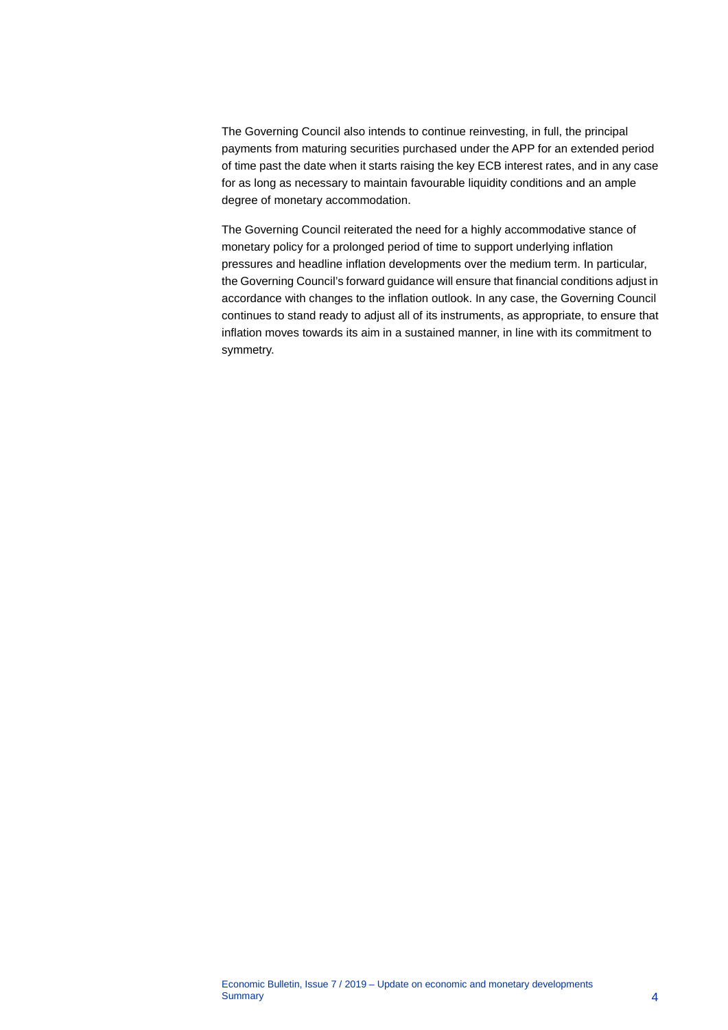The Governing Council also intends to continue reinvesting, in full, the principal payments from maturing securities purchased under the APP for an extended period of time past the date when it starts raising the key ECB interest rates, and in any case for as long as necessary to maintain favourable liquidity conditions and an ample degree of monetary accommodation.

The Governing Council reiterated the need for a highly accommodative stance of monetary policy for a prolonged period of time to support underlying inflation pressures and headline inflation developments over the medium term. In particular, the Governing Council's forward guidance will ensure that financial conditions adjust in accordance with changes to the inflation outlook. In any case, the Governing Council continues to stand ready to adjust all of its instruments, as appropriate, to ensure that inflation moves towards its aim in a sustained manner, in line with its commitment to symmetry.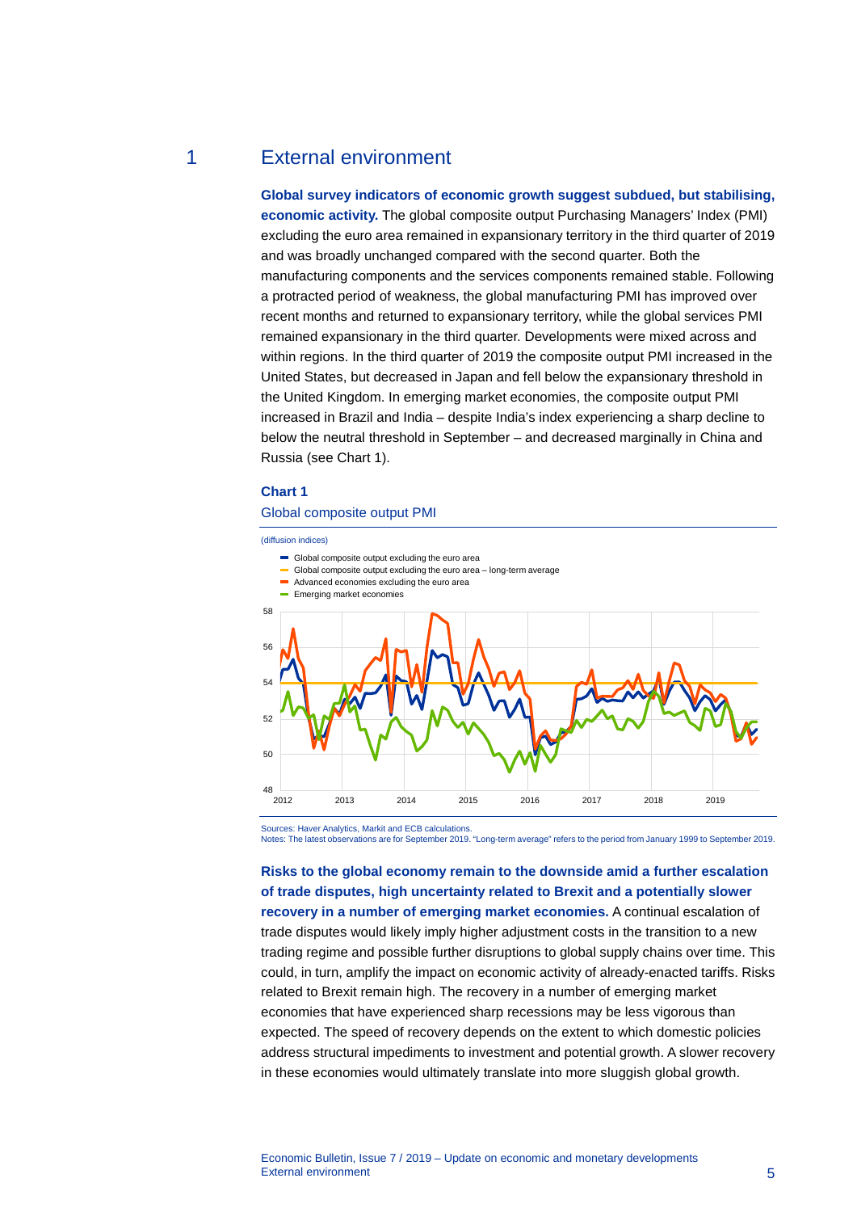# 1 External environment

**Global survey indicators of economic growth suggest subdued, but stabilising, economic activity.** The global composite output Purchasing Managers' Index (PMI) excluding the euro area remained in expansionary territory in the third quarter of 2019 and was broadly unchanged compared with the second quarter. Both the manufacturing components and the services components remained stable. Following a protracted period of weakness, the global manufacturing PMI has improved over recent months and returned to expansionary territory, while the global services PMI remained expansionary in the third quarter. Developments were mixed across and within regions. In the third quarter of 2019 the composite output PMI increased in the United States, but decreased in Japan and fell below the expansionary threshold in the United Kingdom. In emerging market economies, the composite output PMI increased in Brazil and India – despite India's index experiencing a sharp decline to below the neutral threshold in September – and decreased marginally in China and Russia (see Chart 1).

**Chart 1**

Global composite output PMI

(diffusion indices)

- Global composite output excluding the euro area
- Global composite output excluding the euro area – long-term average
- Advanced economies excluding the euro area
- Emerging market economies

Sources: Haver Analytics, Markit and ECB calculations.
Notes: The latest observations are for September 2019. "Long-term average" refers to the period from January 1999 to September 2019.

**Risks to the global economy remain to the downside amid a further escalation of trade disputes, high uncertainty related to Brexit and a potentially slower recovery in a number of emerging market economies.** A continual escalation of trade disputes would likely imply higher adjustment costs in the transition to a new trading regime and possible further disruptions to global supply chains over time. This could, in turn, amplify the impact on economic activity of already-enacted tariffs. Risks related to Brexit remain high. The recovery in a number of emerging market economies that have experienced sharp recessions may be less vigorous than expected. The speed of recovery depends on the extent to which domestic policies address structural impediments to investment and potential growth. A slower recovery in these economies would ultimately translate into more sluggish global growth.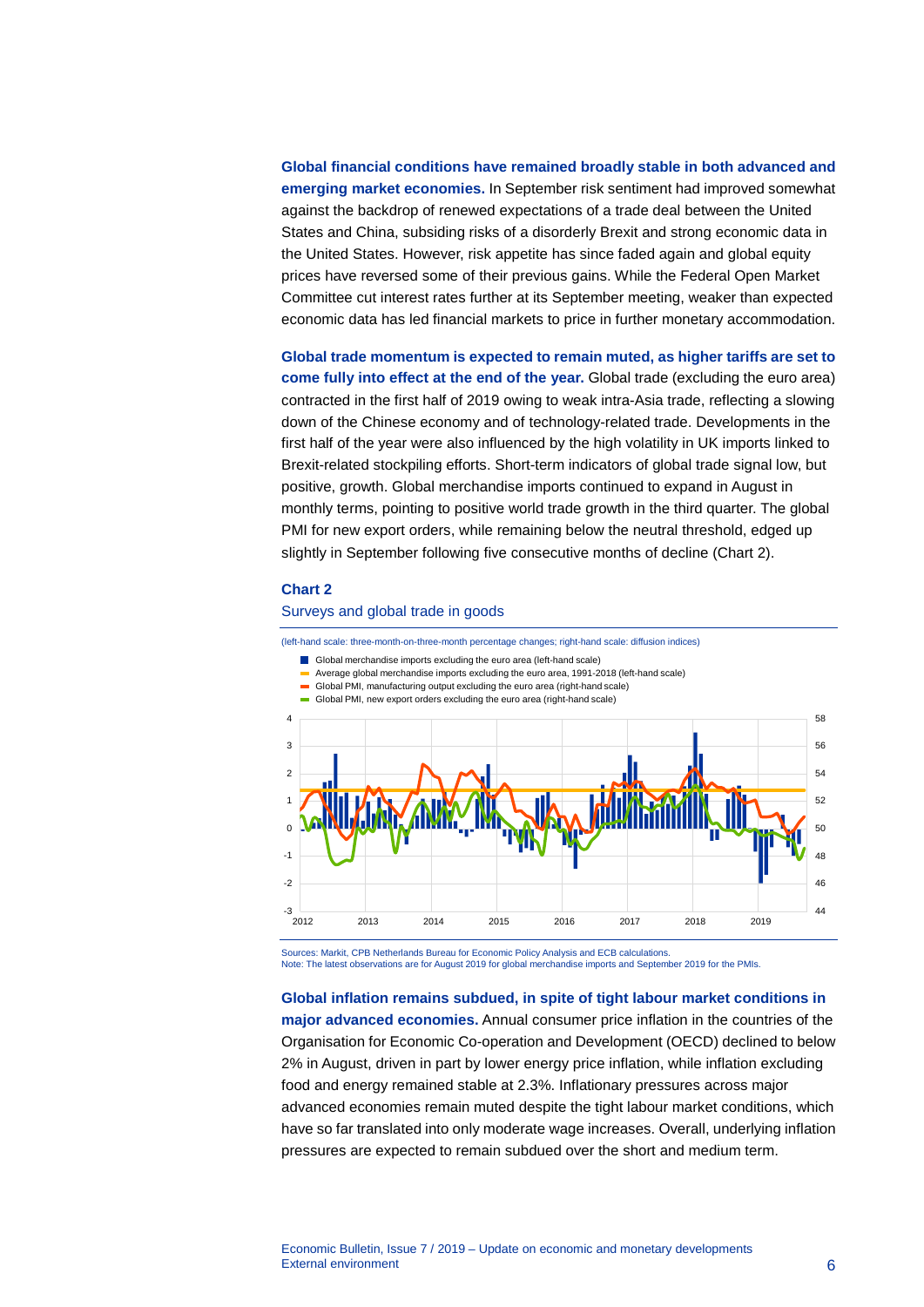**Global financial conditions have remained broadly stable in both advanced and emerging market economies.** In September risk sentiment had improved somewhat against the backdrop of renewed expectations of a trade deal between the United States and China, subsiding risks of a disorderly Brexit and strong economic data in the United States. However, risk appetite has since faded again and global equity prices have reversed some of their previous gains. While the Federal Open Market Committee cut interest rates further at its September meeting, weaker than expected economic data has led financial markets to price in further monetary accommodation.

**Global trade momentum is expected to remain muted, as higher tariffs are set to come fully into effect at the end of the year.** Global trade (excluding the euro area) contracted in the first half of 2019 owing to weak intra-Asia trade, reflecting a slowing down of the Chinese economy and of technology-related trade. Developments in the first half of the year were also influenced by the high volatility in UK imports linked to Brexit-related stockpiling efforts. Short-term indicators of global trade signal low, but positive, growth. Global merchandise imports continued to expand in August in monthly terms, pointing to positive world trade growth in the third quarter. The global PMI for new export orders, while remaining below the neutral threshold, edged up slightly in September following five consecutive months of decline (Chart 2).

**Chart 2**

Surveys and global trade in goods

(left-hand scale: three-month-on-three-month percentage changes; right-hand scale: diffusion indices)

- Global merchandise imports excluding the euro area (left-hand scale)
- Average global merchandise imports excluding the euro area, 1991-2018 (left-hand scale)
- Global PMI, manufacturing output excluding the euro area (right-hand scale)
- Global PMI, new export orders excluding the euro area (right-hand scale)

Sources: Markit, CPB Netherlands Bureau for Economic Policy Analysis and ECB calculations.
Note: The latest observations are for August 2019 for global merchandise imports and September 2019 for the PMIs.

**Global inflation remains subdued, in spite of tight labour market conditions in major advanced economies.** Annual consumer price inflation in the countries of the Organisation for Economic Co-operation and Development (OECD) declined to below 2% in August, driven in part by lower energy price inflation, while inflation excluding food and energy remained stable at 2.3%. Inflationary pressures across major advanced economies remain muted despite the tight labour market conditions, which have so far translated into only moderate wage increases. Overall, underlying inflation pressures are expected to remain subdued over the short and medium term.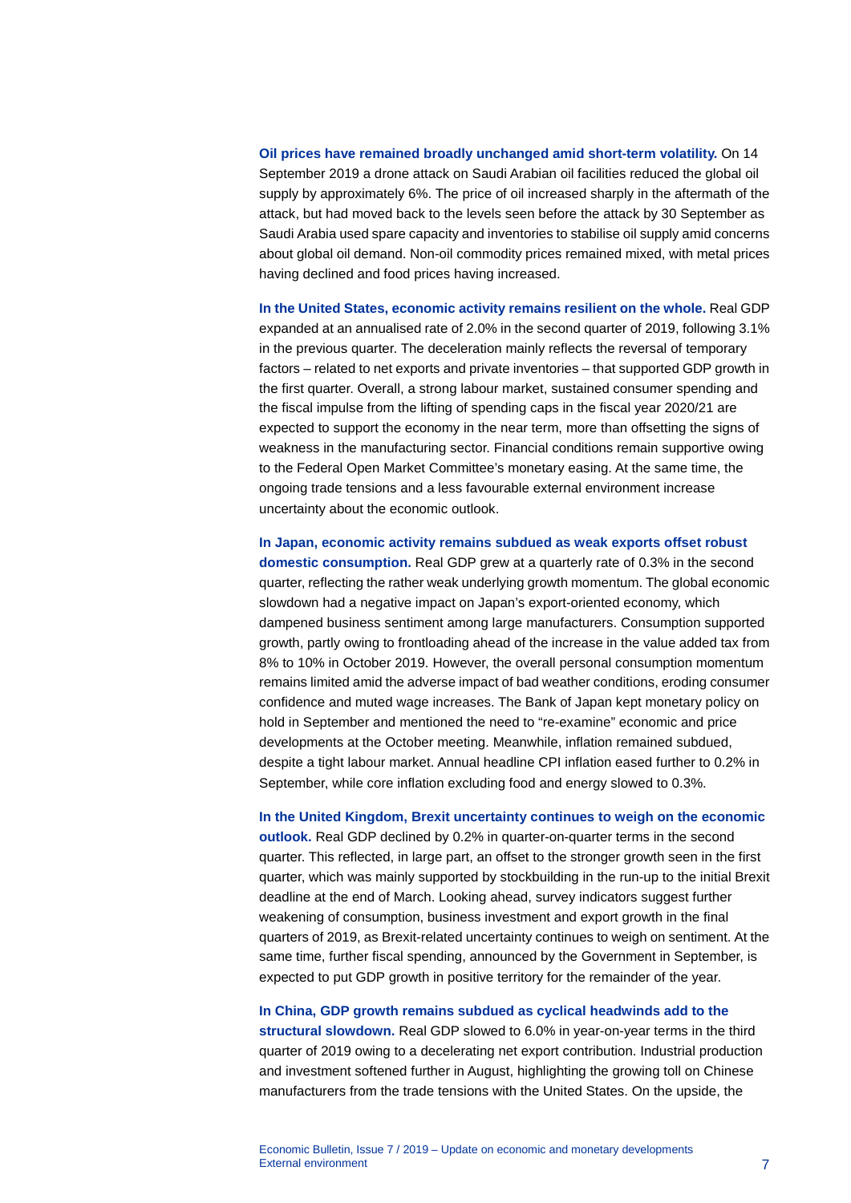**Oil prices have remained broadly unchanged amid short-term volatility.** On 14 September 2019 a drone attack on Saudi Arabian oil facilities reduced the global oil supply by approximately 6%. The price of oil increased sharply in the aftermath of the attack, but had moved back to the levels seen before the attack by 30 September as Saudi Arabia used spare capacity and inventories to stabilise oil supply amid concerns about global oil demand. Non-oil commodity prices remained mixed, with metal prices having declined and food prices having increased.

**In the United States, economic activity remains resilient on the whole.** Real GDP expanded at an annualised rate of 2.0% in the second quarter of 2019, following 3.1% in the previous quarter. The deceleration mainly reflects the reversal of temporary factors – related to net exports and private inventories – that supported GDP growth in the first quarter. Overall, a strong labour market, sustained consumer spending and the fiscal impulse from the lifting of spending caps in the fiscal year 2020/21 are expected to support the economy in the near term, more than offsetting the signs of weakness in the manufacturing sector. Financial conditions remain supportive owing to the Federal Open Market Committee's monetary easing. At the same time, the ongoing trade tensions and a less favourable external environment increase uncertainty about the economic outlook.

**In Japan, economic activity remains subdued as weak exports offset robust domestic consumption.** Real GDP grew at a quarterly rate of 0.3% in the second quarter, reflecting the rather weak underlying growth momentum. The global economic slowdown had a negative impact on Japan's export-oriented economy, which dampened business sentiment among large manufacturers. Consumption supported growth, partly owing to frontloading ahead of the increase in the value added tax from 8% to 10% in October 2019. However, the overall personal consumption momentum remains limited amid the adverse impact of bad weather conditions, eroding consumer confidence and muted wage increases. The Bank of Japan kept monetary policy on hold in September and mentioned the need to "re-examine" economic and price developments at the October meeting. Meanwhile, inflation remained subdued, despite a tight labour market. Annual headline CPI inflation eased further to 0.2% in September, while core inflation excluding food and energy slowed to 0.3%.

**In the United Kingdom, Brexit uncertainty continues to weigh on the economic outlook.** Real GDP declined by 0.2% in quarter-on-quarter terms in the second quarter. This reflected, in large part, an offset to the stronger growth seen in the first quarter, which was mainly supported by stockbuilding in the run-up to the initial Brexit deadline at the end of March. Looking ahead, survey indicators suggest further weakening of consumption, business investment and export growth in the final quarters of 2019, as Brexit-related uncertainty continues to weigh on sentiment. At the same time, further fiscal spending, announced by the Government in September, is expected to put GDP growth in positive territory for the remainder of the year.

**In China, GDP growth remains subdued as cyclical headwinds add to the structural slowdown.** Real GDP slowed to 6.0% in year-on-year terms in the third quarter of 2019 owing to a decelerating net export contribution. Industrial production and investment softened further in August, highlighting the growing toll on Chinese manufacturers from the trade tensions with the United States. On the upside, the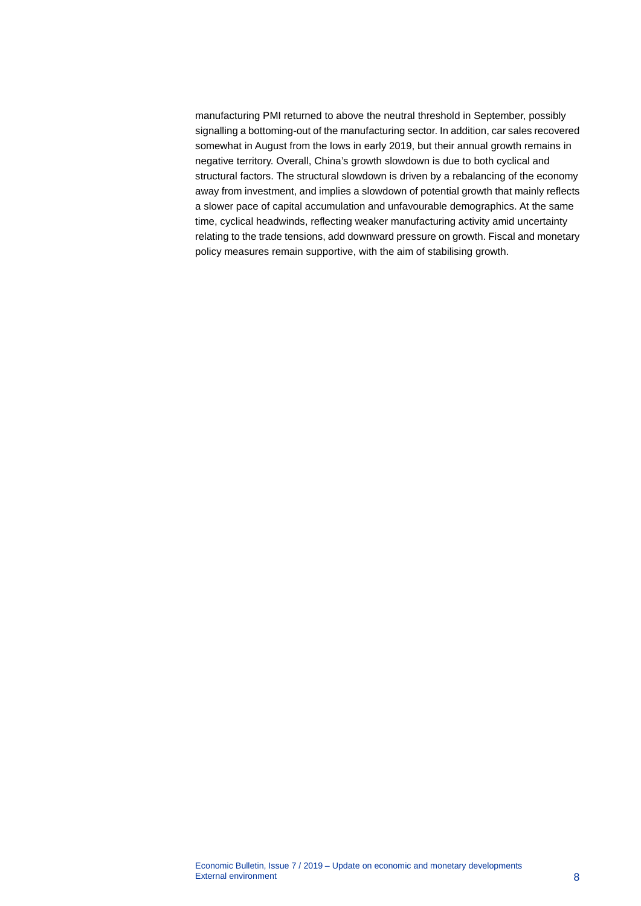manufacturing PMI returned to above the neutral threshold in September, possibly signalling a bottoming-out of the manufacturing sector. In addition, car sales recovered somewhat in August from the lows in early 2019, but their annual growth remains in negative territory. Overall, China's growth slowdown is due to both cyclical and structural factors. The structural slowdown is driven by a rebalancing of the economy away from investment, and implies a slowdown of potential growth that mainly reflects a slower pace of capital accumulation and unfavourable demographics. At the same time, cyclical headwinds, reflecting weaker manufacturing activity amid uncertainty relating to the trade tensions, add downward pressure on growth. Fiscal and monetary policy measures remain supportive, with the aim of stabilising growth.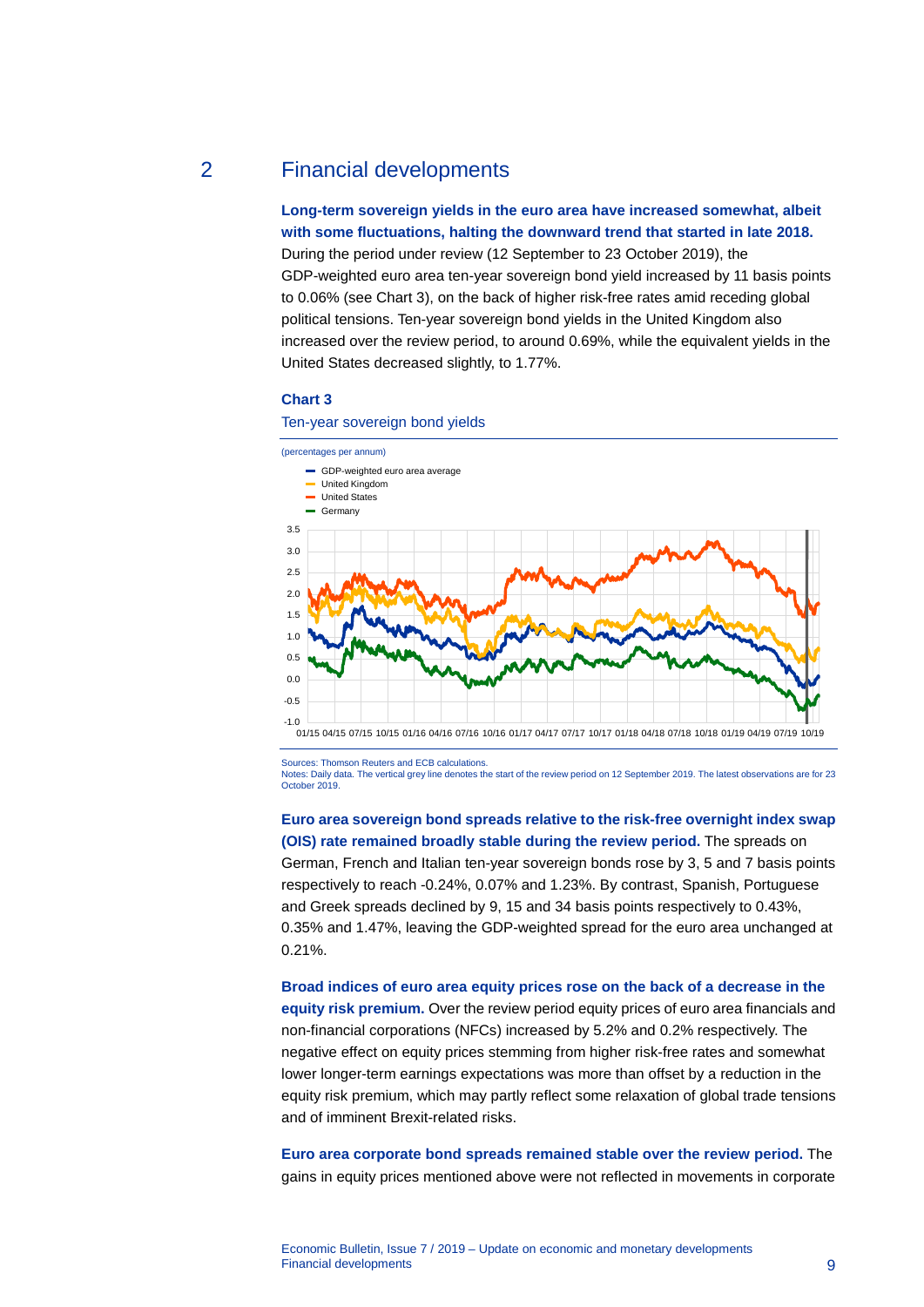## 2 Financial developments

**Long-term sovereign yields in the euro area have increased somewhat, albeit with some fluctuations, halting the downward trend that started in late 2018.** During the period under review (12 September to 23 October 2019), the GDP-weighted euro area ten-year sovereign bond yield increased by 11 basis points to 0.06% (see Chart 3), on the back of higher risk-free rates amid receding global political tensions. Ten-year sovereign bond yields in the United Kingdom also increased over the review period, to around 0.69%, while the equivalent yields in the United States decreased slightly, to 1.77%.

### Chart 3

Ten-year sovereign bond yields

(percentages per annum)

- GDP-weighted euro area average
- United Kingdom
- United States
- Germany

Sources: Thomson Reuters and ECB calculations.
Notes: Daily data. The vertical grey line denotes the start of the review period on 12 September 2019. The latest observations are for 23 October 2019.

**Euro area sovereign bond spreads relative to the risk-free overnight index swap (OIS) rate remained broadly stable during the review period.** The spreads on German, French and Italian ten-year sovereign bonds rose by 3, 5 and 7 basis points respectively to reach -0.24%, 0.07% and 1.23%. By contrast, Spanish, Portuguese and Greek spreads declined by 9, 15 and 34 basis points respectively to 0.43%, 0.35% and 1.47%, leaving the GDP-weighted spread for the euro area unchanged at 0.21%.

**Broad indices of euro area equity prices rose on the back of a decrease in the equity risk premium.** Over the review period equity prices of euro area financials and non-financial corporations (NFCs) increased by 5.2% and 0.2% respectively. The negative effect on equity prices stemming from higher risk-free rates and somewhat lower longer-term earnings expectations was more than offset by a reduction in the equity risk premium, which may partly reflect some relaxation of global trade tensions and of imminent Brexit-related risks.

**Euro area corporate bond spreads remained stable over the review period.** The gains in equity prices mentioned above were not reflected in movements in corporate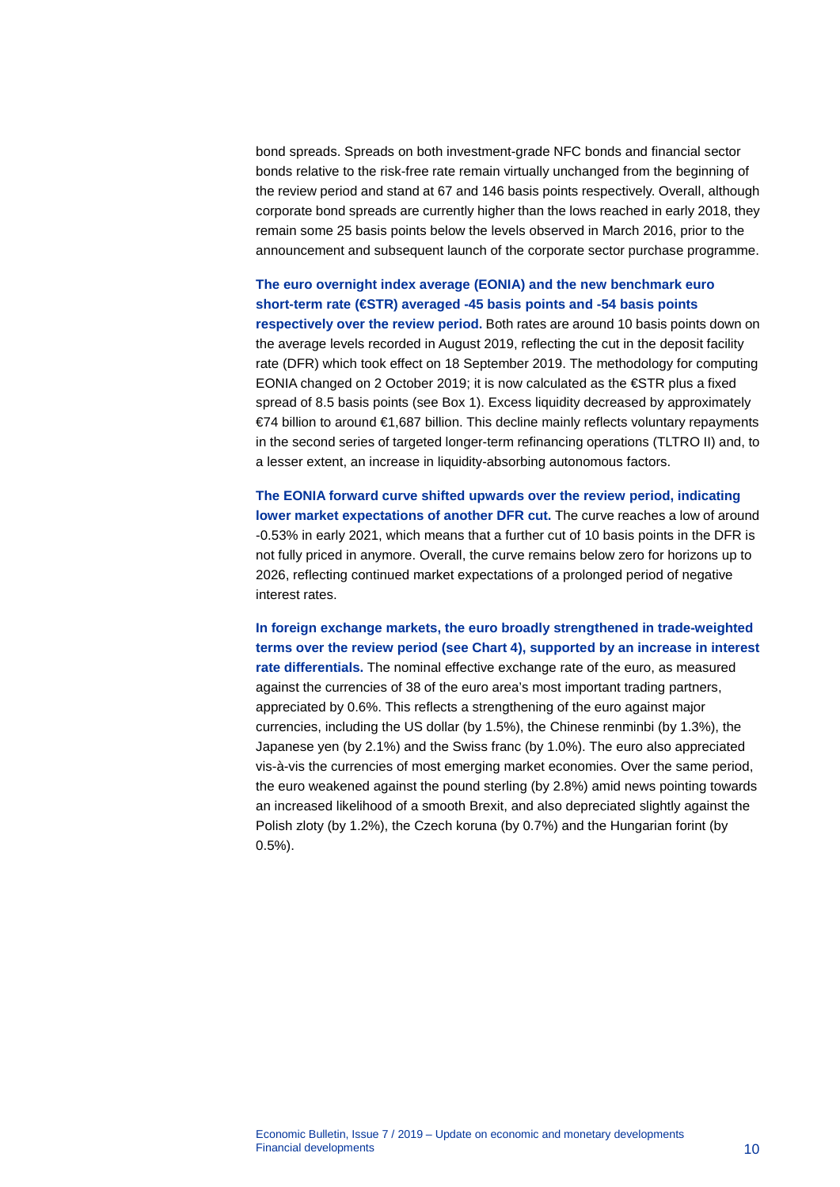bond spreads. Spreads on both investment-grade NFC bonds and financial sector bonds relative to the risk-free rate remain virtually unchanged from the beginning of the review period and stand at 67 and 146 basis points respectively. Overall, although corporate bond spreads are currently higher than the lows reached in early 2018, they remain some 25 basis points below the levels observed in March 2016, prior to the announcement and subsequent launch of the corporate sector purchase programme.

**The euro overnight index average (EONIA) and the new benchmark euro short-term rate (€STR) averaged -45 basis points and -54 basis points respectively over the review period.** Both rates are around 10 basis points down on the average levels recorded in August 2019, reflecting the cut in the deposit facility rate (DFR) which took effect on 18 September 2019. The methodology for computing EONIA changed on 2 October 2019; it is now calculated as the €STR plus a fixed spread of 8.5 basis points (see Box 1). Excess liquidity decreased by approximately €74 billion to around €1,687 billion. This decline mainly reflects voluntary repayments in the second series of targeted longer-term refinancing operations (TLTRO II) and, to a lesser extent, an increase in liquidity-absorbing autonomous factors.

**The EONIA forward curve shifted upwards over the review period, indicating lower market expectations of another DFR cut.** The curve reaches a low of around -0.53% in early 2021, which means that a further cut of 10 basis points in the DFR is not fully priced in anymore. Overall, the curve remains below zero for horizons up to 2026, reflecting continued market expectations of a prolonged period of negative interest rates.

**In foreign exchange markets, the euro broadly strengthened in trade-weighted terms over the review period (see Chart 4), supported by an increase in interest rate differentials.** The nominal effective exchange rate of the euro, as measured against the currencies of 38 of the euro area's most important trading partners, appreciated by 0.6%. This reflects a strengthening of the euro against major currencies, including the US dollar (by 1.5%), the Chinese renminbi (by 1.3%), the Japanese yen (by 2.1%) and the Swiss franc (by 1.0%). The euro also appreciated vis-à-vis the currencies of most emerging market economies. Over the same period, the euro weakened against the pound sterling (by 2.8%) amid news pointing towards an increased likelihood of a smooth Brexit, and also depreciated slightly against the Polish zloty (by 1.2%), the Czech koruna (by 0.7%) and the Hungarian forint (by 0.5%).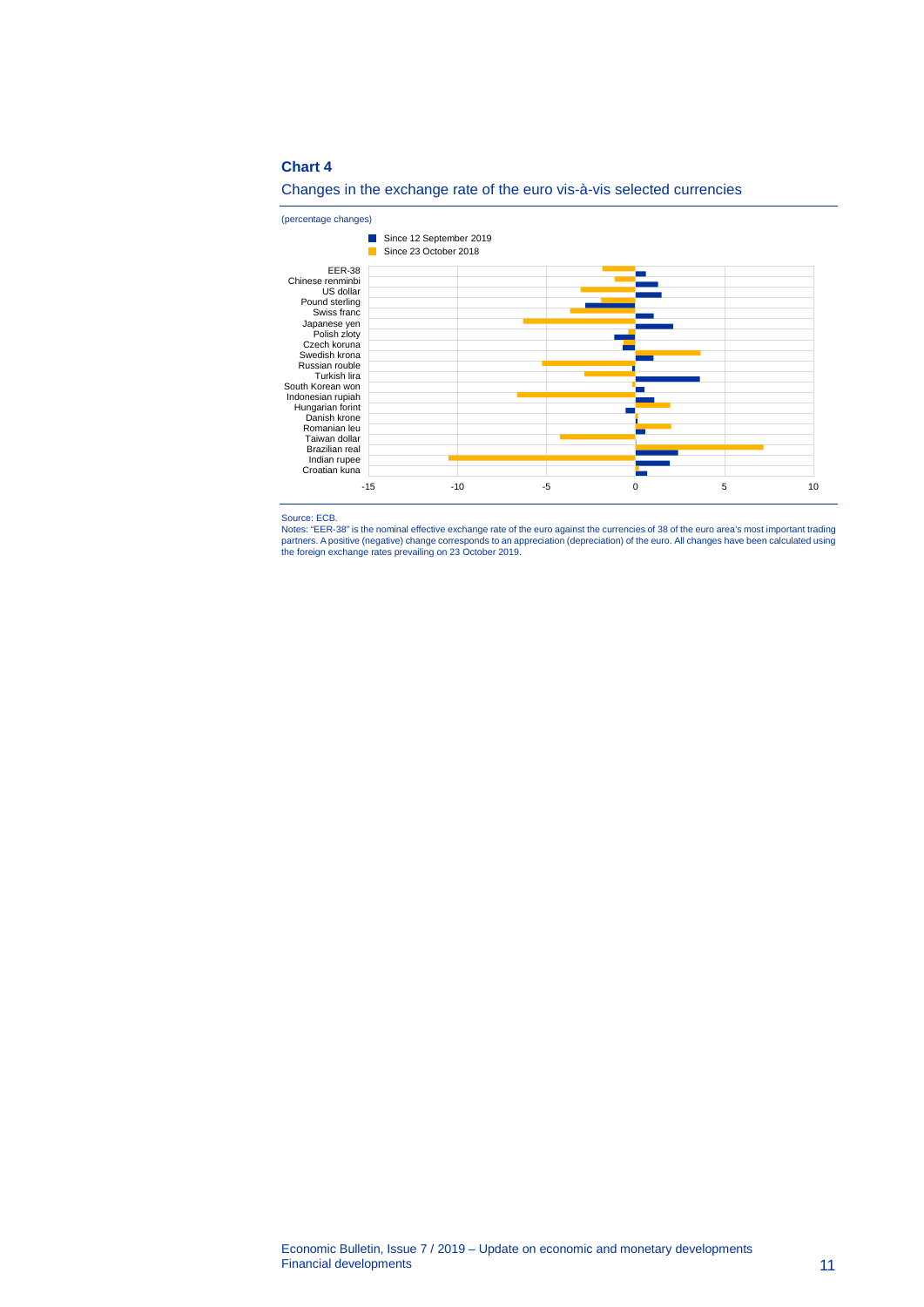**Chart 4**

Changes in the exchange rate of the euro vis-à-vis selected currencies

(percentage changes)

Source: ECB.
Notes: "EER-38" is the nominal effective exchange rate of the euro against the currencies of 38 of the euro area's most important trading partners. A positive (negative) change corresponds to an appreciation (depreciation) of the euro. All changes have been calculated using the foreign exchange rates prevailing on 23 October 2019.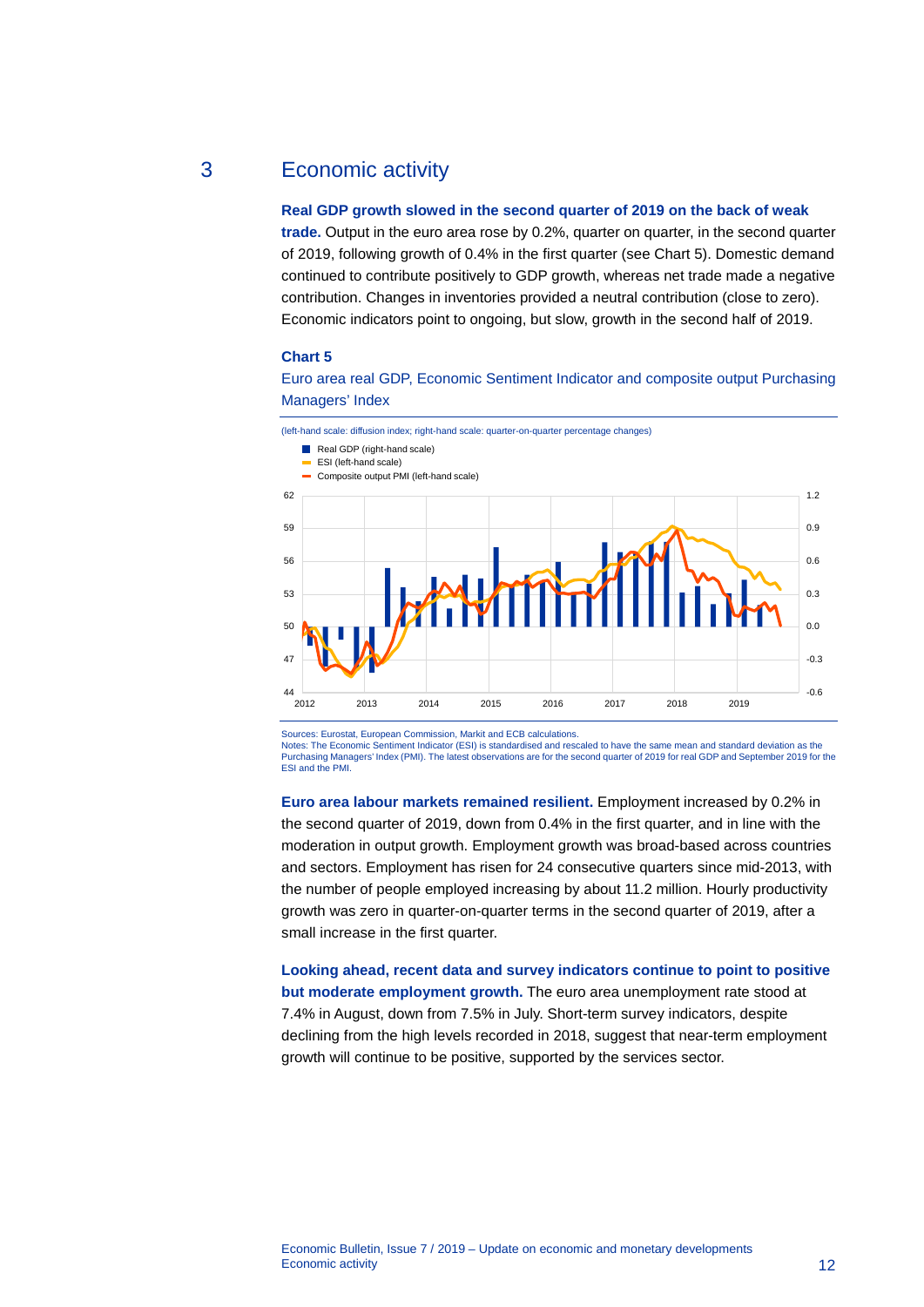# 3 Economic activity

**Real GDP growth slowed in the second quarter of 2019 on the back of weak trade.** Output in the euro area rose by 0.2%, quarter on quarter, in the second quarter of 2019, following growth of 0.4% in the first quarter (see Chart 5). Domestic demand continued to contribute positively to GDP growth, whereas net trade made a negative contribution. Changes in inventories provided a neutral contribution (close to zero). Economic indicators point to ongoing, but slow, growth in the second half of 2019.

**Chart 5**

Euro area real GDP, Economic Sentiment Indicator and composite output Purchasing Managers' Index

(left-hand scale: diffusion index; right-hand scale: quarter-on-quarter percentage changes)

Sources: Eurostat, European Commission, Markit and ECB calculations.
Notes: The Economic Sentiment Indicator (ESI) is standardised and rescaled to have the same mean and standard deviation as the Purchasing Managers' Index (PMI). The latest observations are for the second quarter of 2019 for real GDP and September 2019 for the ESI and the PMI.

**Euro area labour markets remained resilient.** Employment increased by 0.2% in the second quarter of 2019, down from 0.4% in the first quarter, and in line with the moderation in output growth. Employment growth was broad-based across countries and sectors. Employment has risen for 24 consecutive quarters since mid-2013, with the number of people employed increasing by about 11.2 million. Hourly productivity growth was zero in quarter-on-quarter terms in the second quarter of 2019, after a small increase in the first quarter.

**Looking ahead, recent data and survey indicators continue to point to positive but moderate employment growth.** The euro area unemployment rate stood at 7.4% in August, down from 7.5% in July. Short-term survey indicators, despite declining from the high levels recorded in 2018, suggest that near-term employment growth will continue to be positive, supported by the services sector.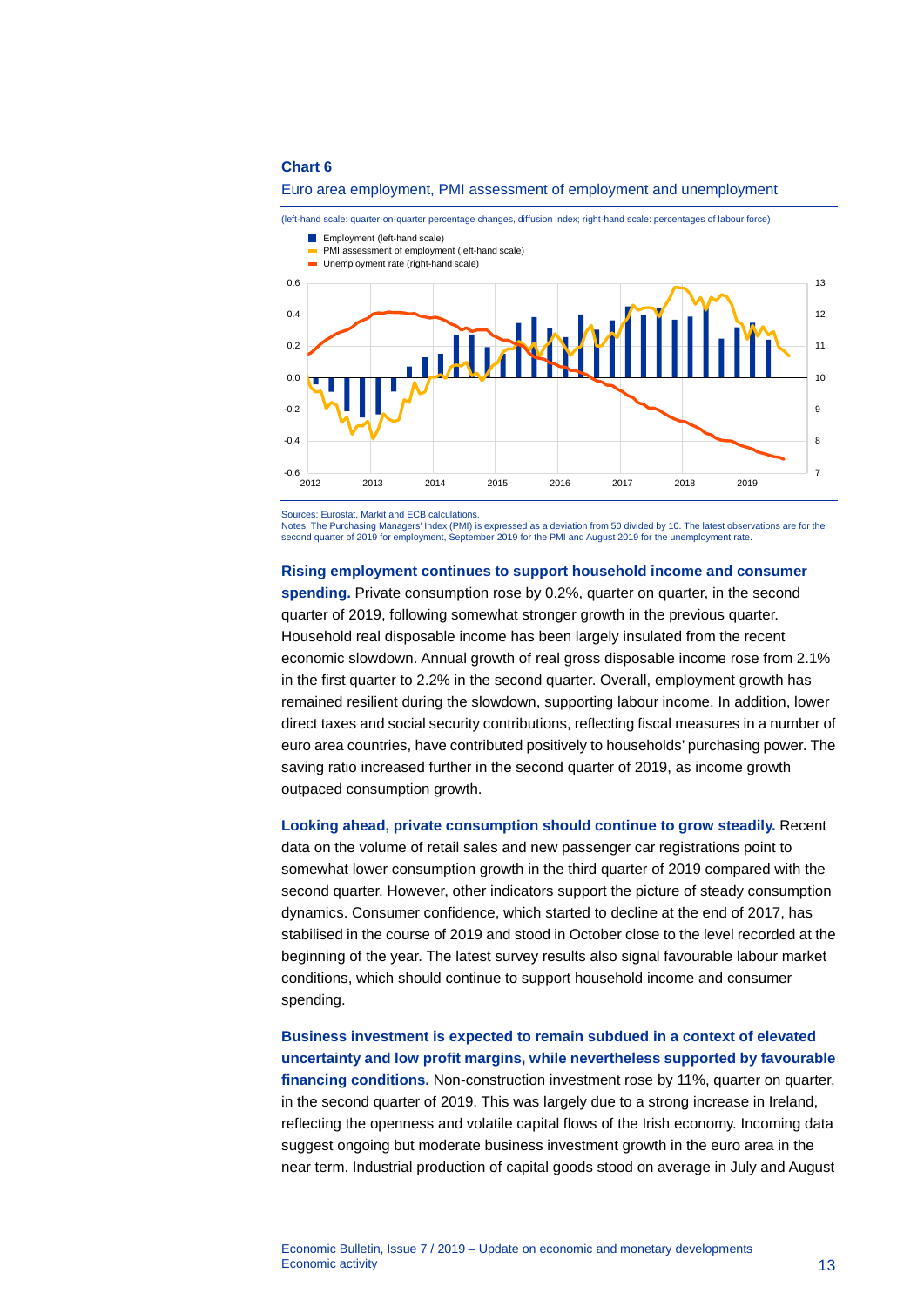**Chart 6**

Euro area employment, PMI assessment of employment and unemployment

(left-hand scale: quarter-on-quarter percentage changes, diffusion index; right-hand scale: percentages of labour force)

Sources: Eurostat, Markit and ECB calculations.
Notes: The Purchasing Managers' Index (PMI) is expressed as a deviation from 50 divided by 10. The latest observations are for the second quarter of 2019 for employment, September 2019 for the PMI and August 2019 for the unemployment rate.

**Rising employment continues to support household income and consumer spending.** Private consumption rose by 0.2%, quarter on quarter, in the second quarter of 2019, following somewhat stronger growth in the previous quarter. Household real disposable income has been largely insulated from the recent economic slowdown. Annual growth of real gross disposable income rose from 2.1% in the first quarter to 2.2% in the second quarter. Overall, employment growth has remained resilient during the slowdown, supporting labour income. In addition, lower direct taxes and social security contributions, reflecting fiscal measures in a number of euro area countries, have contributed positively to households' purchasing power. The saving ratio increased further in the second quarter of 2019, as income growth outpaced consumption growth.

**Looking ahead, private consumption should continue to grow steadily.** Recent data on the volume of retail sales and new passenger car registrations point to somewhat lower consumption growth in the third quarter of 2019 compared with the second quarter. However, other indicators support the picture of steady consumption dynamics. Consumer confidence, which started to decline at the end of 2017, has stabilised in the course of 2019 and stood in October close to the level recorded at the beginning of the year. The latest survey results also signal favourable labour market conditions, which should continue to support household income and consumer spending.

**Business investment is expected to remain subdued in a context of elevated uncertainty and low profit margins, while nevertheless supported by favourable financing conditions.** Non-construction investment rose by 11%, quarter on quarter, in the second quarter of 2019. This was largely due to a strong increase in Ireland, reflecting the openness and volatile capital flows of the Irish economy. Incoming data suggest ongoing but moderate business investment growth in the euro area in the near term. Industrial production of capital goods stood on average in July and August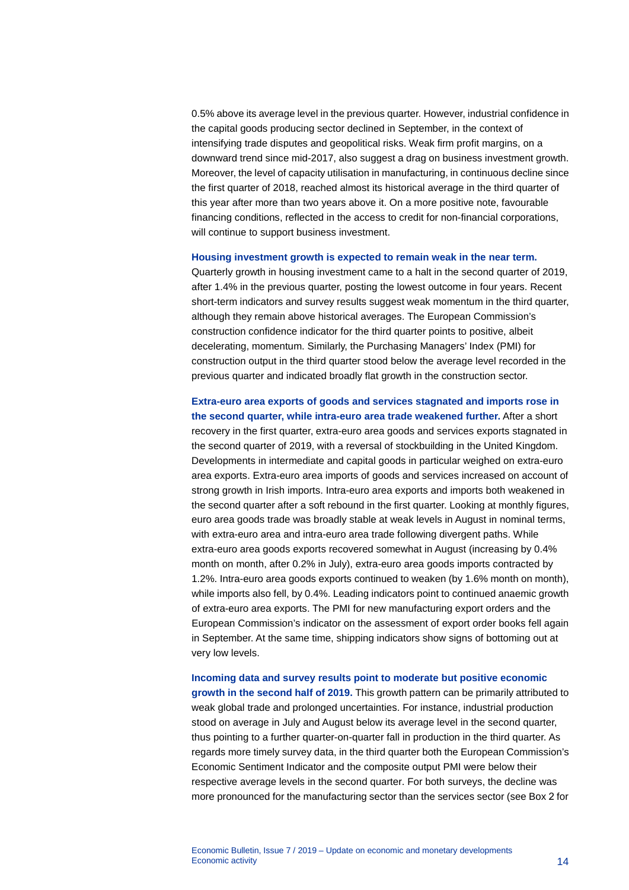0.5% above its average level in the previous quarter. However, industrial confidence in the capital goods producing sector declined in September, in the context of intensifying trade disputes and geopolitical risks. Weak firm profit margins, on a downward trend since mid-2017, also suggest a drag on business investment growth. Moreover, the level of capacity utilisation in manufacturing, in continuous decline since the first quarter of 2018, reached almost its historical average in the third quarter of this year after more than two years above it. On a more positive note, favourable financing conditions, reflected in the access to credit for non-financial corporations, will continue to support business investment.

**Housing investment growth is expected to remain weak in the near term.** Quarterly growth in housing investment came to a halt in the second quarter of 2019, after 1.4% in the previous quarter, posting the lowest outcome in four years. Recent short-term indicators and survey results suggest weak momentum in the third quarter, although they remain above historical averages. The European Commission's construction confidence indicator for the third quarter points to positive, albeit decelerating, momentum. Similarly, the Purchasing Managers' Index (PMI) for construction output in the third quarter stood below the average level recorded in the previous quarter and indicated broadly flat growth in the construction sector.

**Extra-euro area exports of goods and services stagnated and imports rose in the second quarter, while intra-euro area trade weakened further.** After a short recovery in the first quarter, extra-euro area goods and services exports stagnated in the second quarter of 2019, with a reversal of stockbuilding in the United Kingdom. Developments in intermediate and capital goods in particular weighed on extra-euro area exports. Extra-euro area imports of goods and services increased on account of strong growth in Irish imports. Intra-euro area exports and imports both weakened in the second quarter after a soft rebound in the first quarter. Looking at monthly figures, euro area goods trade was broadly stable at weak levels in August in nominal terms, with extra-euro area and intra-euro area trade following divergent paths. While extra-euro area goods exports recovered somewhat in August (increasing by 0.4% month on month, after 0.2% in July), extra-euro area goods imports contracted by 1.2%. Intra-euro area goods exports continued to weaken (by 1.6% month on month), while imports also fell, by 0.4%. Leading indicators point to continued anaemic growth of extra-euro area exports. The PMI for new manufacturing export orders and the European Commission's indicator on the assessment of export order books fell again in September. At the same time, shipping indicators show signs of bottoming out at very low levels.

**Incoming data and survey results point to moderate but positive economic growth in the second half of 2019.** This growth pattern can be primarily attributed to weak global trade and prolonged uncertainties. For instance, industrial production stood on average in July and August below its average level in the second quarter, thus pointing to a further quarter-on-quarter fall in production in the third quarter. As regards more timely survey data, in the third quarter both the European Commission's Economic Sentiment Indicator and the composite output PMI were below their respective average levels in the second quarter. For both surveys, the decline was more pronounced for the manufacturing sector than the services sector (see Box 2 for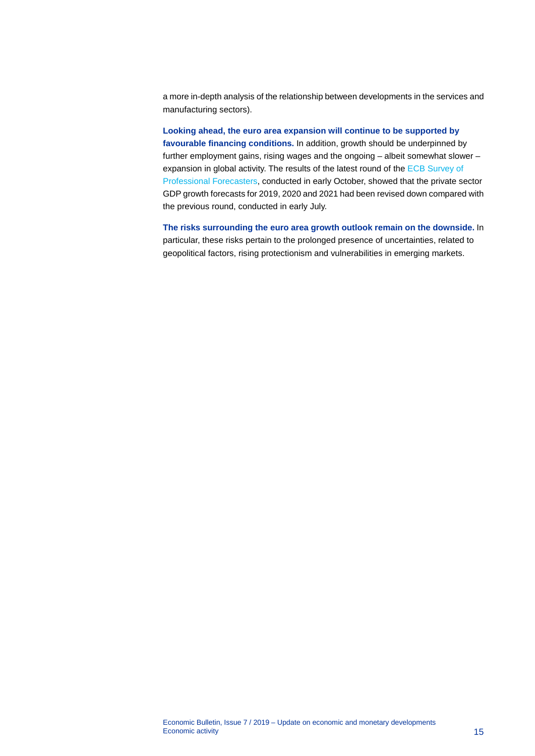a more in-depth analysis of the relationship between developments in the services and manufacturing sectors).

**Looking ahead, the euro area expansion will continue to be supported by favourable financing conditions.** In addition, growth should be underpinned by further employment gains, rising wages and the ongoing – albeit somewhat slower – expansion in global activity. The results of the latest round of the ECB Survey of Professional Forecasters, conducted in early October, showed that the private sector GDP growth forecasts for 2019, 2020 and 2021 had been revised down compared with the previous round, conducted in early July.

**The risks surrounding the euro area growth outlook remain on the downside.** In particular, these risks pertain to the prolonged presence of uncertainties, related to geopolitical factors, rising protectionism and vulnerabilities in emerging markets.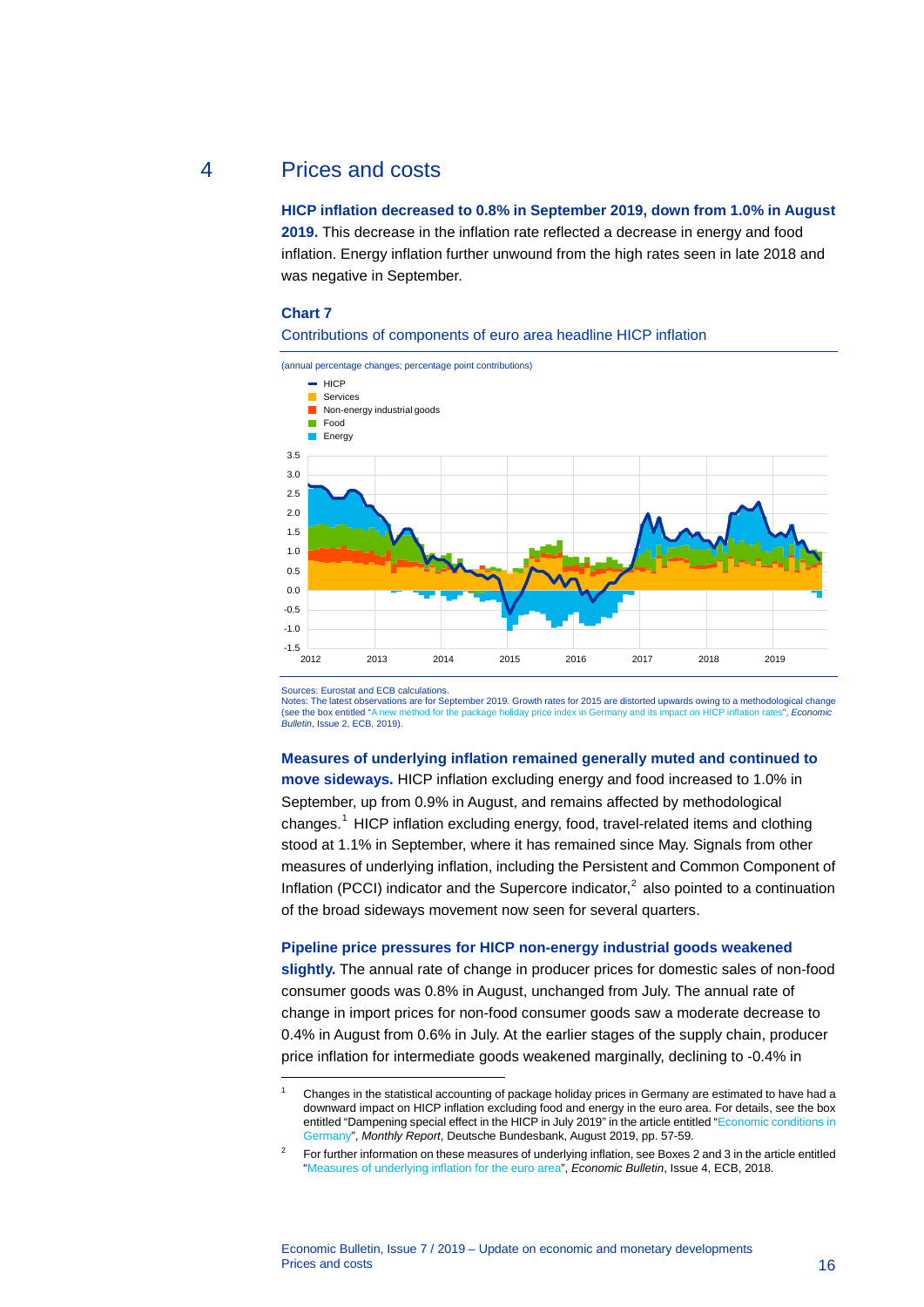# 4 Prices and costs

**HICP inflation decreased to 0.8% in September 2019, down from 1.0% in August 2019.** This decrease in the inflation rate reflected a decrease in energy and food inflation. Energy inflation further unwound from the high rates seen in late 2018 and was negative in September.

**Chart 7**

Contributions of components of euro area headline HICP inflation

(annual percentage changes; percentage point contributions)

Sources: Eurostat and ECB calculations.
Notes: The latest observations are for September 2019. Growth rates for 2015 are distorted upwards owing to a methodological change (see the box entitled "A new method for the package holiday price index in Germany and its impact on HICP inflation rates", *Economic Bulletin*, Issue 2, ECB, 2019).

**Measures of underlying inflation remained generally muted and continued to move sideways.** HICP inflation excluding energy and food increased to 1.0% in September, up from 0.9% in August, and remains affected by methodological changes.[1] HICP inflation excluding energy, food, travel-related items and clothing stood at 1.1% in September, where it has remained since May. Signals from other measures of underlying inflation, including the Persistent and Common Component of Inflation (PCCI) indicator and the Supercore indicator,[2] also pointed to a continuation of the broad sideways movement now seen for several quarters.

**Pipeline price pressures for HICP non-energy industrial goods weakened slightly.** The annual rate of change in producer prices for domestic sales of non-food consumer goods was 0.8% in August, unchanged from July. The annual rate of change in import prices for non-food consumer goods saw a moderate decrease to 0.4% in August from 0.6% in July. At the earlier stages of the supply chain, producer price inflation for intermediate goods weakened marginally, declining to -0.4% in

---

[1] Changes in the statistical accounting of package holiday prices in Germany are estimated to have had a downward impact on HICP inflation excluding food and energy in the euro area. For details, see the box entitled "Dampening special effect in the HICP in July 2019" in the article entitled "Economic conditions in Germany", *Monthly Report*, Deutsche Bundesbank, August 2019, pp. 57-59.

[2] For further information on these measures of underlying inflation, see Boxes 2 and 3 in the article entitled "Measures of underlying inflation for the euro area", *Economic Bulletin*, Issue 4, ECB, 2018.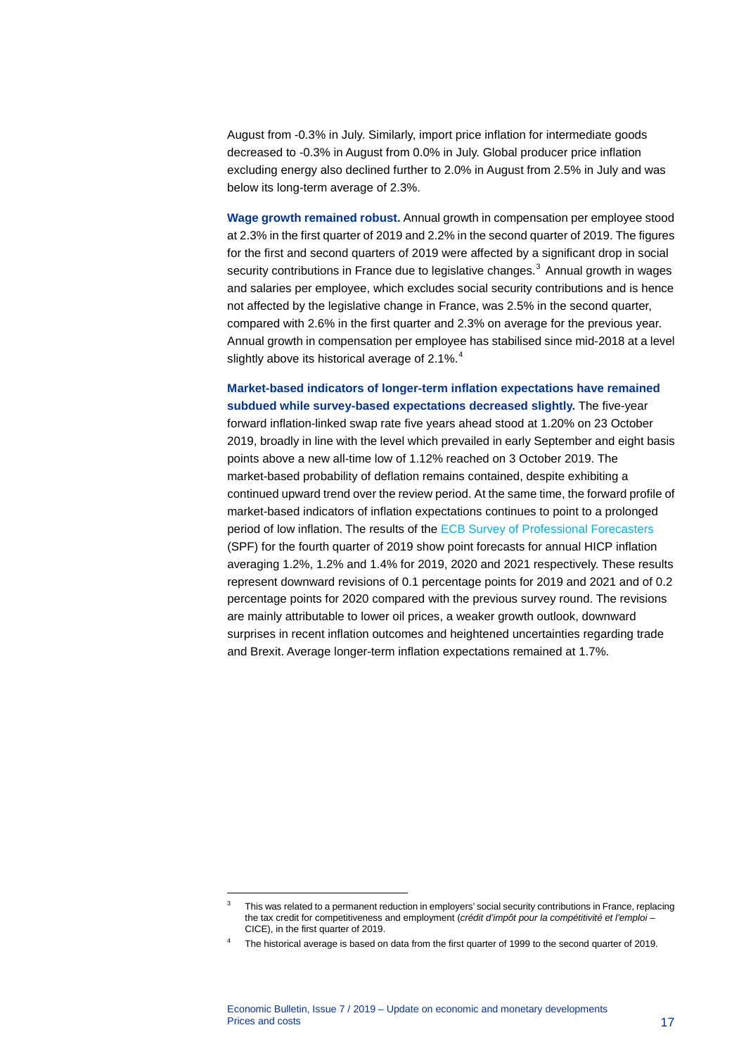August from -0.3% in July. Similarly, import price inflation for intermediate goods decreased to -0.3% in August from 0.0% in July. Global producer price inflation excluding energy also declined further to 2.0% in August from 2.5% in July and was below its long-term average of 2.3%.

**Wage growth remained robust.** Annual growth in compensation per employee stood at 2.3% in the first quarter of 2019 and 2.2% in the second quarter of 2019. The figures for the first and second quarters of 2019 were affected by a significant drop in social security contributions in France due to legislative changes.[3] Annual growth in wages and salaries per employee, which excludes social security contributions and is hence not affected by the legislative change in France, was 2.5% in the second quarter, compared with 2.6% in the first quarter and 2.3% on average for the previous year. Annual growth in compensation per employee has stabilised since mid-2018 at a level slightly above its historical average of 2.1%.[4]

**Market-based indicators of longer-term inflation expectations have remained subdued while survey-based expectations decreased slightly.** The five-year forward inflation-linked swap rate five years ahead stood at 1.20% on 23 October 2019, broadly in line with the level which prevailed in early September and eight basis points above a new all-time low of 1.12% reached on 3 October 2019. The market-based probability of deflation remains contained, despite exhibiting a continued upward trend over the review period. At the same time, the forward profile of market-based indicators of inflation expectations continues to point to a prolonged period of low inflation. The results of the ECB Survey of Professional Forecasters (SPF) for the fourth quarter of 2019 show point forecasts for annual HICP inflation averaging 1.2%, 1.2% and 1.4% for 2019, 2020 and 2021 respectively. These results represent downward revisions of 0.1 percentage points for 2019 and 2021 and of 0.2 percentage points for 2020 compared with the previous survey round. The revisions are mainly attributable to lower oil prices, a weaker growth outlook, downward surprises in recent inflation outcomes and heightened uncertainties regarding trade and Brexit. Average longer-term inflation expectations remained at 1.7%.

---

[3] This was related to a permanent reduction in employers' social security contributions in France, replacing the tax credit for competitiveness and employment (*crédit d'impôt pour la compétitivité et l'emploi* – CICE), in the first quarter of 2019.

[4] The historical average is based on data from the first quarter of 1999 to the second quarter of 2019.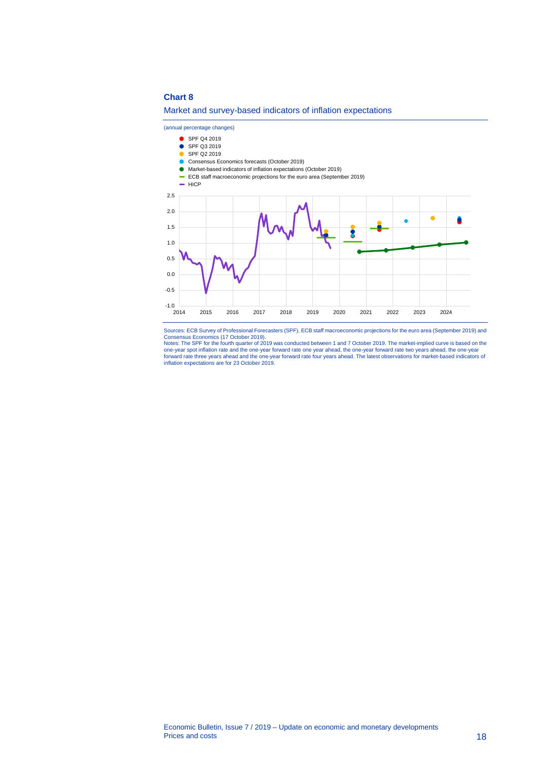**Chart 8**

Market and survey-based indicators of inflation expectations

(annual percentage changes)

- SPF Q4 2019
- SPF Q3 2019
- SPF Q2 2019
- Consensus Economics forecasts (October 2019)
- Market-based indicators of inflation expectations (October 2019)
- ECB staff macroeconomic projections for the euro area (September 2019)
- HICP

Sources: ECB Survey of Professional Forecasters (SPF), ECB staff macroeconomic projections for the euro area (September 2019) and Consensus Economics (17 October 2019).
Notes: The SPF for the fourth quarter of 2019 was conducted between 1 and 7 October 2019. The market-implied curve is based on the one-year spot inflation rate and the one-year forward rate one year ahead, the one-year forward rate two years ahead, the one-year forward rate three years ahead and the one-year forward rate four years ahead. The latest observations for market-based indicators of inflation expectations are for 23 October 2019.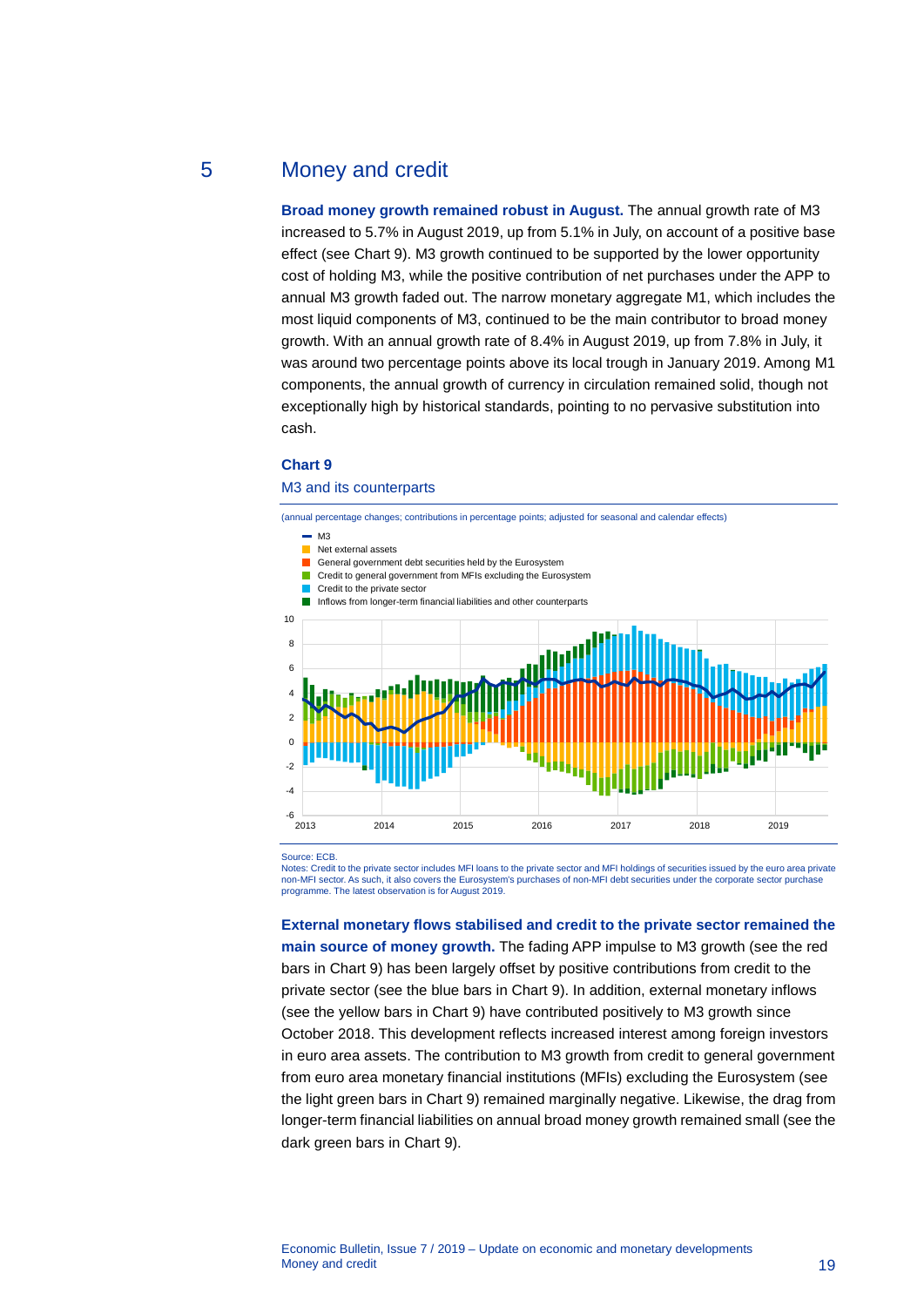## 5 Money and credit

**Broad money growth remained robust in August.** The annual growth rate of M3 increased to 5.7% in August 2019, up from 5.1% in July, on account of a positive base effect (see Chart 9). M3 growth continued to be supported by the lower opportunity cost of holding M3, while the positive contribution of net purchases under the APP to annual M3 growth faded out. The narrow monetary aggregate M1, which includes the most liquid components of M3, continued to be the main contributor to broad money growth. With an annual growth rate of 8.4% in August 2019, up from 7.8% in July, it was around two percentage points above its local trough in January 2019. Among M1 components, the annual growth of currency in circulation remained solid, though not exceptionally high by historical standards, pointing to no pervasive substitution into cash.

**Chart 9**

M3 and its counterparts

(annual percentage changes; contributions in percentage points; adjusted for seasonal and calendar effects)

Source: ECB.
Notes: Credit to the private sector includes MFI loans to the private sector and MFI holdings of securities issued by the euro area private non-MFI sector. As such, it also covers the Eurosystem's purchases of non-MFI debt securities under the corporate sector purchase programme. The latest observation is for August 2019.

**External monetary flows stabilised and credit to the private sector remained the main source of money growth.** The fading APP impulse to M3 growth (see the red bars in Chart 9) has been largely offset by positive contributions from credit to the private sector (see the blue bars in Chart 9). In addition, external monetary inflows (see the yellow bars in Chart 9) have contributed positively to M3 growth since October 2018. This development reflects increased interest among foreign investors in euro area assets. The contribution to M3 growth from credit to general government from euro area monetary financial institutions (MFIs) excluding the Eurosystem (see the light green bars in Chart 9) remained marginally negative. Likewise, the drag from longer-term financial liabilities on annual broad money growth remained small (see the dark green bars in Chart 9).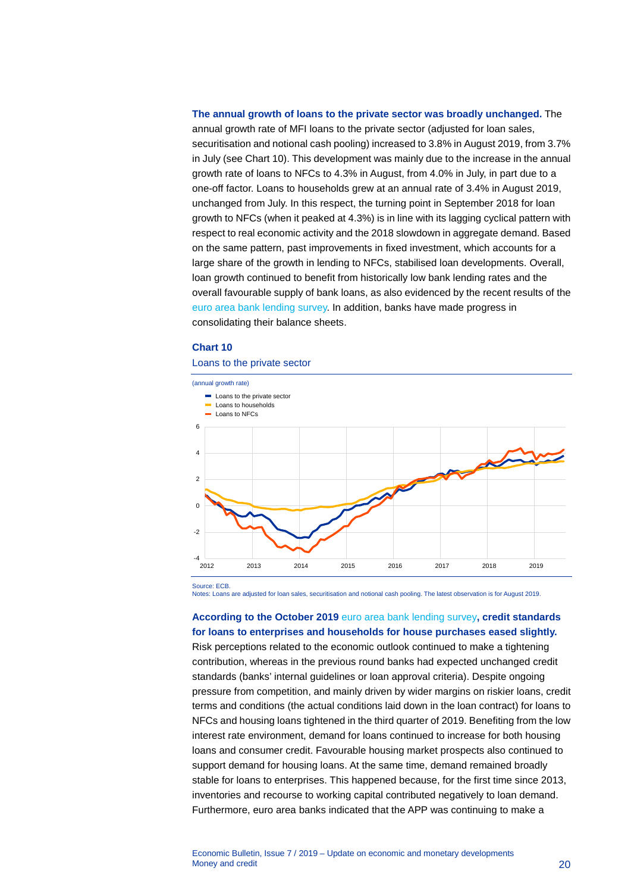**The annual growth of loans to the private sector was broadly unchanged.** The annual growth rate of MFI loans to the private sector (adjusted for loan sales, securitisation and notional cash pooling) increased to 3.8% in August 2019, from 3.7% in July (see Chart 10). This development was mainly due to the increase in the annual growth rate of loans to NFCs to 4.3% in August, from 4.0% in July, in part due to a one-off factor. Loans to households grew at an annual rate of 3.4% in August 2019, unchanged from July. In this respect, the turning point in September 2018 for loan growth to NFCs (when it peaked at 4.3%) is in line with its lagging cyclical pattern with respect to real economic activity and the 2018 slowdown in aggregate demand. Based on the same pattern, past improvements in fixed investment, which accounts for a large share of the growth in lending to NFCs, stabilised loan developments. Overall, loan growth continued to benefit from historically low bank lending rates and the overall favourable supply of bank loans, as also evidenced by the recent results of the euro area bank lending survey. In addition, banks have made progress in consolidating their balance sheets.

**Chart 10**

Loans to the private sector

(annual growth rate)

Source: ECB.
Notes: Loans are adjusted for loan sales, securitisation and notional cash pooling. The latest observation is for August 2019.

**According to the October 2019** euro area bank lending survey**, credit standards for loans to enterprises and households for house purchases eased slightly.** Risk perceptions related to the economic outlook continued to make a tightening contribution, whereas in the previous round banks had expected unchanged credit standards (banks' internal guidelines or loan approval criteria). Despite ongoing pressure from competition, and mainly driven by wider margins on riskier loans, credit terms and conditions (the actual conditions laid down in the loan contract) for loans to NFCs and housing loans tightened in the third quarter of 2019. Benefiting from the low interest rate environment, demand for loans continued to increase for both housing loans and consumer credit. Favourable housing market prospects also continued to support demand for housing loans. At the same time, demand remained broadly stable for loans to enterprises. This happened because, for the first time since 2013, inventories and recourse to working capital contributed negatively to loan demand. Furthermore, euro area banks indicated that the APP was continuing to make a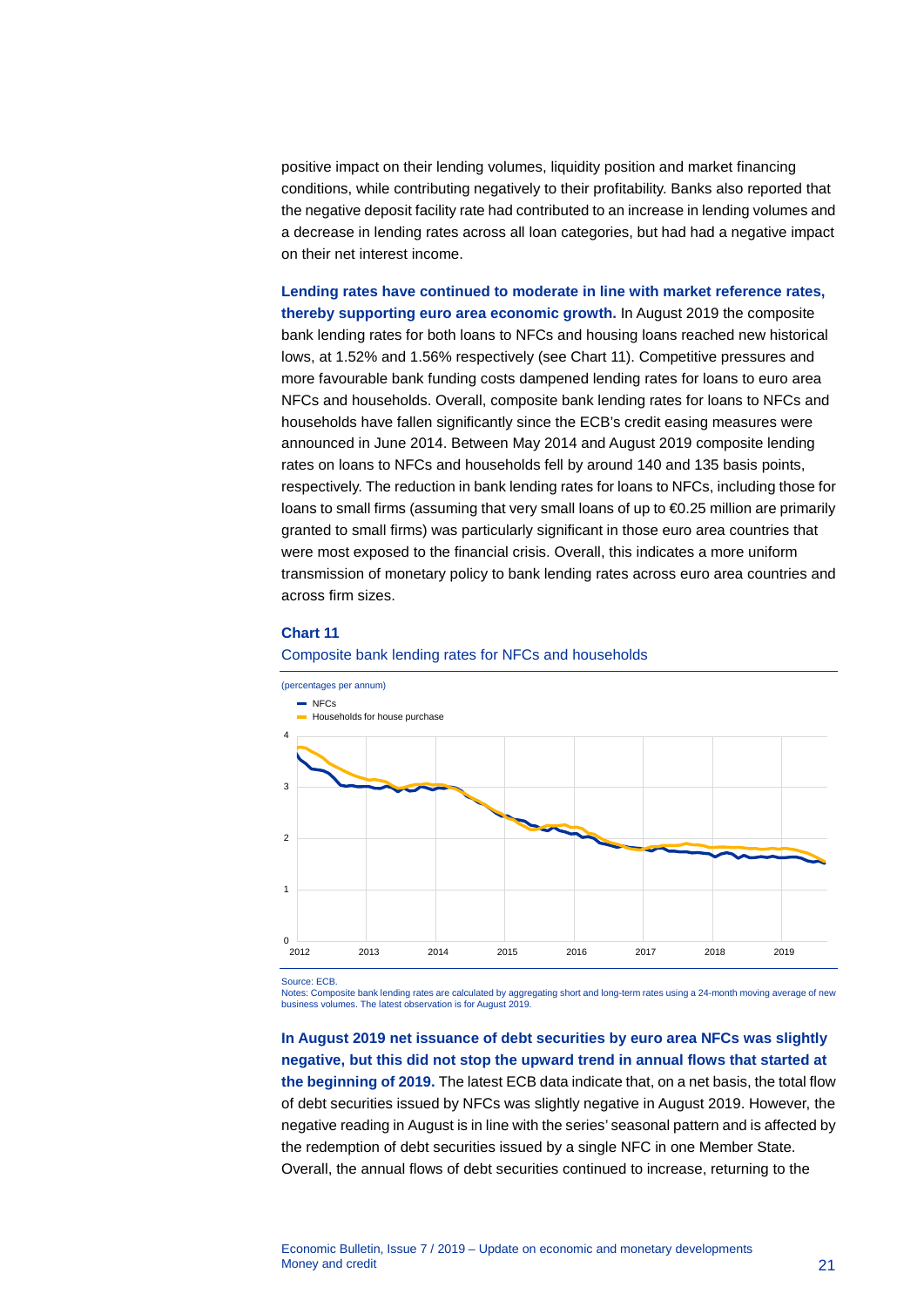positive impact on their lending volumes, liquidity position and market financing conditions, while contributing negatively to their profitability. Banks also reported that the negative deposit facility rate had contributed to an increase in lending volumes and a decrease in lending rates across all loan categories, but had had a negative impact on their net interest income.

**Lending rates have continued to moderate in line with market reference rates, thereby supporting euro area economic growth.** In August 2019 the composite bank lending rates for both loans to NFCs and housing loans reached new historical lows, at 1.52% and 1.56% respectively (see Chart 11). Competitive pressures and more favourable bank funding costs dampened lending rates for loans to euro area NFCs and households. Overall, composite bank lending rates for loans to NFCs and households have fallen significantly since the ECB's credit easing measures were announced in June 2014. Between May 2014 and August 2019 composite lending rates on loans to NFCs and households fell by around 140 and 135 basis points, respectively. The reduction in bank lending rates for loans to NFCs, including those for loans to small firms (assuming that very small loans of up to €0.25 million are primarily granted to small firms) was particularly significant in those euro area countries that were most exposed to the financial crisis. Overall, this indicates a more uniform transmission of monetary policy to bank lending rates across euro area countries and across firm sizes.

**Chart 11**

Composite bank lending rates for NFCs and households

(percentages per annum)

- NFCs
- Households for house purchase

Source: ECB.
Notes: Composite bank lending rates are calculated by aggregating short and long-term rates using a 24-month moving average of new business volumes. The latest observation is for August 2019.

**In August 2019 net issuance of debt securities by euro area NFCs was slightly negative, but this did not stop the upward trend in annual flows that started at the beginning of 2019.** The latest ECB data indicate that, on a net basis, the total flow of debt securities issued by NFCs was slightly negative in August 2019. However, the negative reading in August is in line with the series' seasonal pattern and is affected by the redemption of debt securities issued by a single NFC in one Member State. Overall, the annual flows of debt securities continued to increase, returning to the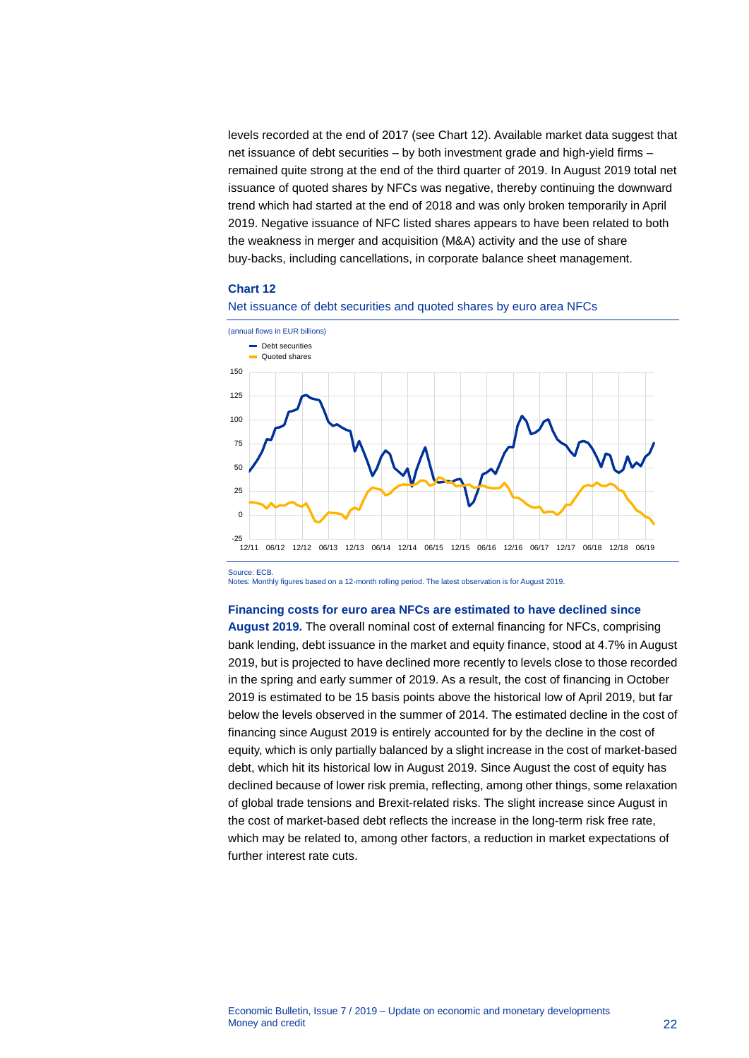levels recorded at the end of 2017 (see Chart 12). Available market data suggest that net issuance of debt securities – by both investment grade and high-yield firms – remained quite strong at the end of the third quarter of 2019. In August 2019 total net issuance of quoted shares by NFCs was negative, thereby continuing the downward trend which had started at the end of 2018 and was only broken temporarily in April 2019. Negative issuance of NFC listed shares appears to have been related to both the weakness in merger and acquisition (M&A) activity and the use of share buy-backs, including cancellations, in corporate balance sheet management.

**Chart 12**

Net issuance of debt securities and quoted shares by euro area NFCs

(annual flows in EUR billions)

Source: ECB.
Notes: Monthly figures based on a 12-month rolling period. The latest observation is for August 2019.

**Financing costs for euro area NFCs are estimated to have declined since August 2019.** The overall nominal cost of external financing for NFCs, comprising bank lending, debt issuance in the market and equity finance, stood at 4.7% in August 2019, but is projected to have declined more recently to levels close to those recorded in the spring and early summer of 2019. As a result, the cost of financing in October 2019 is estimated to be 15 basis points above the historical low of April 2019, but far below the levels observed in the summer of 2014. The estimated decline in the cost of financing since August 2019 is entirely accounted for by the decline in the cost of equity, which is only partially balanced by a slight increase in the cost of market-based debt, which hit its historical low in August 2019. Since August the cost of equity has declined because of lower risk premia, reflecting, among other things, some relaxation of global trade tensions and Brexit-related risks. The slight increase since August in the cost of market-based debt reflects the increase in the long-term risk free rate, which may be related to, among other factors, a reduction in market expectations of further interest rate cuts.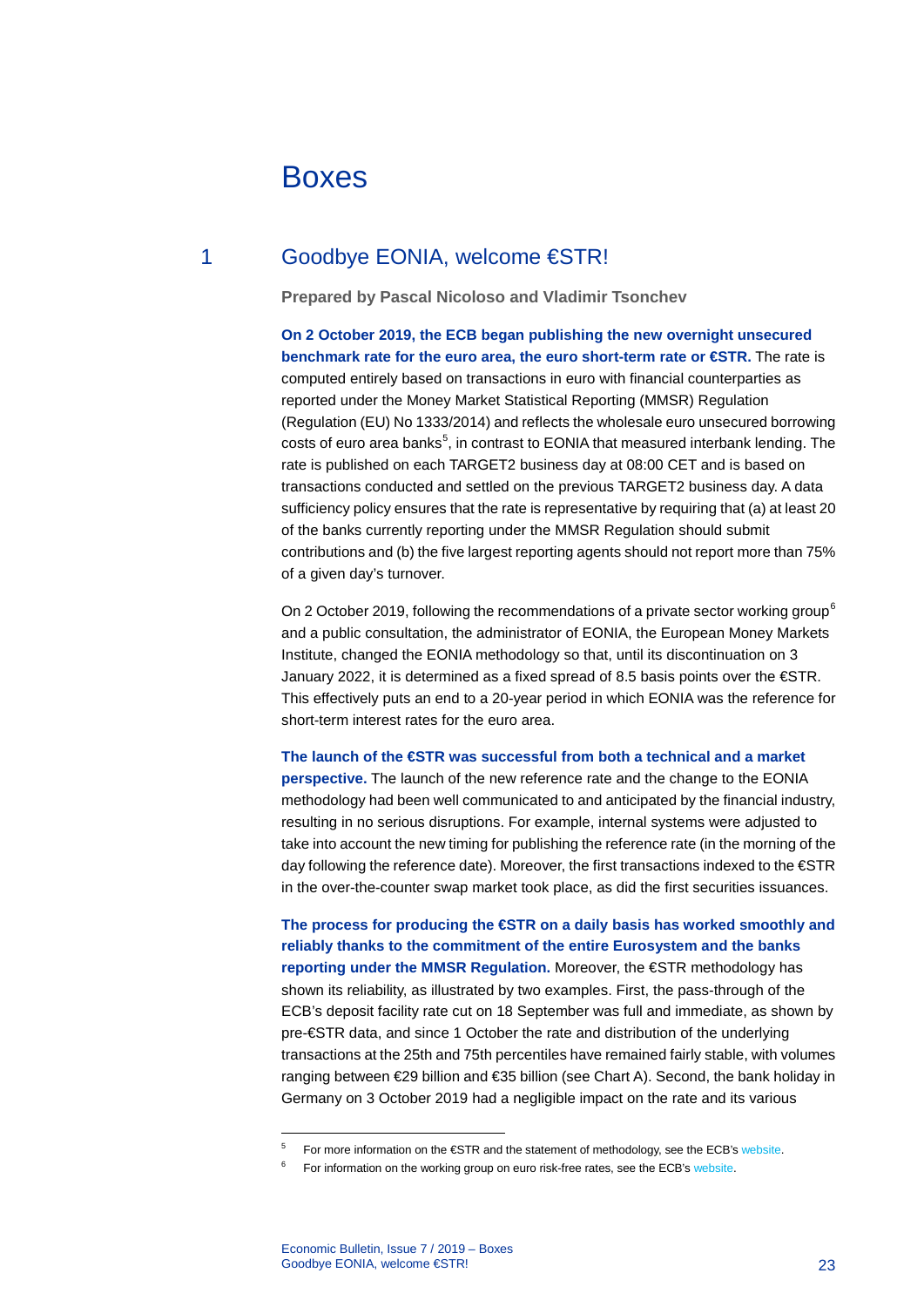# Boxes

## 1 Goodbye EONIA, welcome €STR!

**Prepared by Pascal Nicoloso and Vladimir Tsonchev**

**On 2 October 2019, the ECB began publishing the new overnight unsecured benchmark rate for the euro area, the euro short-term rate or €STR.** The rate is computed entirely based on transactions in euro with financial counterparties as reported under the Money Market Statistical Reporting (MMSR) Regulation (Regulation (EU) No 1333/2014) and reflects the wholesale euro unsecured borrowing costs of euro area banks[5], in contrast to EONIA that measured interbank lending. The rate is published on each TARGET2 business day at 08:00 CET and is based on transactions conducted and settled on the previous TARGET2 business day. A data sufficiency policy ensures that the rate is representative by requiring that (a) at least 20 of the banks currently reporting under the MMSR Regulation should submit contributions and (b) the five largest reporting agents should not report more than 75% of a given day's turnover.

On 2 October 2019, following the recommendations of a private sector working group[6] and a public consultation, the administrator of EONIA, the European Money Markets Institute, changed the EONIA methodology so that, until its discontinuation on 3 January 2022, it is determined as a fixed spread of 8.5 basis points over the €STR. This effectively puts an end to a 20-year period in which EONIA was the reference for short-term interest rates for the euro area.

**The launch of the €STR was successful from both a technical and a market perspective.** The launch of the new reference rate and the change to the EONIA methodology had been well communicated to and anticipated by the financial industry, resulting in no serious disruptions. For example, internal systems were adjusted to take into account the new timing for publishing the reference rate (in the morning of the day following the reference date). Moreover, the first transactions indexed to the €STR in the over-the-counter swap market took place, as did the first securities issuances.

**The process for producing the €STR on a daily basis has worked smoothly and reliably thanks to the commitment of the entire Eurosystem and the banks reporting under the MMSR Regulation.** Moreover, the €STR methodology has shown its reliability, as illustrated by two examples. First, the pass-through of the ECB's deposit facility rate cut on 18 September was full and immediate, as shown by pre-€STR data, and since 1 October the rate and distribution of the underlying transactions at the 25th and 75th percentiles have remained fairly stable, with volumes ranging between €29 billion and €35 billion (see Chart A). Second, the bank holiday in Germany on 3 October 2019 had a negligible impact on the rate and its various

[5] For more information on the €STR and the statement of methodology, see the ECB's website.

[6] For information on the working group on euro risk-free rates, see the ECB's website.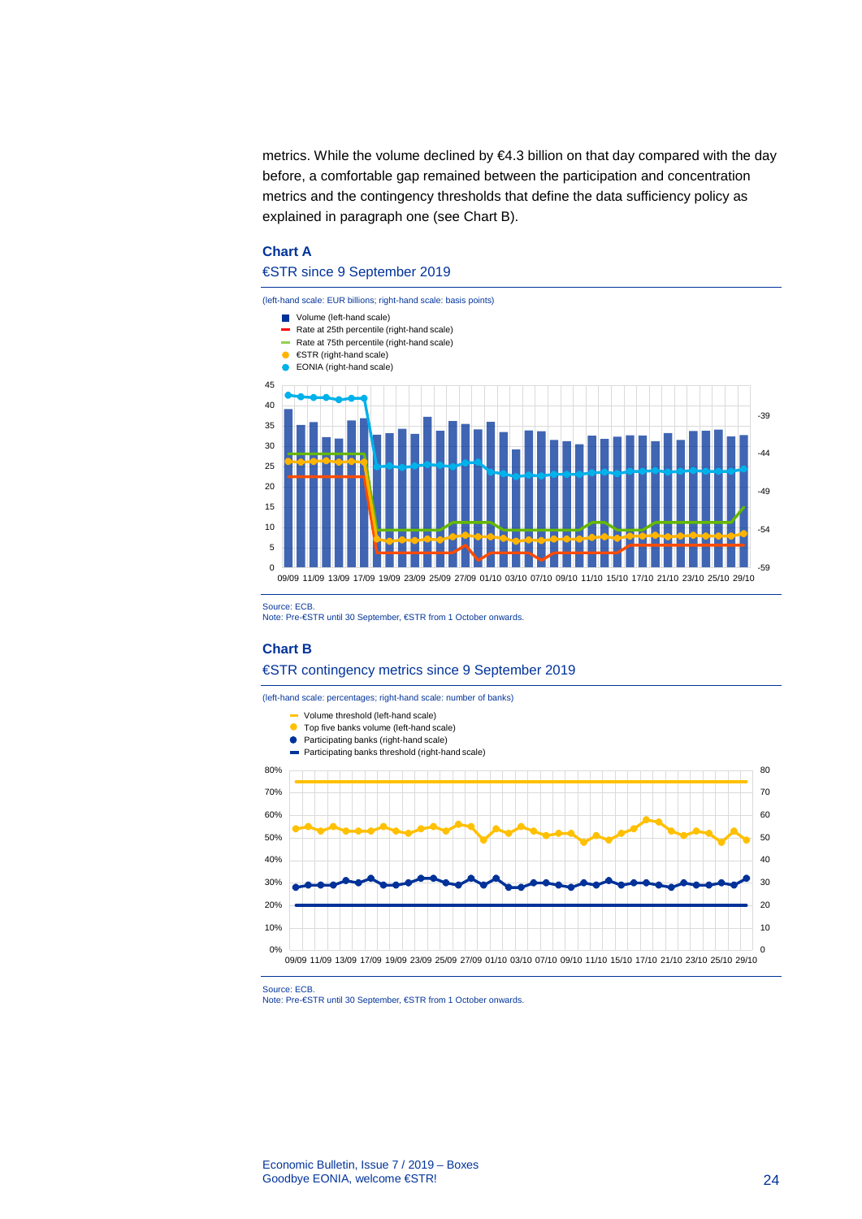metrics. While the volume declined by €4.3 billion on that day compared with the day before, a comfortable gap remained between the participation and concentration metrics and the contingency thresholds that define the data sufficiency policy as explained in paragraph one (see Chart B).

### Chart A

€STR since 9 September 2019

(left-hand scale: EUR billions; right-hand scale: basis points)

- Volume (left-hand scale)
- Rate at 25th percentile (right-hand scale)
- Rate at 75th percentile (right-hand scale)
- €STR (right-hand scale)
- EONIA (right-hand scale)

Source: ECB.
Note: Pre-€STR until 30 September, €STR from 1 October onwards.

### Chart B

€STR contingency metrics since 9 September 2019

(left-hand scale: percentages; right-hand scale: number of banks)

- Volume threshold (left-hand scale)
- Top five banks volume (left-hand scale)
- Participating banks (right-hand scale)
- Participating banks threshold (right-hand scale)

Source: ECB.
Note: Pre-€STR until 30 September, €STR from 1 October onwards.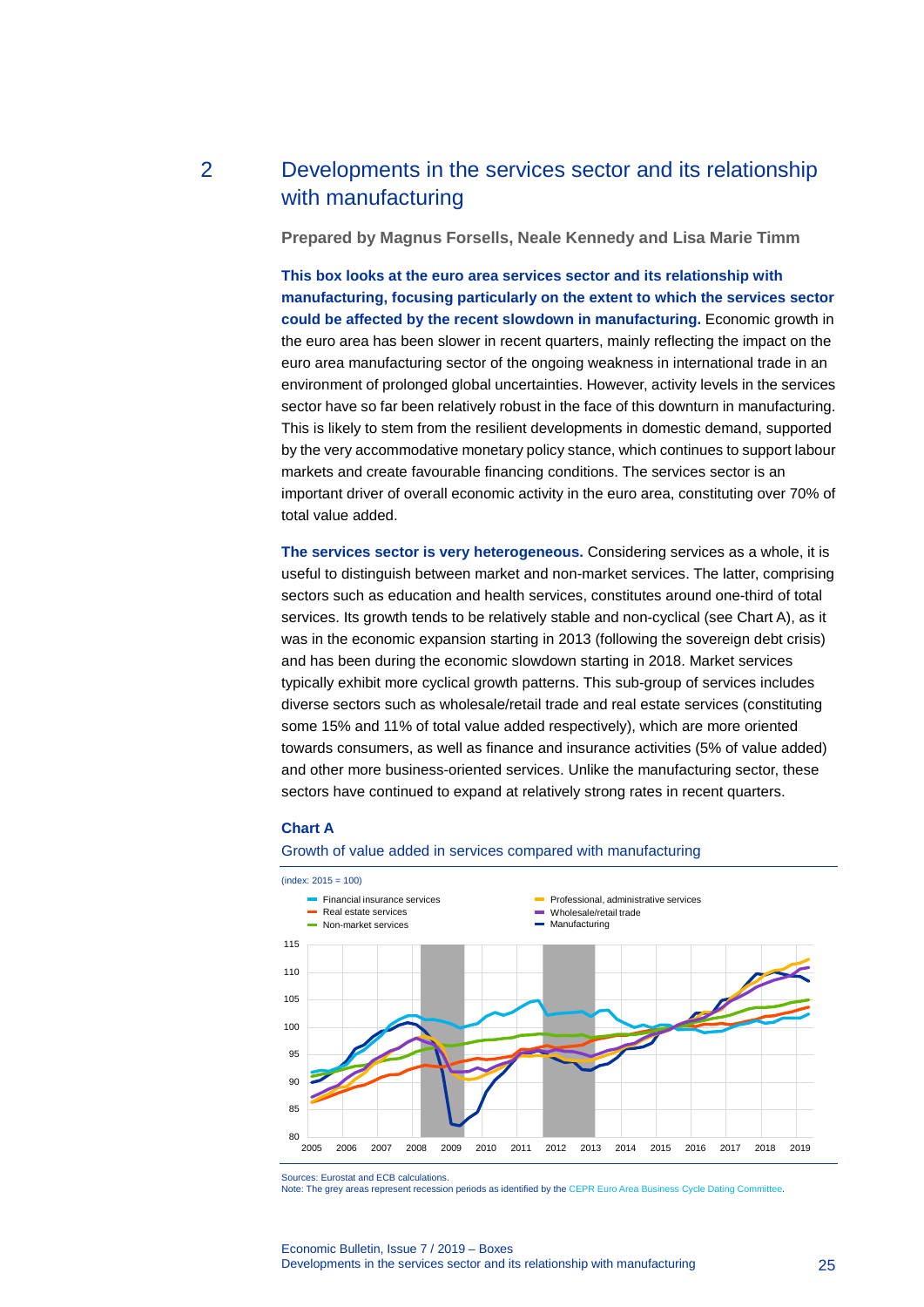## 2 Developments in the services sector and its relationship with manufacturing

**Prepared by Magnus Forsells, Neale Kennedy and Lisa Marie Timm**

**This box looks at the euro area services sector and its relationship with manufacturing, focusing particularly on the extent to which the services sector could be affected by the recent slowdown in manufacturing.** Economic growth in the euro area has been slower in recent quarters, mainly reflecting the impact on the euro area manufacturing sector of the ongoing weakness in international trade in an environment of prolonged global uncertainties. However, activity levels in the services sector have so far been relatively robust in the face of this downturn in manufacturing. This is likely to stem from the resilient developments in domestic demand, supported by the very accommodative monetary policy stance, which continues to support labour markets and create favourable financing conditions. The services sector is an important driver of overall economic activity in the euro area, constituting over 70% of total value added.

**The services sector is very heterogeneous.** Considering services as a whole, it is useful to distinguish between market and non-market services. The latter, comprising sectors such as education and health services, constitutes around one-third of total services. Its growth tends to be relatively stable and non-cyclical (see Chart A), as it was in the economic expansion starting in 2013 (following the sovereign debt crisis) and has been during the economic slowdown starting in 2018. Market services typically exhibit more cyclical growth patterns. This sub-group of services includes diverse sectors such as wholesale/retail trade and real estate services (constituting some 15% and 11% of total value added respectively), which are more oriented towards consumers, as well as finance and insurance activities (5% of value added) and other more business-oriented services. Unlike the manufacturing sector, these sectors have continued to expand at relatively strong rates in recent quarters.

**Chart A**

Growth of value added in services compared with manufacturing

(index: 2015 = 100)

Sources: Eurostat and ECB calculations.
Note: The grey areas represent recession periods as identified by the CEPR Euro Area Business Cycle Dating Committee.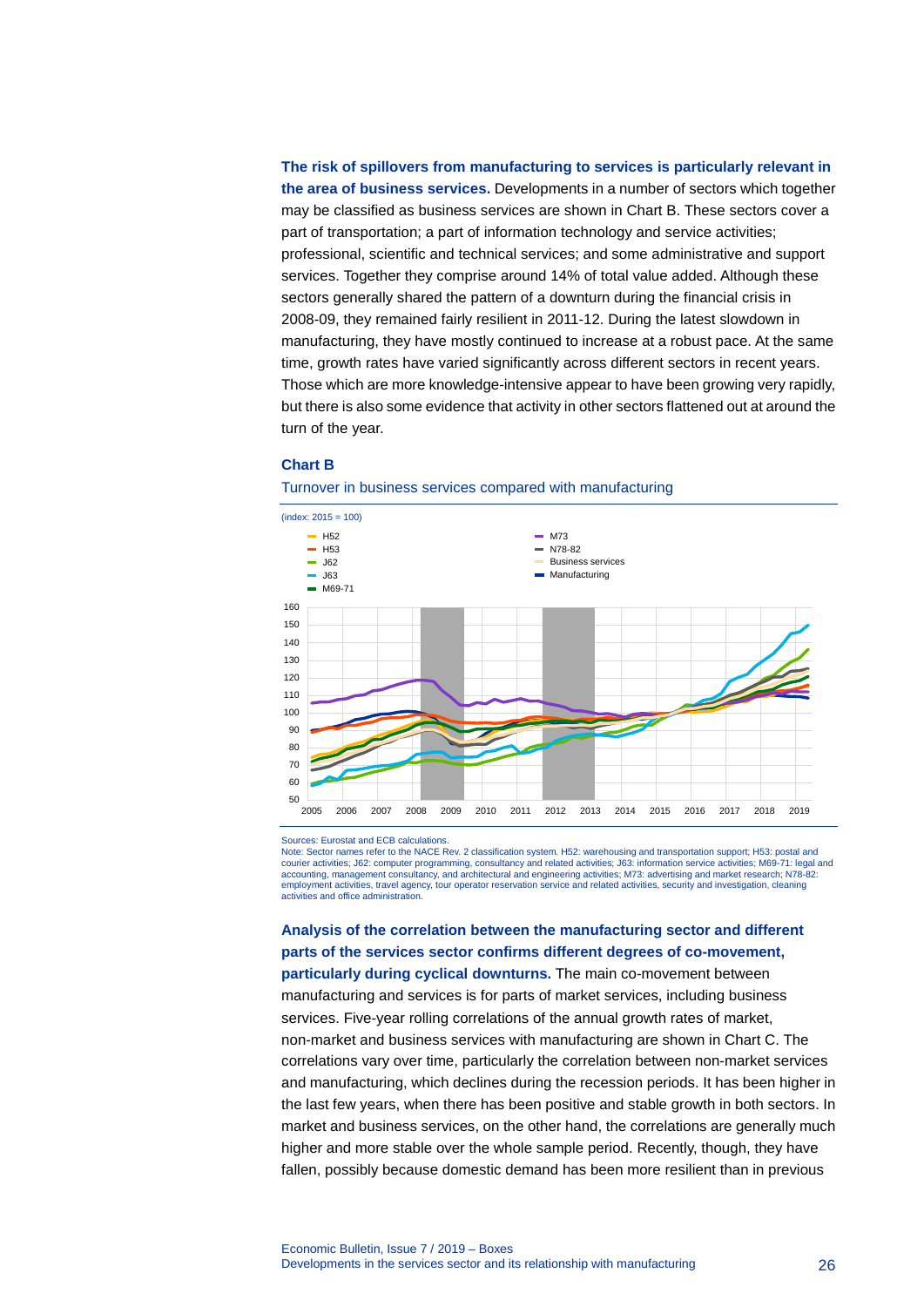**The risk of spillovers from manufacturing to services is particularly relevant in the area of business services.** Developments in a number of sectors which together may be classified as business services are shown in Chart B. These sectors cover a part of transportation; a part of information technology and service activities; professional, scientific and technical services; and some administrative and support services. Together they comprise around 14% of total value added. Although these sectors generally shared the pattern of a downturn during the financial crisis in 2008-09, they remained fairly resilient in 2011-12. During the latest slowdown in manufacturing, they have mostly continued to increase at a robust pace. At the same time, growth rates have varied significantly across different sectors in recent years. Those which are more knowledge-intensive appear to have been growing very rapidly, but there is also some evidence that activity in other sectors flattened out at around the turn of the year.

**Chart B**

Turnover in business services compared with manufacturing

(index: 2015 = 100)

Sources: Eurostat and ECB calculations.
Note: Sector names refer to the NACE Rev. 2 classification system. H52: warehousing and transportation support; H53: postal and courier activities; J62: computer programming, consultancy and related activities; J63: information service activities; M69-71: legal and accounting, management consultancy, and architectural and engineering activities; M73: advertising and market research; N78-82: employment activities, travel agency, tour operator reservation service and related activities, security and investigation, cleaning activities and office administration.

**Analysis of the correlation between the manufacturing sector and different parts of the services sector confirms different degrees of co-movement, particularly during cyclical downturns.** The main co-movement between manufacturing and services is for parts of market services, including business services. Five-year rolling correlations of the annual growth rates of market, non-market and business services with manufacturing are shown in Chart C. The correlations vary over time, particularly the correlation between non-market services and manufacturing, which declines during the recession periods. It has been higher in the last few years, when there has been positive and stable growth in both sectors. In market and business services, on the other hand, the correlations are generally much higher and more stable over the whole sample period. Recently, though, they have fallen, possibly because domestic demand has been more resilient than in previous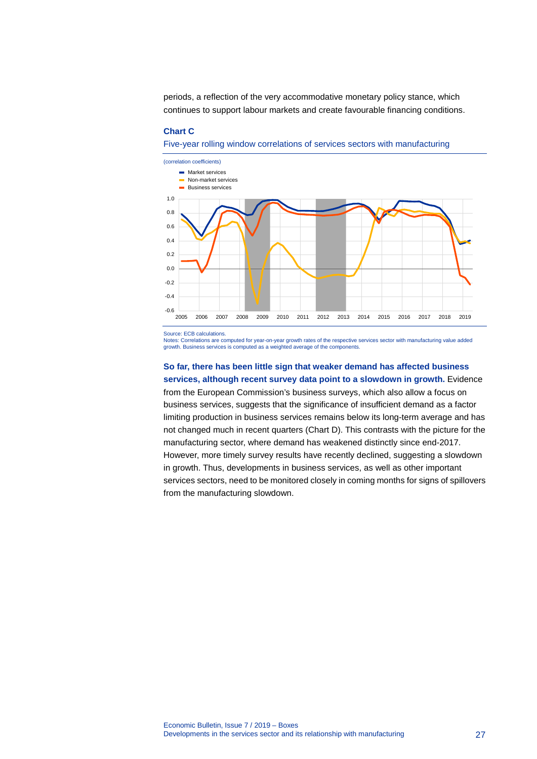periods, a reflection of the very accommodative monetary policy stance, which continues to support labour markets and create favourable financing conditions.

**Chart C**

Five-year rolling window correlations of services sectors with manufacturing

(correlation coefficients)

Source: ECB calculations.
Notes: Correlations are computed for year-on-year growth rates of the respective services sector with manufacturing value added growth. Business services is computed as a weighted average of the components.

**So far, there has been little sign that weaker demand has affected business services, although recent survey data point to a slowdown in growth.** Evidence from the European Commission's business surveys, which also allow a focus on business services, suggests that the significance of insufficient demand as a factor limiting production in business services remains below its long-term average and has not changed much in recent quarters (Chart D). This contrasts with the picture for the manufacturing sector, where demand has weakened distinctly since end-2017. However, more timely survey results have recently declined, suggesting a slowdown in growth. Thus, developments in business services, as well as other important services sectors, need to be monitored closely in coming months for signs of spillovers from the manufacturing slowdown.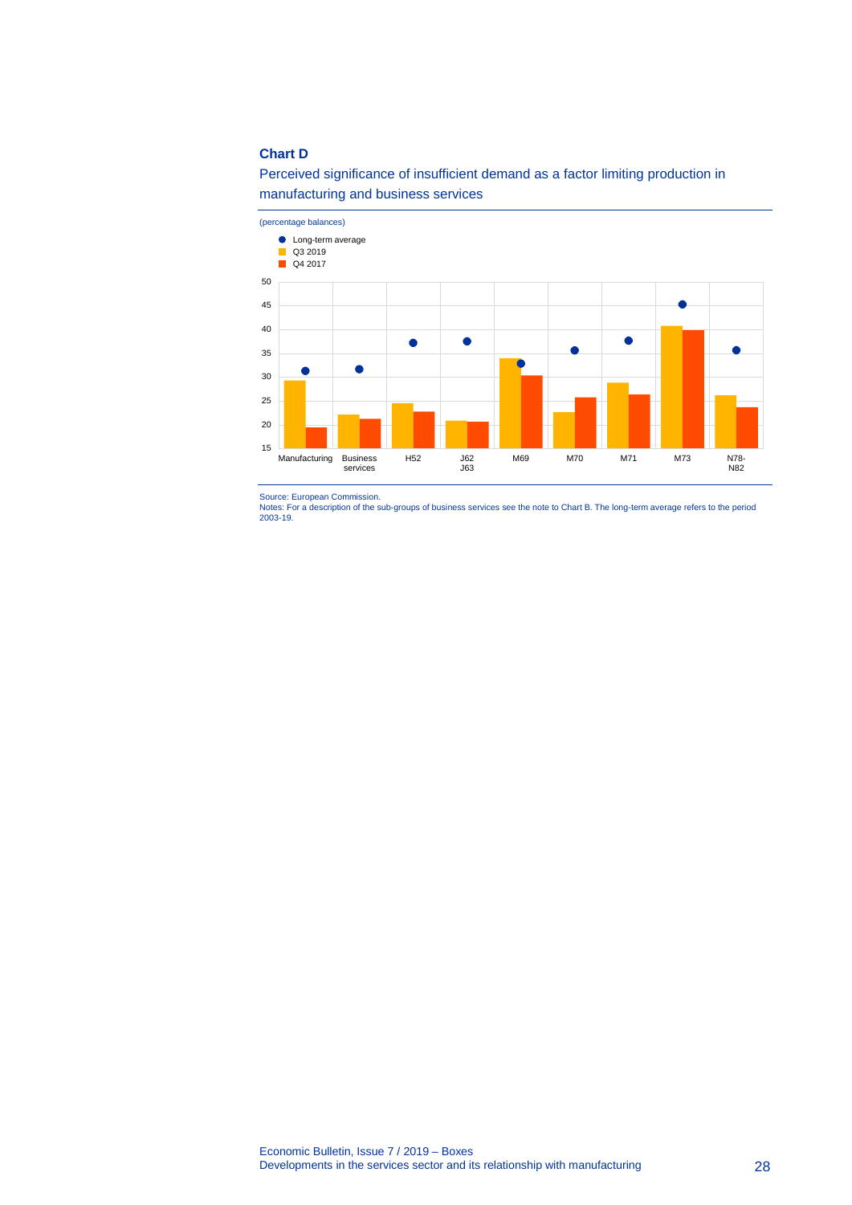**Chart D**

Perceived significance of insufficient demand as a factor limiting production in manufacturing and business services

(percentage balances)

- Long-term average
- Q3 2019
- Q4 2017

Source: European Commission.
Notes: For a description of the sub-groups of business services see the note to Chart B. The long-term average refers to the period 2003-19.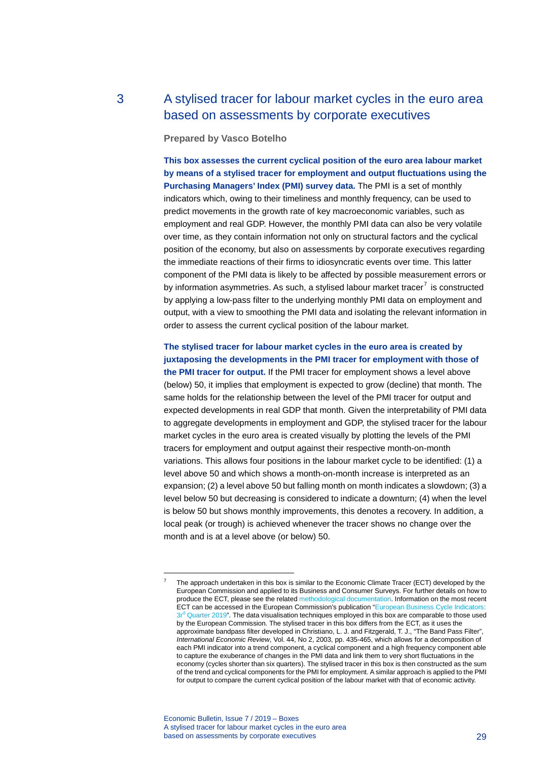# 3 A stylised tracer for labour market cycles in the euro area based on assessments by corporate executives

**Prepared by Vasco Botelho**

**This box assesses the current cyclical position of the euro area labour market by means of a stylised tracer for employment and output fluctuations using the Purchasing Managers' Index (PMI) survey data.** The PMI is a set of monthly indicators which, owing to their timeliness and monthly frequency, can be used to predict movements in the growth rate of key macroeconomic variables, such as employment and real GDP. However, the monthly PMI data can also be very volatile over time, as they contain information not only on structural factors and the cyclical position of the economy, but also on assessments by corporate executives regarding the immediate reactions of their firms to idiosyncratic events over time. This latter component of the PMI data is likely to be affected by possible measurement errors or by information asymmetries. As such, a stylised labour market tracer[7] is constructed by applying a low-pass filter to the underlying monthly PMI data on employment and output, with a view to smoothing the PMI data and isolating the relevant information in order to assess the current cyclical position of the labour market.

**The stylised tracer for labour market cycles in the euro area is created by juxtaposing the developments in the PMI tracer for employment with those of the PMI tracer for output.** If the PMI tracer for employment shows a level above (below) 50, it implies that employment is expected to grow (decline) that month. The same holds for the relationship between the level of the PMI tracer for output and expected developments in real GDP that month. Given the interpretability of PMI data to aggregate developments in employment and GDP, the stylised tracer for the labour market cycles in the euro area is created visually by plotting the levels of the PMI tracers for employment and output against their respective month-on-month variations. This allows four positions in the labour market cycle to be identified: (1) a level above 50 and which shows a month-on-month increase is interpreted as an expansion; (2) a level above 50 but falling month on month indicates a slowdown; (3) a level below 50 but decreasing is considered to indicate a downturn; (4) when the level is below 50 but shows monthly improvements, this denotes a recovery. In addition, a local peak (or trough) is achieved whenever the tracer shows no change over the month and is at a level above (or below) 50.

---

[7] The approach undertaken in this box is similar to the Economic Climate Tracer (ECT) developed by the European Commission and applied to its Business and Consumer Surveys. For further details on how to produce the ECT, please see the related methodological documentation. Information on the most recent ECT can be accessed in the European Commission's publication "European Business Cycle Indicators: 3rd Quarter 2019". The data visualisation techniques employed in this box are comparable to those used by the European Commission. The stylised tracer in this box differs from the ECT, as it uses the approximate bandpass filter developed in Christiano, L. J. and Fitzgerald, T. J., "The Band Pass Filter", *International Economic Review*, Vol. 44, No 2, 2003, pp. 435-465, which allows for a decomposition of each PMI indicator into a trend component, a cyclical component and a high frequency component able to capture the exuberance of changes in the PMI data and link them to very short fluctuations in the economy (cycles shorter than six quarters). The stylised tracer in this box is then constructed as the sum of the trend and cyclical components for the PMI for employment. A similar approach is applied to the PMI for output to compare the current cyclical position of the labour market with that of economic activity.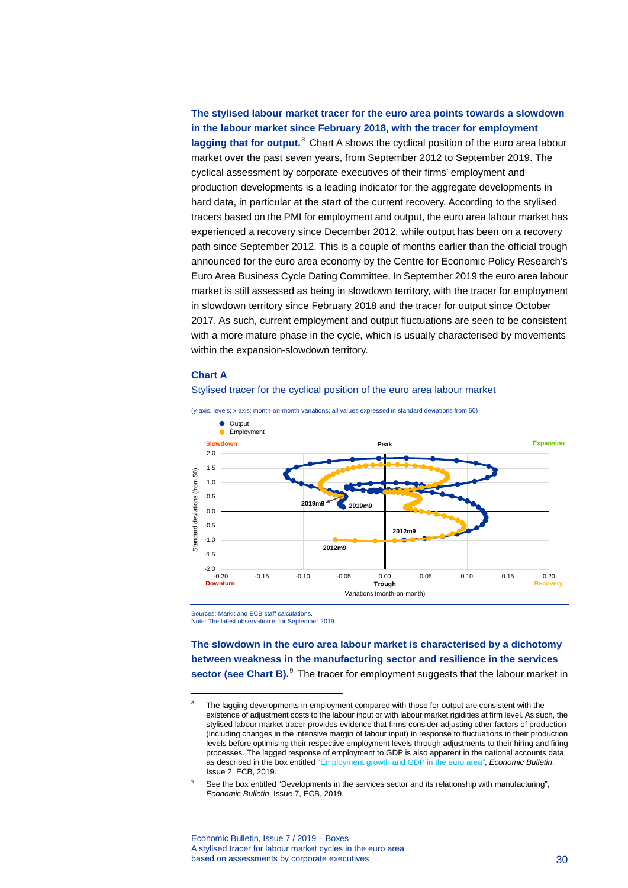**The stylised labour market tracer for the euro area points towards a slowdown in the labour market since February 2018, with the tracer for employment lagging that for output.**[8] Chart A shows the cyclical position of the euro area labour market over the past seven years, from September 2012 to September 2019. The cyclical assessment by corporate executives of their firms' employment and production developments is a leading indicator for the aggregate developments in hard data, in particular at the start of the current recovery. According to the stylised tracers based on the PMI for employment and output, the euro area labour market has experienced a recovery since December 2012, while output has been on a recovery path since September 2012. This is a couple of months earlier than the official trough announced for the euro area economy by the Centre for Economic Policy Research's Euro Area Business Cycle Dating Committee. In September 2019 the euro area labour market is still assessed as being in slowdown territory, with the tracer for employment in slowdown territory since February 2018 and the tracer for output since October 2017. As such, current employment and output fluctuations are seen to be consistent with a more mature phase in the cycle, which is usually characterised by movements within the expansion-slowdown territory.

**Chart A**

Stylised tracer for the cyclical position of the euro area labour market

(y-axis: levels; x-axis: month-on-month variations; all values expressed in standard deviations from 50)

Sources: Markit and ECB staff calculations.
Note: The latest observation is for September 2019.

**The slowdown in the euro area labour market is characterised by a dichotomy between weakness in the manufacturing sector and resilience in the services sector (see Chart B).**[9] The tracer for employment suggests that the labour market in

---

[8] The lagging developments in employment compared with those for output are consistent with the existence of adjustment costs to the labour input or with labour market rigidities at firm level. As such, the stylised labour market tracer provides evidence that firms consider adjusting other factors of production (including changes in the intensive margin of labour input) in response to fluctuations in their production levels before optimising their respective employment levels through adjustments to their hiring and firing processes. The lagged response of employment to GDP is also apparent in the national accounts data, as described in the box entitled "Employment growth and GDP in the euro area", *Economic Bulletin*, Issue 2, ECB, 2019.

[9] See the box entitled "Developments in the services sector and its relationship with manufacturing", *Economic Bulletin*, Issue 7, ECB, 2019.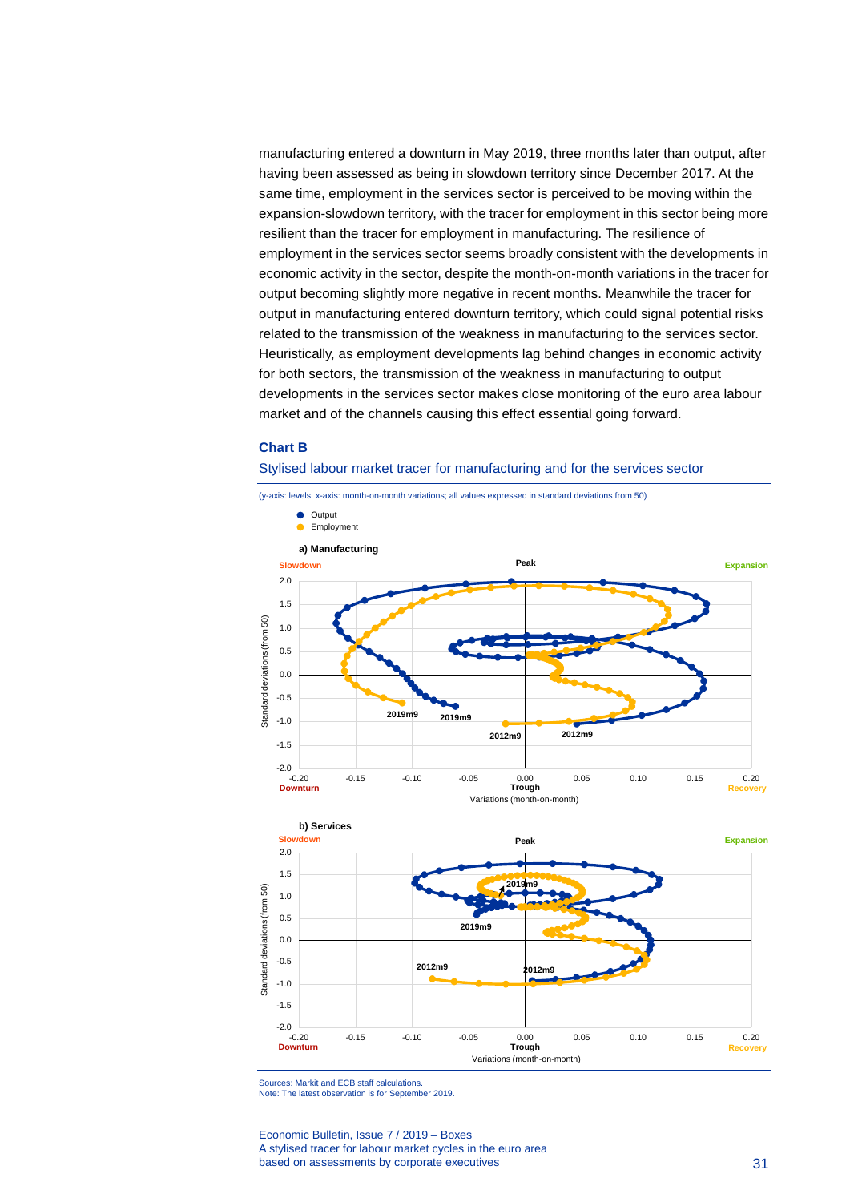manufacturing entered a downturn in May 2019, three months later than output, after having been assessed as being in slowdown territory since December 2017. At the same time, employment in the services sector is perceived to be moving within the expansion-slowdown territory, with the tracer for employment in this sector being more resilient than the tracer for employment in manufacturing. The resilience of employment in the services sector seems broadly consistent with the developments in economic activity in the sector, despite the month-on-month variations in the tracer for output becoming slightly more negative in recent months. Meanwhile the tracer for output in manufacturing entered downturn territory, which could signal potential risks related to the transmission of the weakness in manufacturing to the services sector. Heuristically, as employment developments lag behind changes in economic activity for both sectors, the transmission of the weakness in manufacturing to output developments in the services sector makes close monitoring of the euro area labour market and of the channels causing this effect essential going forward.

### Chart B

Stylised labour market tracer for manufacturing and for the services sector

(y-axis: levels; x-axis: month-on-month variations; all values expressed in standard deviations from 50)

Sources: Markit and ECB staff calculations.
Note: The latest observation is for September 2019.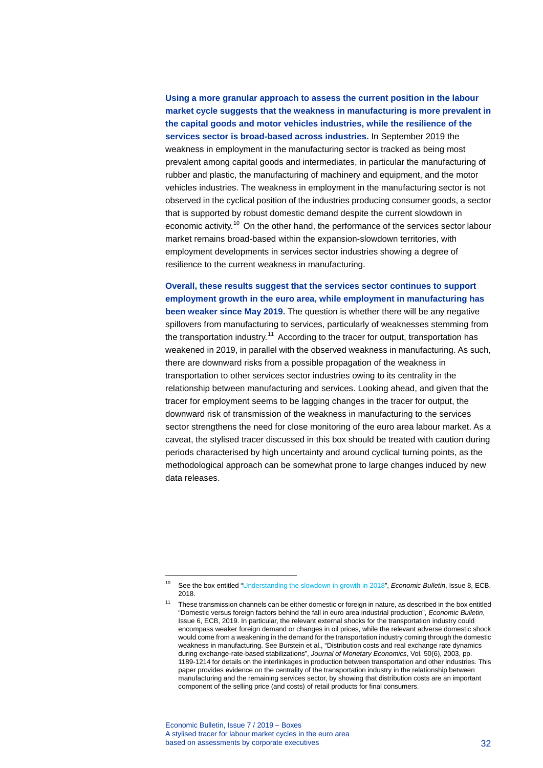**Using a more granular approach to assess the current position in the labour market cycle suggests that the weakness in manufacturing is more prevalent in the capital goods and motor vehicles industries, while the resilience of the services sector is broad-based across industries.** In September 2019 the weakness in employment in the manufacturing sector is tracked as being most prevalent among capital goods and intermediates, in particular the manufacturing of rubber and plastic, the manufacturing of machinery and equipment, and the motor vehicles industries. The weakness in employment in the manufacturing sector is not observed in the cyclical position of the industries producing consumer goods, a sector that is supported by robust domestic demand despite the current slowdown in economic activity.[10] On the other hand, the performance of the services sector labour market remains broad-based within the expansion-slowdown territories, with employment developments in services sector industries showing a degree of resilience to the current weakness in manufacturing.

**Overall, these results suggest that the services sector continues to support employment growth in the euro area, while employment in manufacturing has been weaker since May 2019.** The question is whether there will be any negative spillovers from manufacturing to services, particularly of weaknesses stemming from the transportation industry.[11] According to the tracer for output, transportation has weakened in 2019, in parallel with the observed weakness in manufacturing. As such, there are downward risks from a possible propagation of the weakness in transportation to other services sector industries owing to its centrality in the relationship between manufacturing and services. Looking ahead, and given that the tracer for employment seems to be lagging changes in the tracer for output, the downward risk of transmission of the weakness in manufacturing to the services sector strengthens the need for close monitoring of the euro area labour market. As a caveat, the stylised tracer discussed in this box should be treated with caution during periods characterised by high uncertainty and around cyclical turning points, as the methodological approach can be somewhat prone to large changes induced by new data releases.

---

[10] See the box entitled "Understanding the slowdown in growth in 2018", *Economic Bulletin*, Issue 8, ECB, 2018.

[11] These transmission channels can be either domestic or foreign in nature, as described in the box entitled "Domestic versus foreign factors behind the fall in euro area industrial production", *Economic Bulletin*, Issue 6, ECB, 2019. In particular, the relevant external shocks for the transportation industry could encompass weaker foreign demand or changes in oil prices, while the relevant adverse domestic shock would come from a weakening in the demand for the transportation industry coming through the domestic weakness in manufacturing. See Burstein et al., "Distribution costs and real exchange rate dynamics during exchange-rate-based stabilizations", *Journal of Monetary Economics*, Vol. 50(6), 2003, pp. 1189-1214 for details on the interlinkages in production between transportation and other industries. This paper provides evidence on the centrality of the transportation industry in the relationship between manufacturing and the remaining services sector, by showing that distribution costs are an important component of the selling price (and costs) of retail products for final consumers.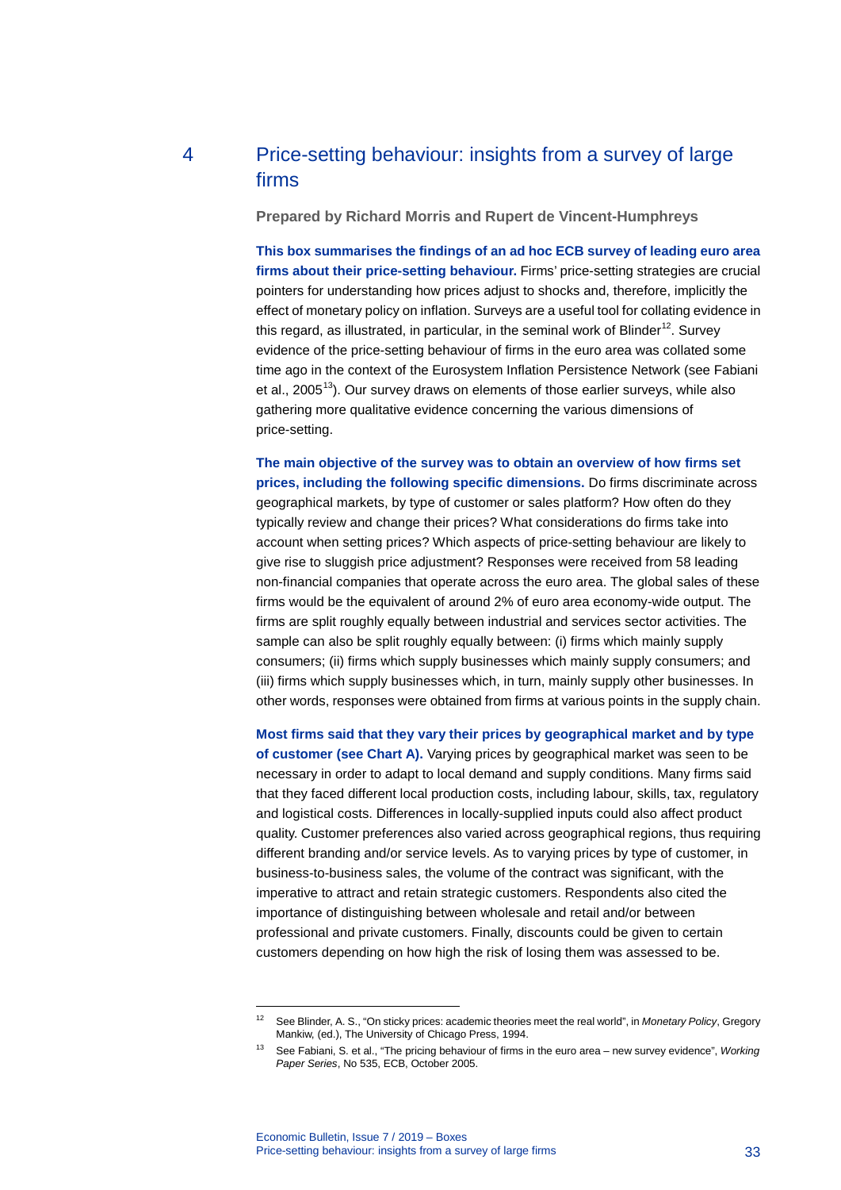## 4 Price-setting behaviour: insights from a survey of large firms

**Prepared by Richard Morris and Rupert de Vincent-Humphreys**

**This box summarises the findings of an ad hoc ECB survey of leading euro area firms about their price-setting behaviour.** Firms' price-setting strategies are crucial pointers for understanding how prices adjust to shocks and, therefore, implicitly the effect of monetary policy on inflation. Surveys are a useful tool for collating evidence in this regard, as illustrated, in particular, in the seminal work of Blinder[12]. Survey evidence of the price-setting behaviour of firms in the euro area was collated some time ago in the context of the Eurosystem Inflation Persistence Network (see Fabiani et al., 2005[13]). Our survey draws on elements of those earlier surveys, while also gathering more qualitative evidence concerning the various dimensions of price-setting.

**The main objective of the survey was to obtain an overview of how firms set prices, including the following specific dimensions.** Do firms discriminate across geographical markets, by type of customer or sales platform? How often do they typically review and change their prices? What considerations do firms take into account when setting prices? Which aspects of price-setting behaviour are likely to give rise to sluggish price adjustment? Responses were received from 58 leading non-financial companies that operate across the euro area. The global sales of these firms would be the equivalent of around 2% of euro area economy-wide output. The firms are split roughly equally between industrial and services sector activities. The sample can also be split roughly equally between: (i) firms which mainly supply consumers; (ii) firms which supply businesses which mainly supply consumers; and (iii) firms which supply businesses which, in turn, mainly supply other businesses. In other words, responses were obtained from firms at various points in the supply chain.

**Most firms said that they vary their prices by geographical market and by type of customer (see Chart A).** Varying prices by geographical market was seen to be necessary in order to adapt to local demand and supply conditions. Many firms said that they faced different local production costs, including labour, skills, tax, regulatory and logistical costs. Differences in locally-supplied inputs could also affect product quality. Customer preferences also varied across geographical regions, thus requiring different branding and/or service levels. As to varying prices by type of customer, in business-to-business sales, the volume of the contract was significant, with the imperative to attract and retain strategic customers. Respondents also cited the importance of distinguishing between wholesale and retail and/or between professional and private customers. Finally, discounts could be given to certain customers depending on how high the risk of losing them was assessed to be.

---

[12] See Blinder, A. S., "On sticky prices: academic theories meet the real world", in *Monetary Policy*, Gregory Mankiw, (ed.), The University of Chicago Press, 1994.

[13] See Fabiani, S. et al., "The pricing behaviour of firms in the euro area – new survey evidence", *Working Paper Series*, No 535, ECB, October 2005.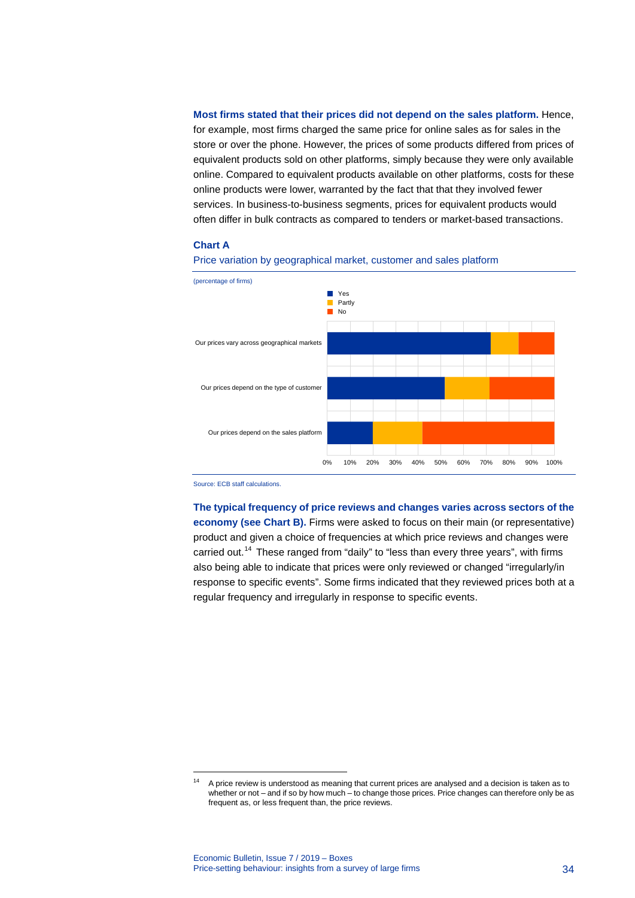**Most firms stated that their prices did not depend on the sales platform.** Hence, for example, most firms charged the same price for online sales as for sales in the store or over the phone. However, the prices of some products differed from prices of equivalent products sold on other platforms, simply because they were only available online. Compared to equivalent products available on other platforms, costs for these online products were lower, warranted by the fact that that they involved fewer services. In business-to-business segments, prices for equivalent products would often differ in bulk contracts as compared to tenders or market-based transactions.

**Chart A**

Price variation by geographical market, customer and sales platform

(percentage of firms)

Legend: Yes, Partly, No

Our prices vary across geographical markets

Our prices depend on the type of customer

Our prices depend on the sales platform

0% 10% 20% 30% 40% 50% 60% 70% 80% 90% 100%

Source: ECB staff calculations.

**The typical frequency of price reviews and changes varies across sectors of the economy (see Chart B).** Firms were asked to focus on their main (or representative) product and given a choice of frequencies at which price reviews and changes were carried out.[14] These ranged from "daily" to "less than every three years", with firms also being able to indicate that prices were only reviewed or changed "irregularly/in response to specific events". Some firms indicated that they reviewed prices both at a regular frequency and irregularly in response to specific events.

---

[14] A price review is understood as meaning that current prices are analysed and a decision is taken as to whether or not – and if so by how much – to change those prices. Price changes can therefore only be as frequent as, or less frequent than, the price reviews.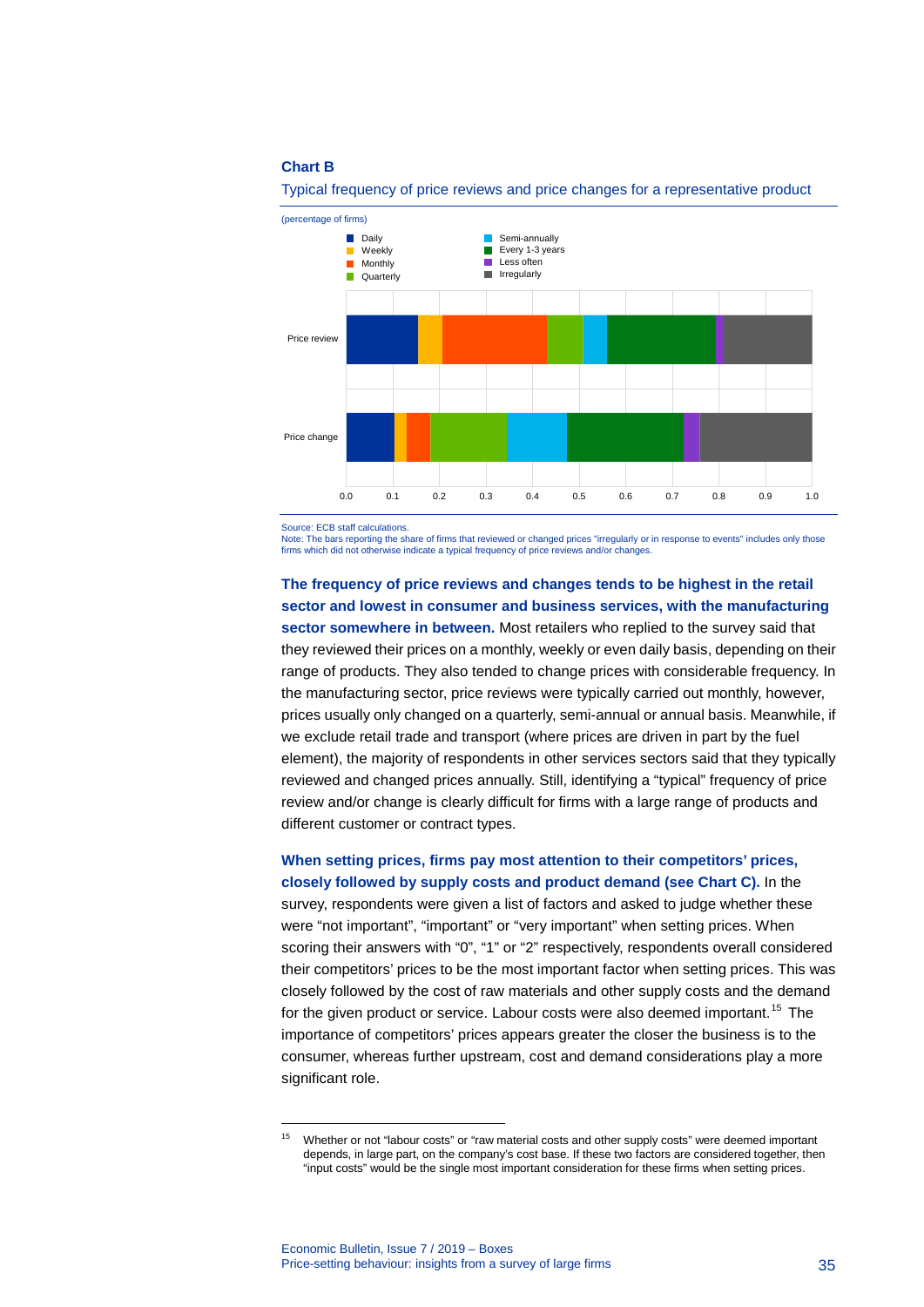**Chart B**

Typical frequency of price reviews and price changes for a representative product

(percentage of firms)

Source: ECB staff calculations.
Note: The bars reporting the share of firms that reviewed or changed prices "irregularly or in response to events" includes only those firms which did not otherwise indicate a typical frequency of price reviews and/or changes.

**The frequency of price reviews and changes tends to be highest in the retail sector and lowest in consumer and business services, with the manufacturing sector somewhere in between.** Most retailers who replied to the survey said that they reviewed their prices on a monthly, weekly or even daily basis, depending on their range of products. They also tended to change prices with considerable frequency. In the manufacturing sector, price reviews were typically carried out monthly, however, prices usually only changed on a quarterly, semi-annual or annual basis. Meanwhile, if we exclude retail trade and transport (where prices are driven in part by the fuel element), the majority of respondents in other services sectors said that they typically reviewed and changed prices annually. Still, identifying a "typical" frequency of price review and/or change is clearly difficult for firms with a large range of products and different customer or contract types.

**When setting prices, firms pay most attention to their competitors' prices, closely followed by supply costs and product demand (see Chart C).** In the survey, respondents were given a list of factors and asked to judge whether these were "not important", "important" or "very important" when setting prices. When scoring their answers with "0", "1" or "2" respectively, respondents overall considered their competitors' prices to be the most important factor when setting prices. This was closely followed by the cost of raw materials and other supply costs and the demand for the given product or service. Labour costs were also deemed important.[15] The importance of competitors' prices appears greater the closer the business is to the consumer, whereas further upstream, cost and demand considerations play a more significant role.

[15] Whether or not "labour costs" or "raw material costs and other supply costs" were deemed important depends, in large part, on the company's cost base. If these two factors are considered together, then "input costs" would be the single most important consideration for these firms when setting prices.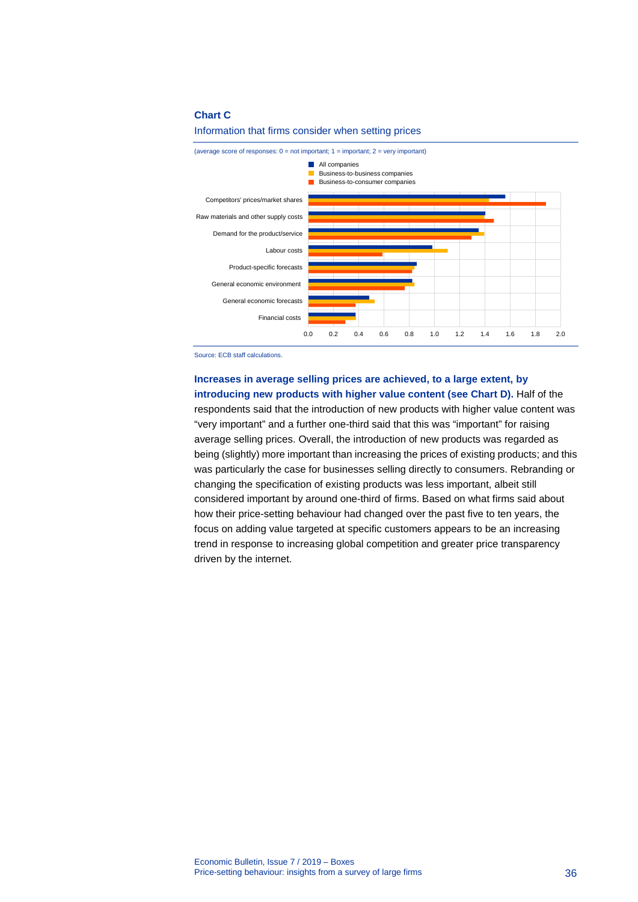**Chart C**

Information that firms consider when setting prices

(average score of responses: 0 = not important; 1 = important; 2 = very important)

- All companies
- Business-to-business companies
- Business-to-consumer companies

Competitors' prices/market shares
Raw materials and other supply costs
Demand for the product/service
Labour costs
Product-specific forecasts
General economic environment
General economic forecasts
Financial costs

0.0 0.2 0.4 0.6 0.8 1.0 1.2 1.4 1.6 1.8 2.0

Source: ECB staff calculations.

**Increases in average selling prices are achieved, to a large extent, by introducing new products with higher value content (see Chart D).** Half of the respondents said that the introduction of new products with higher value content was "very important" and a further one-third said that this was "important" for raising average selling prices. Overall, the introduction of new products was regarded as being (slightly) more important than increasing the prices of existing products; and this was particularly the case for businesses selling directly to consumers. Rebranding or changing the specification of existing products was less important, albeit still considered important by around one-third of firms. Based on what firms said about how their price-setting behaviour had changed over the past five to ten years, the focus on adding value targeted at specific customers appears to be an increasing trend in response to increasing global competition and greater price transparency driven by the internet.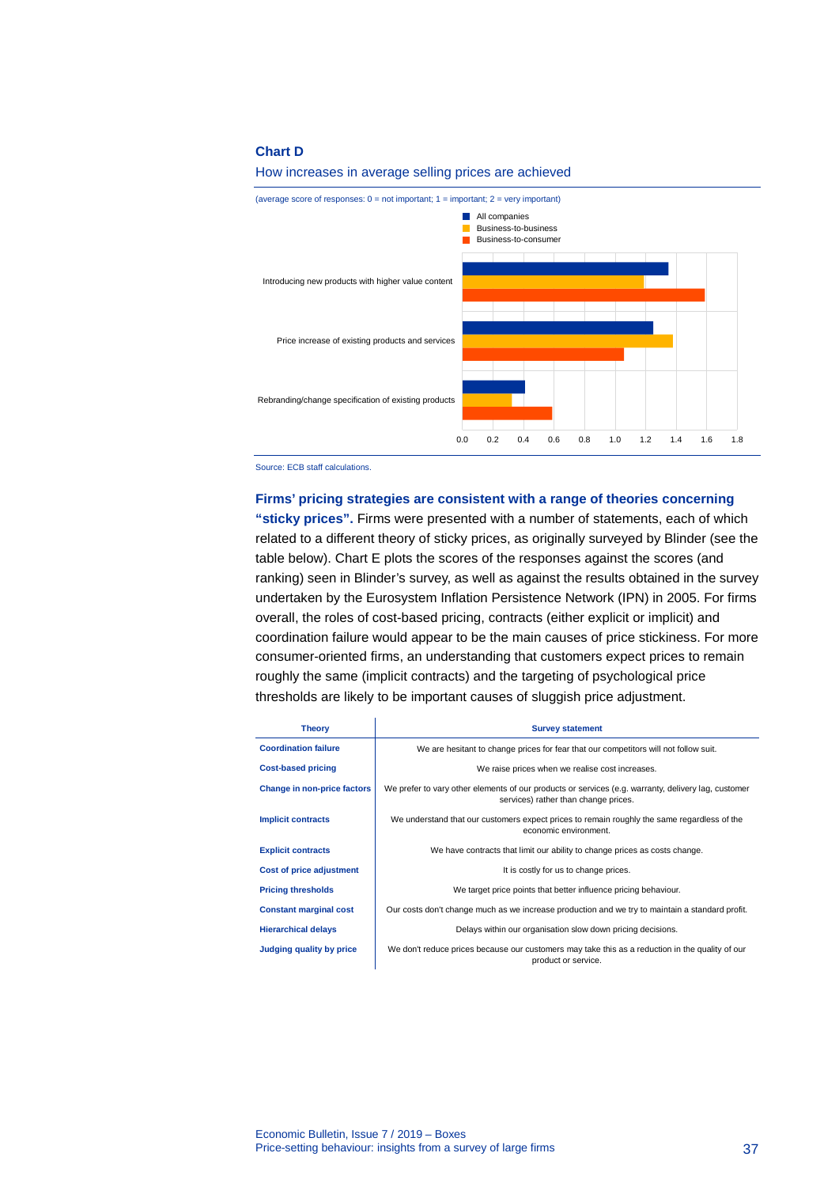**Chart D**

How increases in average selling prices are achieved

(average score of responses: 0 = not important; 1 = important; 2 = very important)

- All companies
- Business-to-business
- Business-to-consumer

Introducing new products with higher value content

Price increase of existing products and services

Rebranding/change specification of existing products

0.0 0.2 0.4 0.6 0.8 1.0 1.2 1.4 1.6 1.8

Source: ECB staff calculations.

**Firms' pricing strategies are consistent with a range of theories concerning "sticky prices".** Firms were presented with a number of statements, each of which related to a different theory of sticky prices, as originally surveyed by Blinder (see the table below). Chart E plots the scores of the responses against the scores (and ranking) seen in Blinder's survey, as well as against the results obtained in the survey undertaken by the Eurosystem Inflation Persistence Network (IPN) in 2005. For firms overall, the roles of cost-based pricing, contracts (either explicit or implicit) and coordination failure would appear to be the main causes of price stickiness. For more consumer-oriented firms, an understanding that customers expect prices to remain roughly the same (implicit contracts) and the targeting of psychological price thresholds are likely to be important causes of sluggish price adjustment.

| Theory | Survey statement |
|---|---|
| **Coordination failure** | We are hesitant to change prices for fear that our competitors will not follow suit. |
| **Cost-based pricing** | We raise prices when we realise cost increases. |
| **Change in non-price factors** | We prefer to vary other elements of our products or services (e.g. warranty, delivery lag, customer services) rather than change prices. |
| **Implicit contracts** | We understand that our customers expect prices to remain roughly the same regardless of the economic environment. |
| **Explicit contracts** | We have contracts that limit our ability to change prices as costs change. |
| **Cost of price adjustment** | It is costly for us to change prices. |
| **Pricing thresholds** | We target price points that better influence pricing behaviour. |
| **Constant marginal cost** | Our costs don't change much as we increase production and we try to maintain a standard profit. |
| **Hierarchical delays** | Delays within our organisation slow down pricing decisions. |
| **Judging quality by price** | We don't reduce prices because our customers may take this as a reduction in the quality of our product or service. |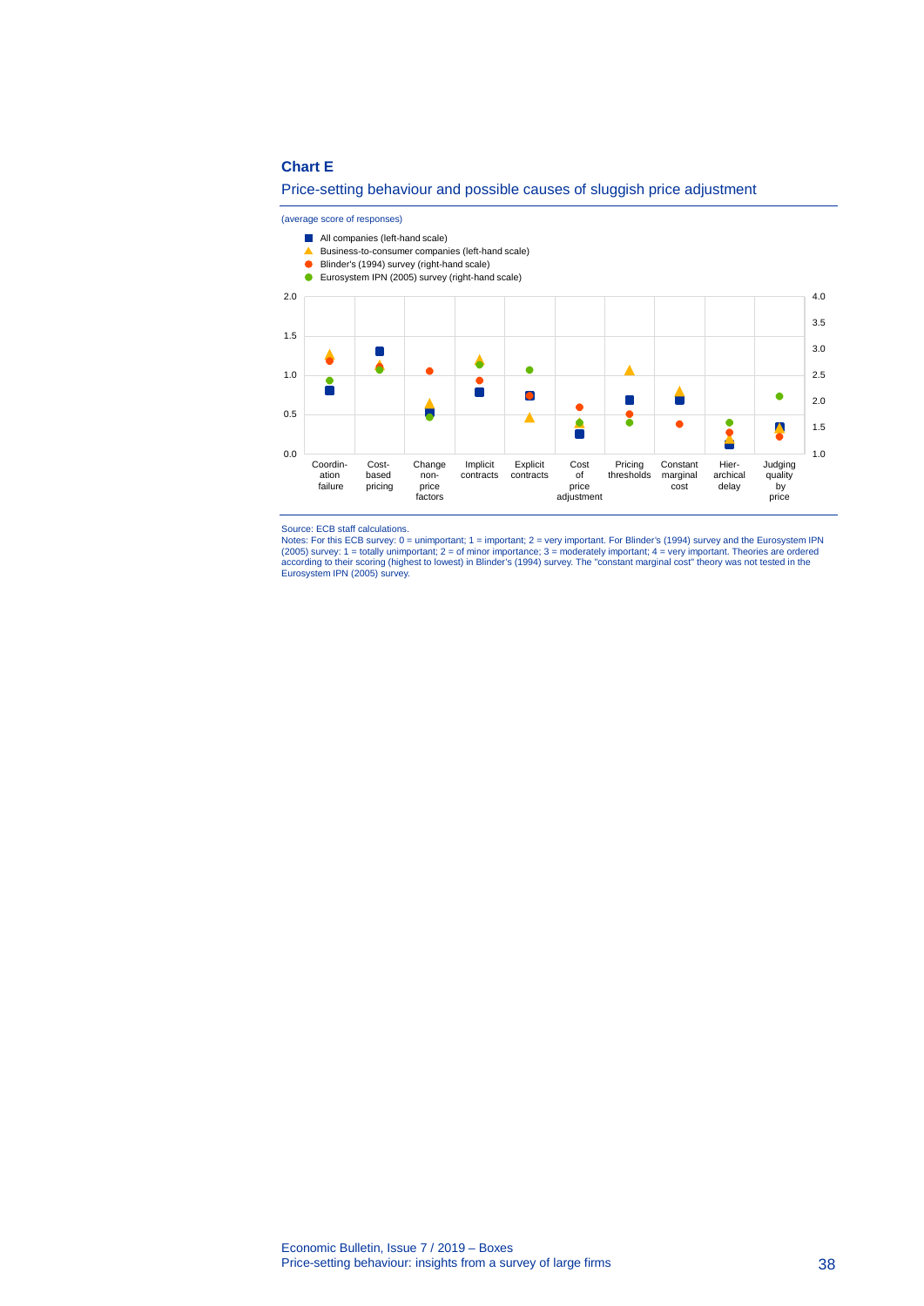**Chart E**

Price-setting behaviour and possible causes of sluggish price adjustment

(average score of responses)

- All companies (left-hand scale)
- Business-to-consumer companies (left-hand scale)
- Blinder's (1994) survey (right-hand scale)
- Eurosystem IPN (2005) survey (right-hand scale)

Source: ECB staff calculations.
Notes: For this ECB survey: 0 = unimportant; 1 = important; 2 = very important. For Blinder's (1994) survey and the Eurosystem IPN (2005) survey: 1 = totally unimportant; 2 = of minor importance; 3 = moderately important; 4 = very important. Theories are ordered according to their scoring (highest to lowest) in Blinder's (1994) survey. The "constant marginal cost" theory was not tested in the Eurosystem IPN (2005) survey.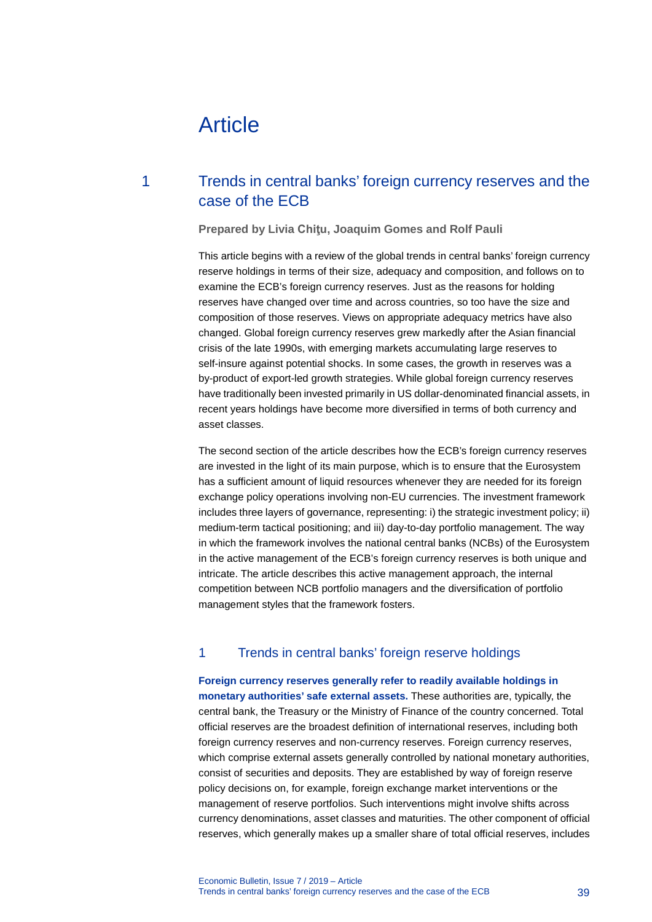# Article

## 1 Trends in central banks' foreign currency reserves and the case of the ECB

**Prepared by Livia Chiţu, Joaquim Gomes and Rolf Pauli**

This article begins with a review of the global trends in central banks' foreign currency reserve holdings in terms of their size, adequacy and composition, and follows on to examine the ECB's foreign currency reserves. Just as the reasons for holding reserves have changed over time and across countries, so too have the size and composition of those reserves. Views on appropriate adequacy metrics have also changed. Global foreign currency reserves grew markedly after the Asian financial crisis of the late 1990s, with emerging markets accumulating large reserves to self-insure against potential shocks. In some cases, the growth in reserves was a by-product of export-led growth strategies. While global foreign currency reserves have traditionally been invested primarily in US dollar-denominated financial assets, in recent years holdings have become more diversified in terms of both currency and asset classes.

The second section of the article describes how the ECB's foreign currency reserves are invested in the light of its main purpose, which is to ensure that the Eurosystem has a sufficient amount of liquid resources whenever they are needed for its foreign exchange policy operations involving non-EU currencies. The investment framework includes three layers of governance, representing: i) the strategic investment policy; ii) medium-term tactical positioning; and iii) day-to-day portfolio management. The way in which the framework involves the national central banks (NCBs) of the Eurosystem in the active management of the ECB's foreign currency reserves is both unique and intricate. The article describes this active management approach, the internal competition between NCB portfolio managers and the diversification of portfolio management styles that the framework fosters.

### 1 Trends in central banks' foreign reserve holdings

**Foreign currency reserves generally refer to readily available holdings in monetary authorities' safe external assets.** These authorities are, typically, the central bank, the Treasury or the Ministry of Finance of the country concerned. Total official reserves are the broadest definition of international reserves, including both foreign currency reserves and non-currency reserves. Foreign currency reserves, which comprise external assets generally controlled by national monetary authorities, consist of securities and deposits. They are established by way of foreign reserve policy decisions on, for example, foreign exchange market interventions or the management of reserve portfolios. Such interventions might involve shifts across currency denominations, asset classes and maturities. The other component of official reserves, which generally makes up a smaller share of total official reserves, includes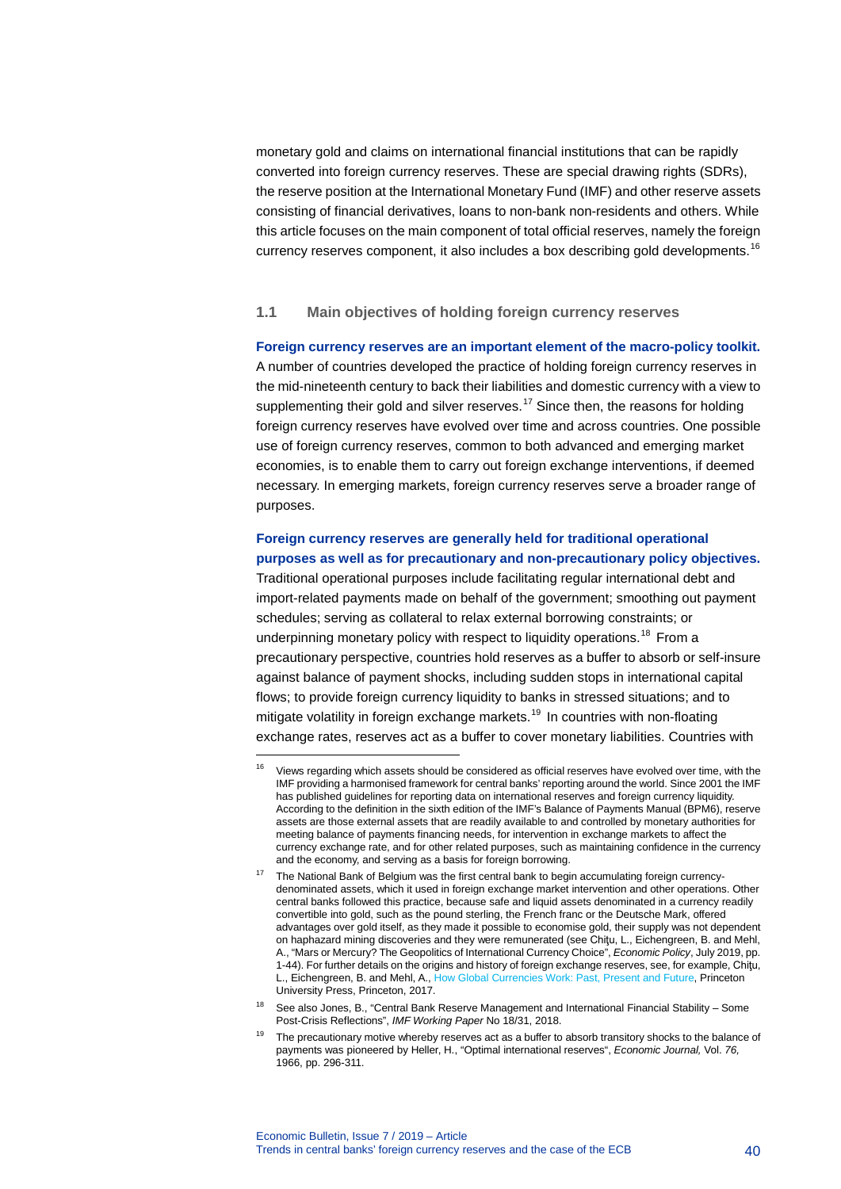monetary gold and claims on international financial institutions that can be rapidly converted into foreign currency reserves. These are special drawing rights (SDRs), the reserve position at the International Monetary Fund (IMF) and other reserve assets consisting of financial derivatives, loans to non-bank non-residents and others. While this article focuses on the main component of total official reserves, namely the foreign currency reserves component, it also includes a box describing gold developments.[16]

### 1.1 Main objectives of holding foreign currency reserves

**Foreign currency reserves are an important element of the macro-policy toolkit.** A number of countries developed the practice of holding foreign currency reserves in the mid-nineteenth century to back their liabilities and domestic currency with a view to supplementing their gold and silver reserves.[17] Since then, the reasons for holding foreign currency reserves have evolved over time and across countries. One possible use of foreign currency reserves, common to both advanced and emerging market economies, is to enable them to carry out foreign exchange interventions, if deemed necessary. In emerging markets, foreign currency reserves serve a broader range of purposes.

**Foreign currency reserves are generally held for traditional operational purposes as well as for precautionary and non-precautionary policy objectives.** Traditional operational purposes include facilitating regular international debt and import-related payments made on behalf of the government; smoothing out payment schedules; serving as collateral to relax external borrowing constraints; or underpinning monetary policy with respect to liquidity operations.[18] From a precautionary perspective, countries hold reserves as a buffer to absorb or self-insure against balance of payment shocks, including sudden stops in international capital flows; to provide foreign currency liquidity to banks in stressed situations; and to mitigate volatility in foreign exchange markets.[19] In countries with non-floating exchange rates, reserves act as a buffer to cover monetary liabilities. Countries with

---

[16] Views regarding which assets should be considered as official reserves have evolved over time, with the IMF providing a harmonised framework for central banks' reporting around the world. Since 2001 the IMF has published guidelines for reporting data on international reserves and foreign currency liquidity. According to the definition in the sixth edition of the IMF's Balance of Payments Manual (BPM6), reserve assets are those external assets that are readily available to and controlled by monetary authorities for meeting balance of payments financing needs, for intervention in exchange markets to affect the currency exchange rate, and for other related purposes, such as maintaining confidence in the currency and the economy, and serving as a basis for foreign borrowing.

[17] The National Bank of Belgium was the first central bank to begin accumulating foreign currency-denominated assets, which it used in foreign exchange market intervention and other operations. Other central banks followed this practice, because safe and liquid assets denominated in a currency readily convertible into gold, such as the pound sterling, the French franc or the Deutsche Mark, offered advantages over gold itself, as they made it possible to economise gold, their supply was not dependent on haphazard mining discoveries and they were remunerated (see Chiţu, L., Eichengreen, B. and Mehl, A., "Mars or Mercury? The Geopolitics of International Currency Choice", *Economic Policy*, July 2019, pp. 1-44). For further details on the origins and history of foreign exchange reserves, see, for example, Chiţu, L., Eichengreen, B. and Mehl, A., How Global Currencies Work: Past, Present and Future, Princeton University Press, Princeton, 2017.

[18] See also Jones, B., "Central Bank Reserve Management and International Financial Stability – Some Post-Crisis Reflections", *IMF Working Paper* No 18/31, 2018.

[19] The precautionary motive whereby reserves act as a buffer to absorb transitory shocks to the balance of payments was pioneered by Heller, H., "Optimal international reserves", *Economic Journal,* Vol. *76,* 1966, pp. 296-311.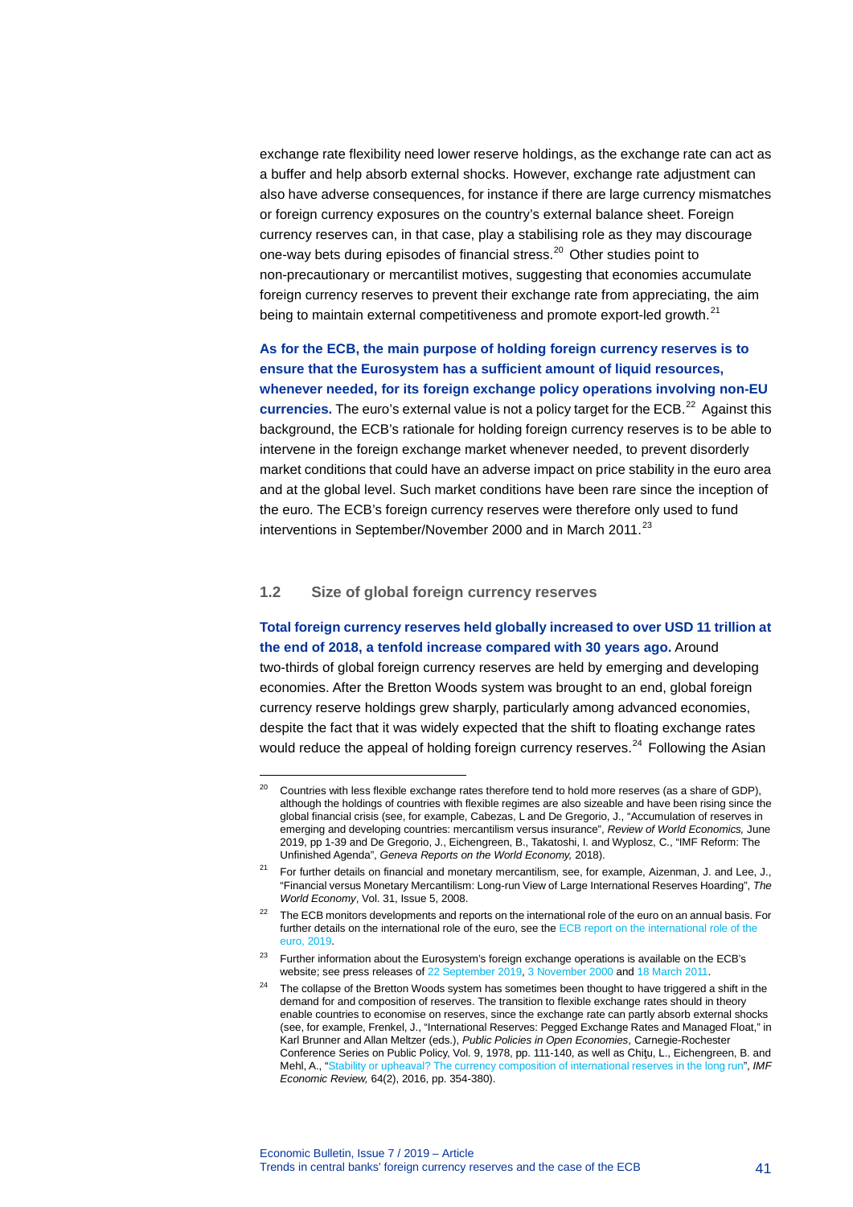exchange rate flexibility need lower reserve holdings, as the exchange rate can act as a buffer and help absorb external shocks. However, exchange rate adjustment can also have adverse consequences, for instance if there are large currency mismatches or foreign currency exposures on the country's external balance sheet. Foreign currency reserves can, in that case, play a stabilising role as they may discourage one-way bets during episodes of financial stress.[20] Other studies point to non-precautionary or mercantilist motives, suggesting that economies accumulate foreign currency reserves to prevent their exchange rate from appreciating, the aim being to maintain external competitiveness and promote export-led growth.[21]

**As for the ECB, the main purpose of holding foreign currency reserves is to ensure that the Eurosystem has a sufficient amount of liquid resources, whenever needed, for its foreign exchange policy operations involving non-EU currencies.** The euro's external value is not a policy target for the ECB.[22] Against this background, the ECB's rationale for holding foreign currency reserves is to be able to intervene in the foreign exchange market whenever needed, to prevent disorderly market conditions that could have an adverse impact on price stability in the euro area and at the global level. Such market conditions have been rare since the inception of the euro. The ECB's foreign currency reserves were therefore only used to fund interventions in September/November 2000 and in March 2011.[23]

### 1.2 Size of global foreign currency reserves

**Total foreign currency reserves held globally increased to over USD 11 trillion at the end of 2018, a tenfold increase compared with 30 years ago.** Around two-thirds of global foreign currency reserves are held by emerging and developing economies. After the Bretton Woods system was brought to an end, global foreign currency reserve holdings grew sharply, particularly among advanced economies, despite the fact that it was widely expected that the shift to floating exchange rates would reduce the appeal of holding foreign currency reserves.[24] Following the Asian

---

[20] Countries with less flexible exchange rates therefore tend to hold more reserves (as a share of GDP), although the holdings of countries with flexible regimes are also sizeable and have been rising since the global financial crisis (see, for example, Cabezas, L and De Gregorio, J., "Accumulation of reserves in emerging and developing countries: mercantilism versus insurance", *Review of World Economics,* June 2019, pp 1-39 and De Gregorio, J., Eichengreen, B., Takatoshi, I. and Wyplosz, C., "IMF Reform: The Unfinished Agenda", *Geneva Reports on the World Economy,* 2018).

[21] For further details on financial and monetary mercantilism, see, for example, Aizenman, J. and Lee, J., "Financial versus Monetary Mercantilism: Long-run View of Large International Reserves Hoarding", *The World Economy*, Vol. 31, Issue 5, 2008.

[22] The ECB monitors developments and reports on the international role of the euro on an annual basis. For further details on the international role of the euro, see the ECB report on the international role of the euro, 2019.

[23] Further information about the Eurosystem's foreign exchange operations is available on the ECB's website; see press releases of 22 September 2019, 3 November 2000 and 18 March 2011.

[24] The collapse of the Bretton Woods system has sometimes been thought to have triggered a shift in the demand for and composition of reserves. The transition to flexible exchange rates should in theory enable countries to economise on reserves, since the exchange rate can partly absorb external shocks (see, for example, Frenkel, J., "International Reserves: Pegged Exchange Rates and Managed Float," in Karl Brunner and Allan Meltzer (eds.), *Public Policies in Open Economies*, Carnegie-Rochester Conference Series on Public Policy, Vol. 9, 1978, pp. 111-140, as well as Chiţu, L., Eichengreen, B. and Mehl, A., "Stability or upheaval? The currency composition of international reserves in the long run", *IMF Economic Review,* 64(2), 2016, pp. 354-380).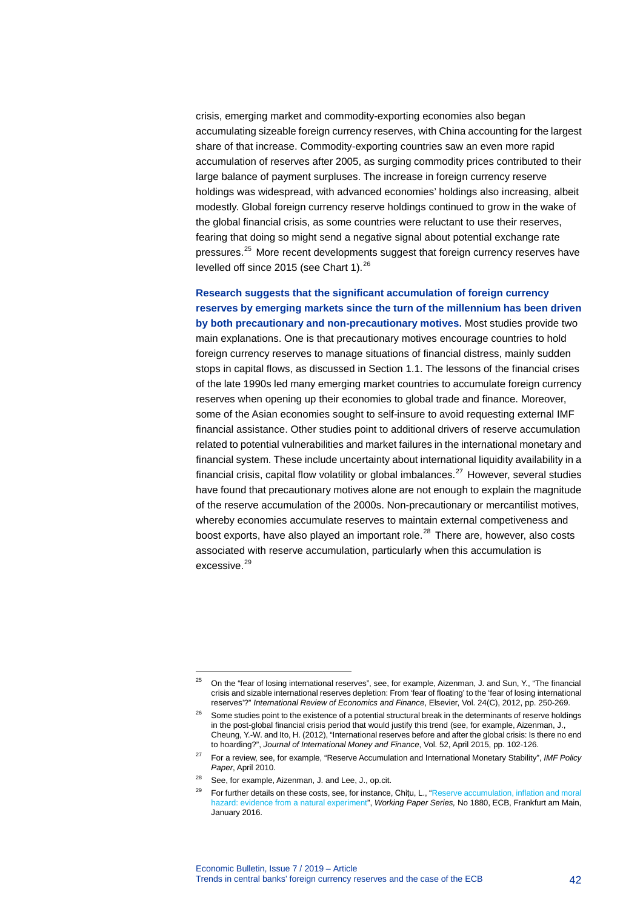crisis, emerging market and commodity-exporting economies also began accumulating sizeable foreign currency reserves, with China accounting for the largest share of that increase. Commodity-exporting countries saw an even more rapid accumulation of reserves after 2005, as surging commodity prices contributed to their large balance of payment surpluses. The increase in foreign currency reserve holdings was widespread, with advanced economies' holdings also increasing, albeit modestly. Global foreign currency reserve holdings continued to grow in the wake of the global financial crisis, as some countries were reluctant to use their reserves, fearing that doing so might send a negative signal about potential exchange rate pressures.[25] More recent developments suggest that foreign currency reserves have levelled off since 2015 (see Chart 1).[26]

**Research suggests that the significant accumulation of foreign currency reserves by emerging markets since the turn of the millennium has been driven by both precautionary and non-precautionary motives.** Most studies provide two main explanations. One is that precautionary motives encourage countries to hold foreign currency reserves to manage situations of financial distress, mainly sudden stops in capital flows, as discussed in Section 1.1. The lessons of the financial crises of the late 1990s led many emerging market countries to accumulate foreign currency reserves when opening up their economies to global trade and finance. Moreover, some of the Asian economies sought to self-insure to avoid requesting external IMF financial assistance. Other studies point to additional drivers of reserve accumulation related to potential vulnerabilities and market failures in the international monetary and financial system. These include uncertainty about international liquidity availability in a financial crisis, capital flow volatility or global imbalances.[27] However, several studies have found that precautionary motives alone are not enough to explain the magnitude of the reserve accumulation of the 2000s. Non-precautionary or mercantilist motives, whereby economies accumulate reserves to maintain external competiveness and boost exports, have also played an important role.[28] There are, however, also costs associated with reserve accumulation, particularly when this accumulation is excessive.[29]

---

[25] On the "fear of losing international reserves", see, for example, Aizenman, J. and Sun, Y., "The financial crisis and sizable international reserves depletion: From 'fear of floating' to the 'fear of losing international reserves'?" *International Review of Economics and Finance*, Elsevier, Vol. 24(C), 2012, pp. 250-269.

[26] Some studies point to the existence of a potential structural break in the determinants of reserve holdings in the post-global financial crisis period that would justify this trend (see, for example, Aizenman, J., Cheung, Y.-W. and Ito, H. (2012), "International reserves before and after the global crisis: Is there no end to hoarding?", *Journal of International Money and Finance*, Vol. 52, April 2015, pp. 102-126.

[27] For a review, see, for example, "Reserve Accumulation and International Monetary Stability", *IMF Policy Paper*, April 2010.

[28] See, for example, Aizenman, J. and Lee, J., op.cit.

[29] For further details on these costs, see, for instance, Chițu, L., "Reserve accumulation, inflation and moral hazard: evidence from a natural experiment", *Working Paper Series,* No 1880, ECB, Frankfurt am Main, January 2016.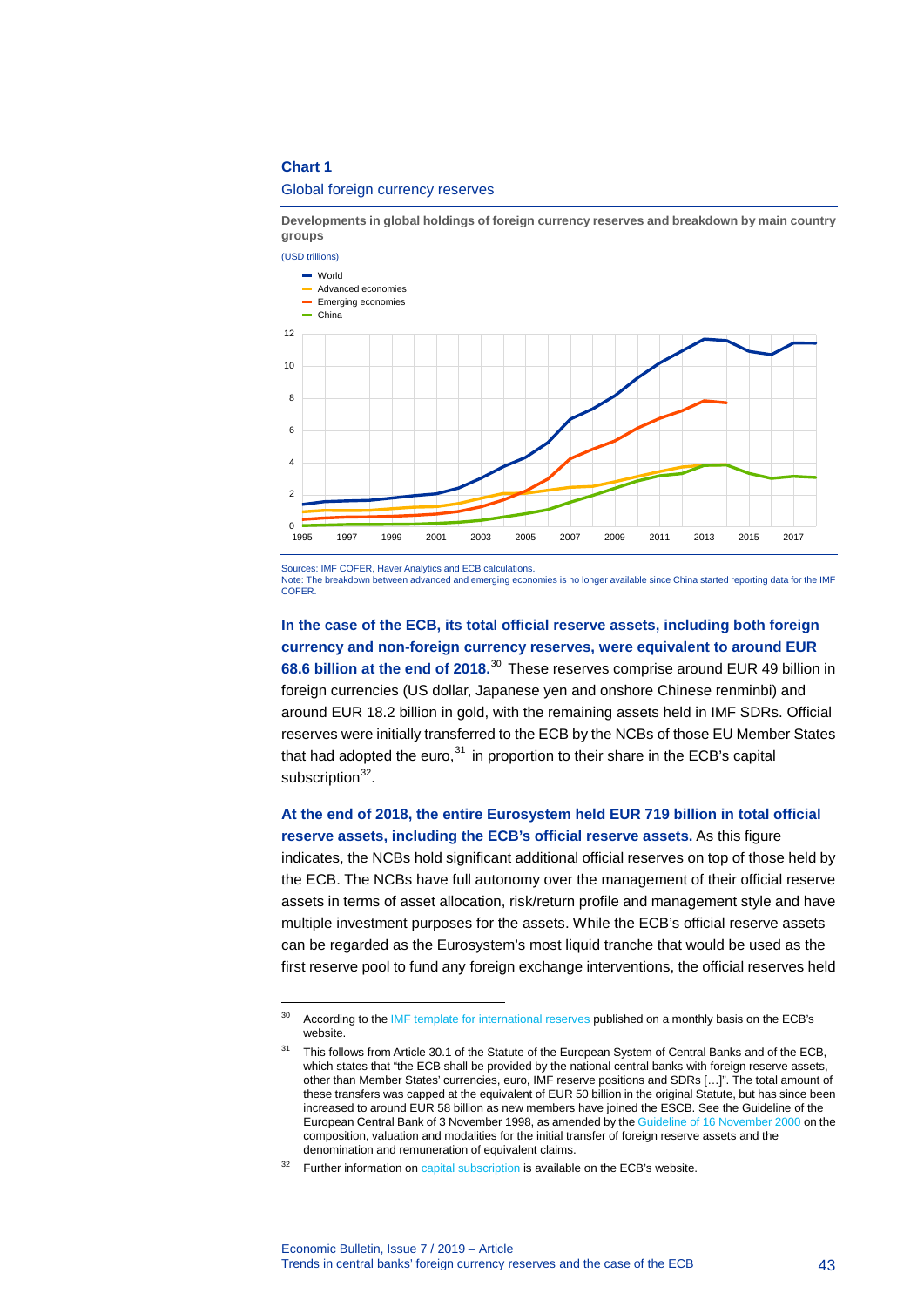**Chart 1**

Global foreign currency reserves

**Developments in global holdings of foreign currency reserves and breakdown by main country groups**

(USD trillions)

Sources: IMF COFER, Haver Analytics and ECB calculations.
Note: The breakdown between advanced and emerging economies is no longer available since China started reporting data for the IMF COFER.

**In the case of the ECB, its total official reserve assets, including both foreign currency and non-foreign currency reserves, were equivalent to around EUR 68.6 billion at the end of 2018.**[30] These reserves comprise around EUR 49 billion in foreign currencies (US dollar, Japanese yen and onshore Chinese renminbi) and around EUR 18.2 billion in gold, with the remaining assets held in IMF SDRs. Official reserves were initially transferred to the ECB by the NCBs of those EU Member States that had adopted the euro,[31] in proportion to their share in the ECB's capital subscription[32].

**At the end of 2018, the entire Eurosystem held EUR 719 billion in total official reserve assets, including the ECB's official reserve assets.** As this figure indicates, the NCBs hold significant additional official reserves on top of those held by the ECB. The NCBs have full autonomy over the management of their official reserve assets in terms of asset allocation, risk/return profile and management style and have multiple investment purposes for the assets. While the ECB's official reserve assets can be regarded as the Eurosystem's most liquid tranche that would be used as the first reserve pool to fund any foreign exchange interventions, the official reserves held

---

[30] According to the IMF template for international reserves published on a monthly basis on the ECB's website.

[31] This follows from Article 30.1 of the Statute of the European System of Central Banks and of the ECB, which states that "the ECB shall be provided by the national central banks with foreign reserve assets, other than Member States' currencies, euro, IMF reserve positions and SDRs […]". The total amount of these transfers was capped at the equivalent of EUR 50 billion in the original Statute, but has since been increased to around EUR 58 billion as new members have joined the ESCB. See the Guideline of the European Central Bank of 3 November 1998, as amended by the Guideline of 16 November 2000 on the composition, valuation and modalities for the initial transfer of foreign reserve assets and the denomination and remuneration of equivalent claims.

[32] Further information on capital subscription is available on the ECB's website.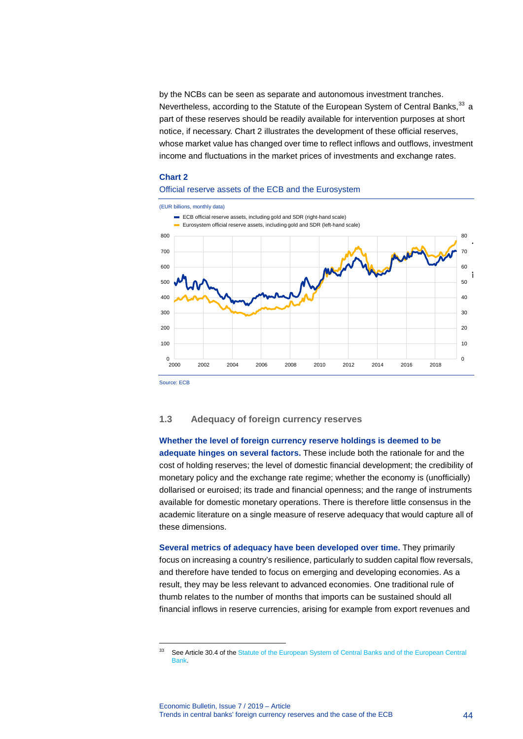by the NCBs can be seen as separate and autonomous investment tranches. Nevertheless, according to the Statute of the European System of Central Banks,[33] a part of these reserves should be readily available for intervention purposes at short notice, if necessary. Chart 2 illustrates the development of these official reserves, whose market value has changed over time to reflect inflows and outflows, investment income and fluctuations in the market prices of investments and exchange rates.

**Chart 2**

Official reserve assets of the ECB and the Eurosystem

(EUR billions, monthly data)

- ECB official reserve assets, including gold and SDR (right-hand scale)
- Eurosystem official reserve assets, including gold and SDR (left-hand scale)

Source: ECB

### 1.3 Adequacy of foreign currency reserves

**Whether the level of foreign currency reserve holdings is deemed to be adequate hinges on several factors.** These include both the rationale for and the cost of holding reserves; the level of domestic financial development; the credibility of monetary policy and the exchange rate regime; whether the economy is (unofficially) dollarised or euroised; its trade and financial openness; and the range of instruments available for domestic monetary operations. There is therefore little consensus in the academic literature on a single measure of reserve adequacy that would capture all of these dimensions.

**Several metrics of adequacy have been developed over time.** They primarily focus on increasing a country's resilience, particularly to sudden capital flow reversals, and therefore have tended to focus on emerging and developing economies. As a result, they may be less relevant to advanced economies. One traditional rule of thumb relates to the number of months that imports can be sustained should all financial inflows in reserve currencies, arising for example from export revenues and

---

[33] See Article 30.4 of the Statute of the European System of Central Banks and of the European Central Bank.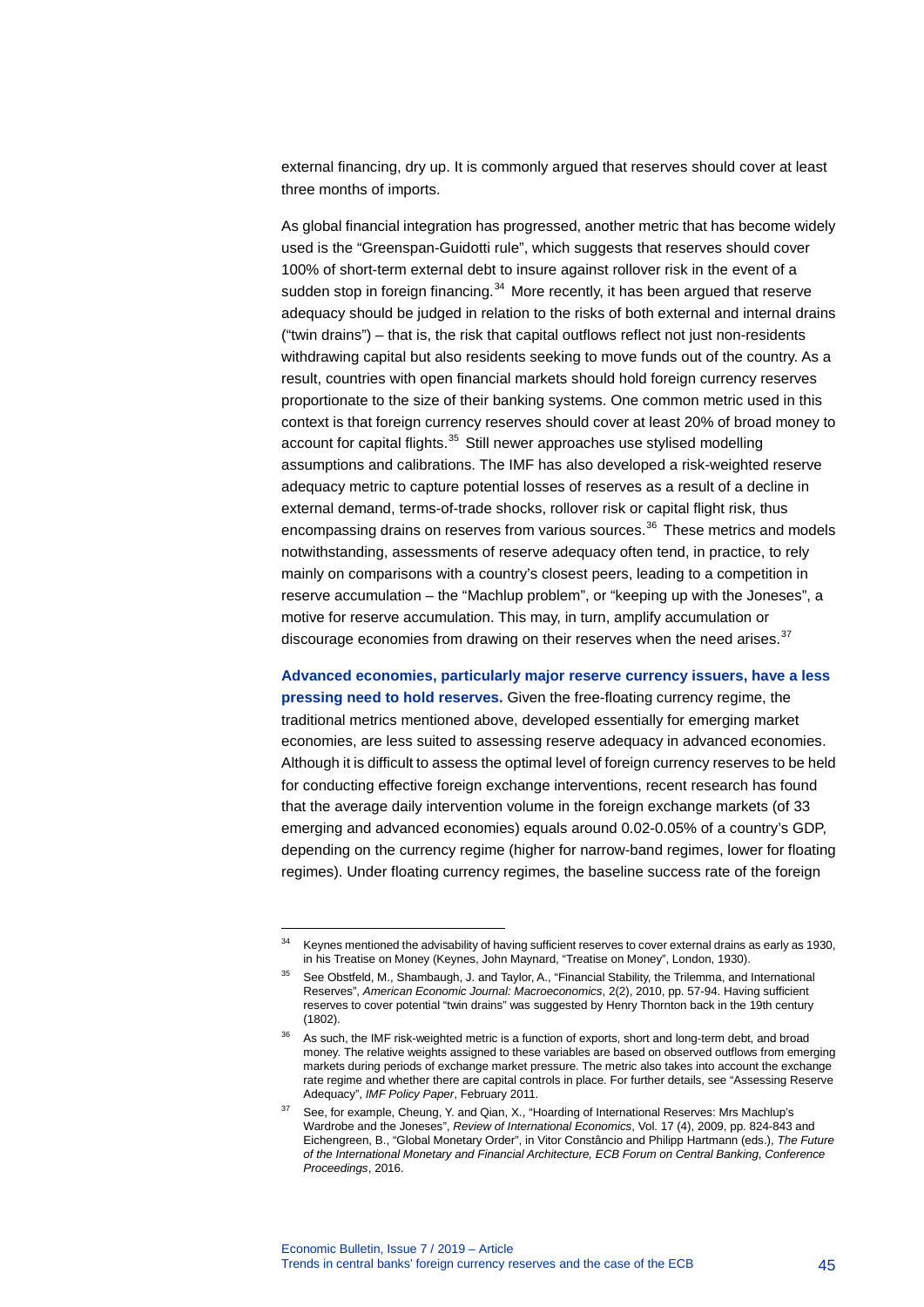external financing, dry up. It is commonly argued that reserves should cover at least three months of imports.

As global financial integration has progressed, another metric that has become widely used is the "Greenspan-Guidotti rule", which suggests that reserves should cover 100% of short-term external debt to insure against rollover risk in the event of a sudden stop in foreign financing.[34] More recently, it has been argued that reserve adequacy should be judged in relation to the risks of both external and internal drains ("twin drains") – that is, the risk that capital outflows reflect not just non-residents withdrawing capital but also residents seeking to move funds out of the country. As a result, countries with open financial markets should hold foreign currency reserves proportionate to the size of their banking systems. One common metric used in this context is that foreign currency reserves should cover at least 20% of broad money to account for capital flights.[35] Still newer approaches use stylised modelling assumptions and calibrations. The IMF has also developed a risk-weighted reserve adequacy metric to capture potential losses of reserves as a result of a decline in external demand, terms-of-trade shocks, rollover risk or capital flight risk, thus encompassing drains on reserves from various sources.[36] These metrics and models notwithstanding, assessments of reserve adequacy often tend, in practice, to rely mainly on comparisons with a country's closest peers, leading to a competition in reserve accumulation – the "Machlup problem", or "keeping up with the Joneses", a motive for reserve accumulation. This may, in turn, amplify accumulation or discourage economies from drawing on their reserves when the need arises.[37]

**Advanced economies, particularly major reserve currency issuers, have a less pressing need to hold reserves.** Given the free-floating currency regime, the traditional metrics mentioned above, developed essentially for emerging market economies, are less suited to assessing reserve adequacy in advanced economies. Although it is difficult to assess the optimal level of foreign currency reserves to be held for conducting effective foreign exchange interventions, recent research has found that the average daily intervention volume in the foreign exchange markets (of 33 emerging and advanced economies) equals around 0.02-0.05% of a country's GDP, depending on the currency regime (higher for narrow-band regimes, lower for floating regimes). Under floating currency regimes, the baseline success rate of the foreign

---

[34] Keynes mentioned the advisability of having sufficient reserves to cover external drains as early as 1930, in his Treatise on Money (Keynes, John Maynard, "Treatise on Money", London, 1930).

[35] See Obstfeld, M., Shambaugh, J. and Taylor, A., "Financial Stability, the Trilemma, and International Reserves", *American Economic Journal: Macroeconomics*, 2(2), 2010, pp. 57-94. Having sufficient reserves to cover potential "twin drains" was suggested by Henry Thornton back in the 19th century (1802).

[36] As such, the IMF risk-weighted metric is a function of exports, short and long-term debt, and broad money. The relative weights assigned to these variables are based on observed outflows from emerging markets during periods of exchange market pressure. The metric also takes into account the exchange rate regime and whether there are capital controls in place. For further details, see "Assessing Reserve Adequacy", *IMF Policy Paper*, February 2011.

[37] See, for example, Cheung, Y. and Qian, X., "Hoarding of International Reserves: Mrs Machlup's Wardrobe and the Joneses", *Review of International Economics*, Vol. 17 (4), 2009, pp. 824-843 and Eichengreen, B., "Global Monetary Order", in Vitor Constâncio and Philipp Hartmann (eds.), *The Future of the International Monetary and Financial Architecture, ECB Forum on Central Banking*, *Conference Proceedings*, 2016.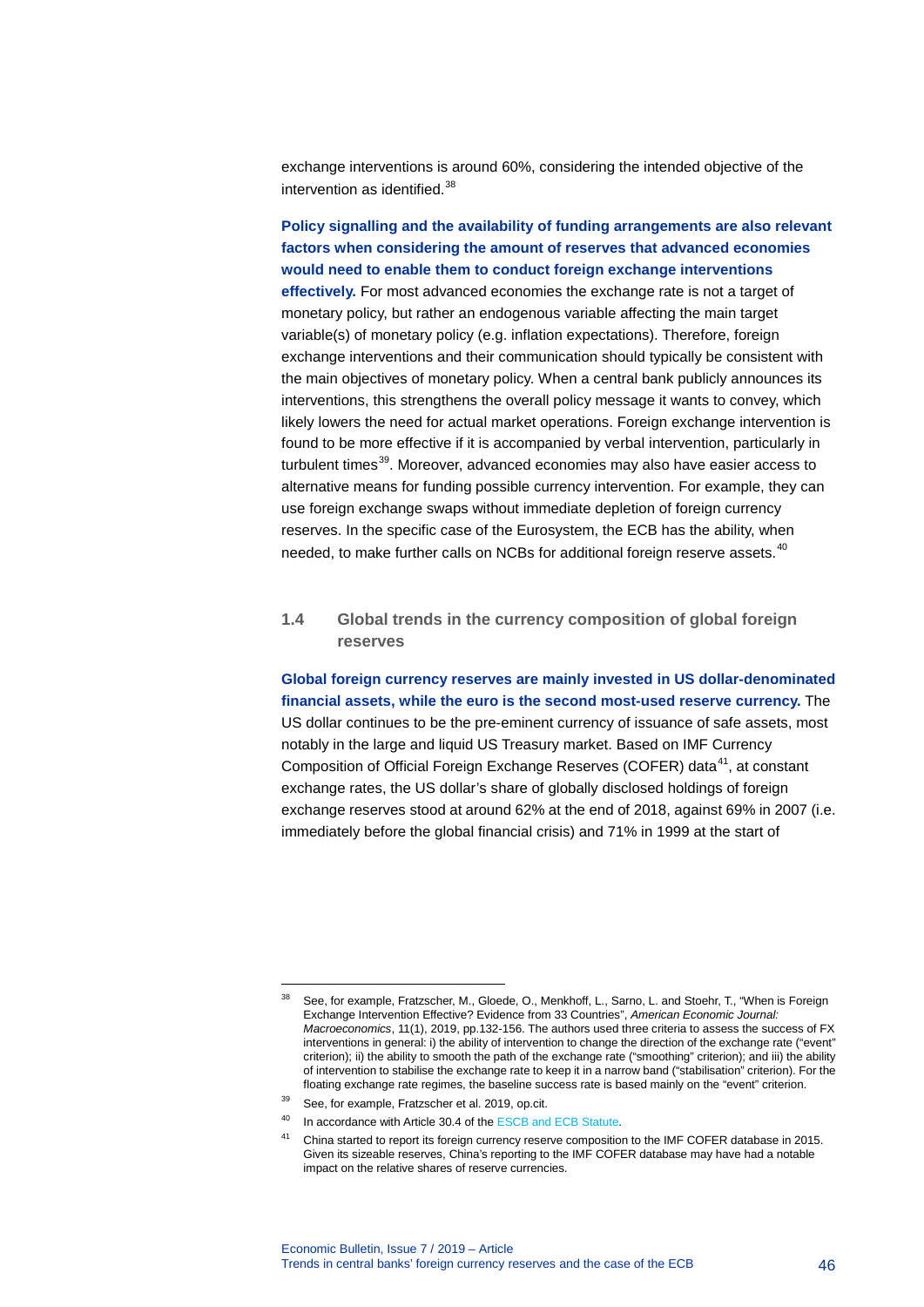exchange interventions is around 60%, considering the intended objective of the intervention as identified.[38]

**Policy signalling and the availability of funding arrangements are also relevant factors when considering the amount of reserves that advanced economies would need to enable them to conduct foreign exchange interventions effectively.** For most advanced economies the exchange rate is not a target of monetary policy, but rather an endogenous variable affecting the main target variable(s) of monetary policy (e.g. inflation expectations). Therefore, foreign exchange interventions and their communication should typically be consistent with the main objectives of monetary policy. When a central bank publicly announces its interventions, this strengthens the overall policy message it wants to convey, which likely lowers the need for actual market operations. Foreign exchange intervention is found to be more effective if it is accompanied by verbal intervention, particularly in turbulent times[39]. Moreover, advanced economies may also have easier access to alternative means for funding possible currency intervention. For example, they can use foreign exchange swaps without immediate depletion of foreign currency reserves. In the specific case of the Eurosystem, the ECB has the ability, when needed, to make further calls on NCBs for additional foreign reserve assets.[40]

### 1.4 Global trends in the currency composition of global foreign reserves

**Global foreign currency reserves are mainly invested in US dollar-denominated financial assets, while the euro is the second most-used reserve currency.** The US dollar continues to be the pre-eminent currency of issuance of safe assets, most notably in the large and liquid US Treasury market. Based on IMF Currency Composition of Official Foreign Exchange Reserves (COFER) data[41], at constant exchange rates, the US dollar's share of globally disclosed holdings of foreign exchange reserves stood at around 62% at the end of 2018, against 69% in 2007 (i.e. immediately before the global financial crisis) and 71% in 1999 at the start of

---

[38] See, for example, Fratzscher, M., Gloede, O., Menkhoff, L., Sarno, L. and Stoehr, T., "When is Foreign Exchange Intervention Effective? Evidence from 33 Countries", *American Economic Journal: Macroeconomics*, 11(1), 2019, pp.132-156. The authors used three criteria to assess the success of FX interventions in general: i) the ability of intervention to change the direction of the exchange rate ("event" criterion); ii) the ability to smooth the path of the exchange rate ("smoothing" criterion); and iii) the ability of intervention to stabilise the exchange rate to keep it in a narrow band ("stabilisation" criterion). For the floating exchange rate regimes, the baseline success rate is based mainly on the "event" criterion.

[39] See, for example, Fratzscher et al. 2019, op.cit.

[40] In accordance with Article 30.4 of the ESCB and ECB Statute.

[41] China started to report its foreign currency reserve composition to the IMF COFER database in 2015. Given its sizeable reserves, China's reporting to the IMF COFER database may have had a notable impact on the relative shares of reserve currencies.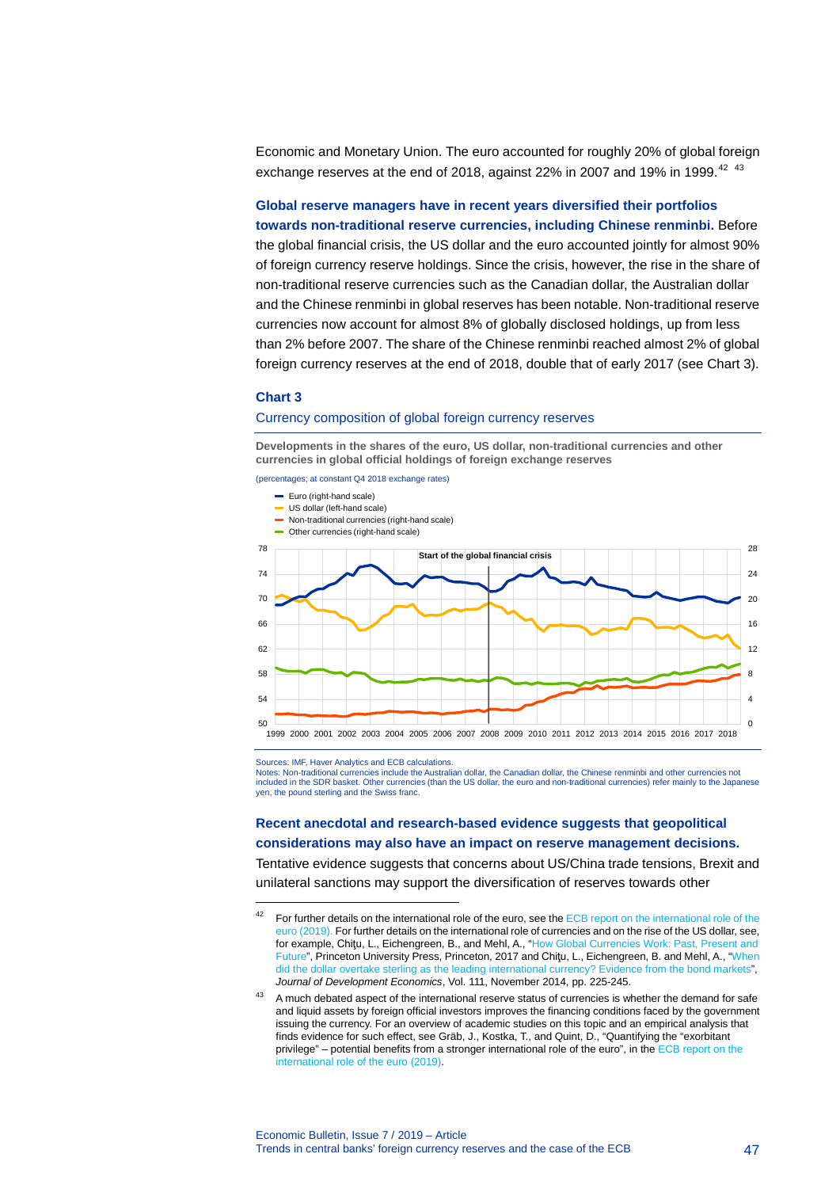Economic and Monetary Union. The euro accounted for roughly 20% of global foreign exchange reserves at the end of 2018, against 22% in 2007 and 19% in 1999.[42] [43]

**Global reserve managers have in recent years diversified their portfolios towards non-traditional reserve currencies, including Chinese renminbi.** Before the global financial crisis, the US dollar and the euro accounted jointly for almost 90% of foreign currency reserve holdings. Since the crisis, however, the rise in the share of non-traditional reserve currencies such as the Canadian dollar, the Australian dollar and the Chinese renminbi in global reserves has been notable. Non-traditional reserve currencies now account for almost 8% of globally disclosed holdings, up from less than 2% before 2007. The share of the Chinese renminbi reached almost 2% of global foreign currency reserves at the end of 2018, double that of early 2017 (see Chart 3).

**Chart 3**

Currency composition of global foreign currency reserves

**Developments in the shares of the euro, US dollar, non-traditional currencies and other currencies in global official holdings of foreign exchange reserves**

(percentages; at constant Q4 2018 exchange rates)

Sources: IMF, Haver Analytics and ECB calculations.
Notes: Non-traditional currencies include the Australian dollar, the Canadian dollar, the Chinese renminbi and other currencies not included in the SDR basket. Other currencies (than the US dollar, the euro and non-traditional currencies) refer mainly to the Japanese yen, the pound sterling and the Swiss franc.

**Recent anecdotal and research-based evidence suggests that geopolitical considerations may also have an impact on reserve management decisions.** Tentative evidence suggests that concerns about US/China trade tensions, Brexit and unilateral sanctions may support the diversification of reserves towards other

[42] For further details on the international role of the euro, see the ECB report on the international role of the euro (2019). For further details on the international role of currencies and on the rise of the US dollar, see, for example, Chiţu, L., Eichengreen, B., and Mehl, A., "How Global Currencies Work: Past, Present and Future", Princeton University Press, Princeton, 2017 and Chiţu, L., Eichengreen, B. and Mehl, A., "When did the dollar overtake sterling as the leading international currency? Evidence from the bond markets", *Journal of Development Economics*, Vol. 111, November 2014, pp. 225-245.

[43] A much debated aspect of the international reserve status of currencies is whether the demand for safe and liquid assets by foreign official investors improves the financing conditions faced by the government issuing the currency. For an overview of academic studies on this topic and an empirical analysis that finds evidence for such effect, see Gräb, J., Kostka, T., and Quint, D., "Quantifying the "exorbitant privilege" – potential benefits from a stronger international role of the euro", in the ECB report on the international role of the euro (2019).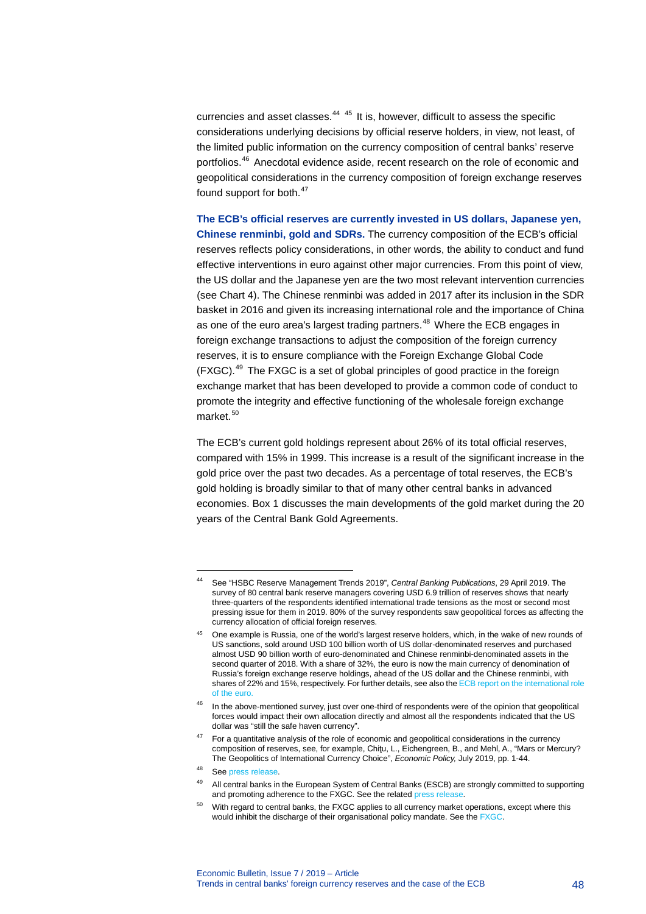currencies and asset classes.[44] [45] It is, however, difficult to assess the specific considerations underlying decisions by official reserve holders, in view, not least, of the limited public information on the currency composition of central banks' reserve portfolios.[46] Anecdotal evidence aside, recent research on the role of economic and geopolitical considerations in the currency composition of foreign exchange reserves found support for both.[47]

**The ECB's official reserves are currently invested in US dollars, Japanese yen, Chinese renminbi, gold and SDRs.** The currency composition of the ECB's official reserves reflects policy considerations, in other words, the ability to conduct and fund effective interventions in euro against other major currencies. From this point of view, the US dollar and the Japanese yen are the two most relevant intervention currencies (see Chart 4). The Chinese renminbi was added in 2017 after its inclusion in the SDR basket in 2016 and given its increasing international role and the importance of China as one of the euro area's largest trading partners.[48] Where the ECB engages in foreign exchange transactions to adjust the composition of the foreign currency reserves, it is to ensure compliance with the Foreign Exchange Global Code (FXGC).[49] The FXGC is a set of global principles of good practice in the foreign exchange market that has been developed to provide a common code of conduct to promote the integrity and effective functioning of the wholesale foreign exchange market.[50]

The ECB's current gold holdings represent about 26% of its total official reserves, compared with 15% in 1999. This increase is a result of the significant increase in the gold price over the past two decades. As a percentage of total reserves, the ECB's gold holding is broadly similar to that of many other central banks in advanced economies. Box 1 discusses the main developments of the gold market during the 20 years of the Central Bank Gold Agreements.

---

[44] See "HSBC Reserve Management Trends 2019", *Central Banking Publications*, 29 April 2019. The survey of 80 central bank reserve managers covering USD 6.9 trillion of reserves shows that nearly three-quarters of the respondents identified international trade tensions as the most or second most pressing issue for them in 2019. 80% of the survey respondents saw geopolitical forces as affecting the currency allocation of official foreign reserves.

[45] One example is Russia, one of the world's largest reserve holders, which, in the wake of new rounds of US sanctions, sold around USD 100 billion worth of US dollar-denominated reserves and purchased almost USD 90 billion worth of euro-denominated and Chinese renminbi-denominated assets in the second quarter of 2018. With a share of 32%, the euro is now the main currency of denomination of Russia's foreign exchange reserve holdings, ahead of the US dollar and the Chinese renminbi, with shares of 22% and 15%, respectively. For further details, see also the ECB report on the international role of the euro.

[46] In the above-mentioned survey, just over one-third of respondents were of the opinion that geopolitical forces would impact their own allocation directly and almost all the respondents indicated that the US dollar was "still the safe haven currency".

[47] For a quantitative analysis of the role of economic and geopolitical considerations in the currency composition of reserves, see, for example, Chițu, L., Eichengreen, B., and Mehl, A., "Mars or Mercury? The Geopolitics of International Currency Choice", *Economic Policy,* July 2019, pp. 1-44.

[48] See press release.

[49] All central banks in the European System of Central Banks (ESCB) are strongly committed to supporting and promoting adherence to the FXGC. See the related press release.

[50] With regard to central banks, the FXGC applies to all currency market operations, except where this would inhibit the discharge of their organisational policy mandate. See the FXGC.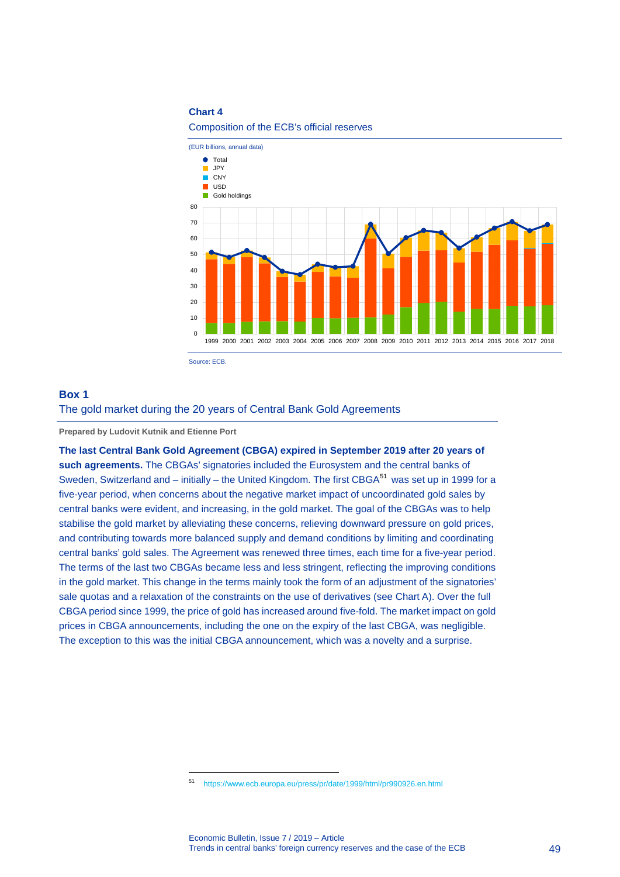**Chart 4**

Composition of the ECB's official reserves

(EUR billions, annual data)

Source: ECB.

## Box 1

### The gold market during the 20 years of Central Bank Gold Agreements

**Prepared by Ludovit Kutnik and Etienne Port**

**The last Central Bank Gold Agreement (CBGA) expired in September 2019 after 20 years of such agreements.** The CBGAs' signatories included the Eurosystem and the central banks of Sweden, Switzerland and – initially – the United Kingdom. The first CBGA[51] was set up in 1999 for a five-year period, when concerns about the negative market impact of uncoordinated gold sales by central banks were evident, and increasing, in the gold market. The goal of the CBGAs was to help stabilise the gold market by alleviating these concerns, relieving downward pressure on gold prices, and contributing towards more balanced supply and demand conditions by limiting and coordinating central banks' gold sales. The Agreement was renewed three times, each time for a five-year period. The terms of the last two CBGAs became less and less stringent, reflecting the improving conditions in the gold market. This change in the terms mainly took the form of an adjustment of the signatories' sale quotas and a relaxation of the constraints on the use of derivatives (see Chart A). Over the full CBGA period since 1999, the price of gold has increased around five-fold. The market impact on gold prices in CBGA announcements, including the one on the expiry of the last CBGA, was negligible. The exception to this was the initial CBGA announcement, which was a novelty and a surprise.

[51] https://www.ecb.europa.eu/press/pr/date/1999/html/pr990926.en.html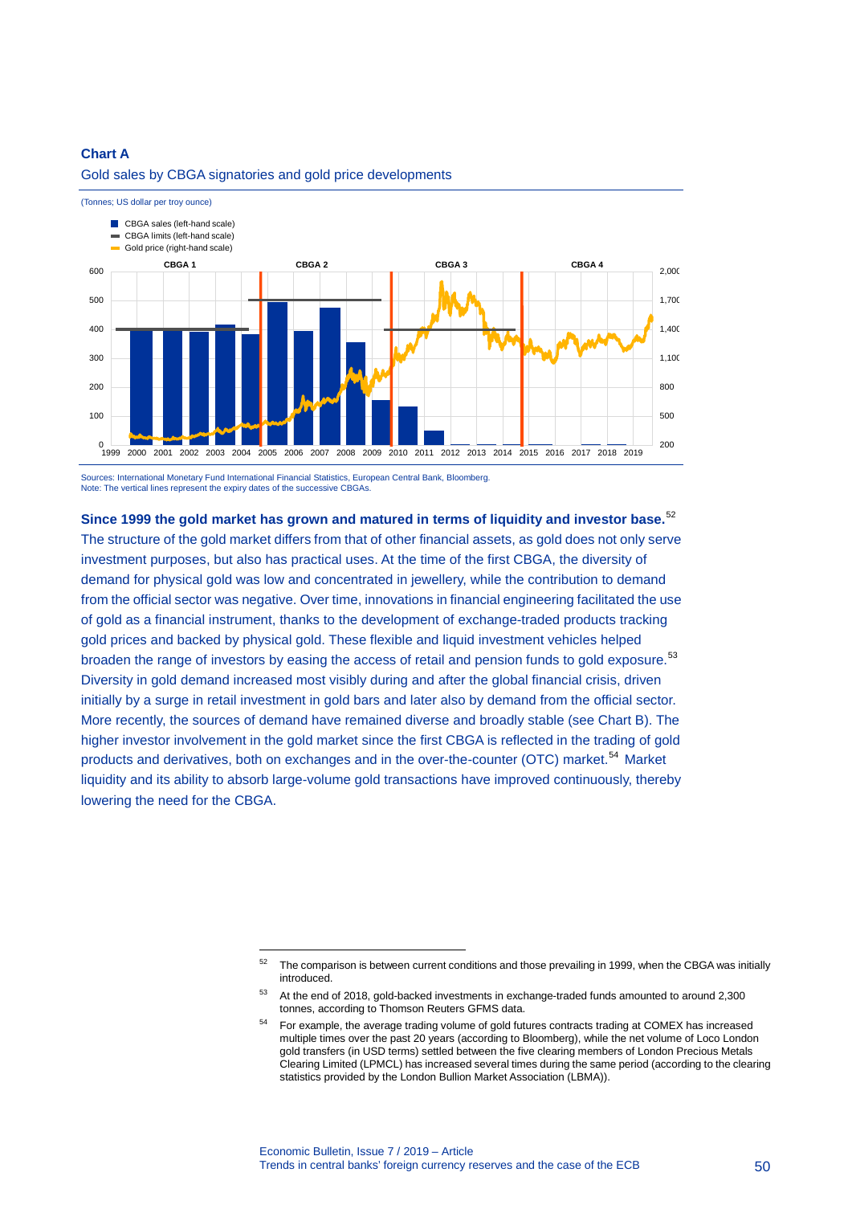**Chart A**

Gold sales by CBGA signatories and gold price developments

(Tonnes; US dollar per troy ounce)

Sources: International Monetary Fund International Financial Statistics, European Central Bank, Bloomberg.
Note: The vertical lines represent the expiry dates of the successive CBGAs.

**Since 1999 the gold market has grown and matured in terms of liquidity and investor base.**[52] The structure of the gold market differs from that of other financial assets, as gold does not only serve investment purposes, but also has practical uses. At the time of the first CBGA, the diversity of demand for physical gold was low and concentrated in jewellery, while the contribution to demand from the official sector was negative. Over time, innovations in financial engineering facilitated the use of gold as a financial instrument, thanks to the development of exchange-traded products tracking gold prices and backed by physical gold. These flexible and liquid investment vehicles helped broaden the range of investors by easing the access of retail and pension funds to gold exposure.[53] Diversity in gold demand increased most visibly during and after the global financial crisis, driven initially by a surge in retail investment in gold bars and later also by demand from the official sector. More recently, the sources of demand have remained diverse and broadly stable (see Chart B). The higher investor involvement in the gold market since the first CBGA is reflected in the trading of gold products and derivatives, both on exchanges and in the over-the-counter (OTC) market.[54] Market liquidity and its ability to absorb large-volume gold transactions have improved continuously, thereby lowering the need for the CBGA.

---

[52] The comparison is between current conditions and those prevailing in 1999, when the CBGA was initially introduced.

[53] At the end of 2018, gold-backed investments in exchange-traded funds amounted to around 2,300 tonnes, according to Thomson Reuters GFMS data.

[54] For example, the average trading volume of gold futures contracts trading at COMEX has increased multiple times over the past 20 years (according to Bloomberg), while the net volume of Loco London gold transfers (in USD terms) settled between the five clearing members of London Precious Metals Clearing Limited (LPMCL) has increased several times during the same period (according to the clearing statistics provided by the London Bullion Market Association (LBMA)).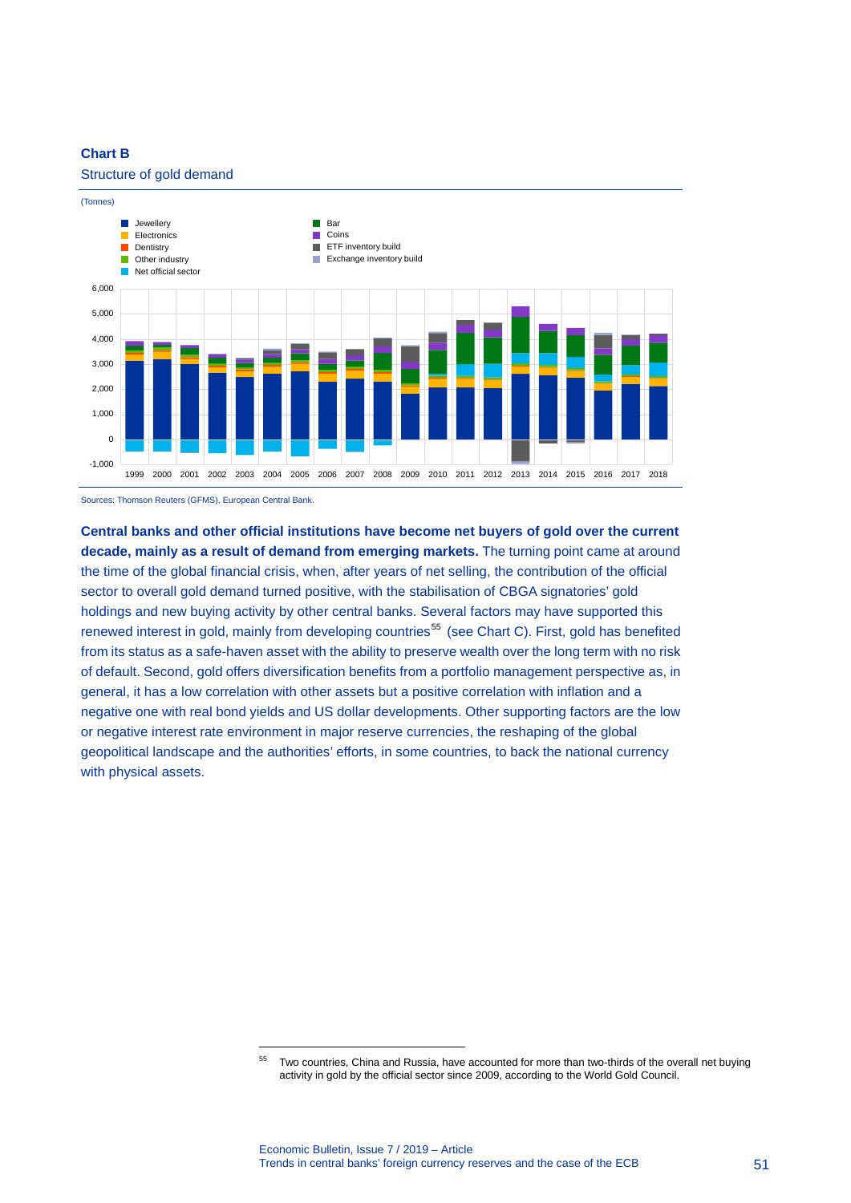**Chart B**

Structure of gold demand

(Tonnes)

Sources: Thomson Reuters (GFMS), European Central Bank.

**Central banks and other official institutions have become net buyers of gold over the current decade, mainly as a result of demand from emerging markets.** The turning point came at around the time of the global financial crisis, when, after years of net selling, the contribution of the official sector to overall gold demand turned positive, with the stabilisation of CBGA signatories' gold holdings and new buying activity by other central banks. Several factors may have supported this renewed interest in gold, mainly from developing countries[55] (see Chart C). First, gold has benefited from its status as a safe-haven asset with the ability to preserve wealth over the long term with no risk of default. Second, gold offers diversification benefits from a portfolio management perspective as, in general, it has a low correlation with other assets but a positive correlation with inflation and a negative one with real bond yields and US dollar developments. Other supporting factors are the low or negative interest rate environment in major reserve currencies, the reshaping of the global geopolitical landscape and the authorities' efforts, in some countries, to back the national currency with physical assets.

[55] Two countries, China and Russia, have accounted for more than two-thirds of the overall net buying activity in gold by the official sector since 2009, according to the World Gold Council.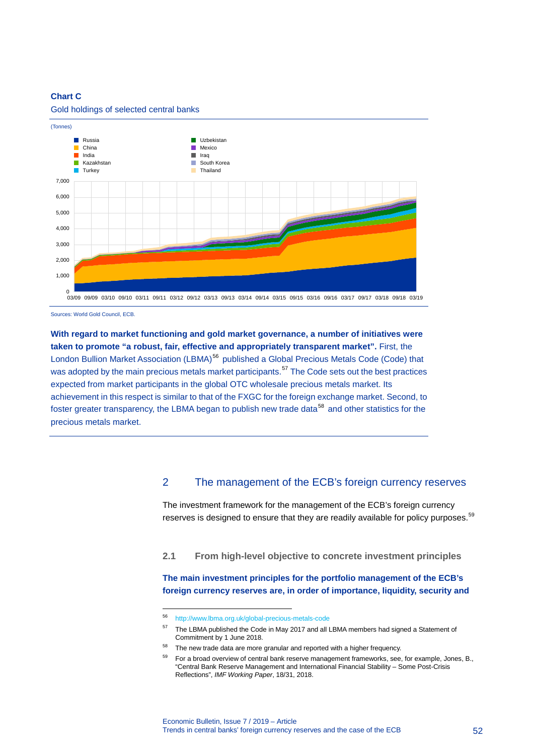**Chart C**

Gold holdings of selected central banks

(Tonnes)

Sources: World Gold Council, ECB.

**With regard to market functioning and gold market governance, a number of initiatives were taken to promote “a robust, fair, effective and appropriately transparent market”.** First, the London Bullion Market Association (LBMA)[56] published a Global Precious Metals Code (Code) that was adopted by the main precious metals market participants.[57] The Code sets out the best practices expected from market participants in the global OTC wholesale precious metals market. Its achievement in this respect is similar to that of the FXGC for the foreign exchange market. Second, to foster greater transparency, the LBMA began to publish new trade data[58] and other statistics for the precious metals market.

## 2 The management of the ECB’s foreign currency reserves

The investment framework for the management of the ECB’s foreign currency reserves is designed to ensure that they are readily available for policy purposes.[59]

### 2.1 From high-level objective to concrete investment principles

**The main investment principles for the portfolio management of the ECB’s foreign currency reserves are, in order of importance, liquidity, security and**

---

56 http://www.lbma.org.uk/global-precious-metals-code

57 The LBMA published the Code in May 2017 and all LBMA members had signed a Statement of Commitment by 1 June 2018.

58 The new trade data are more granular and reported with a higher frequency.

59 For a broad overview of central bank reserve management frameworks, see, for example, Jones, B., “Central Bank Reserve Management and International Financial Stability – Some Post-Crisis Reflections”, *IMF Working Paper*, 18/31, 2018.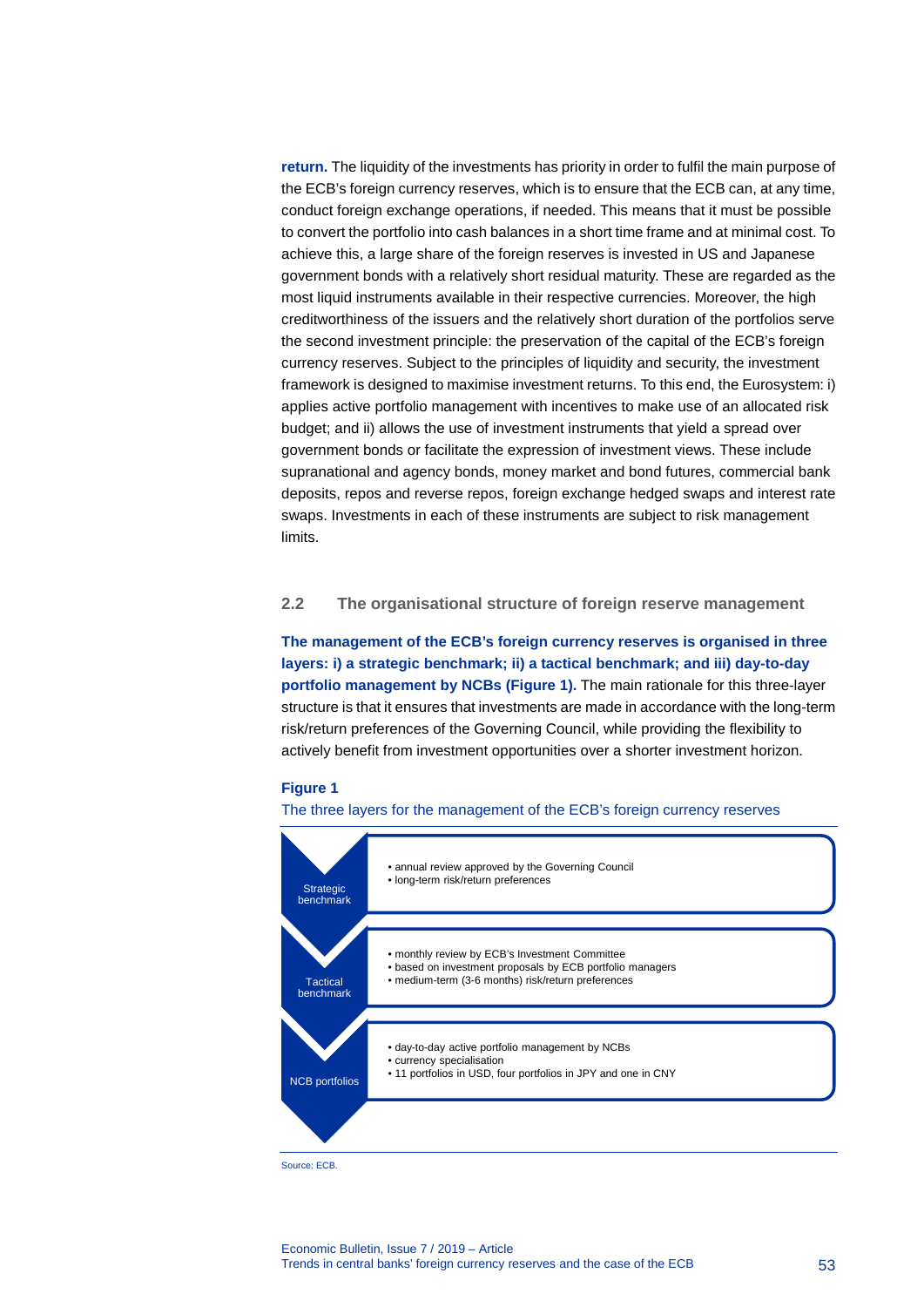**return.** The liquidity of the investments has priority in order to fulfil the main purpose of the ECB's foreign currency reserves, which is to ensure that the ECB can, at any time, conduct foreign exchange operations, if needed. This means that it must be possible to convert the portfolio into cash balances in a short time frame and at minimal cost. To achieve this, a large share of the foreign reserves is invested in US and Japanese government bonds with a relatively short residual maturity. These are regarded as the most liquid instruments available in their respective currencies. Moreover, the high creditworthiness of the issuers and the relatively short duration of the portfolios serve the second investment principle: the preservation of the capital of the ECB's foreign currency reserves. Subject to the principles of liquidity and security, the investment framework is designed to maximise investment returns. To this end, the Eurosystem: i) applies active portfolio management with incentives to make use of an allocated risk budget; and ii) allows the use of investment instruments that yield a spread over government bonds or facilitate the expression of investment views. These include supranational and agency bonds, money market and bond futures, commercial bank deposits, repos and reverse repos, foreign exchange hedged swaps and interest rate swaps. Investments in each of these instruments are subject to risk management limits.

## 2.2 The organisational structure of foreign reserve management

**The management of the ECB's foreign currency reserves is organised in three layers: i) a strategic benchmark; ii) a tactical benchmark; and iii) day-to-day portfolio management by NCBs (Figure 1).** The main rationale for this three-layer structure is that it ensures that investments are made in accordance with the long-term risk/return preferences of the Governing Council, while providing the flexibility to actively benefit from investment opportunities over a shorter investment horizon.

**Figure 1**

The three layers for the management of the ECB's foreign currency reserves

| Layer | Description |
| --- | --- |
| Strategic benchmark | • annual review approved by the Governing Council<br>• long-term risk/return preferences |
| Tactical benchmark | • monthly review by ECB's Investment Committee<br>• based on investment proposals by ECB portfolio managers<br>• medium-term (3-6 months) risk/return preferences |
| NCB portfolios | • day-to-day active portfolio management by NCBs<br>• currency specialisation<br>• 11 portfolios in USD, four portfolios in JPY and one in CNY |

Source: ECB.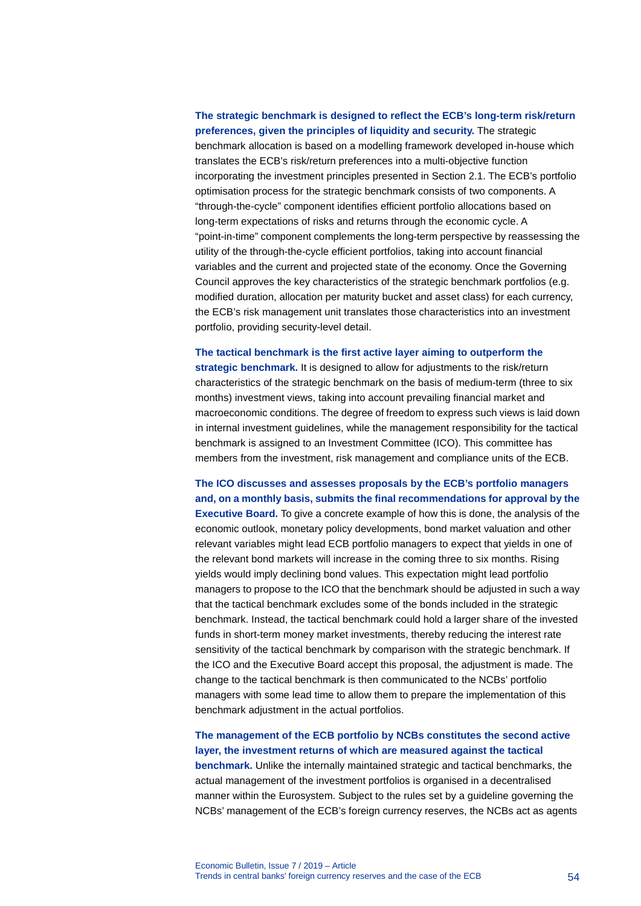**The strategic benchmark is designed to reflect the ECB's long-term risk/return preferences, given the principles of liquidity and security.** The strategic benchmark allocation is based on a modelling framework developed in-house which translates the ECB's risk/return preferences into a multi-objective function incorporating the investment principles presented in Section 2.1. The ECB's portfolio optimisation process for the strategic benchmark consists of two components. A "through-the-cycle" component identifies efficient portfolio allocations based on long-term expectations of risks and returns through the economic cycle. A "point-in-time" component complements the long-term perspective by reassessing the utility of the through-the-cycle efficient portfolios, taking into account financial variables and the current and projected state of the economy. Once the Governing Council approves the key characteristics of the strategic benchmark portfolios (e.g. modified duration, allocation per maturity bucket and asset class) for each currency, the ECB's risk management unit translates those characteristics into an investment portfolio, providing security-level detail.

**The tactical benchmark is the first active layer aiming to outperform the strategic benchmark.** It is designed to allow for adjustments to the risk/return characteristics of the strategic benchmark on the basis of medium-term (three to six months) investment views, taking into account prevailing financial market and macroeconomic conditions. The degree of freedom to express such views is laid down in internal investment guidelines, while the management responsibility for the tactical benchmark is assigned to an Investment Committee (ICO). This committee has members from the investment, risk management and compliance units of the ECB.

**The ICO discusses and assesses proposals by the ECB's portfolio managers and, on a monthly basis, submits the final recommendations for approval by the Executive Board.** To give a concrete example of how this is done, the analysis of the economic outlook, monetary policy developments, bond market valuation and other relevant variables might lead ECB portfolio managers to expect that yields in one of the relevant bond markets will increase in the coming three to six months. Rising yields would imply declining bond values. This expectation might lead portfolio managers to propose to the ICO that the benchmark should be adjusted in such a way that the tactical benchmark excludes some of the bonds included in the strategic benchmark. Instead, the tactical benchmark could hold a larger share of the invested funds in short-term money market investments, thereby reducing the interest rate sensitivity of the tactical benchmark by comparison with the strategic benchmark. If the ICO and the Executive Board accept this proposal, the adjustment is made. The change to the tactical benchmark is then communicated to the NCBs' portfolio managers with some lead time to allow them to prepare the implementation of this benchmark adjustment in the actual portfolios.

**The management of the ECB portfolio by NCBs constitutes the second active layer, the investment returns of which are measured against the tactical benchmark.** Unlike the internally maintained strategic and tactical benchmarks, the actual management of the investment portfolios is organised in a decentralised manner within the Eurosystem. Subject to the rules set by a guideline governing the NCBs' management of the ECB's foreign currency reserves, the NCBs act as agents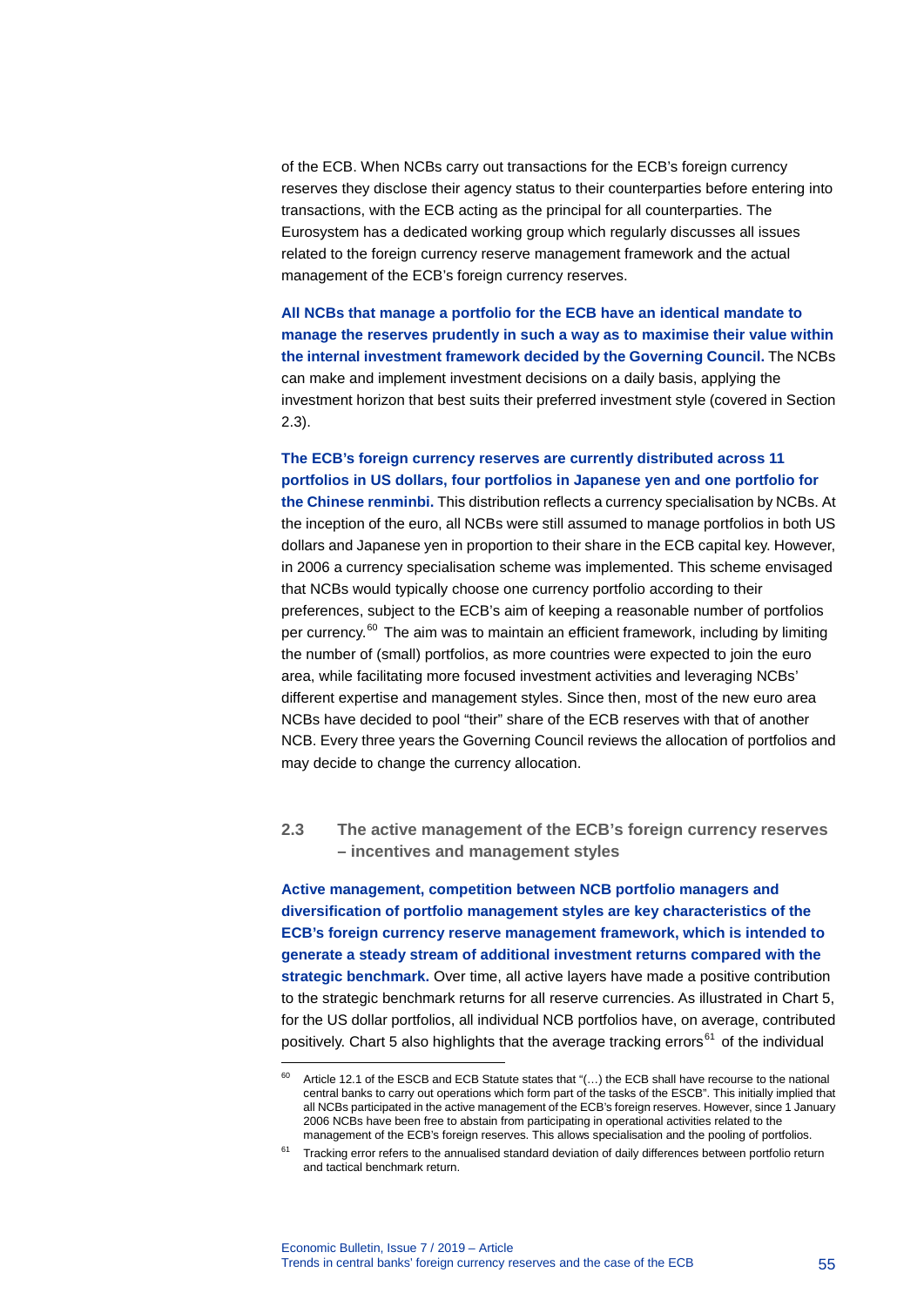of the ECB. When NCBs carry out transactions for the ECB's foreign currency reserves they disclose their agency status to their counterparties before entering into transactions, with the ECB acting as the principal for all counterparties. The Eurosystem has a dedicated working group which regularly discusses all issues related to the foreign currency reserve management framework and the actual management of the ECB's foreign currency reserves.

**All NCBs that manage a portfolio for the ECB have an identical mandate to manage the reserves prudently in such a way as to maximise their value within the internal investment framework decided by the Governing Council.** The NCBs can make and implement investment decisions on a daily basis, applying the investment horizon that best suits their preferred investment style (covered in Section 2.3).

**The ECB's foreign currency reserves are currently distributed across 11 portfolios in US dollars, four portfolios in Japanese yen and one portfolio for the Chinese renminbi.** This distribution reflects a currency specialisation by NCBs. At the inception of the euro, all NCBs were still assumed to manage portfolios in both US dollars and Japanese yen in proportion to their share in the ECB capital key. However, in 2006 a currency specialisation scheme was implemented. This scheme envisaged that NCBs would typically choose one currency portfolio according to their preferences, subject to the ECB's aim of keeping a reasonable number of portfolios per currency.[60] The aim was to maintain an efficient framework, including by limiting the number of (small) portfolios, as more countries were expected to join the euro area, while facilitating more focused investment activities and leveraging NCBs' different expertise and management styles. Since then, most of the new euro area NCBs have decided to pool "their" share of the ECB reserves with that of another NCB. Every three years the Governing Council reviews the allocation of portfolios and may decide to change the currency allocation.

## 2.3 The active management of the ECB's foreign currency reserves – incentives and management styles

**Active management, competition between NCB portfolio managers and diversification of portfolio management styles are key characteristics of the ECB's foreign currency reserve management framework, which is intended to generate a steady stream of additional investment returns compared with the strategic benchmark.** Over time, all active layers have made a positive contribution to the strategic benchmark returns for all reserve currencies. As illustrated in Chart 5, for the US dollar portfolios, all individual NCB portfolios have, on average, contributed positively. Chart 5 also highlights that the average tracking errors[61] of the individual

---

[60] Article 12.1 of the ESCB and ECB Statute states that "(…) the ECB shall have recourse to the national central banks to carry out operations which form part of the tasks of the ESCB". This initially implied that all NCBs participated in the active management of the ECB's foreign reserves. However, since 1 January 2006 NCBs have been free to abstain from participating in operational activities related to the management of the ECB's foreign reserves. This allows specialisation and the pooling of portfolios.

[61] Tracking error refers to the annualised standard deviation of daily differences between portfolio return and tactical benchmark return.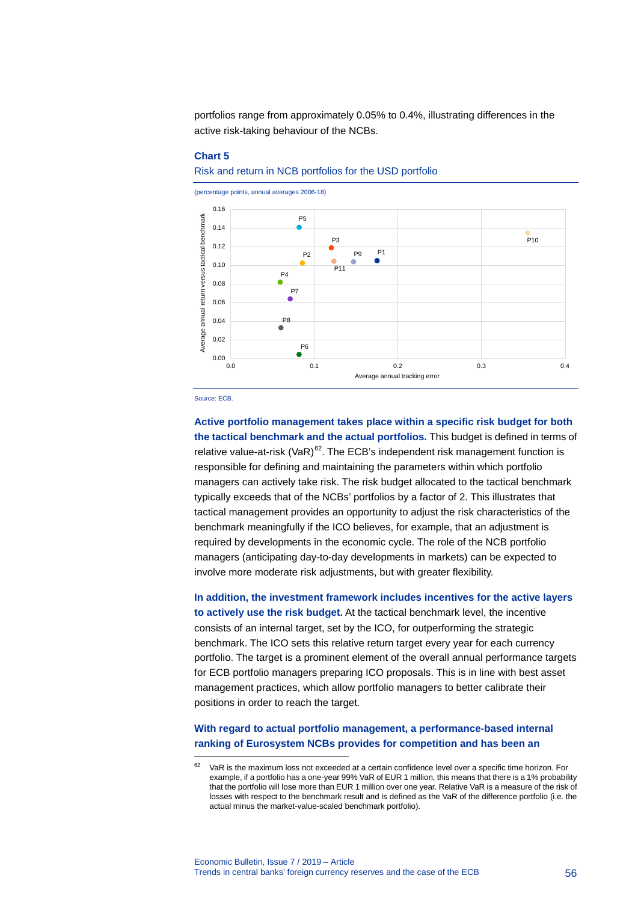portfolios range from approximately 0.05% to 0.4%, illustrating differences in the active risk-taking behaviour of the NCBs.

**Chart 5**

Risk and return in NCB portfolios for the USD portfolio

(percentage points, annual averages 2006-18)

Source: ECB.

**Active portfolio management takes place within a specific risk budget for both the tactical benchmark and the actual portfolios.** This budget is defined in terms of relative value-at-risk (VaR)[62]. The ECB's independent risk management function is responsible for defining and maintaining the parameters within which portfolio managers can actively take risk. The risk budget allocated to the tactical benchmark typically exceeds that of the NCBs' portfolios by a factor of 2. This illustrates that tactical management provides an opportunity to adjust the risk characteristics of the benchmark meaningfully if the ICO believes, for example, that an adjustment is required by developments in the economic cycle. The role of the NCB portfolio managers (anticipating day-to-day developments in markets) can be expected to involve more moderate risk adjustments, but with greater flexibility.

**In addition, the investment framework includes incentives for the active layers to actively use the risk budget.** At the tactical benchmark level, the incentive consists of an internal target, set by the ICO, for outperforming the strategic benchmark. The ICO sets this relative return target every year for each currency portfolio. The target is a prominent element of the overall annual performance targets for ECB portfolio managers preparing ICO proposals. This is in line with best asset management practices, which allow portfolio managers to better calibrate their positions in order to reach the target.

**With regard to actual portfolio management, a performance-based internal ranking of Eurosystem NCBs provides for competition and has been an**

[62] VaR is the maximum loss not exceeded at a certain confidence level over a specific time horizon. For example, if a portfolio has a one-year 99% VaR of EUR 1 million, this means that there is a 1% probability that the portfolio will lose more than EUR 1 million over one year. Relative VaR is a measure of the risk of losses with respect to the benchmark result and is defined as the VaR of the difference portfolio (i.e. the actual minus the market-value-scaled benchmark portfolio).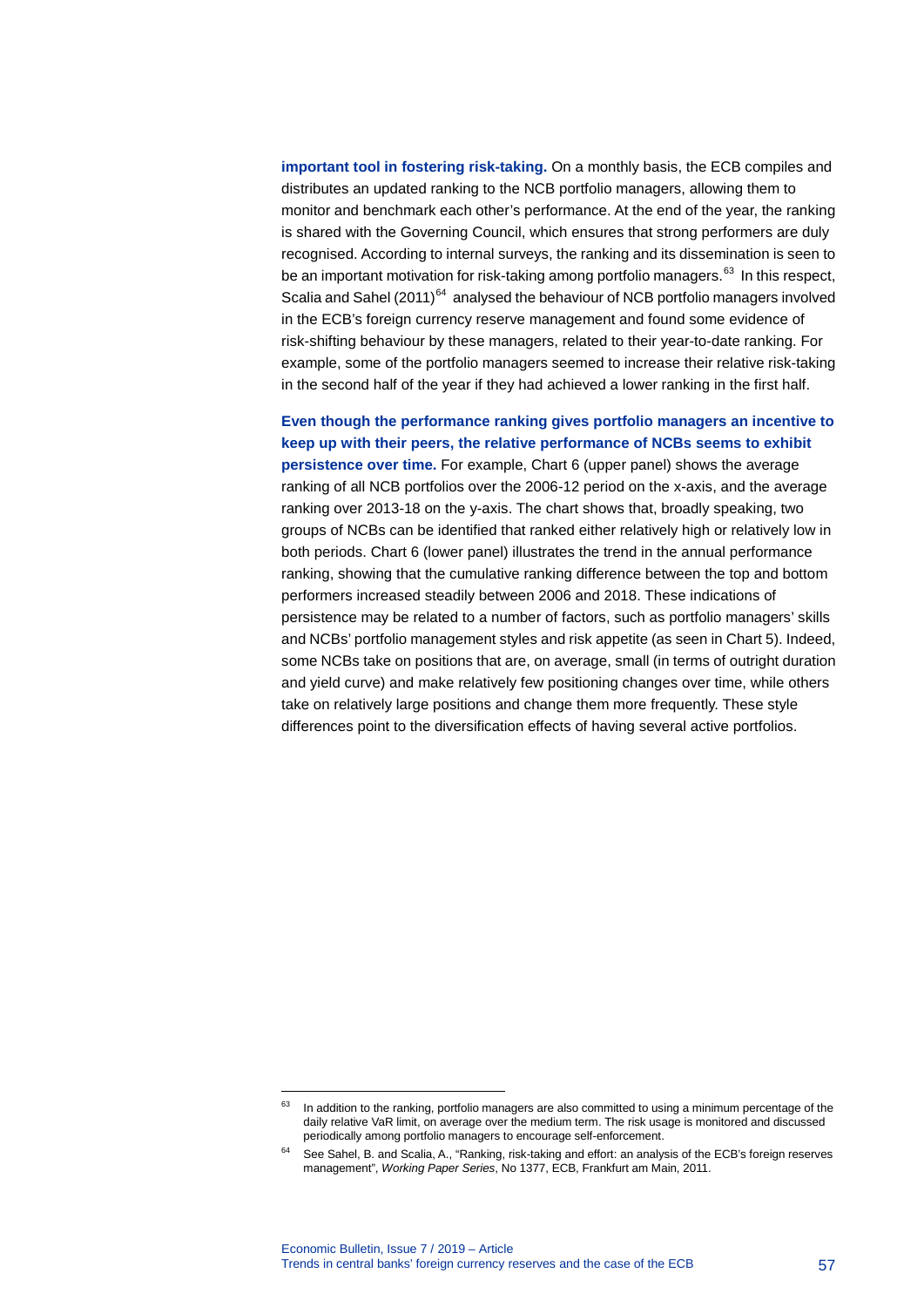**important tool in fostering risk-taking.** On a monthly basis, the ECB compiles and distributes an updated ranking to the NCB portfolio managers, allowing them to monitor and benchmark each other's performance. At the end of the year, the ranking is shared with the Governing Council, which ensures that strong performers are duly recognised. According to internal surveys, the ranking and its dissemination is seen to be an important motivation for risk-taking among portfolio managers.[63] In this respect, Scalia and Sahel (2011)[64] analysed the behaviour of NCB portfolio managers involved in the ECB's foreign currency reserve management and found some evidence of risk-shifting behaviour by these managers, related to their year-to-date ranking. For example, some of the portfolio managers seemed to increase their relative risk-taking in the second half of the year if they had achieved a lower ranking in the first half.

**Even though the performance ranking gives portfolio managers an incentive to keep up with their peers, the relative performance of NCBs seems to exhibit persistence over time.** For example, Chart 6 (upper panel) shows the average ranking of all NCB portfolios over the 2006-12 period on the x-axis, and the average ranking over 2013-18 on the y-axis. The chart shows that, broadly speaking, two groups of NCBs can be identified that ranked either relatively high or relatively low in both periods. Chart 6 (lower panel) illustrates the trend in the annual performance ranking, showing that the cumulative ranking difference between the top and bottom performers increased steadily between 2006 and 2018. These indications of persistence may be related to a number of factors, such as portfolio managers' skills and NCBs' portfolio management styles and risk appetite (as seen in Chart 5). Indeed, some NCBs take on positions that are, on average, small (in terms of outright duration and yield curve) and make relatively few positioning changes over time, while others take on relatively large positions and change them more frequently. These style differences point to the diversification effects of having several active portfolios.

---

[63] In addition to the ranking, portfolio managers are also committed to using a minimum percentage of the daily relative VaR limit, on average over the medium term. The risk usage is monitored and discussed periodically among portfolio managers to encourage self-enforcement.

[64] See Sahel, B. and Scalia, A., "Ranking, risk-taking and effort: an analysis of the ECB's foreign reserves management", *Working Paper Series*, No 1377, ECB, Frankfurt am Main, 2011.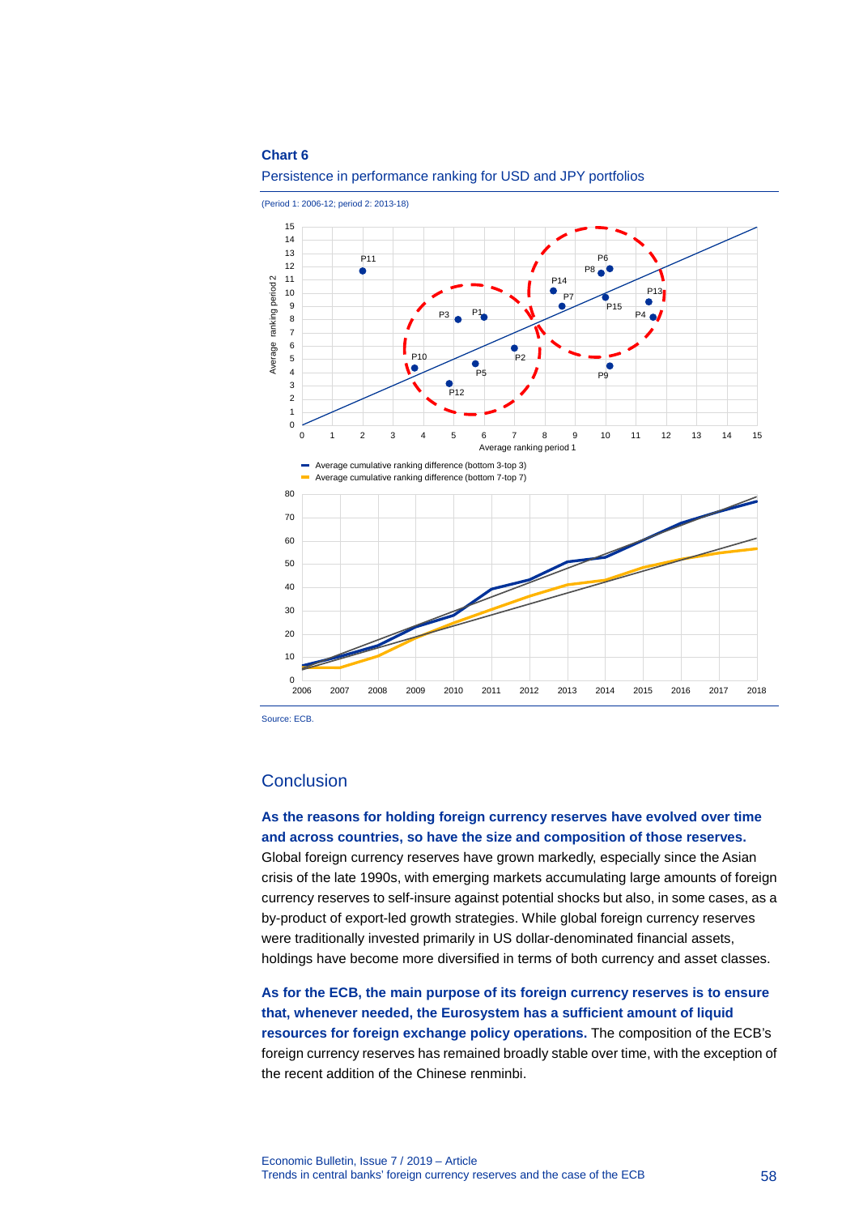**Chart 6**

Persistence in performance ranking for USD and JPY portfolios

(Period 1: 2006-12; period 2: 2013-18)

Source: ECB.

## Conclusion

**As the reasons for holding foreign currency reserves have evolved over time and across countries, so have the size and composition of those reserves.** Global foreign currency reserves have grown markedly, especially since the Asian crisis of the late 1990s, with emerging markets accumulating large amounts of foreign currency reserves to self-insure against potential shocks but also, in some cases, as a by-product of export-led growth strategies. While global foreign currency reserves were traditionally invested primarily in US dollar-denominated financial assets, holdings have become more diversified in terms of both currency and asset classes.

**As for the ECB, the main purpose of its foreign currency reserves is to ensure that, whenever needed, the Eurosystem has a sufficient amount of liquid resources for foreign exchange policy operations.** The composition of the ECB's foreign currency reserves has remained broadly stable over time, with the exception of the recent addition of the Chinese renminbi.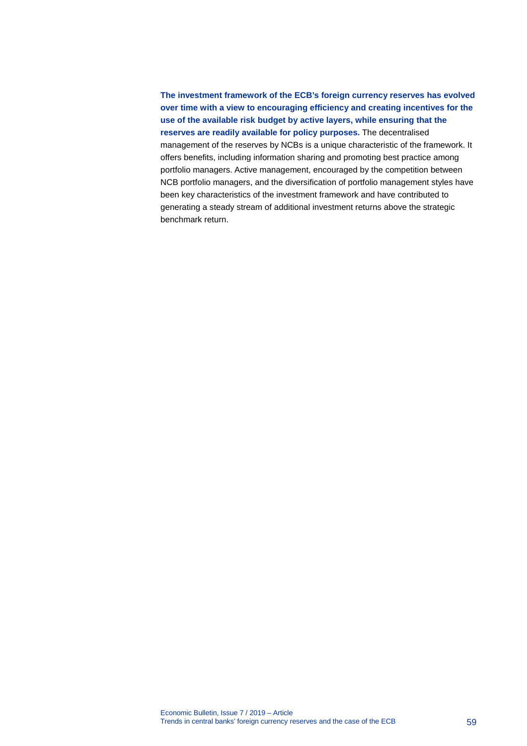**The investment framework of the ECB's foreign currency reserves has evolved over time with a view to encouraging efficiency and creating incentives for the use of the available risk budget by active layers, while ensuring that the reserves are readily available for policy purposes.** The decentralised management of the reserves by NCBs is a unique characteristic of the framework. It offers benefits, including information sharing and promoting best practice among portfolio managers. Active management, encouraged by the competition between NCB portfolio managers, and the diversification of portfolio management styles have been key characteristics of the investment framework and have contributed to generating a steady stream of additional investment returns above the strategic benchmark return.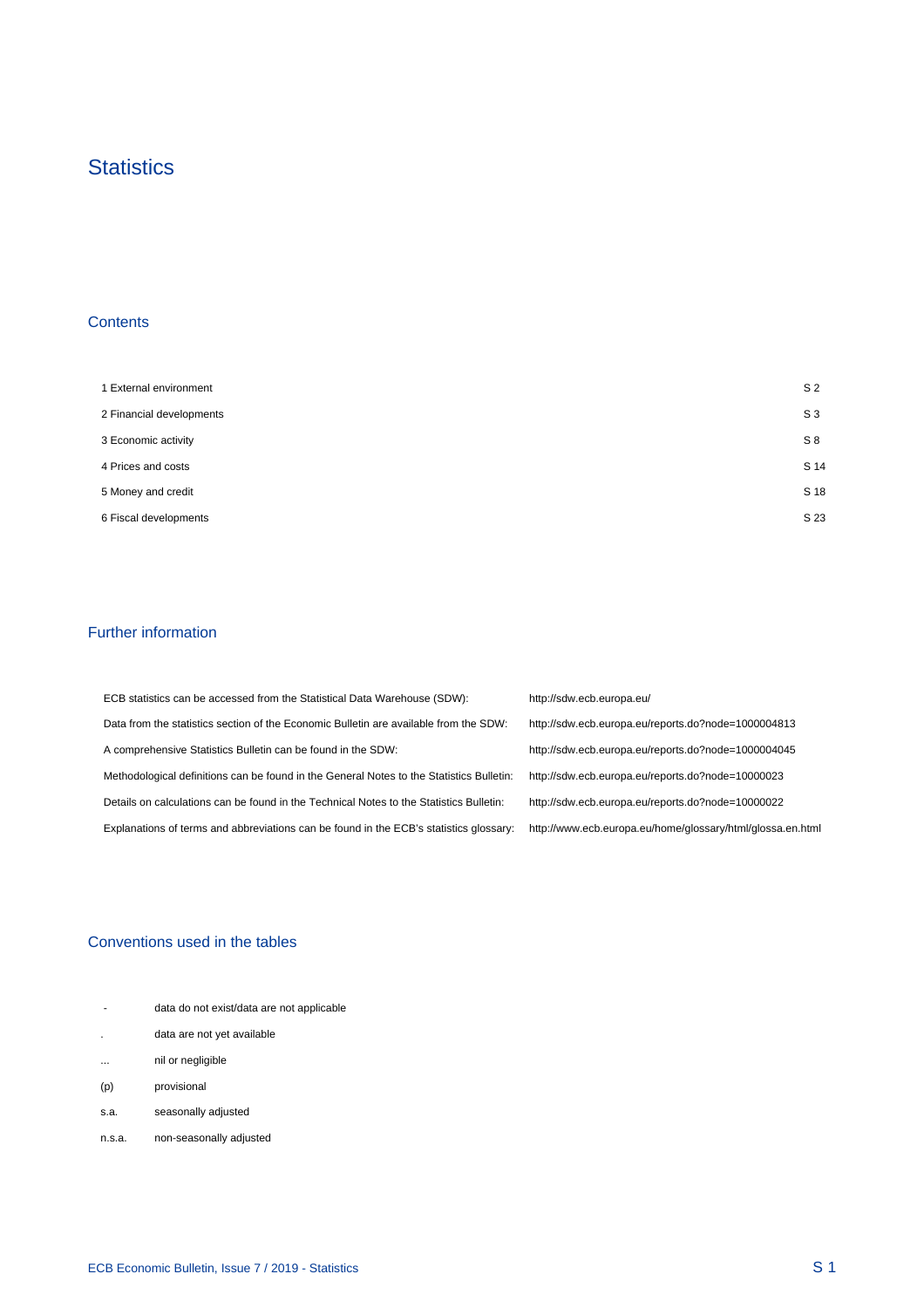# Statistics

## Contents

| | |
|---|---|
| 1 External environment | S 2 |
| 2 Financial developments | S 3 |
| 3 Economic activity | S 8 |
| 4 Prices and costs | S 14 |
| 5 Money and credit | S 18 |
| 6 Fiscal developments | S 23 |

## Further information

| | |
|---|---|
| ECB statistics can be accessed from the Statistical Data Warehouse (SDW): | http://sdw.ecb.europa.eu/ |
| Data from the statistics section of the Economic Bulletin are available from the SDW: | http://sdw.ecb.europa.eu/reports.do?node=1000004813 |
| A comprehensive Statistics Bulletin can be found in the SDW: | http://sdw.ecb.europa.eu/reports.do?node=1000004045 |
| Methodological definitions can be found in the General Notes to the Statistics Bulletin: | http://sdw.ecb.europa.eu/reports.do?node=10000023 |
| Details on calculations can be found in the Technical Notes to the Statistics Bulletin: | http://sdw.ecb.europa.eu/reports.do?node=10000022 |
| Explanations of terms and abbreviations can be found in the ECB's statistics glossary: | http://www.ecb.europa.eu/home/glossary/html/glossa.en.html |

## Conventions used in the tables

| | |
|---|---|
| - | data do not exist/data are not applicable |
| . | data are not yet available |
| ... | nil or negligible |
| (p) | provisional |
| s.a. | seasonally adjusted |
| n.s.a. | non-seasonally adjusted |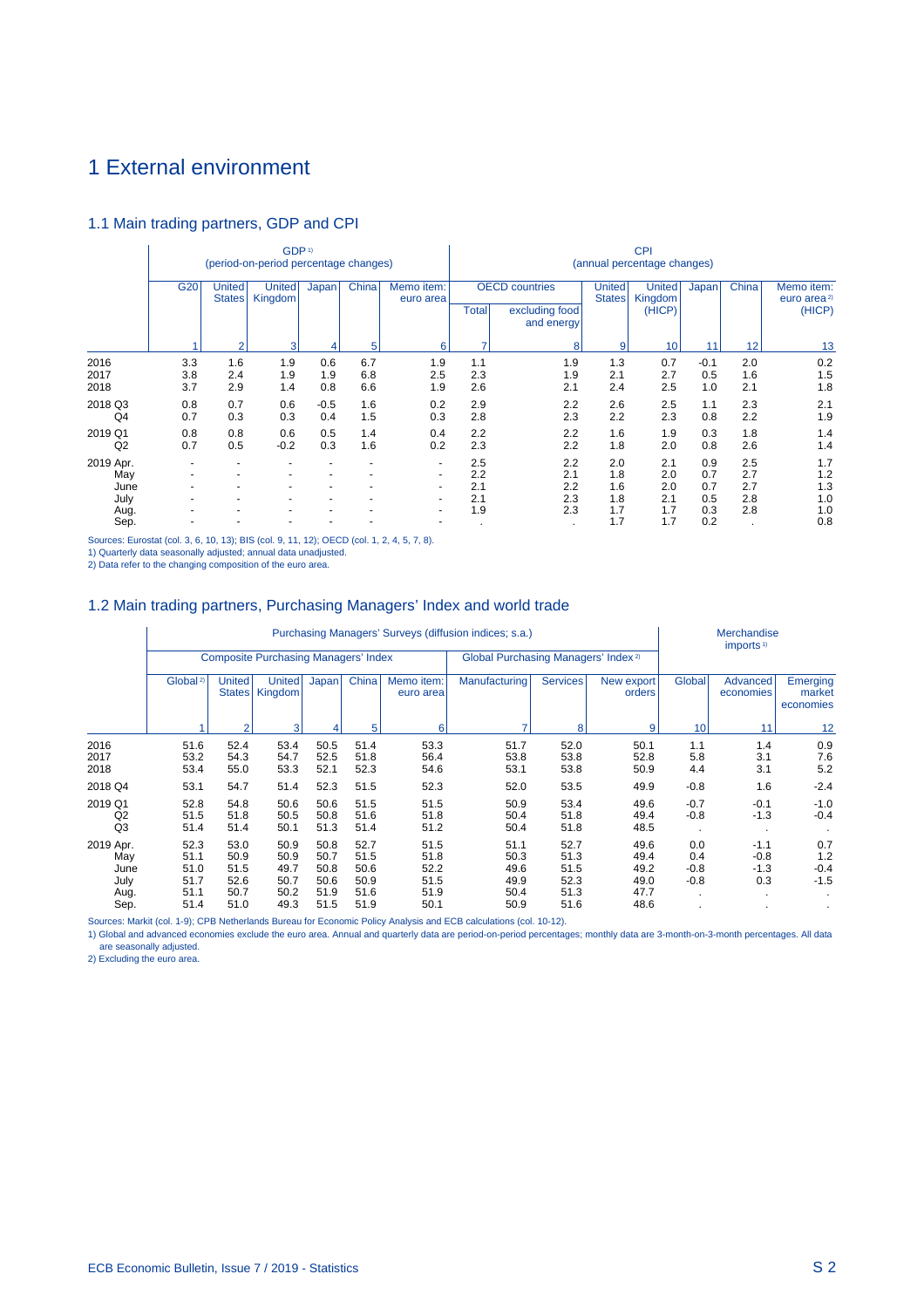# 1 External environment

## 1.1 Main trading partners, GDP and CPI

| | GDP [1] (period-on-period percentage changes) | | | | | | CPI (annual percentage changes) | | | | | | |
|---|---|---|---|---|---|---|---|---|---|---|---|---|---|
| | G20 | United States | United Kingdom | Japan | China | Memo item: euro area | OECD countries | | United States | United Kingdom (HICP) | Japan | China | Memo item: euro area [2] (HICP) |
| | | | | | | | Total | excluding food and energy | | | | | |
| | 1 | 2 | 3 | 4 | 5 | 6 | 7 | 8 | 9 | 10 | 11 | 12 | 13 |
| 2016 | 3.3 | 1.6 | 1.9 | 0.6 | 6.7 | 1.9 | 1.1 | 1.9 | 1.3 | 0.7 | -0.1 | 2.0 | 0.2 |
| 2017 | 3.8 | 2.4 | 1.9 | 1.9 | 6.8 | 2.5 | 2.3 | 1.9 | 2.1 | 2.7 | 0.5 | 1.6 | 1.5 |
| 2018 | 3.7 | 2.9 | 1.4 | 0.8 | 6.6 | 1.9 | 2.6 | 2.1 | 2.4 | 2.5 | 1.0 | 2.1 | 1.8 |
| 2018 Q3 | 0.8 | 0.7 | 0.6 | -0.5 | 1.6 | 0.2 | 2.9 | 2.2 | 2.6 | 2.5 | 1.1 | 2.3 | 2.1 |
| Q4 | 0.7 | 0.3 | 0.3 | 0.4 | 1.5 | 0.3 | 2.8 | 2.3 | 2.2 | 2.3 | 0.8 | 2.2 | 1.9 |
| 2019 Q1 | 0.8 | 0.8 | 0.6 | 0.5 | 1.4 | 0.4 | 2.2 | 2.2 | 1.6 | 1.9 | 0.3 | 1.8 | 1.4 |
| Q2 | 0.7 | 0.5 | -0.2 | 0.3 | 1.6 | 0.2 | 2.3 | 2.2 | 1.8 | 2.0 | 0.8 | 2.6 | 1.4 |
| 2019 Apr. | - | - | - | - | - | - | 2.5 | 2.2 | 2.0 | 2.1 | 0.9 | 2.5 | 1.7 |
| May | - | - | - | - | - | - | 2.2 | 2.1 | 1.8 | 2.0 | 0.7 | 2.7 | 1.2 |
| June | - | - | - | - | - | - | 2.1 | 2.2 | 1.6 | 2.0 | 0.7 | 2.7 | 1.3 |
| July | - | - | - | - | - | - | 2.1 | 2.3 | 1.8 | 2.1 | 0.5 | 2.8 | 1.0 |
| Aug. | - | - | - | - | - | - | 1.9 | 2.3 | 1.7 | 1.7 | 0.3 | 2.8 | 1.0 |
| Sep. | - | - | - | - | - | - | . | . | 1.7 | 1.7 | 0.2 | . | 0.8 |

Sources: Eurostat (col. 3, 6, 10, 13); BIS (col. 9, 11, 12); OECD (col. 1, 2, 4, 5, 7, 8).
1) Quarterly data seasonally adjusted; annual data unadjusted.
2) Data refer to the changing composition of the euro area.

## 1.2 Main trading partners, Purchasing Managers' Index and world trade

| | Purchasing Managers' Surveys (diffusion indices; s.a.) | | | | | | | | | Merchandise imports [1] | | |
|---|---|---|---|---|---|---|---|---|---|---|---|---|
| | Composite Purchasing Managers' Index | | | | | | Global Purchasing Managers' Index [2] | | | | | |
| | Global [2] | United States | United Kingdom | Japan | China | Memo item: euro area | Manufacturing | Services | New export orders | Global | Advanced economies | Emerging market economies |
| | 1 | 2 | 3 | 4 | 5 | 6 | 7 | 8 | 9 | 10 | 11 | 12 |
| 2016 | 51.6 | 52.4 | 53.4 | 50.5 | 51.4 | 53.3 | 51.7 | 52.0 | 50.1 | 1.1 | 1.4 | 0.9 |
| 2017 | 53.2 | 54.3 | 54.7 | 52.5 | 51.8 | 56.4 | 53.8 | 53.8 | 52.8 | 5.8 | 3.1 | 7.6 |
| 2018 | 53.4 | 55.0 | 53.3 | 52.1 | 52.3 | 54.6 | 53.1 | 53.8 | 50.9 | 4.4 | 3.1 | 5.2 |
| 2018 Q4 | 53.1 | 54.7 | 51.4 | 52.3 | 51.5 | 52.3 | 52.0 | 53.5 | 49.9 | -0.8 | 1.6 | -2.4 |
| 2019 Q1 | 52.8 | 54.8 | 50.6 | 50.6 | 51.5 | 51.5 | 50.9 | 53.4 | 49.6 | -0.7 | -0.1 | -1.0 |
| Q2 | 51.5 | 51.8 | 50.5 | 50.8 | 51.6 | 51.8 | 50.4 | 51.8 | 49.4 | -0.8 | -1.3 | -0.4 |
| Q3 | 51.4 | 51.4 | 50.1 | 51.3 | 51.4 | 51.2 | 50.4 | 51.8 | 48.5 | . | . | . |
| 2019 Apr. | 52.3 | 53.0 | 50.9 | 50.8 | 52.7 | 51.5 | 51.1 | 52.7 | 49.6 | 0.0 | -1.1 | 0.7 |
| May | 51.1 | 50.9 | 50.9 | 50.7 | 51.5 | 51.8 | 50.3 | 51.3 | 49.4 | 0.4 | -0.8 | 1.2 |
| June | 51.0 | 51.5 | 49.7 | 50.8 | 50.6 | 52.2 | 49.6 | 51.5 | 49.2 | -0.8 | -1.3 | -0.4 |
| July | 51.7 | 52.6 | 50.7 | 50.6 | 50.9 | 51.5 | 49.9 | 52.3 | 49.0 | -0.8 | 0.3 | -1.5 |
| Aug. | 51.1 | 50.7 | 50.2 | 51.9 | 51.6 | 51.9 | 50.4 | 51.3 | 47.7 | . | . | . |
| Sep. | 51.4 | 51.0 | 49.3 | 51.5 | 51.9 | 50.1 | 50.9 | 51.6 | 48.6 | . | . | . |

Sources: Markit (col. 1-9); CPB Netherlands Bureau for Economic Policy Analysis and ECB calculations (col. 10-12).
1) Global and advanced economies exclude the euro area. Annual and quarterly data are period-on-period percentages; monthly data are 3-month-on-3-month percentages. All data are seasonally adjusted.
2) Excluding the euro area.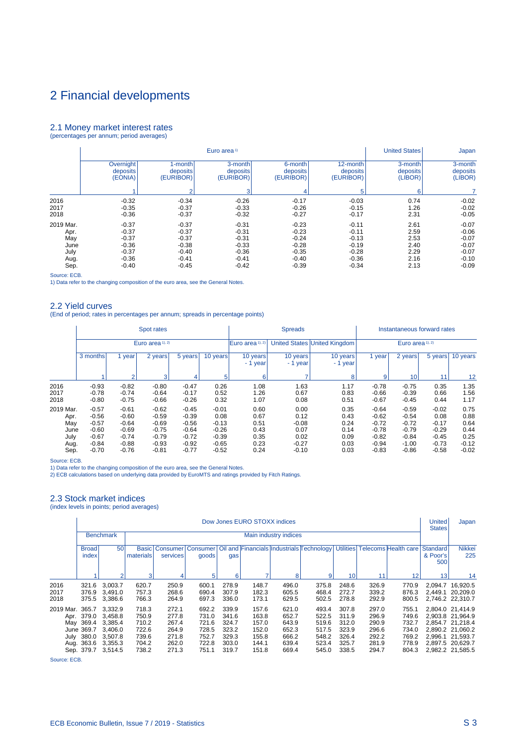# 2 Financial developments

## 2.1 Money market interest rates

(percentages per annum; period averages)

| | Euro area [1] | | | | | United States | Japan |
|---|---|---|---|---|---|---|---|
| | Overnight deposits (EONIA) | 1-month deposits (EURIBOR) | 3-month deposits (EURIBOR) | 6-month deposits (EURIBOR) | 12-month deposits (EURIBOR) | 3-month deposits (LIBOR) | 3-month deposits (LIBOR) |
| | 1 | 2 | 3 | 4 | 5 | 6 | 7 |
| 2016 | -0.32 | -0.34 | -0.26 | -0.17 | -0.03 | 0.74 | -0.02 |
| 2017 | -0.35 | -0.37 | -0.33 | -0.26 | -0.15 | 1.26 | -0.02 |
| 2018 | -0.36 | -0.37 | -0.32 | -0.27 | -0.17 | 2.31 | -0.05 |
| 2019 Mar. | -0.37 | -0.37 | -0.31 | -0.23 | -0.11 | 2.61 | -0.07 |
| Apr. | -0.37 | -0.37 | -0.31 | -0.23 | -0.11 | 2.59 | -0.06 |
| May | -0.37 | -0.37 | -0.31 | -0.24 | -0.13 | 2.53 | -0.07 |
| June | -0.36 | -0.38 | -0.33 | -0.28 | -0.19 | 2.40 | -0.07 |
| July | -0.37 | -0.40 | -0.36 | -0.35 | -0.28 | 2.29 | -0.07 |
| Aug. | -0.36 | -0.41 | -0.41 | -0.40 | -0.36 | 2.16 | -0.10 |
| Sep. | -0.40 | -0.45 | -0.42 | -0.39 | -0.34 | 2.13 | -0.09 |

Source: ECB.
1) Data refer to the changing composition of the euro area, see the General Notes.

## 2.2 Yield curves

(End of period; rates in percentages per annum; spreads in percentage points)

| | Spot rates | | | | | Spreads | | | Instantaneous forward rates | | | |
|---|---|---|---|---|---|---|---|---|---|---|---|---|
| | Euro area [1), 2)] | | | | | Euro area [1), 2)] | United States | United Kingdom | Euro area [1), 2)] | | | |
| | 3 months | 1 year | 2 years | 5 years | 10 years | 10 years - 1 year | 10 years - 1 year | 10 years - 1 year | 1 year | 2 years | 5 years | 10 years |
| | 1 | 2 | 3 | 4 | 5 | 6 | 7 | 8 | 9 | 10 | 11 | 12 |
| 2016 | -0.93 | -0.82 | -0.80 | -0.47 | 0.26 | 1.08 | 1.63 | 1.17 | -0.78 | -0.75 | 0.35 | 1.35 |
| 2017 | -0.78 | -0.74 | -0.64 | -0.17 | 0.52 | 1.26 | 0.67 | 0.83 | -0.66 | -0.39 | 0.66 | 1.56 |
| 2018 | -0.80 | -0.75 | -0.66 | -0.26 | 0.32 | 1.07 | 0.08 | 0.51 | -0.67 | -0.45 | 0.44 | 1.17 |
| 2019 Mar. | -0.57 | -0.61 | -0.62 | -0.45 | -0.01 | 0.60 | 0.00 | 0.35 | -0.64 | -0.59 | -0.02 | 0.75 |
| Apr. | -0.56 | -0.60 | -0.59 | -0.39 | 0.08 | 0.67 | 0.12 | 0.43 | -0.62 | -0.54 | 0.08 | 0.88 |
| May | -0.57 | -0.64 | -0.69 | -0.56 | -0.13 | 0.51 | -0.08 | 0.24 | -0.72 | -0.72 | -0.17 | 0.64 |
| June | -0.60 | -0.69 | -0.75 | -0.64 | -0.26 | 0.43 | 0.07 | 0.14 | -0.78 | -0.79 | -0.29 | 0.44 |
| July | -0.67 | -0.74 | -0.79 | -0.72 | -0.39 | 0.35 | 0.02 | 0.09 | -0.82 | -0.84 | -0.45 | 0.25 |
| Aug. | -0.84 | -0.88 | -0.93 | -0.92 | -0.65 | 0.23 | -0.27 | 0.03 | -0.94 | -1.00 | -0.73 | -0.12 |
| Sep. | -0.70 | -0.76 | -0.81 | -0.77 | -0.52 | 0.24 | -0.10 | 0.03 | -0.83 | -0.86 | -0.58 | -0.02 |

Source: ECB.
1) Data refer to the changing composition of the euro area, see the General Notes.
2) ECB calculations based on underlying data provided by EuroMTS and ratings provided by Fitch Ratings.

## 2.3 Stock market indices

(index levels in points; period averages)

| | Dow Jones EURO STOXX indices | | | | | | | | | | | | United States | Japan |
|---|---|---|---|---|---|---|---|---|---|---|---|---|---|---|
| | Benchmark | | Main industry indices | | | | | | | | | | | |
| | Broad index | 50 | Basic materials | Consumer services | Consumer goods | Oil and gas | Financials | Industrials | Technology | Utilities | Telecoms | Health care | Standard & Poor's 500 | Nikkei 225 |
| | 1 | 2 | 3 | 4 | 5 | 6 | 7 | 8 | 9 | 10 | 11 | 12 | 13 | 14 |
| 2016 | 321.6 | 3,003.7 | 620.7 | 250.9 | 600.1 | 278.9 | 148.7 | 496.0 | 375.8 | 248.6 | 326.9 | 770.9 | 2,094.7 | 16,920.5 |
| 2017 | 376.9 | 3,491.0 | 757.3 | 268.6 | 690.4 | 307.9 | 182.3 | 605.5 | 468.4 | 272.7 | 339.2 | 876.3 | 2,449.1 | 20,209.0 |
| 2018 | 375.5 | 3,386.6 | 766.3 | 264.9 | 697.3 | 336.0 | 173.1 | 629.5 | 502.5 | 278.8 | 292.9 | 800.5 | 2,746.2 | 22,310.7 |
| 2019 Mar. | 365.7 | 3,332.9 | 718.3 | 272.1 | 692.2 | 339.9 | 157.6 | 621.0 | 493.4 | 307.8 | 297.0 | 755.1 | 2,804.0 | 21,414.9 |
| Apr. | 379.0 | 3,458.8 | 750.9 | 277.8 | 731.0 | 341.6 | 163.8 | 652.7 | 522.5 | 311.9 | 296.9 | 749.6 | 2,903.8 | 21,964.9 |
| May | 369.4 | 3,385.4 | 710.2 | 267.4 | 721.6 | 324.7 | 157.0 | 643.9 | 519.6 | 312.0 | 290.9 | 732.7 | 2,854.7 | 21,218.4 |
| June | 369.7 | 3,406.0 | 722.6 | 264.9 | 728.5 | 323.2 | 152.0 | 652.3 | 517.5 | 323.9 | 296.6 | 734.0 | 2,890.2 | 21,060.2 |
| July | 380.0 | 3,507.8 | 739.6 | 271.8 | 752.7 | 329.3 | 155.8 | 666.2 | 548.2 | 326.4 | 292.2 | 769.2 | 2,996.1 | 21,593.7 |
| Aug. | 363.6 | 3,355.3 | 704.2 | 262.0 | 722.8 | 303.0 | 144.1 | 639.4 | 523.4 | 325.7 | 281.9 | 778.9 | 2,897.5 | 20,629.7 |
| Sep. | 379.7 | 3,514.5 | 738.2 | 271.3 | 751.1 | 319.7 | 151.8 | 669.4 | 545.0 | 338.5 | 294.7 | 804.3 | 2,982.2 | 21,585.5 |

Source: ECB.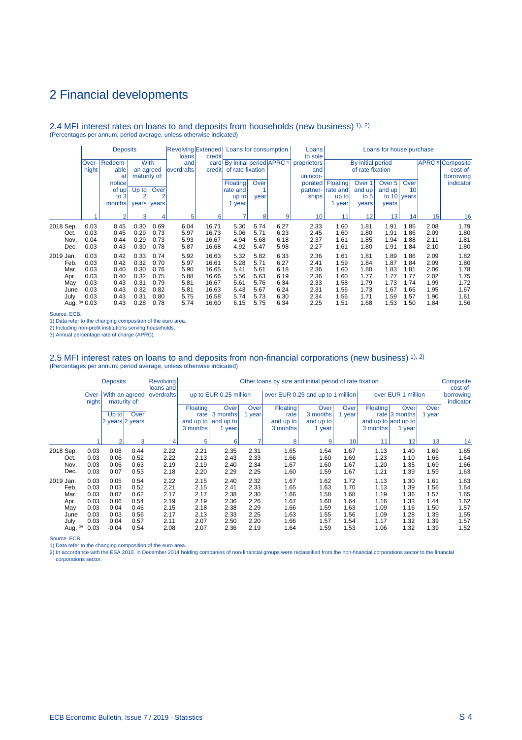# 2 Financial developments

## 2.4 MFI interest rates on loans to and deposits from households (new business) 1), 2)

(Percentages per annum; period average, unless otherwise indicated)

| | Deposits | | | | Revolving loans and overdrafts | Extended credit card credit | Loans for consumption | | | Loans to sole proprietors and unincorporated partnerships | Loans for house purchase | | | | | |
|---|---|---|---|---|---|---|---|---|---|---|---|---|---|---|---|---|
| | Overnight | Redeemable at notice of up to 3 months | With an agreed maturity of: | | | | By initial period of rate fixation | | APRC 3) | | By initial period of rate fixation | | | | APRC 3) | Composite cost-of-borrowing indicator |
| | | | Up to 2 years | Over 2 years | | | Floating rate and up to 1 year | Over 1 year | | | Floating rate and up to 1 year | Over 1 and up to 5 years | Over 5 and up to 10 years | Over 10 years | | |
| | 1 | 2 | 3 | 4 | 5 | 6 | 7 | 8 | 9 | 10 | 11 | 12 | 13 | 14 | 15 | 16 |
| 2018 Sep. | 0.03 | 0.45 | 0.30 | 0.69 | 6.04 | 16.71 | 5.30 | 5.74 | 6.27 | 2.33 | 1.60 | 1.81 | 1.91 | 1.85 | 2.08 | 1.79 |
| Oct. | 0.03 | 0.45 | 0.29 | 0.73 | 5.97 | 16.73 | 5.06 | 5.71 | 6.23 | 2.45 | 1.60 | 1.80 | 1.91 | 1.86 | 2.09 | 1.80 |
| Nov. | 0.04 | 0.44 | 0.29 | 0.73 | 5.93 | 16.67 | 4.94 | 5.68 | 6.18 | 2.37 | 1.61 | 1.85 | 1.94 | 1.88 | 2.11 | 1.81 |
| Dec. | 0.03 | 0.43 | 0.30 | 0.78 | 5.87 | 16.68 | 4.92 | 5.47 | 5.98 | 2.27 | 1.61 | 1.80 | 1.91 | 1.84 | 2.10 | 1.80 |
| 2019 Jan. | 0.03 | 0.42 | 0.33 | 0.74 | 5.92 | 16.63 | 5.32 | 5.82 | 6.33 | 2.36 | 1.61 | 1.81 | 1.89 | 1.86 | 2.09 | 1.82 |
| Feb. | 0.03 | 0.42 | 0.32 | 0.70 | 5.97 | 16.61 | 5.28 | 5.71 | 6.27 | 2.41 | 1.59 | 1.84 | 1.87 | 1.84 | 2.09 | 1.80 |
| Mar. | 0.03 | 0.40 | 0.30 | 0.76 | 5.90 | 16.65 | 5.41 | 5.61 | 6.18 | 2.36 | 1.60 | 1.80 | 1.83 | 1.81 | 2.06 | 1.78 |
| Apr. | 0.03 | 0.40 | 0.32 | 0.75 | 5.88 | 16.66 | 5.56 | 5.63 | 6.19 | 2.36 | 1.60 | 1.77 | 1.77 | 1.77 | 2.02 | 1.75 |
| May | 0.03 | 0.43 | 0.31 | 0.79 | 5.81 | 16.67 | 5.61 | 5.76 | 6.34 | 2.33 | 1.58 | 1.79 | 1.73 | 1.74 | 1.99 | 1.72 |
| June | 0.03 | 0.43 | 0.32 | 0.82 | 5.81 | 16.63 | 5.43 | 5.67 | 6.24 | 2.31 | 1.56 | 1.73 | 1.67 | 1.65 | 1.95 | 1.67 |
| July | 0.03 | 0.43 | 0.31 | 0.80 | 5.75 | 16.58 | 5.74 | 5.73 | 6.30 | 2.34 | 1.56 | 1.71 | 1.59 | 1.57 | 1.90 | 1.61 |
| Aug. (p) | 0.03 | 0.43 | 0.28 | 0.78 | 5.74 | 16.60 | 6.15 | 5.75 | 6.34 | 2.25 | 1.51 | 1.68 | 1.53 | 1.50 | 1.84 | 1.56 |

Source: ECB.

1) Data refer to the changing composition of the euro area.

2) Including non-profit institutions serving households.

3) Annual percentage rate of charge (APRC).

## 2.5 MFI interest rates on loans to and deposits from non-financial corporations (new business) 1), 2)

(Percentages per annum; period average, unless otherwise indicated)

| | Deposits | | | Revolving loans and overdrafts | Other loans by size and initial period of rate fixation | | | | | | | | | Composite cost-of-borrowing indicator |
|---|---|---|---|---|---|---|---|---|---|---|---|---|---|---|
| | Overnight | With an agreed maturity of: | | | up to EUR 0.25 million | | | over EUR 0.25 and up to 1 million | | | over EUR 1 million | | | |
| | | Up to 2 years | Over 2 years | | Floating rate and up to 3 months | Over 3 months and up to 1 year | Over 1 year | Floating rate and up to 3 months | Over 3 months and up to 1 year | Over 1 year | Floating rate and up to 3 months | Over 3 months and up to 1 year | Over 1 year | |
| | 1 | 2 | 3 | 4 | 5 | 6 | 7 | 8 | 9 | 10 | 11 | 12 | 13 | 14 |
| 2018 Sep. | 0.03 | 0.08 | 0.44 | 2.22 | 2.21 | 2.35 | 2.31 | 1.65 | 1.54 | 1.67 | 1.13 | 1.40 | 1.69 | 1.65 |
| Oct. | 0.03 | 0.06 | 0.52 | 2.22 | 2.13 | 2.43 | 2.33 | 1.66 | 1.60 | 1.69 | 1.23 | 1.10 | 1.66 | 1.64 |
| Nov. | 0.03 | 0.06 | 0.63 | 2.19 | 2.19 | 2.40 | 2.34 | 1.67 | 1.60 | 1.67 | 1.20 | 1.35 | 1.69 | 1.66 |
| Dec. | 0.03 | 0.07 | 0.53 | 2.18 | 2.20 | 2.29 | 2.25 | 1.60 | 1.59 | 1.67 | 1.21 | 1.39 | 1.59 | 1.63 |
| 2019 Jan. | 0.03 | 0.05 | 0.54 | 2.22 | 2.15 | 2.40 | 2.32 | 1.67 | 1.62 | 1.72 | 1.13 | 1.30 | 1.61 | 1.63 |
| Feb. | 0.03 | 0.03 | 0.52 | 2.21 | 2.15 | 2.41 | 2.33 | 1.65 | 1.63 | 1.70 | 1.13 | 1.39 | 1.56 | 1.64 |
| Mar. | 0.03 | 0.07 | 0.62 | 2.17 | 2.17 | 2.38 | 2.30 | 1.66 | 1.58 | 1.68 | 1.19 | 1.36 | 1.57 | 1.65 |
| Apr. | 0.03 | 0.06 | 0.54 | 2.19 | 2.19 | 2.36 | 2.26 | 1.67 | 1.60 | 1.64 | 1.16 | 1.33 | 1.44 | 1.62 |
| May | 0.03 | 0.04 | 0.46 | 2.15 | 2.18 | 2.38 | 2.29 | 1.66 | 1.59 | 1.63 | 1.09 | 1.16 | 1.50 | 1.57 |
| June | 0.03 | 0.03 | 0.56 | 2.17 | 2.13 | 2.33 | 2.25 | 1.63 | 1.55 | 1.56 | 1.09 | 1.28 | 1.39 | 1.55 |
| July | 0.03 | 0.04 | 0.57 | 2.11 | 2.07 | 2.50 | 2.20 | 1.66 | 1.57 | 1.54 | 1.17 | 1.32 | 1.39 | 1.57 |
| Aug. (p) | 0.03 | -0.04 | 0.54 | 2.08 | 2.07 | 2.36 | 2.19 | 1.64 | 1.59 | 1.53 | 1.06 | 1.32 | 1.39 | 1.52 |

Source: ECB.

1) Data refer to the changing composition of the euro area.

2) In accordance with the ESA 2010, in December 2014 holding companies of non-financial groups were reclassified from the non-financial corporations sector to the financial corporations sector.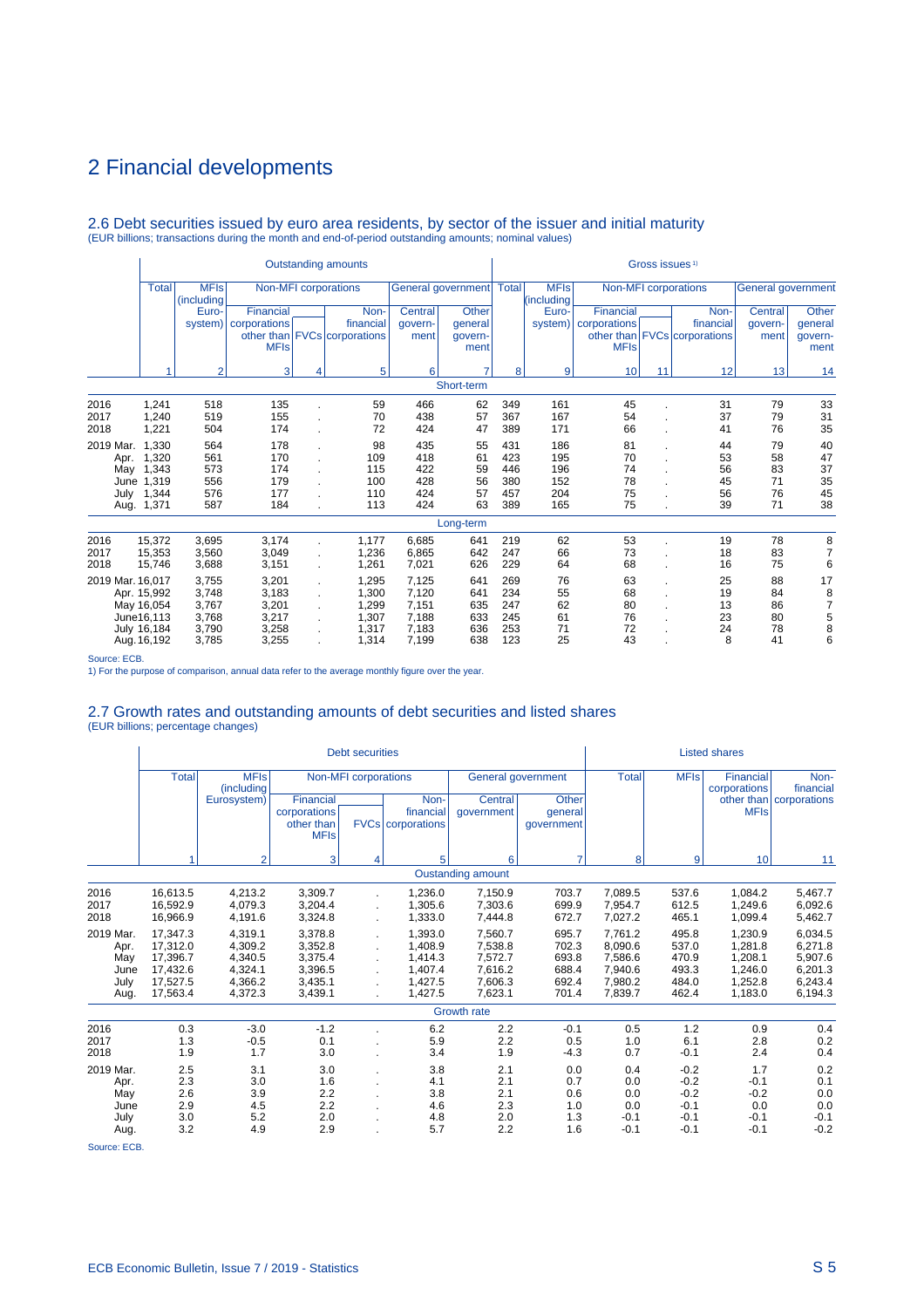# 2 Financial developments

## 2.6 Debt securities issued by euro area residents, by sector of the issuer and initial maturity

(EUR billions; transactions during the month and end-of-period outstanding amounts; nominal values)

| | Outstanding amounts | | | | | | | Gross issues 1) | | | | | | |
|---|---|---|---|---|---|---|---|---|---|---|---|---|---|---|
| | Total | MFIs (including Euro-system) | Non-MFI corporations | | | General government | | Total | MFIs (including Euro-system) | Non-MFI corporations | | | General government | |
| | | | Financial corporations other than MFIs | FVCs | Non-financial corporations | Central govern-ment | Other general govern-ment | | | Financial corporations other than MFIs | FVCs | Non-financial corporations | Central govern-ment | Other general govern-ment |
| | 1 | 2 | 3 | 4 | 5 | 6 | 7 | 8 | 9 | 10 | 11 | 12 | 13 | 14 |
| **Short-term** | | | | | | | | | | | | | | |
| 2016 | 1,241 | 518 | 135 | . | 59 | 466 | 62 | 349 | 161 | 45 | . | 31 | 79 | 33 |
| 2017 | 1,240 | 519 | 155 | . | 70 | 438 | 57 | 367 | 167 | 54 | . | 37 | 79 | 31 |
| 2018 | 1,221 | 504 | 174 | . | 72 | 424 | 47 | 389 | 171 | 66 | . | 41 | 76 | 35 |
| 2019 Mar. | 1,330 | 564 | 178 | . | 98 | 435 | 55 | 431 | 186 | 81 | . | 44 | 79 | 40 |
| Apr. | 1,320 | 561 | 170 | . | 109 | 418 | 61 | 423 | 195 | 70 | . | 53 | 58 | 47 |
| May | 1,343 | 573 | 174 | . | 115 | 422 | 59 | 446 | 196 | 74 | . | 56 | 83 | 37 |
| June | 1,319 | 556 | 179 | . | 100 | 428 | 56 | 380 | 152 | 78 | . | 45 | 71 | 35 |
| July | 1,344 | 576 | 177 | . | 110 | 424 | 57 | 457 | 204 | 75 | . | 56 | 76 | 45 |
| Aug. | 1,371 | 587 | 184 | . | 113 | 424 | 63 | 389 | 165 | 75 | . | 39 | 71 | 38 |
| **Long-term** | | | | | | | | | | | | | | |
| 2016 | 15,372 | 3,695 | 3,174 | . | 1,177 | 6,685 | 641 | 219 | 62 | 53 | . | 19 | 78 | 8 |
| 2017 | 15,353 | 3,560 | 3,049 | . | 1,236 | 6,865 | 642 | 247 | 66 | 73 | . | 18 | 83 | 7 |
| 2018 | 15,746 | 3,688 | 3,151 | . | 1,261 | 7,021 | 626 | 229 | 64 | 68 | . | 16 | 75 | 6 |
| 2019 Mar. | 16,017 | 3,755 | 3,201 | . | 1,295 | 7,125 | 641 | 269 | 76 | 63 | . | 25 | 88 | 17 |
| Apr. | 15,992 | 3,748 | 3,183 | . | 1,300 | 7,120 | 641 | 234 | 55 | 68 | . | 19 | 84 | 8 |
| May | 16,054 | 3,767 | 3,201 | . | 1,299 | 7,151 | 635 | 247 | 62 | 80 | . | 13 | 86 | 7 |
| June | 16,113 | 3,768 | 3,217 | . | 1,307 | 7,188 | 633 | 245 | 61 | 76 | . | 23 | 80 | 5 |
| July | 16,184 | 3,790 | 3,258 | . | 1,317 | 7,183 | 636 | 253 | 71 | 72 | . | 24 | 78 | 8 |
| Aug. | 16,192 | 3,785 | 3,255 | . | 1,314 | 7,199 | 638 | 123 | 25 | 43 | . | 8 | 41 | 6 |

Source: ECB.

1) For the purpose of comparison, annual data refer to the average monthly figure over the year.

## 2.7 Growth rates and outstanding amounts of debt securities and listed shares

(EUR billions; percentage changes)

| | Debt securities | | | | | | | Listed shares | | | |
|---|---|---|---|---|---|---|---|---|---|---|---|
| | Total | MFIs (including Eurosystem) | Non-MFI corporations | | | General government | | Total | MFIs | Financial corporations other than MFIs | Non-financial corporations |
| | | | Financial corporations other than MFIs | FVCs | Non-financial corporations | Central government | Other general government | | | | |
| | 1 | 2 | 3 | 4 | 5 | 6 | 7 | 8 | 9 | 10 | 11 |
| **Oustanding amount** | | | | | | | | | | | |
| 2016 | 16,613.5 | 4,213.2 | 3,309.7 | . | 1,236.0 | 7,150.9 | 703.7 | 7,089.5 | 537.6 | 1,084.2 | 5,467.7 |
| 2017 | 16,592.9 | 4,079.3 | 3,204.4 | . | 1,305.6 | 7,303.6 | 699.9 | 7,954.7 | 612.5 | 1,249.6 | 6,092.6 |
| 2018 | 16,966.9 | 4,191.6 | 3,324.8 | . | 1,333.0 | 7,444.8 | 672.7 | 7,027.2 | 465.1 | 1,099.4 | 5,462.7 |
| 2019 Mar. | 17,347.3 | 4,319.1 | 3,378.8 | . | 1,393.0 | 7,560.7 | 695.7 | 7,761.2 | 495.8 | 1,230.9 | 6,034.5 |
| Apr. | 17,312.0 | 4,309.2 | 3,352.8 | . | 1,408.9 | 7,538.8 | 702.3 | 8,090.6 | 537.0 | 1,281.8 | 6,271.8 |
| May | 17,396.7 | 4,340.5 | 3,375.4 | . | 1,414.3 | 7,572.7 | 693.8 | 7,586.6 | 470.9 | 1,208.1 | 5,907.6 |
| June | 17,432.6 | 4,324.1 | 3,396.5 | . | 1,407.4 | 7,616.2 | 688.4 | 7,940.6 | 493.3 | 1,246.0 | 6,201.3 |
| July | 17,527.5 | 4,366.2 | 3,435.1 | . | 1,427.5 | 7,606.3 | 692.4 | 7,980.2 | 484.0 | 1,252.8 | 6,243.4 |
| Aug. | 17,563.4 | 4,372.3 | 3,439.1 | . | 1,427.5 | 7,623.1 | 701.4 | 7,839.7 | 462.4 | 1,183.0 | 6,194.3 |
| **Growth rate** | | | | | | | | | | | |
| 2016 | 0.3 | -3.0 | -1.2 | . | 6.2 | 2.2 | -0.1 | 0.5 | 1.2 | 0.9 | 0.4 |
| 2017 | 1.3 | -0.5 | 0.1 | . | 5.9 | 2.2 | 0.5 | 1.0 | 6.1 | 2.8 | 0.2 |
| 2018 | 1.9 | 1.7 | 3.0 | . | 3.4 | 1.9 | -4.3 | 0.7 | -0.1 | 2.4 | 0.4 |
| 2019 Mar. | 2.5 | 3.1 | 3.0 | . | 3.8 | 2.1 | 0.0 | 0.4 | -0.2 | 1.7 | 0.2 |
| Apr. | 2.3 | 3.0 | 1.6 | . | 4.1 | 2.1 | 0.7 | 0.0 | -0.2 | -0.1 | 0.1 |
| May | 2.6 | 3.9 | 2.2 | . | 3.8 | 2.1 | 0.6 | 0.0 | -0.2 | -0.2 | 0.0 |
| June | 2.9 | 4.5 | 2.2 | . | 4.6 | 2.3 | 1.0 | 0.0 | -0.1 | 0.0 | 0.0 |
| July | 3.0 | 5.2 | 2.0 | . | 4.8 | 2.0 | 1.3 | -0.1 | -0.1 | -0.1 | -0.1 |
| Aug. | 3.2 | 4.9 | 2.9 | . | 5.7 | 2.2 | 1.6 | -0.1 | -0.1 | -0.1 | -0.2 |

Source: ECB.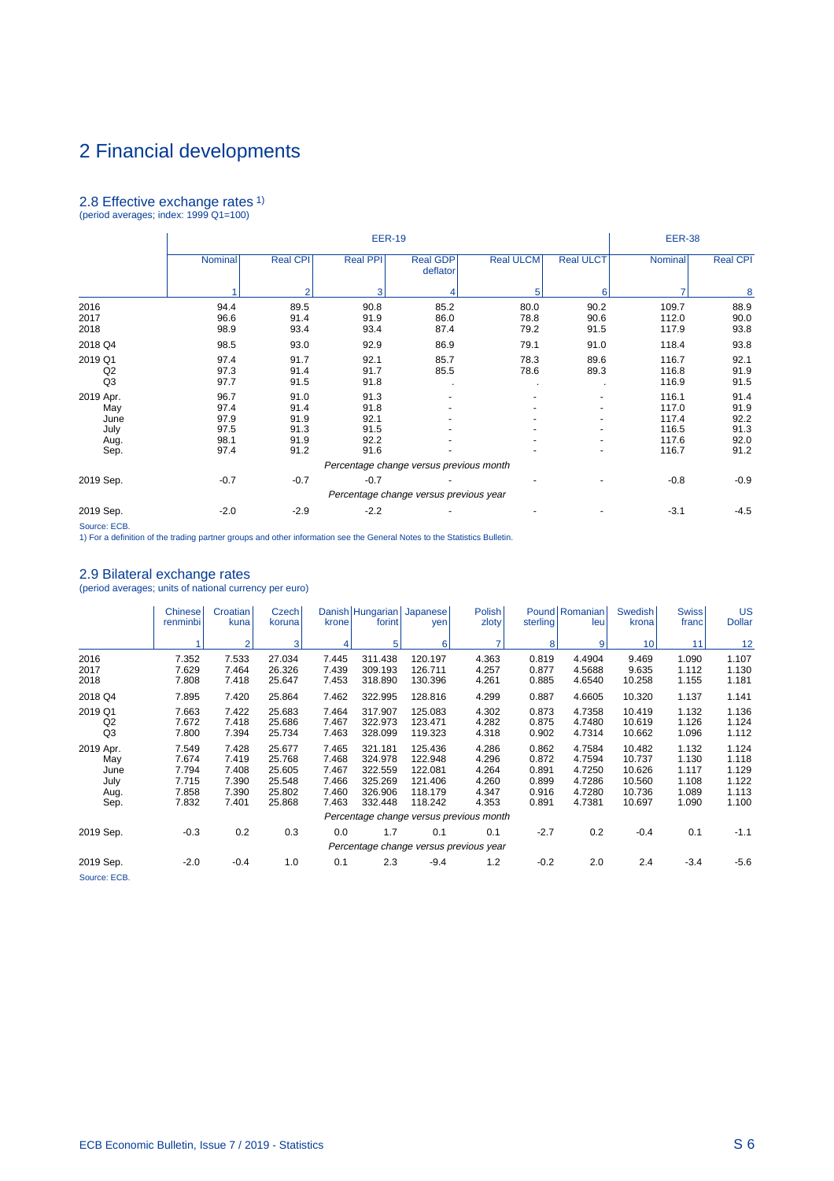# 2 Financial developments

## 2.8 Effective exchange rates 1)

(period averages; index: 1999 Q1=100)

| | EER-19 | | | | | | EER-38 | |
|---|---|---|---|---|---|---|---|---|
| | Nominal | Real CPI | Real PPI | Real GDP deflator | Real ULCM | Real ULCT | Nominal | Real CPI |
| | 1 | 2 | 3 | 4 | 5 | 6 | 7 | 8 |
| 2016 | 94.4 | 89.5 | 90.8 | 85.2 | 80.0 | 90.2 | 109.7 | 88.9 |
| 2017 | 96.6 | 91.4 | 91.9 | 86.0 | 78.8 | 90.6 | 112.0 | 90.0 |
| 2018 | 98.9 | 93.4 | 93.4 | 87.4 | 79.2 | 91.5 | 117.9 | 93.8 |
| 2018 Q4 | 98.5 | 93.0 | 92.9 | 86.9 | 79.1 | 91.0 | 118.4 | 93.8 |
| 2019 Q1 | 97.4 | 91.7 | 92.1 | 85.7 | 78.3 | 89.6 | 116.7 | 92.1 |
| Q2 | 97.3 | 91.4 | 91.7 | 85.5 | 78.6 | 89.3 | 116.8 | 91.9 |
| Q3 | 97.7 | 91.5 | 91.8 | . | . | . | 116.9 | 91.5 |
| 2019 Apr. | 96.7 | 91.0 | 91.3 | - | - | - | 116.1 | 91.4 |
| May | 97.4 | 91.4 | 91.8 | - | - | - | 117.0 | 91.9 |
| June | 97.9 | 91.9 | 92.1 | - | - | - | 117.4 | 92.2 |
| July | 97.5 | 91.3 | 91.5 | - | - | - | 116.5 | 91.3 |
| Aug. | 98.1 | 91.9 | 92.2 | - | - | - | 117.6 | 92.0 |
| Sep. | 97.4 | 91.2 | 91.6 | - | - | - | 116.7 | 91.2 |
| | *Percentage change versus previous month* | | | | | | | |
| 2019 Sep. | -0.7 | -0.7 | -0.7 | - | - | - | -0.8 | -0.9 |
| | *Percentage change versus previous year* | | | | | | | |
| 2019 Sep. | -2.0 | -2.9 | -2.2 | - | - | - | -3.1 | -4.5 |

Source: ECB.

1) For a definition of the trading partner groups and other information see the General Notes to the Statistics Bulletin.

## 2.9 Bilateral exchange rates

(period averages; units of national currency per euro)

| | Chinese renminbi | Croatian kuna | Czech koruna | Danish krone | Hungarian forint | Japanese yen | Polish zloty | Pound sterling | Romanian leu | Swedish krona | Swiss franc | US Dollar |
|---|---|---|---|---|---|---|---|---|---|---|---|---|
| | 1 | 2 | 3 | 4 | 5 | 6 | 7 | 8 | 9 | 10 | 11 | 12 |
| 2016 | 7.352 | 7.533 | 27.034 | 7.445 | 311.438 | 120.197 | 4.363 | 0.819 | 4.4904 | 9.469 | 1.090 | 1.107 |
| 2017 | 7.629 | 7.464 | 26.326 | 7.439 | 309.193 | 126.711 | 4.257 | 0.877 | 4.5688 | 9.635 | 1.112 | 1.130 |
| 2018 | 7.808 | 7.418 | 25.647 | 7.453 | 318.890 | 130.396 | 4.261 | 0.885 | 4.6540 | 10.258 | 1.155 | 1.181 |
| 2018 Q4 | 7.895 | 7.420 | 25.864 | 7.462 | 322.995 | 128.816 | 4.299 | 0.887 | 4.6605 | 10.320 | 1.137 | 1.141 |
| 2019 Q1 | 7.663 | 7.422 | 25.683 | 7.464 | 317.907 | 125.083 | 4.302 | 0.873 | 4.7358 | 10.419 | 1.132 | 1.136 |
| Q2 | 7.672 | 7.418 | 25.686 | 7.467 | 322.973 | 123.471 | 4.282 | 0.875 | 4.7480 | 10.619 | 1.126 | 1.124 |
| Q3 | 7.800 | 7.394 | 25.734 | 7.463 | 328.099 | 119.323 | 4.318 | 0.902 | 4.7314 | 10.662 | 1.096 | 1.112 |
| 2019 Apr. | 7.549 | 7.428 | 25.677 | 7.465 | 321.181 | 125.436 | 4.286 | 0.862 | 4.7584 | 10.482 | 1.132 | 1.124 |
| May | 7.674 | 7.419 | 25.768 | 7.468 | 324.978 | 122.948 | 4.296 | 0.872 | 4.7594 | 10.737 | 1.130 | 1.118 |
| June | 7.794 | 7.408 | 25.605 | 7.467 | 322.559 | 122.081 | 4.264 | 0.891 | 4.7250 | 10.626 | 1.117 | 1.129 |
| July | 7.715 | 7.390 | 25.548 | 7.466 | 325.269 | 121.406 | 4.260 | 0.899 | 4.7286 | 10.560 | 1.108 | 1.122 |
| Aug. | 7.858 | 7.390 | 25.802 | 7.460 | 326.906 | 118.179 | 4.347 | 0.916 | 4.7280 | 10.736 | 1.089 | 1.113 |
| Sep. | 7.832 | 7.401 | 25.868 | 7.463 | 332.448 | 118.242 | 4.353 | 0.891 | 4.7381 | 10.697 | 1.090 | 1.100 |
| | *Percentage change versus previous month* | | | | | | | | | | | |
| 2019 Sep. | -0.3 | 0.2 | 0.3 | 0.0 | 1.7 | 0.1 | 0.1 | -2.7 | 0.2 | -0.4 | 0.1 | -1.1 |
| | *Percentage change versus previous year* | | | | | | | | | | | |
| 2019 Sep. | -2.0 | -0.4 | 1.0 | 0.1 | 2.3 | -9.4 | 1.2 | -0.2 | 2.0 | 2.4 | -3.4 | -5.6 |

Source: ECB.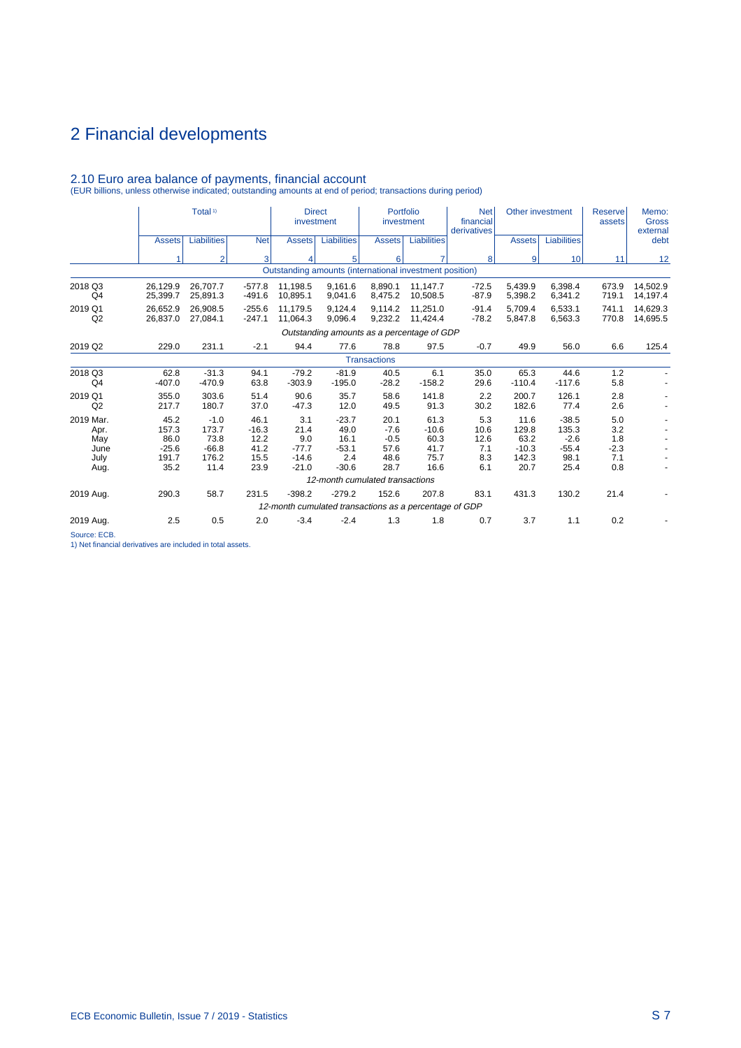# 2 Financial developments

## 2.10 Euro area balance of payments, financial account

(EUR billions, unless otherwise indicated; outstanding amounts at end of period; transactions during period)

| | Total [1] | | | Direct investment | | Portfolio investment | | Net financial derivatives | Other investment | | Reserve assets | Memo: Gross external debt |
|---|---|---|---|---|---|---|---|---|---|---|---|---|
| | Assets | Liabilities | Net | Assets | Liabilities | Assets | Liabilities | | Assets | Liabilities | | |
| | 1 | 2 | 3 | 4 | 5 | 6 | 7 | 8 | 9 | 10 | 11 | 12 |
| | | | | | | *Outstanding amounts (international investment position)* | | | | | | |
| 2018 Q3 | 26,129.9 | 26,707.7 | -577.8 | 11,198.5 | 9,161.6 | 8,890.1 | 11,147.7 | -72.5 | 5,439.9 | 6,398.4 | 673.9 | 14,502.9 |
| Q4 | 25,399.7 | 25,891.3 | -491.6 | 10,895.1 | 9,041.6 | 8,475.2 | 10,508.5 | -87.9 | 5,398.2 | 6,341.2 | 719.1 | 14,197.4 |
| 2019 Q1 | 26,652.9 | 26,908.5 | -255.6 | 11,179.5 | 9,124.4 | 9,114.2 | 11,251.0 | -91.4 | 5,709.4 | 6,533.1 | 741.1 | 14,629.3 |
| Q2 | 26,837.0 | 27,084.1 | -247.1 | 11,064.3 | 9,096.4 | 9,232.2 | 11,424.4 | -78.2 | 5,847.8 | 6,563.3 | 770.8 | 14,695.5 |
| | | | | | | *Outstanding amounts as a percentage of GDP* | | | | | | |
| 2019 Q2 | 229.0 | 231.1 | -2.1 | 94.4 | 77.6 | 78.8 | 97.5 | -0.7 | 49.9 | 56.0 | 6.6 | 125.4 |
| | | | | | | *Transactions* | | | | | | |
| 2018 Q3 | 62.8 | -31.3 | 94.1 | -79.2 | -81.9 | 40.5 | 6.1 | 35.0 | 65.3 | 44.6 | 1.2 | - |
| Q4 | -407.0 | -470.9 | 63.8 | -303.9 | -195.0 | -28.2 | -158.2 | 29.6 | -110.4 | -117.6 | 5.8 | - |
| 2019 Q1 | 355.0 | 303.6 | 51.4 | 90.6 | 35.7 | 58.6 | 141.8 | 2.2 | 200.7 | 126.1 | 2.8 | - |
| Q2 | 217.7 | 180.7 | 37.0 | -47.3 | 12.0 | 49.5 | 91.3 | 30.2 | 182.6 | 77.4 | 2.6 | - |
| 2019 Mar. | 45.2 | -1.0 | 46.1 | 3.1 | -23.7 | 20.1 | 61.3 | 5.3 | 11.6 | -38.5 | 5.0 | - |
| Apr. | 157.3 | 173.7 | -16.3 | 21.4 | 49.0 | -7.6 | -10.6 | 10.6 | 129.8 | 135.3 | 3.2 | - |
| May | 86.0 | 73.8 | 12.2 | 9.0 | 16.1 | -0.5 | 60.3 | 12.6 | 63.2 | -2.6 | 1.8 | - |
| June | -25.6 | -66.8 | 41.2 | -77.7 | -53.1 | 57.6 | 41.7 | 7.1 | -10.3 | -55.4 | -2.3 | - |
| July | 191.7 | 176.2 | 15.5 | -14.6 | 2.4 | 48.6 | 75.7 | 8.3 | 142.3 | 98.1 | 7.1 | - |
| Aug. | 35.2 | 11.4 | 23.9 | -21.0 | -30.6 | 28.7 | 16.6 | 6.1 | 20.7 | 25.4 | 0.8 | - |
| | | | | | | *12-month cumulated transactions* | | | | | | |
| 2019 Aug. | 290.3 | 58.7 | 231.5 | -398.2 | -279.2 | 152.6 | 207.8 | 83.1 | 431.3 | 130.2 | 21.4 | - |
| | | | | | | *12-month cumulated transactions as a percentage of GDP* | | | | | | |
| 2019 Aug. | 2.5 | 0.5 | 2.0 | -3.4 | -2.4 | 1.3 | 1.8 | 0.7 | 3.7 | 1.1 | 0.2 | - |

Source: ECB.
1) Net financial derivatives are included in total assets.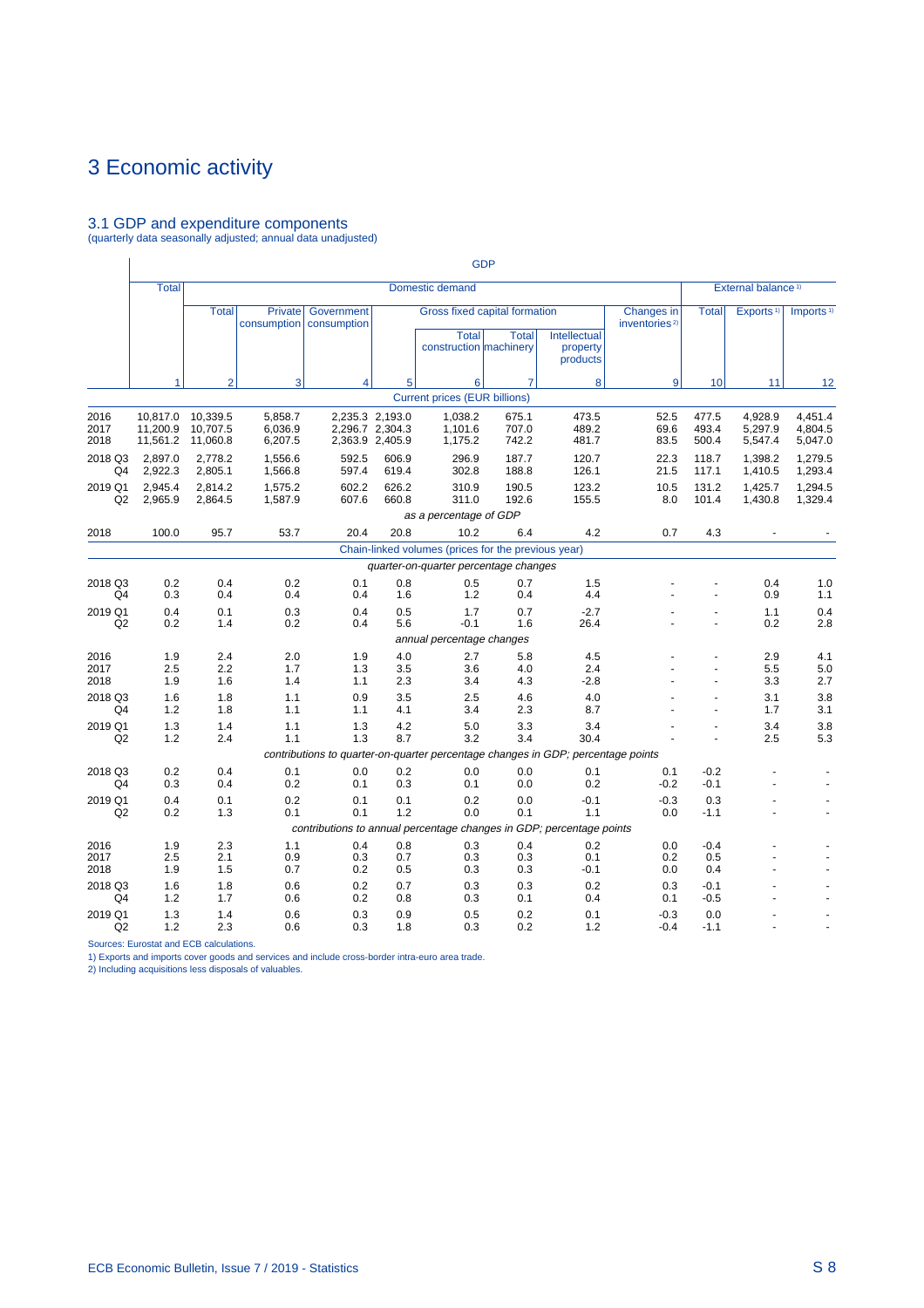# 3 Economic activity

## 3.1 GDP and expenditure components

(quarterly data seasonally adjusted; annual data unadjusted)

| | GDP | | | | | | | | | | | |
|---|---|---|---|---|---|---|---|---|---|---|---|---|
| | Total | Domestic demand | | | | | | | | External balance [1] | | |
| | | Total | Private consumption | Government consumption | Gross fixed capital formation | | | | Changes in inventories [2] | Total | Exports [1] | Imports [1] |
| | | | | | | Total construction | Total machinery | Intellectual property products | | | | |
| | 1 | 2 | 3 | 4 | 5 | 6 | 7 | 8 | 9 | 10 | 11 | 12 |
| | *Current prices (EUR billions)* | | | | | | | | | | | |
| 2016 | 10,817.0 | 10,339.5 | 5,858.7 | 2,235.3 | 2,193.0 | 1,038.2 | 675.1 | 473.5 | 52.5 | 477.5 | 4,928.9 | 4,451.4 |
| 2017 | 11,200.9 | 10,707.5 | 6,036.9 | 2,296.7 | 2,304.3 | 1,101.6 | 707.0 | 489.2 | 69.6 | 493.4 | 5,297.9 | 4,804.5 |
| 2018 | 11,561.2 | 11,060.8 | 6,207.5 | 2,363.9 | 2,405.9 | 1,175.2 | 742.2 | 481.7 | 83.5 | 500.4 | 5,547.4 | 5,047.0 |
| 2018 Q3 | 2,897.0 | 2,778.2 | 1,556.6 | 592.5 | 606.9 | 296.9 | 187.7 | 120.7 | 22.3 | 118.7 | 1,398.2 | 1,279.5 |
| Q4 | 2,922.3 | 2,805.1 | 1,566.8 | 597.4 | 619.4 | 302.8 | 188.8 | 126.1 | 21.5 | 117.1 | 1,410.5 | 1,293.4 |
| 2019 Q1 | 2,945.4 | 2,814.2 | 1,575.2 | 602.2 | 626.2 | 310.9 | 190.5 | 123.2 | 10.5 | 131.2 | 1,425.7 | 1,294.5 |
| Q2 | 2,965.9 | 2,864.5 | 1,587.9 | 607.6 | 660.8 | 311.0 | 192.6 | 155.5 | 8.0 | 101.4 | 1,430.8 | 1,329.4 |
| | *as a percentage of GDP* | | | | | | | | | | | |
| 2018 | 100.0 | 95.7 | 53.7 | 20.4 | 20.8 | 10.2 | 6.4 | 4.2 | 0.7 | 4.3 | - | - |
| | *Chain-linked volumes (prices for the previous year)* | | | | | | | | | | | |
| | *quarter-on-quarter percentage changes* | | | | | | | | | | | |
| 2018 Q3 | 0.2 | 0.4 | 0.2 | 0.1 | 0.8 | 0.5 | 0.7 | 1.5 | - | - | 0.4 | 1.0 |
| Q4 | 0.3 | 0.4 | 0.4 | 0.4 | 1.6 | 1.2 | 0.4 | 4.4 | - | - | 0.9 | 1.1 |
| 2019 Q1 | 0.4 | 0.1 | 0.3 | 0.4 | 0.5 | 1.7 | 0.7 | -2.7 | - | - | 1.1 | 0.4 |
| Q2 | 0.2 | 1.4 | 0.2 | 0.4 | 5.6 | -0.1 | 1.6 | 26.4 | - | - | 0.2 | 2.8 |
| | *annual percentage changes* | | | | | | | | | | | |
| 2016 | 1.9 | 2.4 | 2.0 | 1.9 | 4.0 | 2.7 | 5.8 | 4.5 | - | - | 2.9 | 4.1 |
| 2017 | 2.5 | 2.2 | 1.7 | 1.3 | 3.5 | 3.6 | 4.0 | 2.4 | - | - | 5.5 | 5.0 |
| 2018 | 1.9 | 1.6 | 1.4 | 1.1 | 2.3 | 3.4 | 4.3 | -2.8 | - | - | 3.3 | 2.7 |
| 2018 Q3 | 1.6 | 1.8 | 1.1 | 0.9 | 3.5 | 2.5 | 4.6 | 4.0 | - | - | 3.1 | 3.8 |
| Q4 | 1.2 | 1.8 | 1.1 | 1.1 | 4.1 | 3.4 | 2.3 | 8.7 | - | - | 1.7 | 3.1 |
| 2019 Q1 | 1.3 | 1.4 | 1.1 | 1.3 | 4.2 | 5.0 | 3.3 | 3.4 | - | - | 3.4 | 3.8 |
| Q2 | 1.2 | 2.4 | 1.1 | 1.3 | 8.7 | 3.2 | 3.4 | 30.4 | - | - | 2.5 | 5.3 |
| | *contributions to quarter-on-quarter percentage changes in GDP; percentage points* | | | | | | | | | | | |
| 2018 Q3 | 0.2 | 0.4 | 0.1 | 0.0 | 0.2 | 0.0 | 0.0 | 0.1 | 0.1 | -0.2 | - | - |
| Q4 | 0.3 | 0.4 | 0.2 | 0.1 | 0.3 | 0.1 | 0.0 | 0.2 | -0.2 | -0.1 | - | - |
| 2019 Q1 | 0.4 | 0.1 | 0.2 | 0.1 | 0.1 | 0.2 | 0.0 | -0.1 | -0.3 | 0.3 | - | - |
| Q2 | 0.2 | 1.3 | 0.1 | 0.1 | 1.2 | 0.0 | 0.1 | 1.1 | 0.0 | -1.1 | - | - |
| | *contributions to annual percentage changes in GDP; percentage points* | | | | | | | | | | | |
| 2016 | 1.9 | 2.3 | 1.1 | 0.4 | 0.8 | 0.3 | 0.4 | 0.2 | 0.0 | -0.4 | - | - |
| 2017 | 2.5 | 2.1 | 0.9 | 0.3 | 0.7 | 0.3 | 0.3 | 0.1 | 0.2 | 0.5 | - | - |
| 2018 | 1.9 | 1.5 | 0.7 | 0.2 | 0.5 | 0.3 | 0.3 | -0.1 | 0.0 | 0.4 | - | - |
| 2018 Q3 | 1.6 | 1.8 | 0.6 | 0.2 | 0.7 | 0.3 | 0.3 | 0.2 | 0.3 | -0.1 | - | - |
| Q4 | 1.2 | 1.7 | 0.6 | 0.2 | 0.8 | 0.3 | 0.1 | 0.4 | 0.1 | -0.5 | - | - |
| 2019 Q1 | 1.3 | 1.4 | 0.6 | 0.3 | 0.9 | 0.5 | 0.2 | 0.1 | -0.3 | 0.0 | - | - |
| Q2 | 1.2 | 2.3 | 0.6 | 0.3 | 1.8 | 0.3 | 0.2 | 1.2 | -0.4 | -1.1 | - | - |

Sources: Eurostat and ECB calculations.

1) Exports and imports cover goods and services and include cross-border intra-euro area trade.

2) Including acquisitions less disposals of valuables.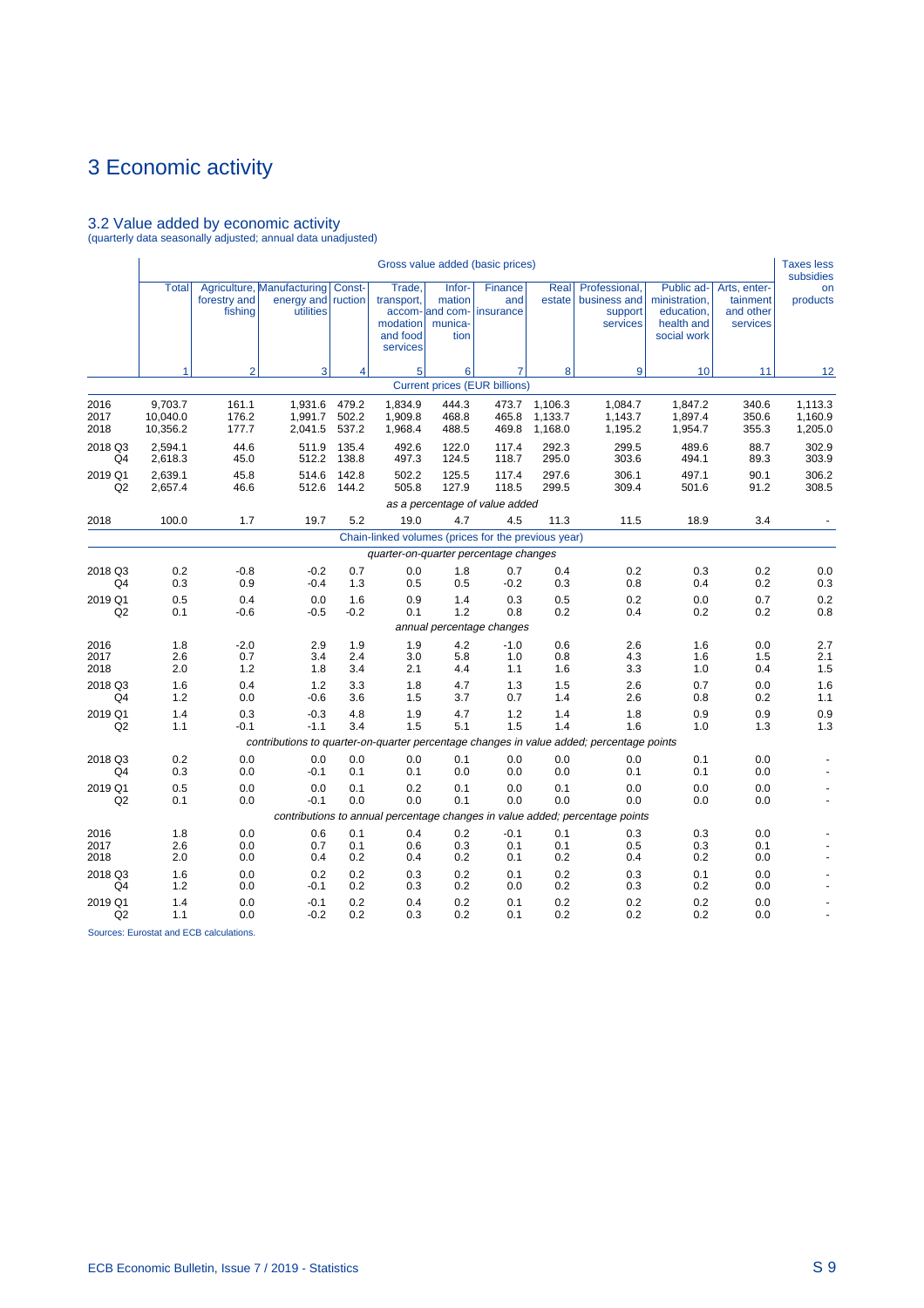# 3 Economic activity

## 3.2 Value added by economic activity

(quarterly data seasonally adjusted; annual data unadjusted)

| | Gross value added (basic prices) | | | | | | | | | | | Taxes less subsidies on products |
|---|---|---|---|---|---|---|---|---|---|---|---|---|
| | Total | Agriculture, forestry and fishing | Manufacturing energy and utilities | Const-ruction | Trade, transport, accom-modation and food services | Infor-mation and com-munica-tion | Finance and insurance | Real estate | Professional, business and support services | Public ad-ministration, education, health and social work | Arts, enter-tainment and other services | |
| | 1 | 2 | 3 | 4 | 5 | 6 | 7 | 8 | 9 | 10 | 11 | 12 |
| | *Current prices (EUR billions)* | | | | | | | | | | | |
| 2016 | 9,703.7 | 161.1 | 1,931.6 | 479.2 | 1,834.9 | 444.3 | 473.7 | 1,106.3 | 1,084.7 | 1,847.2 | 340.6 | 1,113.3 |
| 2017 | 10,040.0 | 176.2 | 1,991.7 | 502.2 | 1,909.8 | 468.8 | 465.8 | 1,133.7 | 1,143.7 | 1,897.4 | 350.6 | 1,160.9 |
| 2018 | 10,356.2 | 177.7 | 2,041.5 | 537.2 | 1,968.4 | 488.5 | 469.8 | 1,168.0 | 1,195.2 | 1,954.7 | 355.3 | 1,205.0 |
| 2018 Q3 | 2,594.1 | 44.6 | 511.9 | 135.4 | 492.6 | 122.0 | 117.4 | 292.3 | 299.5 | 489.6 | 88.7 | 302.9 |
| Q4 | 2,618.3 | 45.0 | 512.2 | 138.8 | 497.3 | 124.5 | 118.7 | 295.0 | 303.6 | 494.1 | 89.3 | 303.9 |
| 2019 Q1 | 2,639.1 | 45.8 | 514.6 | 142.8 | 502.2 | 125.5 | 117.4 | 297.6 | 306.1 | 497.1 | 90.1 | 306.2 |
| Q2 | 2,657.4 | 46.6 | 512.6 | 144.2 | 505.8 | 127.9 | 118.5 | 299.5 | 309.4 | 501.6 | 91.2 | 308.5 |
| | *as a percentage of value added* | | | | | | | | | | | |
| 2018 | 100.0 | 1.7 | 19.7 | 5.2 | 19.0 | 4.7 | 4.5 | 11.3 | 11.5 | 18.9 | 3.4 | - |
| | *Chain-linked volumes (prices for the previous year)* | | | | | | | | | | | |
| | *quarter-on-quarter percentage changes* | | | | | | | | | | | |
| 2018 Q3 | 0.2 | -0.8 | -0.2 | 0.7 | 0.0 | 1.8 | 0.7 | 0.4 | 0.2 | 0.3 | 0.2 | 0.0 |
| Q4 | 0.3 | 0.9 | -0.4 | 1.3 | 0.5 | 0.5 | -0.2 | 0.3 | 0.8 | 0.4 | 0.2 | 0.3 |
| 2019 Q1 | 0.5 | 0.4 | 0.0 | 1.6 | 0.9 | 1.4 | 0.3 | 0.5 | 0.2 | 0.0 | 0.7 | 0.2 |
| Q2 | 0.1 | -0.6 | -0.5 | -0.2 | 0.1 | 1.2 | 0.8 | 0.2 | 0.4 | 0.2 | 0.2 | 0.8 |
| | *annual percentage changes* | | | | | | | | | | | |
| 2016 | 1.8 | -2.0 | 2.9 | 1.9 | 1.9 | 4.2 | -1.0 | 0.6 | 2.6 | 1.6 | 0.0 | 2.7 |
| 2017 | 2.6 | 0.7 | 3.4 | 2.4 | 3.0 | 5.8 | 1.0 | 0.8 | 4.3 | 1.6 | 1.5 | 2.1 |
| 2018 | 2.0 | 1.2 | 1.8 | 3.4 | 2.1 | 4.4 | 1.1 | 1.6 | 3.3 | 1.0 | 0.4 | 1.5 |
| 2018 Q3 | 1.6 | 0.4 | 1.2 | 3.3 | 1.8 | 4.7 | 1.3 | 1.5 | 2.6 | 0.7 | 0.0 | 1.6 |
| Q4 | 1.2 | 0.0 | -0.6 | 3.6 | 1.5 | 3.7 | 0.7 | 1.4 | 2.6 | 0.8 | 0.2 | 1.1 |
| 2019 Q1 | 1.4 | 0.3 | -0.3 | 4.8 | 1.9 | 4.7 | 1.2 | 1.4 | 1.8 | 0.9 | 0.9 | 0.9 |
| Q2 | 1.1 | -0.1 | -1.1 | 3.4 | 1.5 | 5.1 | 1.5 | 1.4 | 1.6 | 1.0 | 1.3 | 1.3 |
| | *contributions to quarter-on-quarter percentage changes in value added; percentage points* | | | | | | | | | | | |
| 2018 Q3 | 0.2 | 0.0 | 0.0 | 0.0 | 0.0 | 0.1 | 0.0 | 0.0 | 0.0 | 0.1 | 0.0 | - |
| Q4 | 0.3 | 0.0 | -0.1 | 0.1 | 0.1 | 0.0 | 0.0 | 0.0 | 0.1 | 0.1 | 0.0 | - |
| 2019 Q1 | 0.5 | 0.0 | 0.0 | 0.1 | 0.2 | 0.1 | 0.0 | 0.1 | 0.0 | 0.0 | 0.0 | - |
| Q2 | 0.1 | 0.0 | -0.1 | 0.0 | 0.0 | 0.1 | 0.0 | 0.0 | 0.0 | 0.0 | 0.0 | - |
| | *contributions to annual percentage changes in value added; percentage points* | | | | | | | | | | | |
| 2016 | 1.8 | 0.0 | 0.6 | 0.1 | 0.4 | 0.2 | -0.1 | 0.1 | 0.3 | 0.3 | 0.0 | - |
| 2017 | 2.6 | 0.0 | 0.7 | 0.1 | 0.6 | 0.3 | 0.1 | 0.1 | 0.5 | 0.3 | 0.1 | - |
| 2018 | 2.0 | 0.0 | 0.4 | 0.2 | 0.4 | 0.2 | 0.1 | 0.2 | 0.4 | 0.2 | 0.0 | - |
| 2018 Q3 | 1.6 | 0.0 | 0.2 | 0.2 | 0.3 | 0.2 | 0.1 | 0.2 | 0.3 | 0.1 | 0.0 | - |
| Q4 | 1.2 | 0.0 | -0.1 | 0.2 | 0.3 | 0.2 | 0.0 | 0.2 | 0.3 | 0.2 | 0.0 | - |
| 2019 Q1 | 1.4 | 0.0 | -0.1 | 0.2 | 0.4 | 0.2 | 0.1 | 0.2 | 0.2 | 0.2 | 0.0 | - |
| Q2 | 1.1 | 0.0 | -0.2 | 0.2 | 0.3 | 0.2 | 0.1 | 0.2 | 0.2 | 0.2 | 0.0 | - |

Sources: Eurostat and ECB calculations.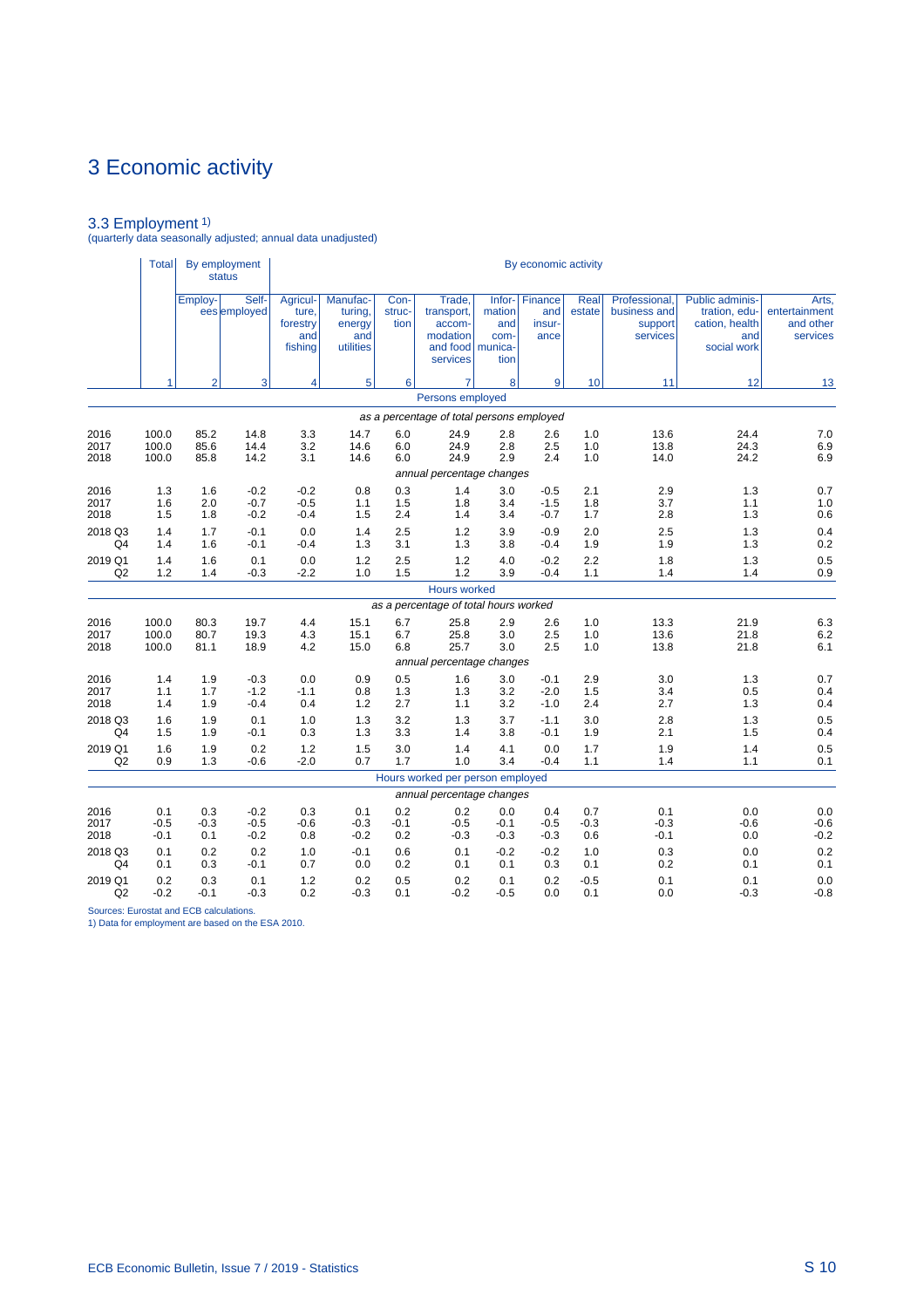# 3 Economic activity

## 3.3 Employment 1)

(quarterly data seasonally adjusted; annual data unadjusted)

| | Total | By employment status | | By economic activity | | | | | | | | | |
|---|---|---|---|---|---|---|---|---|---|---|---|---|---|
| | | Employees | Self-employed | Agriculture, forestry and fishing | Manufacturing, energy and utilities | Construction | Trade, transport, accommodation and food services | Information and communication | Finance and insurance | Real estate | Professional, business and support services | Public administration, education, health and social work | Arts, entertainment and other services |
| | 1 | 2 | 3 | 4 | 5 | 6 | 7 | 8 | 9 | 10 | 11 | 12 | 13 |
| | **Persons employed** | | | | | | | | | | | | |
| | *as a percentage of total persons employed* | | | | | | | | | | | | |
| 2016 | 100.0 | 85.2 | 14.8 | 3.3 | 14.7 | 6.0 | 24.9 | 2.8 | 2.6 | 1.0 | 13.6 | 24.4 | 7.0 |
| 2017 | 100.0 | 85.6 | 14.4 | 3.2 | 14.6 | 6.0 | 24.9 | 2.8 | 2.5 | 1.0 | 13.8 | 24.3 | 6.9 |
| 2018 | 100.0 | 85.8 | 14.2 | 3.1 | 14.6 | 6.0 | 24.9 | 2.9 | 2.4 | 1.0 | 14.0 | 24.2 | 6.9 |
| | *annual percentage changes* | | | | | | | | | | | | |
| 2016 | 1.3 | 1.6 | -0.2 | -0.2 | 0.8 | 0.3 | 1.4 | 3.0 | -0.5 | 2.1 | 2.9 | 1.3 | 0.7 |
| 2017 | 1.6 | 2.0 | -0.7 | -0.5 | 1.1 | 1.5 | 1.8 | 3.4 | -1.5 | 1.8 | 3.7 | 1.1 | 1.0 |
| 2018 | 1.5 | 1.8 | -0.2 | -0.4 | 1.5 | 2.4 | 1.4 | 3.4 | -0.7 | 1.7 | 2.8 | 1.3 | 0.6 |
| 2018 Q3 | 1.4 | 1.7 | -0.1 | 0.0 | 1.4 | 2.5 | 1.2 | 3.9 | -0.9 | 2.0 | 2.5 | 1.3 | 0.4 |
| Q4 | 1.4 | 1.6 | -0.1 | -0.4 | 1.3 | 3.1 | 1.3 | 3.8 | -0.4 | 1.9 | 1.9 | 1.3 | 0.2 |
| 2019 Q1 | 1.4 | 1.6 | 0.1 | 0.0 | 1.2 | 2.5 | 1.2 | 4.0 | -0.2 | 2.2 | 1.8 | 1.3 | 0.5 |
| Q2 | 1.2 | 1.4 | -0.3 | -2.2 | 1.0 | 1.5 | 1.2 | 3.9 | -0.4 | 1.1 | 1.4 | 1.4 | 0.9 |
| | **Hours worked** | | | | | | | | | | | | |
| | *as a percentage of total hours worked* | | | | | | | | | | | | |
| 2016 | 100.0 | 80.3 | 19.7 | 4.4 | 15.1 | 6.7 | 25.8 | 2.9 | 2.6 | 1.0 | 13.3 | 21.9 | 6.3 |
| 2017 | 100.0 | 80.7 | 19.3 | 4.3 | 15.1 | 6.7 | 25.8 | 3.0 | 2.5 | 1.0 | 13.6 | 21.8 | 6.2 |
| 2018 | 100.0 | 81.1 | 18.9 | 4.2 | 15.0 | 6.8 | 25.7 | 3.0 | 2.5 | 1.0 | 13.8 | 21.8 | 6.1 |
| | *annual percentage changes* | | | | | | | | | | | | |
| 2016 | 1.4 | 1.9 | -0.3 | 0.0 | 0.9 | 0.5 | 1.6 | 3.0 | -0.1 | 2.9 | 3.0 | 1.3 | 0.7 |
| 2017 | 1.1 | 1.7 | -1.2 | -1.1 | 0.8 | 1.3 | 1.3 | 3.2 | -2.0 | 1.5 | 3.4 | 0.5 | 0.4 |
| 2018 | 1.4 | 1.9 | -0.4 | 0.4 | 1.2 | 2.7 | 1.1 | 3.2 | -1.0 | 2.4 | 2.7 | 1.3 | 0.4 |
| 2018 Q3 | 1.6 | 1.9 | 0.1 | 1.0 | 1.3 | 3.2 | 1.3 | 3.7 | -1.1 | 3.0 | 2.8 | 1.3 | 0.5 |
| Q4 | 1.5 | 1.9 | -0.1 | 0.3 | 1.3 | 3.3 | 1.4 | 3.8 | -0.1 | 1.9 | 2.1 | 1.5 | 0.4 |
| 2019 Q1 | 1.6 | 1.9 | 0.2 | 1.2 | 1.5 | 3.0 | 1.4 | 4.1 | 0.0 | 1.7 | 1.9 | 1.4 | 0.5 |
| Q2 | 0.9 | 1.3 | -0.6 | -2.0 | 0.7 | 1.7 | 1.0 | 3.4 | -0.4 | 1.1 | 1.4 | 1.1 | 0.1 |
| | **Hours worked per person employed** | | | | | | | | | | | | |
| | *annual percentage changes* | | | | | | | | | | | | |
| 2016 | 0.1 | 0.3 | -0.2 | 0.3 | 0.1 | 0.2 | 0.2 | 0.0 | 0.4 | 0.7 | 0.1 | 0.0 | 0.0 |
| 2017 | -0.5 | -0.3 | -0.5 | -0.6 | -0.3 | -0.1 | -0.5 | -0.1 | -0.5 | -0.3 | -0.3 | -0.6 | -0.6 |
| 2018 | -0.1 | 0.1 | -0.2 | 0.8 | -0.2 | 0.2 | -0.3 | -0.3 | -0.3 | 0.6 | -0.1 | 0.0 | -0.2 |
| 2018 Q3 | 0.1 | 0.2 | 0.2 | 1.0 | -0.1 | 0.6 | 0.1 | -0.2 | -0.2 | 1.0 | 0.3 | 0.0 | 0.2 |
| Q4 | 0.1 | 0.3 | -0.1 | 0.7 | 0.0 | 0.2 | 0.1 | 0.1 | 0.3 | 0.1 | 0.2 | 0.1 | 0.1 |
| 2019 Q1 | 0.2 | 0.3 | 0.1 | 1.2 | 0.2 | 0.5 | 0.2 | 0.1 | 0.2 | -0.5 | 0.1 | 0.1 | 0.0 |
| Q2 | -0.2 | -0.1 | -0.3 | 0.2 | -0.3 | 0.1 | -0.2 | -0.5 | 0.0 | 0.1 | 0.0 | -0.3 | -0.8 |

Sources: Eurostat and ECB calculations.
1) Data for employment are based on the ESA 2010.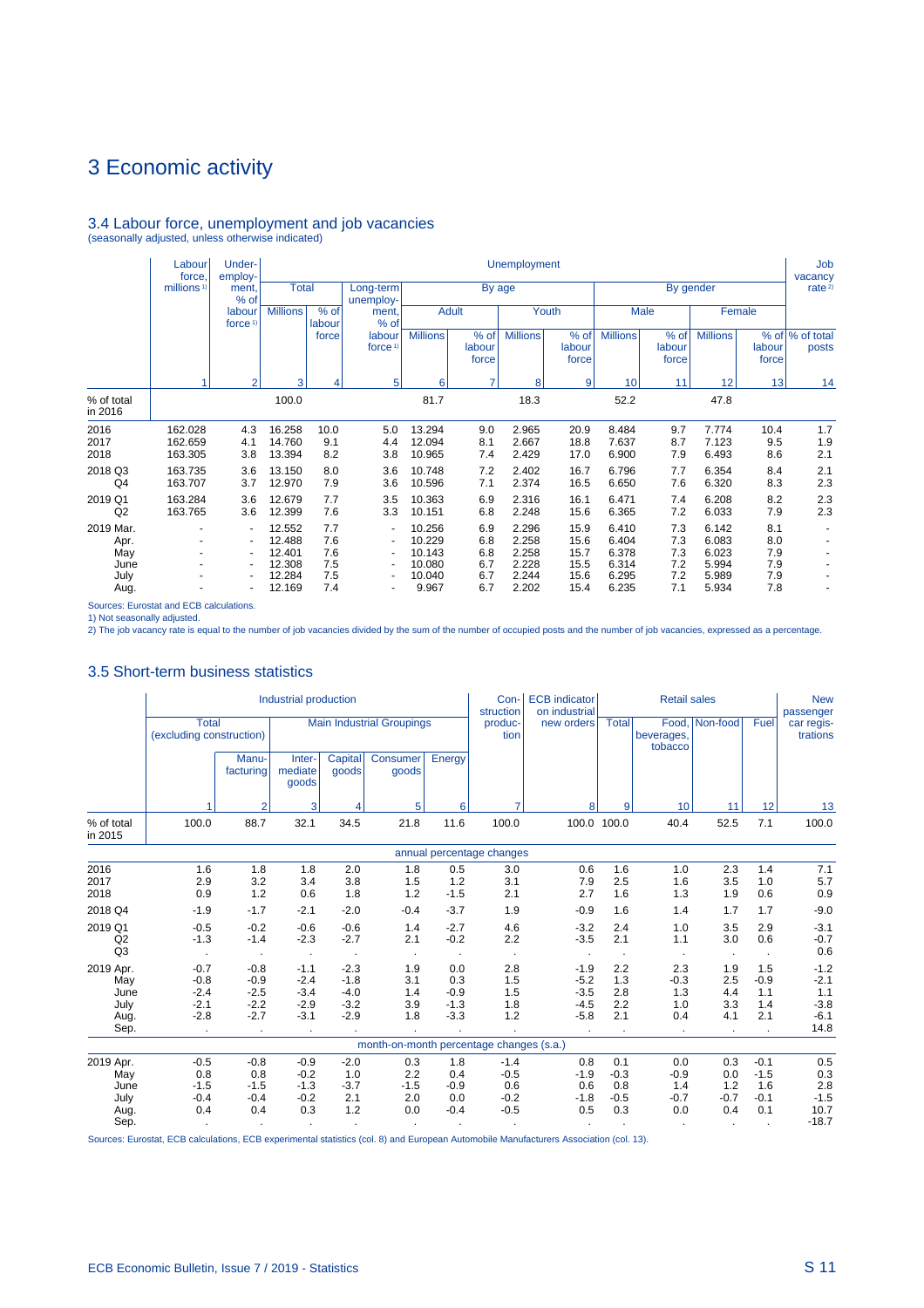# 3 Economic activity

## 3.4 Labour force, unemployment and job vacancies

(seasonally adjusted, unless otherwise indicated)

| | Labour force, millions [1] | Under-employ-ment, % of labour force [1] | Unemployment | | | | | | | | | | | | Job vacancy rate [2] |
|---|---|---|---|---|---|---|---|---|---|---|---|---|---|---|---|
| | | | Total | | Long-term unemploy-ment, % of labour force [1] | By age | | | | By gender | | | | | |
| | | | | | | Adult | | Youth | | Male | | Female | | | |
| | | | Millions | % of labour force | | Millions | % of labour force | Millions | % of labour force | Millions | % of labour force | Millions | % of labour force | | % of total posts |
| | 1 | 2 | 3 | 4 | 5 | 6 | 7 | 8 | 9 | 10 | 11 | 12 | 13 | | 14 |
| % of total in 2016 | | | 100.0 | | | 81.7 | | 18.3 | | 52.2 | | 47.8 | | | |
| 2016 | 162.028 | 4.3 | 16.258 | 10.0 | 5.0 | 13.294 | 9.0 | 2.965 | 20.9 | 8.484 | 9.7 | 7.774 | 10.4 | | 1.7 |
| 2017 | 162.659 | 4.1 | 14.760 | 9.1 | 4.4 | 12.094 | 8.1 | 2.667 | 18.8 | 7.637 | 8.7 | 7.123 | 9.5 | | 1.9 |
| 2018 | 163.305 | 3.8 | 13.394 | 8.2 | 3.8 | 10.965 | 7.4 | 2.429 | 17.0 | 6.900 | 7.9 | 6.493 | 8.6 | | 2.1 |
| 2018 Q3 | 163.735 | 3.6 | 13.150 | 8.0 | 3.6 | 10.748 | 7.2 | 2.402 | 16.7 | 6.796 | 7.7 | 6.354 | 8.4 | | 2.1 |
| Q4 | 163.707 | 3.7 | 12.970 | 7.9 | 3.6 | 10.596 | 7.1 | 2.374 | 16.5 | 6.650 | 7.6 | 6.320 | 8.3 | | 2.3 |
| 2019 Q1 | 163.284 | 3.6 | 12.679 | 7.7 | 3.5 | 10.363 | 6.9 | 2.316 | 16.1 | 6.471 | 7.4 | 6.208 | 8.2 | | 2.3 |
| Q2 | 163.765 | 3.6 | 12.399 | 7.6 | 3.3 | 10.151 | 6.8 | 2.248 | 15.6 | 6.365 | 7.2 | 6.033 | 7.9 | | 2.3 |
| 2019 Mar. | - | - | 12.552 | 7.7 | - | 10.256 | 6.9 | 2.296 | 15.9 | 6.410 | 7.3 | 6.142 | 8.1 | | - |
| Apr. | - | - | 12.488 | 7.6 | - | 10.229 | 6.8 | 2.258 | 15.6 | 6.404 | 7.3 | 6.083 | 8.0 | | - |
| May | - | - | 12.401 | 7.6 | - | 10.143 | 6.8 | 2.258 | 15.7 | 6.378 | 7.3 | 6.023 | 7.9 | | - |
| June | - | - | 12.308 | 7.5 | - | 10.080 | 6.7 | 2.228 | 15.5 | 6.314 | 7.2 | 5.994 | 7.9 | | - |
| July | - | - | 12.284 | 7.5 | - | 10.040 | 6.7 | 2.244 | 15.6 | 6.295 | 7.2 | 5.989 | 7.9 | | - |
| Aug. | - | - | 12.169 | 7.4 | - | 9.967 | 6.7 | 2.202 | 15.4 | 6.235 | 7.1 | 5.934 | 7.8 | | - |

Sources: Eurostat and ECB calculations.
1) Not seasonally adjusted.
2) The job vacancy rate is equal to the number of job vacancies divided by the sum of the number of occupied posts and the number of job vacancies, expressed as a percentage.

## 3.5 Short-term business statistics

| | Industrial production | | | | | | Con-struction produc-tion | ECB indicator on industrial new orders | Retail sales | | | | New passenger car regis-trations |
|---|---|---|---|---|---|---|---|---|---|---|---|---|---|
| | Total (excluding construction) | | Main Industrial Groupings | | | | | | Total | Food, beverages, tobacco | Non-food | Fuel | |
| | | Manu-facturing | Inter-mediate goods | Capital goods | Consumer goods | Energy | | | | | | | |
| | 1 | 2 | 3 | 4 | 5 | 6 | 7 | 8 | 9 | 10 | 11 | 12 | 13 |
| % of total in 2015 | 100.0 | 88.7 | 32.1 | 34.5 | 21.8 | 11.6 | 100.0 | 100.0 | 100.0 | 40.4 | 52.5 | 7.1 | 100.0 |
| | annual percentage changes | | | | | | | | | | | | |
| 2016 | 1.6 | 1.8 | 1.8 | 2.0 | 1.8 | 0.5 | 3.0 | 0.6 | 1.6 | 1.0 | 2.3 | 1.4 | 7.1 |
| 2017 | 2.9 | 3.2 | 3.4 | 3.8 | 1.5 | 1.2 | 3.1 | 7.9 | 2.5 | 1.6 | 3.5 | 1.0 | 5.7 |
| 2018 | 0.9 | 1.2 | 0.6 | 1.8 | 1.2 | -1.5 | 2.1 | 2.7 | 1.6 | 1.3 | 1.9 | 0.6 | 0.9 |
| 2018 Q4 | -1.9 | -1.7 | -2.1 | -2.0 | -0.4 | -3.7 | 1.9 | -0.9 | 1.6 | 1.4 | 1.7 | 1.7 | -9.0 |
| 2019 Q1 | -0.5 | -0.2 | -0.6 | -0.6 | 1.4 | -2.7 | 4.6 | -3.2 | 2.4 | 1.0 | 3.5 | 2.9 | -3.1 |
| Q2 | -1.3 | -1.4 | -2.3 | -2.7 | 2.1 | -0.2 | 2.2 | -3.5 | 2.1 | 1.1 | 3.0 | 0.6 | -0.7 |
| Q3 | . | . | . | . | . | . | . | . | . | . | . | . | 0.6 |
| 2019 Apr. | -0.7 | -0.8 | -1.1 | -2.3 | 1.9 | 0.0 | 2.8 | -1.9 | 2.2 | 2.3 | 1.9 | 1.5 | -1.2 |
| May | -0.8 | -0.9 | -2.4 | -1.8 | 3.1 | 0.3 | 1.5 | -5.2 | 1.3 | -0.3 | 2.5 | -0.9 | -2.1 |
| June | -2.4 | -2.5 | -3.4 | -4.0 | 1.4 | -0.9 | 1.5 | -3.5 | 2.8 | 1.3 | 4.4 | 1.1 | 1.1 |
| July | -2.1 | -2.2 | -2.9 | -3.2 | 3.9 | -1.3 | 1.8 | -4.5 | 2.2 | 1.0 | 3.3 | 1.4 | -3.8 |
| Aug. | -2.8 | -2.7 | -3.1 | -2.9 | 1.8 | -3.3 | 1.2 | -5.8 | 2.1 | 0.4 | 4.1 | 2.1 | -6.1 |
| Sep. | . | . | . | . | . | . | . | . | . | . | . | . | 14.8 |
| | month-on-month percentage changes (s.a.) | | | | | | | | | | | | |
| 2019 Apr. | -0.5 | -0.8 | -0.9 | -2.0 | 0.3 | 1.8 | -1.4 | 0.8 | 0.1 | 0.0 | 0.3 | -0.1 | 0.5 |
| May | 0.8 | 0.8 | -0.2 | 1.0 | 2.2 | 0.4 | -0.5 | -1.9 | -0.3 | -0.9 | 0.0 | -1.5 | 0.3 |
| June | -1.5 | -1.5 | -1.3 | -3.7 | -1.5 | -0.9 | 0.6 | 0.6 | 0.8 | 1.4 | 1.2 | 1.6 | 2.8 |
| July | -0.4 | -0.4 | -0.2 | 2.1 | 2.0 | 0.0 | -0.2 | -1.8 | -0.5 | -0.7 | -0.7 | -0.1 | -1.5 |
| Aug. | 0.4 | 0.4 | 0.3 | 1.2 | 0.0 | -0.4 | -0.5 | 0.5 | 0.3 | 0.0 | 0.4 | 0.1 | 10.7 |
| Sep. | . | . | . | . | . | . | . | . | . | . | . | . | -18.7 |

Sources: Eurostat, ECB calculations, ECB experimental statistics (col. 8) and European Automobile Manufacturers Association (col. 13).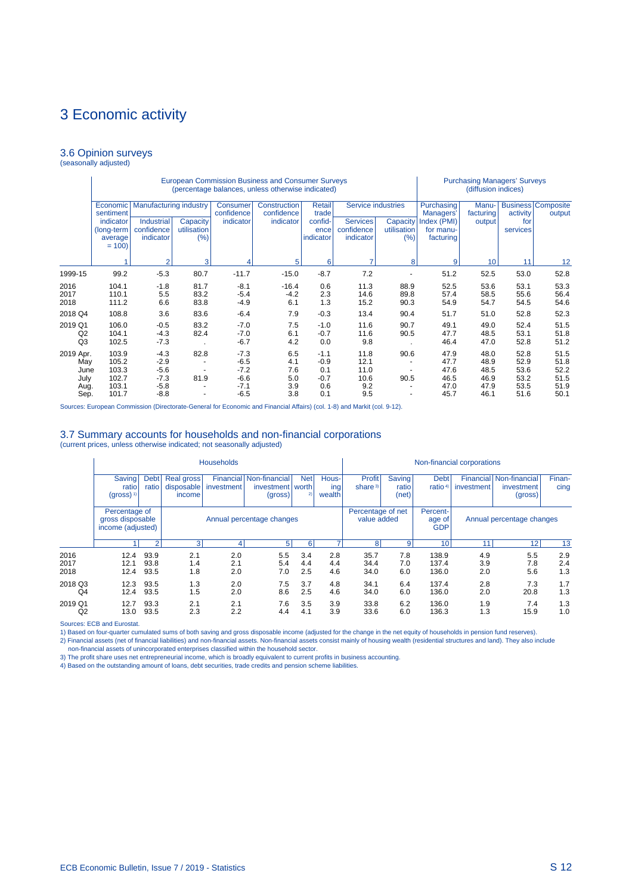# 3 Economic activity

## 3.6 Opinion surveys

(seasonally adjusted)

| | European Commission Business and Consumer Surveys (percentage balances, unless otherwise indicated) | | | | | | | | Purchasing Managers' Surveys (diffusion indices) | | | |
|---|---|---|---|---|---|---|---|---|---|---|---|---|
| | Economic sentiment indicator (long-term average = 100) | Manufacturing industry | | Consumer confidence indicator | Construction confidence indicator | Retail trade confid-ence indicator | Service industries | | Purchasing Managers' Index (PMI) for manu-facturing | Manu-facturing output | Business activity for services | Composite output |
| | | Industrial confidence indicator | Capacity utilisation (%) | | | | Services confidence indicator | Capacity utilisation (%) | | | | |
| | 1 | 2 | 3 | 4 | 5 | 6 | 7 | 8 | 9 | 10 | 11 | 12 |
| 1999-15 | 99.2 | -5.3 | 80.7 | -11.7 | -15.0 | -8.7 | 7.2 | - | 51.2 | 52.5 | 53.0 | 52.8 |
| 2016 | 104.1 | -1.8 | 81.7 | -8.1 | -16.4 | 0.6 | 11.3 | 88.9 | 52.5 | 53.6 | 53.1 | 53.3 |
| 2017 | 110.1 | 5.5 | 83.2 | -5.4 | -4.2 | 2.3 | 14.6 | 89.8 | 57.4 | 58.5 | 55.6 | 56.4 |
| 2018 | 111.2 | 6.6 | 83.8 | -4.9 | 6.1 | 1.3 | 15.2 | 90.3 | 54.9 | 54.7 | 54.5 | 54.6 |
| 2018 Q4 | 108.8 | 3.6 | 83.6 | -6.4 | 7.9 | -0.3 | 13.4 | 90.4 | 51.7 | 51.0 | 52.8 | 52.3 |
| 2019 Q1 | 106.0 | -0.5 | 83.2 | -7.0 | 7.5 | -1.0 | 11.6 | 90.7 | 49.1 | 49.0 | 52.4 | 51.5 |
| Q2 | 104.1 | -4.3 | 82.4 | -7.0 | 6.1 | -0.7 | 11.6 | 90.5 | 47.7 | 48.5 | 53.1 | 51.8 |
| Q3 | 102.5 | -7.3 | . | -6.7 | 4.2 | 0.0 | 9.8 | . | 46.4 | 47.0 | 52.8 | 51.2 |
| 2019 Apr. | 103.9 | -4.3 | 82.8 | -7.3 | 6.5 | -1.1 | 11.8 | 90.6 | 47.9 | 48.0 | 52.8 | 51.5 |
| May | 105.2 | -2.9 | - | -6.5 | 4.1 | -0.9 | 12.1 | - | 47.7 | 48.9 | 52.9 | 51.8 |
| June | 103.3 | -5.6 | - | -7.2 | 7.6 | 0.1 | 11.0 | - | 47.6 | 48.5 | 53.6 | 52.2 |
| July | 102.7 | -7.3 | 81.9 | -6.6 | 5.0 | -0.7 | 10.6 | 90.5 | 46.5 | 46.9 | 53.2 | 51.5 |
| Aug. | 103.1 | -5.8 | - | -7.1 | 3.9 | 0.6 | 9.2 | - | 47.0 | 47.9 | 53.5 | 51.9 |
| Sep. | 101.7 | -8.8 | - | -6.5 | 3.8 | 0.1 | 9.5 | - | 45.7 | 46.1 | 51.6 | 50.1 |

Sources: European Commission (Directorate-General for Economic and Financial Affairs) (col. 1-8) and Markit (col. 9-12).

## 3.7 Summary accounts for households and non-financial corporations

(current prices, unless otherwise indicated; not seasonally adjusted)

| | Households | | | | | | | Non-financial corporations | | | | | |
|---|---|---|---|---|---|---|---|---|---|---|---|---|---|
| | Saving ratio (gross) 1) | Debt ratio | Real gross disposable income | Financial investment | Non-financial investment (gross) | Net worth 2) | Hous-ing wealth | Profit share 3) | Saving ratio (net) | Debt ratio 4) | Financial investment | Non-financial investment (gross) | Finan-cing |
| | Percentage of gross disposable income (adjusted) | | Annual percentage changes | | | | | Percentage of net value added | | Percent-age of GDP | Annual percentage changes | | |
| | 1 | 2 | 3 | 4 | 5 | 6 | 7 | 8 | 9 | 10 | 11 | 12 | 13 |
| 2016 | 12.4 | 93.9 | 2.1 | 2.0 | 5.5 | 3.4 | 2.8 | 35.7 | 7.8 | 138.9 | 4.9 | 5.5 | 2.9 |
| 2017 | 12.1 | 93.8 | 1.4 | 2.1 | 5.4 | 4.4 | 4.4 | 34.4 | 7.0 | 137.4 | 3.9 | 7.8 | 2.4 |
| 2018 | 12.4 | 93.5 | 1.8 | 2.0 | 7.0 | 2.5 | 4.6 | 34.0 | 6.0 | 136.0 | 2.0 | 5.6 | 1.3 |
| 2018 Q3 | 12.3 | 93.5 | 1.3 | 2.0 | 7.5 | 3.7 | 4.8 | 34.1 | 6.4 | 137.4 | 2.8 | 7.3 | 1.7 |
| Q4 | 12.4 | 93.5 | 1.5 | 2.0 | 8.6 | 2.5 | 4.6 | 34.0 | 6.0 | 136.0 | 2.0 | 20.8 | 1.3 |
| 2019 Q1 | 12.7 | 93.3 | 2.1 | 2.1 | 7.6 | 3.5 | 3.9 | 33.8 | 6.2 | 136.0 | 1.9 | 7.4 | 1.3 |
| Q2 | 13.0 | 93.5 | 2.3 | 2.2 | 4.4 | 4.1 | 3.9 | 33.6 | 6.0 | 136.3 | 1.3 | 15.9 | 1.0 |

Sources: ECB and Eurostat.

1) Based on four-quarter cumulated sums of both saving and gross disposable income (adjusted for the change in the net equity of households in pension fund reserves).

2) Financial assets (net of financial liabilities) and non-financial assets. Non-financial assets consist mainly of housing wealth (residential structures and land). They also include non-financial assets of unincorporated enterprises classified within the household sector.

3) The profit share uses net entrepreneurial income, which is broadly equivalent to current profits in business accounting.

4) Based on the outstanding amount of loans, debt securities, trade credits and pension scheme liabilities.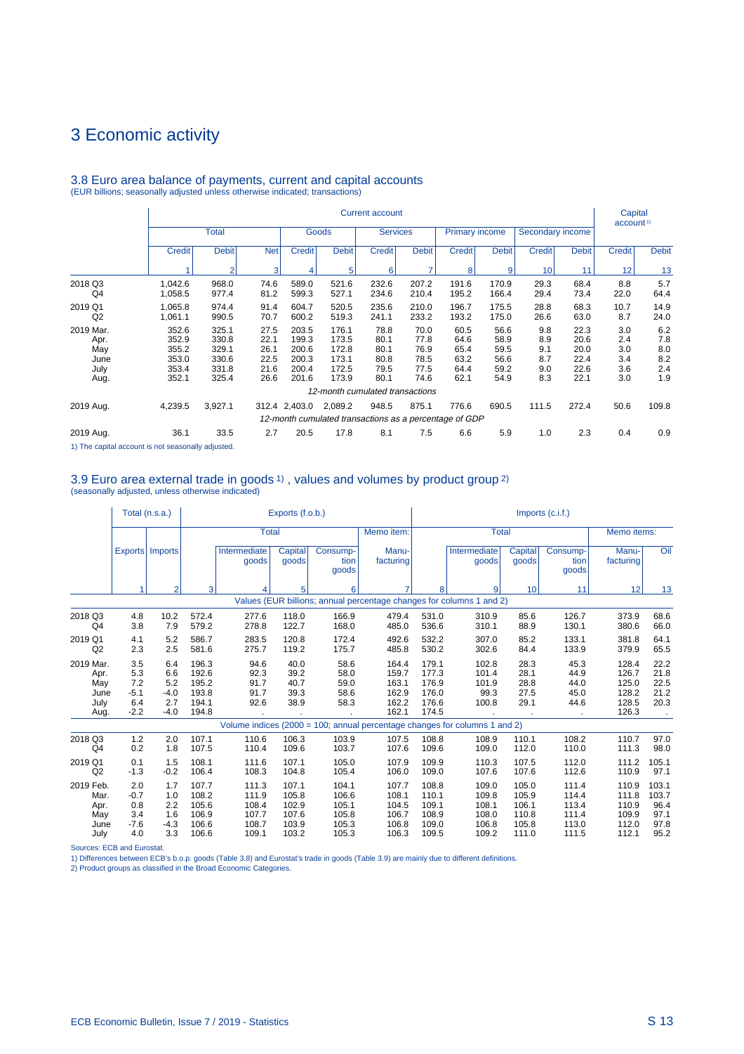# 3 Economic activity

## 3.8 Euro area balance of payments, current and capital accounts

(EUR billions; seasonally adjusted unless otherwise indicated; transactions)

| | Current account | | | | | | | | | | | Capital account[1] | |
|---|---|---|---|---|---|---|---|---|---|---|---|---|---|
| | Total | | | Goods | | Services | | Primary income | | Secondary income | | | |
| | Credit | Debit | Net | Credit | Debit | Credit | Debit | Credit | Debit | Credit | Debit | Credit | Debit |
| | 1 | 2 | 3 | 4 | 5 | 6 | 7 | 8 | 9 | 10 | 11 | 12 | 13 |
| 2018 Q3 | 1,042.6 | 968.0 | 74.6 | 589.0 | 521.6 | 232.6 | 207.2 | 191.6 | 170.9 | 29.3 | 68.4 | 8.8 | 5.7 |
| Q4 | 1,058.5 | 977.4 | 81.2 | 599.3 | 527.1 | 234.6 | 210.4 | 195.2 | 166.4 | 29.4 | 73.4 | 22.0 | 64.4 |
| 2019 Q1 | 1,065.8 | 974.4 | 91.4 | 604.7 | 520.5 | 235.6 | 210.0 | 196.7 | 175.5 | 28.8 | 68.3 | 10.7 | 14.9 |
| Q2 | 1,061.1 | 990.5 | 70.7 | 600.2 | 519.3 | 241.1 | 233.2 | 193.2 | 175.0 | 26.6 | 63.0 | 8.7 | 24.0 |
| 2019 Mar. | 352.6 | 325.1 | 27.5 | 203.5 | 176.1 | 78.8 | 70.0 | 60.5 | 56.6 | 9.8 | 22.3 | 3.0 | 6.2 |
| Apr. | 352.9 | 330.8 | 22.1 | 199.3 | 173.5 | 80.1 | 77.8 | 64.6 | 58.9 | 8.9 | 20.6 | 2.4 | 7.8 |
| May | 355.2 | 329.1 | 26.1 | 200.6 | 172.8 | 80.1 | 76.9 | 65.4 | 59.5 | 9.1 | 20.0 | 3.0 | 8.0 |
| June | 353.0 | 330.6 | 22.5 | 200.3 | 173.1 | 80.8 | 78.5 | 63.2 | 56.6 | 8.7 | 22.4 | 3.4 | 8.2 |
| July | 353.4 | 331.8 | 21.6 | 200.4 | 172.5 | 79.5 | 77.5 | 64.4 | 59.2 | 9.0 | 22.6 | 3.6 | 2.4 |
| Aug. | 352.1 | 325.4 | 26.6 | 201.6 | 173.9 | 80.1 | 74.6 | 62.1 | 54.9 | 8.3 | 22.1 | 3.0 | 1.9 |
| | *12-month cumulated transactions* | | | | | | | | | | | | |
| 2019 Aug. | 4,239.5 | 3,927.1 | 312.4 | 2,403.0 | 2,089.2 | 948.5 | 875.1 | 776.6 | 690.5 | 111.5 | 272.4 | 50.6 | 109.8 |
| | *12-month cumulated transactions as a percentage of GDP* | | | | | | | | | | | | |
| 2019 Aug. | 36.1 | 33.5 | 2.7 | 20.5 | 17.8 | 8.1 | 7.5 | 6.6 | 5.9 | 1.0 | 2.3 | 0.4 | 0.9 |

1) The capital account is not seasonally adjusted.

## 3.9 Euro area external trade in goods[1], values and volumes by product group[2]

(seasonally adjusted, unless otherwise indicated)

| | Total (n.s.a.) | | Exports (f.o.b.) | | | | | Imports (c.i.f.) | | | | | |
|---|---|---|---|---|---|---|---|---|---|---|---|---|---|
| | | | Total | | | | Memo item: | Total | | | | Memo items: | |
| | Exports | Imports | | Intermediate goods | Capital goods | Consumption goods | Manufacturing | | Intermediate goods | Capital goods | Consumption goods | Manufacturing | Oil |
| | 1 | 2 | 3 | 4 | 5 | 6 | 7 | 8 | 9 | 10 | 11 | 12 | 13 |
| | *Values (EUR billions; annual percentage changes for columns 1 and 2)* | | | | | | | | | | | | |
| 2018 Q3 | 4.8 | 10.2 | 572.4 | 277.6 | 118.0 | 166.9 | 479.4 | 531.0 | 310.9 | 85.6 | 126.7 | 373.9 | 68.6 |
| Q4 | 3.8 | 7.9 | 579.2 | 278.8 | 122.7 | 168.0 | 485.0 | 536.6 | 310.1 | 88.9 | 130.1 | 380.6 | 66.0 |
| 2019 Q1 | 4.1 | 5.2 | 586.7 | 283.5 | 120.8 | 172.4 | 492.6 | 532.2 | 307.0 | 85.2 | 133.1 | 381.8 | 64.1 |
| Q2 | 2.3 | 2.5 | 581.6 | 275.7 | 119.2 | 175.7 | 485.8 | 530.2 | 302.6 | 84.4 | 133.9 | 379.9 | 65.5 |
| 2019 Mar. | 3.5 | 6.4 | 196.3 | 94.6 | 40.0 | 58.6 | 164.4 | 179.1 | 102.8 | 28.3 | 45.3 | 128.4 | 22.2 |
| Apr. | 5.3 | 6.6 | 192.6 | 92.3 | 39.2 | 58.0 | 159.7 | 177.3 | 101.4 | 28.1 | 44.9 | 126.7 | 21.8 |
| May | 7.2 | 5.2 | 195.2 | 91.7 | 40.7 | 59.0 | 163.1 | 176.9 | 101.9 | 28.8 | 44.0 | 125.0 | 22.5 |
| June | -5.1 | -4.0 | 193.8 | 91.7 | 39.3 | 58.6 | 162.9 | 176.0 | 99.3 | 27.5 | 45.0 | 128.2 | 21.2 |
| July | 6.4 | 2.7 | 194.1 | 92.6 | 38.9 | 58.3 | 162.2 | 176.6 | 100.8 | 29.1 | 44.6 | 128.5 | 20.3 |
| Aug. | -2.2 | -4.0 | 194.8 | . | . | . | 162.1 | 174.5 | . | . | . | 126.3 | . |
| | *Volume indices (2000 = 100; annual percentage changes for columns 1 and 2)* | | | | | | | | | | | | |
| 2018 Q3 | 1.2 | 2.0 | 107.1 | 110.6 | 106.3 | 103.9 | 107.5 | 108.8 | 108.9 | 110.1 | 108.2 | 110.7 | 97.0 |
| Q4 | 0.2 | 1.8 | 107.5 | 110.4 | 109.6 | 103.7 | 107.6 | 109.6 | 109.0 | 112.0 | 110.0 | 111.3 | 98.0 |
| 2019 Q1 | 0.1 | 1.5 | 108.1 | 111.6 | 107.1 | 105.0 | 107.9 | 109.9 | 110.3 | 107.5 | 112.0 | 111.2 | 105.1 |
| Q2 | -1.3 | -0.2 | 106.4 | 108.3 | 104.8 | 105.4 | 106.0 | 109.0 | 107.6 | 107.6 | 112.6 | 110.9 | 97.1 |
| 2019 Feb. | 2.0 | 1.7 | 107.7 | 111.3 | 107.1 | 104.1 | 107.7 | 108.8 | 109.0 | 105.0 | 111.4 | 110.9 | 103.1 |
| Mar. | -0.7 | 1.0 | 108.2 | 111.9 | 105.8 | 106.6 | 108.1 | 110.1 | 109.8 | 105.9 | 114.4 | 111.8 | 103.7 |
| Apr. | 0.8 | 2.2 | 105.6 | 108.4 | 102.9 | 105.1 | 104.5 | 109.1 | 108.1 | 106.1 | 113.4 | 110.9 | 96.4 |
| May | 3.4 | 1.6 | 106.9 | 107.7 | 107.6 | 105.8 | 106.7 | 108.9 | 108.0 | 110.8 | 111.4 | 109.9 | 97.1 |
| June | -7.6 | -4.3 | 106.6 | 108.7 | 103.9 | 105.3 | 106.8 | 109.0 | 106.8 | 105.8 | 113.0 | 112.0 | 97.8 |
| July | 4.0 | 3.3 | 106.6 | 109.1 | 103.2 | 105.3 | 106.3 | 109.5 | 109.2 | 111.0 | 111.5 | 112.1 | 95.2 |

Sources: ECB and Eurostat.

1) Differences between ECB's b.o.p. goods (Table 3.8) and Eurostat's trade in goods (Table 3.9) are mainly due to different definitions.

2) Product groups as classified in the Broad Economic Categories.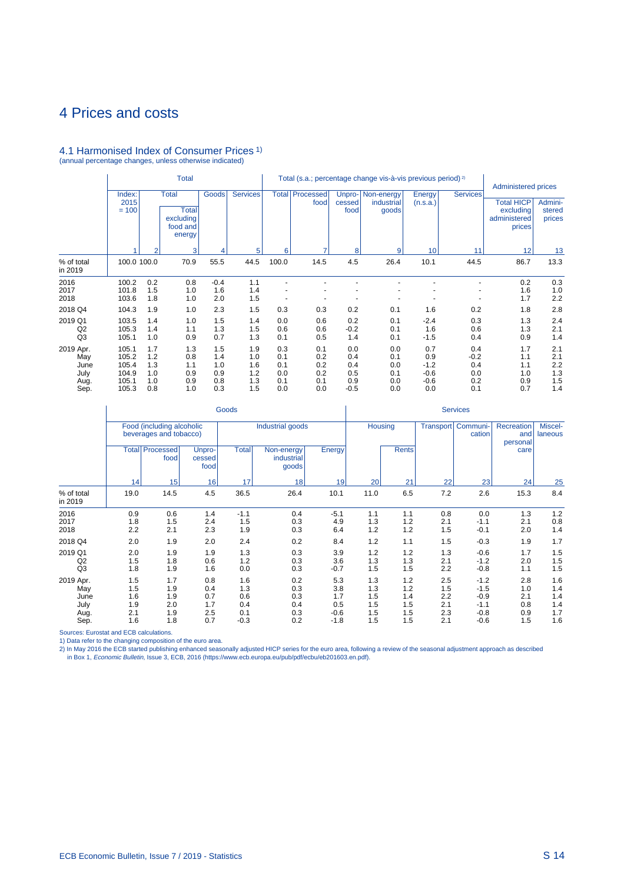# 4 Prices and costs

## 4.1 Harmonised Index of Consumer Prices [1)]

(annual percentage changes, unless otherwise indicated)

| | Total | | | | | Total (s.a.; percentage change vis-à-vis previous period) [2)] | | | | | | Administered prices | |
|---|---|---|---|---|---|---|---|---|---|---|---|---|---|
| | Index: 2015 = 100 | Total | Total excluding food and energy | Goods | Services | Total | Processed food | Unprocessed food | Non-energy industrial goods | Energy (n.s.a.) | Services | Total HICP excluding administered prices | Administered prices |
| | 1 | 2 | 3 | 4 | 5 | 6 | 7 | 8 | 9 | 10 | 11 | 12 | 13 |
| % of total in 2019 | 100.0 | 100.0 | 70.9 | 55.5 | 44.5 | 100.0 | 14.5 | 4.5 | 26.4 | 10.1 | 44.5 | 86.7 | 13.3 |
| 2016 | 100.2 | 0.2 | 0.8 | -0.4 | 1.1 | - | - | - | - | - | - | 0.2 | 0.3 |
| 2017 | 101.8 | 1.5 | 1.0 | 1.6 | 1.4 | - | - | - | - | - | - | 1.6 | 1.0 |
| 2018 | 103.6 | 1.8 | 1.0 | 2.0 | 1.5 | - | - | - | - | - | - | 1.7 | 2.2 |
| 2018 Q4 | 104.3 | 1.9 | 1.0 | 2.3 | 1.5 | 0.3 | 0.3 | 0.2 | 0.1 | 1.6 | 0.2 | 1.8 | 2.8 |
| 2019 Q1 | 103.5 | 1.4 | 1.0 | 1.5 | 1.4 | 0.0 | 0.6 | 0.2 | 0.1 | -2.4 | 0.3 | 1.3 | 2.4 |
| Q2 | 105.3 | 1.4 | 1.1 | 1.3 | 1.5 | 0.6 | 0.6 | -0.2 | 0.1 | 1.6 | 0.6 | 1.3 | 2.1 |
| Q3 | 105.1 | 1.0 | 0.9 | 0.7 | 1.3 | 0.1 | 0.5 | 1.4 | 0.1 | -1.5 | 0.4 | 0.9 | 1.4 |
| 2019 Apr. | 105.1 | 1.7 | 1.3 | 1.5 | 1.9 | 0.3 | 0.1 | 0.0 | 0.0 | 0.7 | 0.4 | 1.7 | 2.1 |
| May | 105.2 | 1.2 | 0.8 | 1.4 | 1.0 | 0.1 | 0.2 | 0.4 | 0.1 | 0.9 | -0.2 | 1.1 | 2.1 |
| June | 105.4 | 1.3 | 1.1 | 1.0 | 1.6 | 0.1 | 0.2 | 0.4 | 0.0 | -1.2 | 0.4 | 1.1 | 2.2 |
| July | 104.9 | 1.0 | 0.9 | 0.9 | 1.2 | 0.0 | 0.2 | 0.5 | 0.1 | -0.6 | 0.0 | 1.0 | 1.3 |
| Aug. | 105.1 | 1.0 | 0.9 | 0.8 | 1.3 | 0.1 | 0.1 | 0.9 | 0.0 | -0.6 | 0.2 | 0.9 | 1.5 |
| Sep. | 105.3 | 0.8 | 1.0 | 0.3 | 1.5 | 0.0 | 0.0 | -0.5 | 0.0 | 0.0 | 0.1 | 0.7 | 1.4 |

| | Goods | | | | | | Services | | | | | |
|---|---|---|---|---|---|---|---|---|---|---|---|---|
| | Food (including alcoholic beverages and tobacco) | | | Industrial goods | | | Housing | | Transport | Communication | Recreation and personal care | Miscellaneous |
| | Total | Processed food | Unprocessed food | Total | Non-energy industrial goods | Energy | | Rents | | | | |
| | 14 | 15 | 16 | 17 | 18 | 19 | 20 | 21 | 22 | 23 | 24 | 25 |
| % of total in 2019 | 19.0 | 14.5 | 4.5 | 36.5 | 26.4 | 10.1 | 11.0 | 6.5 | 7.2 | 2.6 | 15.3 | 8.4 |
| 2016 | 0.9 | 0.6 | 1.4 | -1.1 | 0.4 | -5.1 | 1.1 | 1.1 | 0.8 | 0.0 | 1.3 | 1.2 |
| 2017 | 1.8 | 1.5 | 2.4 | 1.5 | 0.3 | 4.9 | 1.3 | 1.2 | 2.1 | -1.1 | 2.1 | 0.8 |
| 2018 | 2.2 | 2.1 | 2.3 | 1.9 | 0.3 | 6.4 | 1.2 | 1.2 | 1.5 | -0.1 | 2.0 | 1.4 |
| 2018 Q4 | 2.0 | 1.9 | 2.0 | 2.4 | 0.2 | 8.4 | 1.2 | 1.1 | 1.5 | -0.3 | 1.9 | 1.7 |
| 2019 Q1 | 2.0 | 1.9 | 1.9 | 1.3 | 0.3 | 3.9 | 1.2 | 1.2 | 1.3 | -0.6 | 1.7 | 1.5 |
| Q2 | 1.5 | 1.8 | 0.6 | 1.2 | 0.3 | 3.6 | 1.3 | 1.3 | 2.1 | -1.2 | 2.0 | 1.5 |
| Q3 | 1.8 | 1.9 | 1.6 | 0.0 | 0.3 | -0.7 | 1.5 | 1.5 | 2.2 | -0.8 | 1.1 | 1.5 |
| 2019 Apr. | 1.5 | 1.7 | 0.8 | 1.6 | 0.2 | 5.3 | 1.3 | 1.2 | 2.5 | -1.2 | 2.8 | 1.6 |
| May | 1.5 | 1.9 | 0.4 | 1.3 | 0.3 | 3.8 | 1.3 | 1.2 | 1.5 | -1.5 | 1.0 | 1.4 |
| June | 1.6 | 1.9 | 0.7 | 0.6 | 0.3 | 1.7 | 1.5 | 1.4 | 2.2 | -0.9 | 2.1 | 1.4 |
| July | 1.9 | 2.0 | 1.7 | 0.4 | 0.4 | 0.5 | 1.5 | 1.5 | 2.1 | -1.1 | 0.8 | 1.4 |
| Aug. | 2.1 | 1.9 | 2.5 | 0.1 | 0.3 | -0.6 | 1.5 | 1.5 | 2.3 | -0.8 | 0.9 | 1.7 |
| Sep. | 1.6 | 1.8 | 0.7 | -0.3 | 0.2 | -1.8 | 1.5 | 1.5 | 2.1 | -0.6 | 1.5 | 1.6 |

Sources: Eurostat and ECB calculations.

1) Data refer to the changing composition of the euro area.

2) In May 2016 the ECB started publishing enhanced seasonally adjusted HICP series for the euro area, following a review of the seasonal adjustment approach as described in Box 1, *Economic Bulletin*, Issue 3, ECB, 2016 (https://www.ecb.europa.eu/pub/pdf/ecbu/eb201603.en.pdf).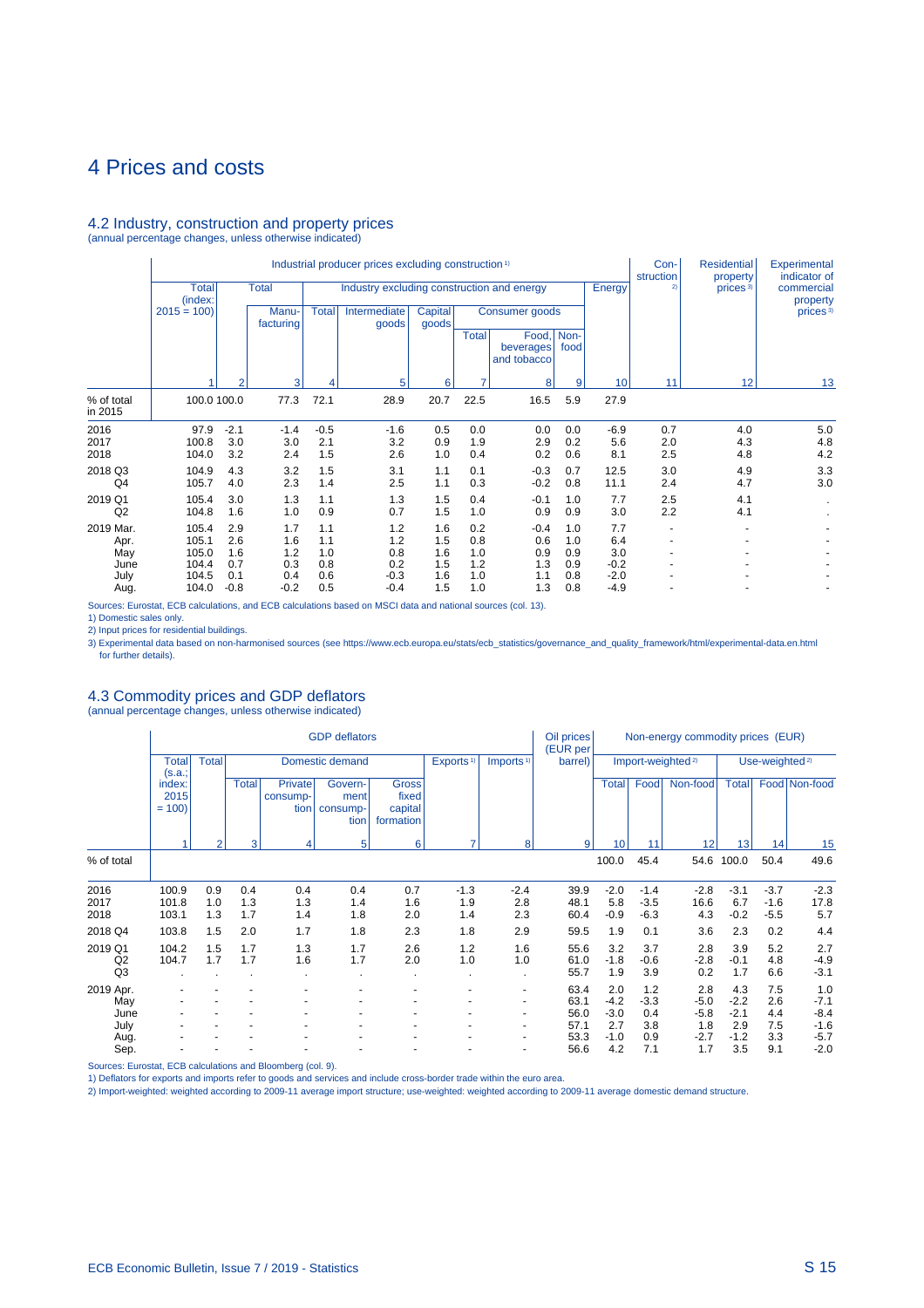# 4 Prices and costs

## 4.2 Industry, construction and property prices

(annual percentage changes, unless otherwise indicated)

| | Industrial producer prices excluding construction [1] | | | | | | | | | | Con-struction [2] | Residential property prices [3] | Experimental indicator of commercial property prices [3] |
|---|---|---|---|---|---|---|---|---|---|---|---|---|---|
| | Total (index: 2015 = 100) | Total | | Industry excluding construction and energy | | | | | | Energy | | | |
| | | | Manu-facturing | Total | Intermediate goods | Capital goods | Consumer goods | | | | | | |
| | | | | | | | Total | Food, beverages and tobacco | Non-food | | | | |
| | 1 | 2 | 3 | 4 | 5 | 6 | 7 | 8 | 9 | 10 | 11 | 12 | 13 |
| % of total in 2015 | 100.0 | 100.0 | 77.3 | 72.1 | 28.9 | 20.7 | 22.5 | 16.5 | 5.9 | 27.9 | | | |
| 2016 | 97.9 | -2.1 | -1.4 | -0.5 | -1.6 | 0.5 | 0.0 | 0.0 | 0.0 | -6.9 | 0.7 | 4.0 | 5.0 |
| 2017 | 100.8 | 3.0 | 3.0 | 2.1 | 3.2 | 0.9 | 1.9 | 2.9 | 0.2 | 5.6 | 2.0 | 4.3 | 4.8 |
| 2018 | 104.0 | 3.2 | 2.4 | 1.5 | 2.6 | 1.0 | 0.4 | 0.2 | 0.6 | 8.1 | 2.5 | 4.8 | 4.2 |
| 2018 Q3 | 104.9 | 4.3 | 3.2 | 1.5 | 3.1 | 1.1 | 0.1 | -0.3 | 0.7 | 12.5 | 3.0 | 4.9 | 3.3 |
| Q4 | 105.7 | 4.0 | 2.3 | 1.4 | 2.5 | 1.1 | 0.3 | -0.2 | 0.8 | 11.1 | 2.4 | 4.7 | 3.0 |
| 2019 Q1 | 105.4 | 3.0 | 1.3 | 1.1 | 1.3 | 1.5 | 0.4 | -0.1 | 1.0 | 7.7 | 2.5 | 4.1 | . |
| Q2 | 104.8 | 1.6 | 1.0 | 0.9 | 0.7 | 1.5 | 1.0 | 0.9 | 0.9 | 3.0 | 2.2 | 4.1 | . |
| 2019 Mar. | 105.4 | 2.9 | 1.7 | 1.1 | 1.2 | 1.6 | 0.2 | -0.4 | 1.0 | 7.7 | - | - | - |
| Apr. | 105.1 | 2.6 | 1.6 | 1.1 | 1.2 | 1.5 | 0.8 | 0.6 | 1.0 | 6.4 | - | - | - |
| May | 105.0 | 1.6 | 1.2 | 1.0 | 0.8 | 1.6 | 1.0 | 0.9 | 0.9 | 3.0 | - | - | - |
| June | 104.4 | 0.7 | 0.3 | 0.8 | 0.2 | 1.5 | 1.2 | 1.3 | 0.9 | -0.2 | - | - | - |
| July | 104.5 | 0.1 | 0.4 | 0.6 | -0.3 | 1.6 | 1.0 | 1.1 | 0.8 | -2.0 | - | - | - |
| Aug. | 104.0 | -0.8 | -0.2 | 0.5 | -0.4 | 1.5 | 1.0 | 1.3 | 0.8 | -4.9 | - | - | - |

Sources: Eurostat, ECB calculations, and ECB calculations based on MSCI data and national sources (col. 13).

1) Domestic sales only.

2) Input prices for residential buildings.

3) Experimental data based on non-harmonised sources (see https://www.ecb.europa.eu/stats/ecb_statistics/governance_and_quality_framework/html/experimental-data.en.html for further details).

## 4.3 Commodity prices and GDP deflators

(annual percentage changes, unless otherwise indicated)

| | GDP deflators | | | | | | | | Oil prices (EUR per barrel) | Non-energy commodity prices (EUR) | | | | | |
|---|---|---|---|---|---|---|---|---|---|---|---|---|---|---|---|
| | Total (s.a.; index: 2015 = 100) | Total | Domestic demand | | | | Exports [1] | Imports [1] | | Import-weighted [2] | | | Use-weighted [2] | | |
| | | | Total | Private consump-tion | Govern-ment consump-tion | Gross fixed capital formation | | | | Total | Food | Non-food | Total | Food | Non-food |
| | 1 | 2 | 3 | 4 | 5 | 6 | 7 | 8 | 9 | 10 | 11 | 12 | 13 | 14 | 15 |
| % of total | | | | | | | | | | 100.0 | 45.4 | 54.6 | 100.0 | 50.4 | 49.6 |
| 2016 | 100.9 | 0.9 | 0.4 | 0.4 | 0.4 | 0.7 | -1.3 | -2.4 | 39.9 | -2.0 | -1.4 | -2.8 | -3.1 | -3.7 | -2.3 |
| 2017 | 101.8 | 1.0 | 1.3 | 1.3 | 1.4 | 1.6 | 1.9 | 2.8 | 48.1 | 5.8 | -3.5 | 16.6 | 6.7 | -1.6 | 17.8 |
| 2018 | 103.1 | 1.3 | 1.7 | 1.4 | 1.8 | 2.0 | 1.4 | 2.3 | 60.4 | -0.9 | -6.3 | 4.3 | -0.2 | -5.5 | 5.7 |
| 2018 Q4 | 103.8 | 1.5 | 2.0 | 1.7 | 1.8 | 2.3 | 1.8 | 2.9 | 59.5 | 1.9 | 0.1 | 3.6 | 2.3 | 0.2 | 4.4 |
| 2019 Q1 | 104.2 | 1.5 | 1.7 | 1.3 | 1.7 | 2.6 | 1.2 | 1.6 | 55.6 | 3.2 | 3.7 | 2.8 | 3.9 | 5.2 | 2.7 |
| Q2 | 104.7 | 1.7 | 1.7 | 1.6 | 1.7 | 2.0 | 1.0 | 1.0 | 61.0 | -1.8 | -0.6 | -2.8 | -0.1 | 4.8 | -4.9 |
| Q3 | . | . | . | . | . | . | . | . | 55.7 | 1.9 | 3.9 | 0.2 | 1.7 | 6.6 | -3.1 |
| 2019 Apr. | - | - | - | - | - | - | - | - | 63.4 | 2.0 | 1.2 | 2.8 | 4.3 | 7.5 | 1.0 |
| May | - | - | - | - | - | - | - | - | 63.1 | -4.2 | -3.3 | -5.0 | -2.2 | 2.6 | -7.1 |
| June | - | - | - | - | - | - | - | - | 56.0 | -3.0 | 0.4 | -5.8 | -2.1 | 4.4 | -8.4 |
| July | - | - | - | - | - | - | - | - | 57.1 | 2.7 | 3.8 | 1.8 | 2.9 | 7.5 | -1.6 |
| Aug. | - | - | - | - | - | - | - | - | 53.3 | -1.0 | 0.9 | -2.7 | -1.2 | 3.3 | -5.7 |
| Sep. | - | - | - | - | - | - | - | - | 56.6 | 4.2 | 7.1 | 1.7 | 3.5 | 9.1 | -2.0 |

Sources: Eurostat, ECB calculations and Bloomberg (col. 9).

1) Deflators for exports and imports refer to goods and services and include cross-border trade within the euro area.

2) Import-weighted: weighted according to 2009-11 average import structure; use-weighted: weighted according to 2009-11 average domestic demand structure.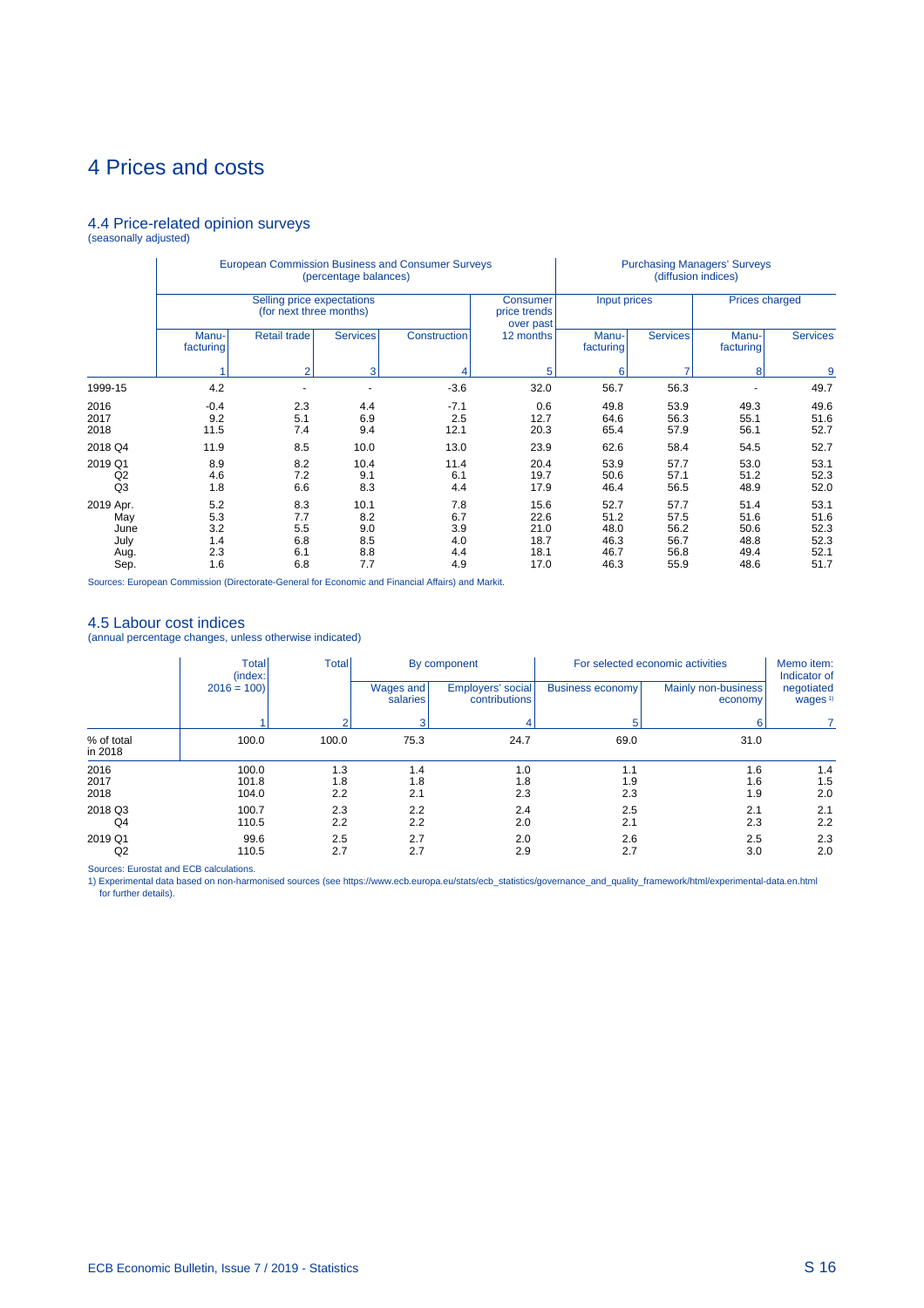# 4 Prices and costs

## 4.4 Price-related opinion surveys

(seasonally adjusted)

| | European Commission Business and Consumer Surveys (percentage balances) | | | | | Purchasing Managers' Surveys (diffusion indices) | | | |
|---|---|---|---|---|---|---|---|---|---|
| | Selling price expectations (for next three months) | | | | Consumer price trends over past | Input prices | | Prices charged | |
| | Manu-facturing | Retail trade | Services | Construction | 12 months | Manu-facturing | Services | Manu-facturing | Services |
| | 1 | 2 | 3 | 4 | 5 | 6 | 7 | 8 | 9 |
| 1999-15 | 4.2 | - | - | -3.6 | 32.0 | 56.7 | 56.3 | - | 49.7 |
| 2016 | -0.4 | 2.3 | 4.4 | -7.1 | 0.6 | 49.8 | 53.9 | 49.3 | 49.6 |
| 2017 | 9.2 | 5.1 | 6.9 | 2.5 | 12.7 | 64.6 | 56.3 | 55.1 | 51.6 |
| 2018 | 11.5 | 7.4 | 9.4 | 12.1 | 20.3 | 65.4 | 57.9 | 56.1 | 52.7 |
| 2018 Q4 | 11.9 | 8.5 | 10.0 | 13.0 | 23.9 | 62.6 | 58.4 | 54.5 | 52.7 |
| 2019 Q1 | 8.9 | 8.2 | 10.4 | 11.4 | 20.4 | 53.9 | 57.7 | 53.0 | 53.1 |
| Q2 | 4.6 | 7.2 | 9.1 | 6.1 | 19.7 | 50.6 | 57.1 | 51.2 | 52.3 |
| Q3 | 1.8 | 6.6 | 8.3 | 4.4 | 17.9 | 46.4 | 56.5 | 48.9 | 52.0 |
| 2019 Apr. | 5.2 | 8.3 | 10.1 | 7.8 | 15.6 | 52.7 | 57.7 | 51.4 | 53.1 |
| May | 5.3 | 7.7 | 8.2 | 6.7 | 22.6 | 51.2 | 57.5 | 51.6 | 51.6 |
| June | 3.2 | 5.5 | 9.0 | 3.9 | 21.0 | 48.0 | 56.2 | 50.6 | 52.3 |
| July | 1.4 | 6.8 | 8.5 | 4.0 | 18.7 | 46.3 | 56.7 | 48.8 | 52.3 |
| Aug. | 2.3 | 6.1 | 8.8 | 4.4 | 18.1 | 46.7 | 56.8 | 49.4 | 52.1 |
| Sep. | 1.6 | 6.8 | 7.7 | 4.9 | 17.0 | 46.3 | 55.9 | 48.6 | 51.7 |

Sources: European Commission (Directorate-General for Economic and Financial Affairs) and Markit.

## 4.5 Labour cost indices

(annual percentage changes, unless otherwise indicated)

| | Total (index: 2016 = 100) | Total | By component | | For selected economic activities | | Memo item: Indicator of negotiated wages [1] |
|---|---|---|---|---|---|---|---|
| | | | Wages and salaries | Employers' social contributions | Business economy | Mainly non-business economy | |
| | 1 | 2 | 3 | 4 | 5 | 6 | 7 |
| % of total in 2018 | 100.0 | 100.0 | 75.3 | 24.7 | 69.0 | 31.0 | |
| 2016 | 100.0 | 1.3 | 1.4 | 1.0 | 1.1 | 1.6 | 1.4 |
| 2017 | 101.8 | 1.8 | 1.8 | 1.8 | 1.9 | 1.6 | 1.5 |
| 2018 | 104.0 | 2.2 | 2.1 | 2.3 | 2.3 | 1.9 | 2.0 |
| 2018 Q3 | 100.7 | 2.3 | 2.2 | 2.4 | 2.5 | 2.1 | 2.1 |
| Q4 | 110.5 | 2.2 | 2.2 | 2.0 | 2.1 | 2.3 | 2.2 |
| 2019 Q1 | 99.6 | 2.5 | 2.7 | 2.0 | 2.6 | 2.5 | 2.3 |
| Q2 | 110.5 | 2.7 | 2.7 | 2.9 | 2.7 | 3.0 | 2.0 |

Sources: Eurostat and ECB calculations.

1) Experimental data based on non-harmonised sources (see https://www.ecb.europa.eu/stats/ecb_statistics/governance_and_quality_framework/html/experimental-data.en.html for further details).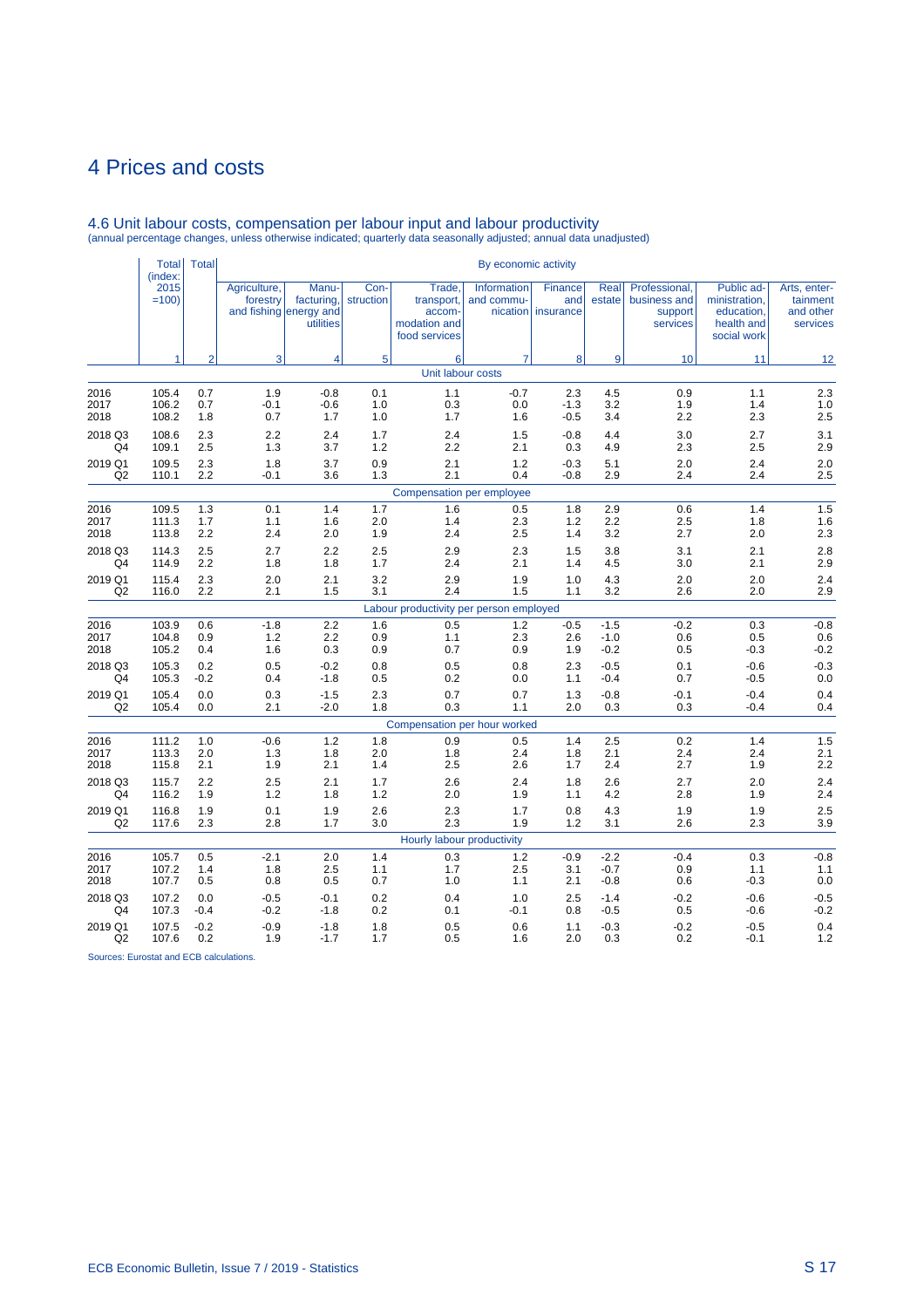# 4 Prices and costs

## 4.6 Unit labour costs, compensation per labour input and labour productivity

(annual percentage changes, unless otherwise indicated; quarterly data seasonally adjusted; annual data unadjusted)

| | Total (index: 2015 =100) | Total | By economic activity | | | | | | | | | |
|---|---|---|---|---|---|---|---|---|---|---|---|---|
| | | | Agriculture, forestry and fishing | Manu-facturing, energy and utilities | Con-struction | Trade, transport, accom-modation and food services | Information and commu-nication | Finance and insurance | Real estate | Professional, business and support services | Public ad-ministration, education, health and social work | Arts, enter-tainment and other services |
| | 1 | 2 | 3 | 4 | 5 | 6 | 7 | 8 | 9 | 10 | 11 | 12 |
| | | | | | | Unit labour costs | | | | | | |
| 2016 | 105.4 | 0.7 | 1.9 | -0.8 | 0.1 | 1.1 | -0.7 | 2.3 | 4.5 | 0.9 | 1.1 | 2.3 |
| 2017 | 106.2 | 0.7 | -0.1 | -0.6 | 1.0 | 0.3 | 0.0 | -1.3 | 3.2 | 1.9 | 1.4 | 1.0 |
| 2018 | 108.2 | 1.8 | 0.7 | 1.7 | 1.0 | 1.7 | 1.6 | -0.5 | 3.4 | 2.2 | 2.3 | 2.5 |
| 2018 Q3 | 108.6 | 2.3 | 2.2 | 2.4 | 1.7 | 2.4 | 1.5 | -0.8 | 4.4 | 3.0 | 2.7 | 3.1 |
| Q4 | 109.1 | 2.5 | 1.3 | 3.7 | 1.2 | 2.2 | 2.1 | 0.3 | 4.9 | 2.3 | 2.5 | 2.9 |
| 2019 Q1 | 109.5 | 2.3 | 1.8 | 3.7 | 0.9 | 2.1 | 1.2 | -0.3 | 5.1 | 2.0 | 2.4 | 2.0 |
| Q2 | 110.1 | 2.2 | -0.1 | 3.6 | 1.3 | 2.1 | 0.4 | -0.8 | 2.9 | 2.4 | 2.4 | 2.5 |
| | | | | | | Compensation per employee | | | | | | |
| 2016 | 109.5 | 1.3 | 0.1 | 1.4 | 1.7 | 1.6 | 0.5 | 1.8 | 2.9 | 0.6 | 1.4 | 1.5 |
| 2017 | 111.3 | 1.7 | 1.1 | 1.6 | 2.0 | 1.4 | 2.3 | 1.2 | 2.2 | 2.5 | 1.8 | 1.6 |
| 2018 | 113.8 | 2.2 | 2.4 | 2.0 | 1.9 | 2.4 | 2.5 | 1.4 | 3.2 | 2.7 | 2.0 | 2.3 |
| 2018 Q3 | 114.3 | 2.5 | 2.7 | 2.2 | 2.5 | 2.9 | 2.3 | 1.5 | 3.8 | 3.1 | 2.1 | 2.8 |
| Q4 | 114.9 | 2.2 | 1.8 | 1.8 | 1.7 | 2.4 | 2.1 | 1.4 | 4.5 | 3.0 | 2.1 | 2.9 |
| 2019 Q1 | 115.4 | 2.3 | 2.0 | 2.1 | 3.2 | 2.9 | 1.9 | 1.0 | 4.3 | 2.0 | 2.0 | 2.4 |
| Q2 | 116.0 | 2.2 | 2.1 | 1.5 | 3.1 | 2.4 | 1.5 | 1.1 | 3.2 | 2.6 | 2.0 | 2.9 |
| | | | | | | Labour productivity per person employed | | | | | | |
| 2016 | 103.9 | 0.6 | -1.8 | 2.2 | 1.6 | 0.5 | 1.2 | -0.5 | -1.5 | -0.2 | 0.3 | -0.8 |
| 2017 | 104.8 | 0.9 | 1.2 | 2.2 | 0.9 | 1.1 | 2.3 | 2.6 | -1.0 | 0.6 | 0.5 | 0.6 |
| 2018 | 105.2 | 0.4 | 1.6 | 0.3 | 0.9 | 0.7 | 0.9 | 1.9 | -0.2 | 0.5 | -0.3 | -0.2 |
| 2018 Q3 | 105.3 | 0.2 | 0.5 | -0.2 | 0.8 | 0.5 | 0.8 | 2.3 | -0.5 | 0.1 | -0.6 | -0.3 |
| Q4 | 105.3 | -0.2 | 0.4 | -1.8 | 0.5 | 0.2 | 0.0 | 1.1 | -0.4 | 0.7 | -0.5 | 0.0 |
| 2019 Q1 | 105.4 | 0.0 | 0.3 | -1.5 | 2.3 | 0.7 | 0.7 | 1.3 | -0.8 | -0.1 | -0.4 | 0.4 |
| Q2 | 105.4 | 0.0 | 2.1 | -2.0 | 1.8 | 0.3 | 1.1 | 2.0 | 0.3 | 0.3 | -0.4 | 0.4 |
| | | | | | | Compensation per hour worked | | | | | | |
| 2016 | 111.2 | 1.0 | -0.6 | 1.2 | 1.8 | 0.9 | 0.5 | 1.4 | 2.5 | 0.2 | 1.4 | 1.5 |
| 2017 | 113.3 | 2.0 | 1.3 | 1.8 | 2.0 | 1.8 | 2.4 | 1.8 | 2.1 | 2.4 | 2.4 | 2.1 |
| 2018 | 115.8 | 2.1 | 1.9 | 2.1 | 1.4 | 2.5 | 2.6 | 1.7 | 2.4 | 2.7 | 1.9 | 2.2 |
| 2018 Q3 | 115.7 | 2.2 | 2.5 | 2.1 | 1.7 | 2.6 | 2.4 | 1.8 | 2.6 | 2.7 | 2.0 | 2.4 |
| Q4 | 116.2 | 1.9 | 1.2 | 1.8 | 1.2 | 2.0 | 1.9 | 1.1 | 4.2 | 2.8 | 1.9 | 2.4 |
| 2019 Q1 | 116.8 | 1.9 | 0.1 | 1.9 | 2.6 | 2.3 | 1.7 | 0.8 | 4.3 | 1.9 | 1.9 | 2.5 |
| Q2 | 117.6 | 2.3 | 2.8 | 1.7 | 3.0 | 2.3 | 1.9 | 1.2 | 3.1 | 2.6 | 2.3 | 3.9 |
| | | | | | | Hourly labour productivity | | | | | | |
| 2016 | 105.7 | 0.5 | -2.1 | 2.0 | 1.4 | 0.3 | 1.2 | -0.9 | -2.2 | -0.4 | 0.3 | -0.8 |
| 2017 | 107.2 | 1.4 | 1.8 | 2.5 | 1.1 | 1.7 | 2.5 | 3.1 | -0.7 | 0.9 | 1.1 | 1.1 |
| 2018 | 107.7 | 0.5 | 0.8 | 0.5 | 0.7 | 1.0 | 1.1 | 2.1 | -0.8 | 0.6 | -0.3 | 0.0 |
| 2018 Q3 | 107.2 | 0.0 | -0.5 | -0.1 | 0.2 | 0.4 | 1.0 | 2.5 | -1.4 | -0.2 | -0.6 | -0.5 |
| Q4 | 107.3 | -0.4 | -0.2 | -1.8 | 0.2 | 0.1 | -0.1 | 0.8 | -0.5 | 0.5 | -0.6 | -0.2 |
| 2019 Q1 | 107.5 | -0.2 | -0.9 | -1.8 | 1.8 | 0.5 | 0.6 | 1.1 | -0.3 | -0.2 | -0.5 | 0.4 |
| Q2 | 107.6 | 0.2 | 1.9 | -1.7 | 1.7 | 0.5 | 1.6 | 2.0 | 0.3 | 0.2 | -0.1 | 1.2 |

Sources: Eurostat and ECB calculations.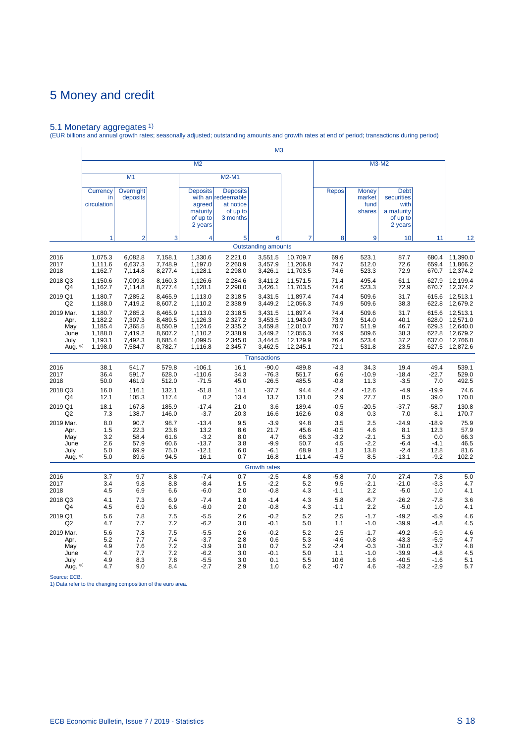# 5 Money and credit

## 5.1 Monetary aggregates [1]

(EUR billions and annual growth rates; seasonally adjusted; outstanding amounts and growth rates at end of period; transactions during period)

| | M3 | | | | | | | | | | | |
|---|---|---|---|---|---|---|---|---|---|---|---|---|
| | M2 | | | | | | | M3-M2 | | | | |
| | M1 | | | M2-M1 | | | | | | | | |
| | Currency in circulation | Overnight deposits | | Deposits with an agreed maturity of up to 2 years | Deposits redeemable at notice of up to 3 months | | | Repos | Money market fund shares | Debt securities with a maturity of up to 2 years | | |
| | 1 | 2 | 3 | 4 | 5 | 6 | 7 | 8 | 9 | 10 | 11 | 12 |
| | | | | | | **Outstanding amounts** | | | | | | |
| 2016 | 1,075.3 | 6,082.8 | 7,158.1 | 1,330.6 | 2,221.0 | 3,551.5 | 10,709.7 | 69.6 | 523.1 | 87.7 | 680.4 | 11,390.0 |
| 2017 | 1,111.6 | 6,637.3 | 7,748.9 | 1,197.0 | 2,260.9 | 3,457.9 | 11,206.8 | 74.7 | 512.0 | 72.6 | 659.4 | 11,866.2 |
| 2018 | 1,162.7 | 7,114.8 | 8,277.4 | 1,128.1 | 2,298.0 | 3,426.1 | 11,703.5 | 74.6 | 523.3 | 72.9 | 670.7 | 12,374.2 |
| 2018 Q3 | 1,150.6 | 7,009.8 | 8,160.3 | 1,126.6 | 2,284.6 | 3,411.2 | 11,571.5 | 71.4 | 495.4 | 61.1 | 627.9 | 12,199.4 |
| Q4 | 1,162.7 | 7,114.8 | 8,277.4 | 1,128.1 | 2,298.0 | 3,426.1 | 11,703.5 | 74.6 | 523.3 | 72.9 | 670.7 | 12,374.2 |
| 2019 Q1 | 1,180.7 | 7,285.2 | 8,465.9 | 1,113.0 | 2,318.5 | 3,431.5 | 11,897.4 | 74.4 | 509.6 | 31.7 | 615.6 | 12,513.1 |
| Q2 | 1,188.0 | 7,419.2 | 8,607.2 | 1,110.2 | 2,338.9 | 3,449.2 | 12,056.3 | 74.9 | 509.6 | 38.3 | 622.8 | 12,679.2 |
| 2019 Mar. | 1,180.7 | 7,285.2 | 8,465.9 | 1,113.0 | 2,318.5 | 3,431.5 | 11,897.4 | 74.4 | 509.6 | 31.7 | 615.6 | 12,513.1 |
| Apr. | 1,182.2 | 7,307.3 | 8,489.5 | 1,126.3 | 2,327.2 | 3,453.5 | 11,943.0 | 73.9 | 514.0 | 40.1 | 628.0 | 12,571.0 |
| May | 1,185.4 | 7,365.5 | 8,550.9 | 1,124.6 | 2,335.2 | 3,459.8 | 12,010.7 | 70.7 | 511.9 | 46.7 | 629.3 | 12,640.0 |
| June | 1,188.0 | 7,419.2 | 8,607.2 | 1,110.2 | 2,338.9 | 3,449.2 | 12,056.3 | 74.9 | 509.6 | 38.3 | 622.8 | 12,679.2 |
| July | 1,193.1 | 7,492.3 | 8,685.4 | 1,099.5 | 2,345.0 | 3,444.5 | 12,129.9 | 76.4 | 523.4 | 37.2 | 637.0 | 12,766.8 |
| Aug. (p) | 1,198.0 | 7,584.7 | 8,782.7 | 1,116.8 | 2,345.7 | 3,462.5 | 12,245.1 | 72.1 | 531.8 | 23.5 | 627.5 | 12,872.6 |
| | | | | | | **Transactions** | | | | | | |
| 2016 | 38.1 | 541.7 | 579.8 | -106.1 | 16.1 | -90.0 | 489.8 | -4.3 | 34.3 | 19.4 | 49.4 | 539.1 |
| 2017 | 36.4 | 591.7 | 628.0 | -110.6 | 34.3 | -76.3 | 551.7 | 6.6 | -10.9 | -18.4 | -22.7 | 529.0 |
| 2018 | 50.0 | 461.9 | 512.0 | -71.5 | 45.0 | -26.5 | 485.5 | -0.8 | 11.3 | -3.5 | 7.0 | 492.5 |
| 2018 Q3 | 16.0 | 116.1 | 132.1 | -51.8 | 14.1 | -37.7 | 94.4 | -2.4 | -12.6 | -4.9 | -19.9 | 74.6 |
| Q4 | 12.1 | 105.3 | 117.4 | 0.2 | 13.4 | 13.7 | 131.0 | 2.9 | 27.7 | 8.5 | 39.0 | 170.0 |
| 2019 Q1 | 18.1 | 167.8 | 185.9 | -17.4 | 21.0 | 3.6 | 189.4 | -0.5 | -20.5 | -37.7 | -58.7 | 130.8 |
| Q2 | 7.3 | 138.7 | 146.0 | -3.7 | 20.3 | 16.6 | 162.6 | 0.8 | 0.3 | 7.0 | 8.1 | 170.7 |
| 2019 Mar. | 8.0 | 90.7 | 98.7 | -13.4 | 9.5 | -3.9 | 94.8 | 3.5 | 2.5 | -24.9 | -18.9 | 75.9 |
| Apr. | 1.5 | 22.3 | 23.8 | 13.2 | 8.6 | 21.7 | 45.6 | -0.5 | 4.6 | 8.1 | 12.3 | 57.9 |
| May | 3.2 | 58.4 | 61.6 | -3.2 | 8.0 | 4.7 | 66.3 | -3.2 | -2.1 | 5.3 | 0.0 | 66.3 |
| June | 2.6 | 57.9 | 60.6 | -13.7 | 3.8 | -9.9 | 50.7 | 4.5 | -2.2 | -6.4 | -4.1 | 46.5 |
| July | 5.0 | 69.9 | 75.0 | -12.1 | 6.0 | -6.1 | 68.9 | 1.3 | 13.8 | -2.4 | 12.8 | 81.6 |
| Aug. (p) | 5.0 | 89.6 | 94.5 | 16.1 | 0.7 | 16.8 | 111.4 | -4.5 | 8.5 | -13.1 | -9.2 | 102.2 |
| | | | | | | **Growth rates** | | | | | | |
| 2016 | 3.7 | 9.7 | 8.8 | -7.4 | 0.7 | -2.5 | 4.8 | -5.8 | 7.0 | 27.4 | 7.8 | 5.0 |
| 2017 | 3.4 | 9.8 | 8.8 | -8.4 | 1.5 | -2.2 | 5.2 | 9.5 | -2.1 | -21.0 | -3.3 | 4.7 |
| 2018 | 4.5 | 6.9 | 6.6 | -6.0 | 2.0 | -0.8 | 4.3 | -1.1 | 2.2 | -5.0 | 1.0 | 4.1 |
| 2018 Q3 | 4.1 | 7.3 | 6.9 | -7.4 | 1.8 | -1.4 | 4.3 | 5.8 | -6.7 | -26.2 | -7.8 | 3.6 |
| Q4 | 4.5 | 6.9 | 6.6 | -6.0 | 2.0 | -0.8 | 4.3 | -1.1 | 2.2 | -5.0 | 1.0 | 4.1 |
| 2019 Q1 | 5.6 | 7.8 | 7.5 | -5.5 | 2.6 | -0.2 | 5.2 | 2.5 | -1.7 | -49.2 | -5.9 | 4.6 |
| Q2 | 4.7 | 7.7 | 7.2 | -6.2 | 3.0 | -0.1 | 5.0 | 1.1 | -1.0 | -39.9 | -4.8 | 4.5 |
| 2019 Mar. | 5.6 | 7.8 | 7.5 | -5.5 | 2.6 | -0.2 | 5.2 | 2.5 | -1.7 | -49.2 | -5.9 | 4.6 |
| Apr. | 5.2 | 7.7 | 7.4 | -3.7 | 2.8 | 0.6 | 5.3 | -4.6 | -0.8 | -43.3 | -5.9 | 4.7 |
| May | 4.9 | 7.6 | 7.2 | -3.9 | 3.0 | 0.7 | 5.2 | -2.4 | -0.3 | -30.0 | -3.7 | 4.8 |
| June | 4.7 | 7.7 | 7.2 | -6.2 | 3.0 | -0.1 | 5.0 | 1.1 | -1.0 | -39.9 | -4.8 | 4.5 |
| July | 4.9 | 8.3 | 7.8 | -5.5 | 3.0 | 0.1 | 5.5 | 10.6 | 1.6 | -40.5 | -1.6 | 5.1 |
| Aug. (p) | 4.7 | 9.0 | 8.4 | -2.7 | 2.9 | 1.0 | 6.2 | -0.7 | 4.6 | -63.2 | -2.9 | 5.7 |

Source: ECB.

1) Data refer to the changing composition of the euro area.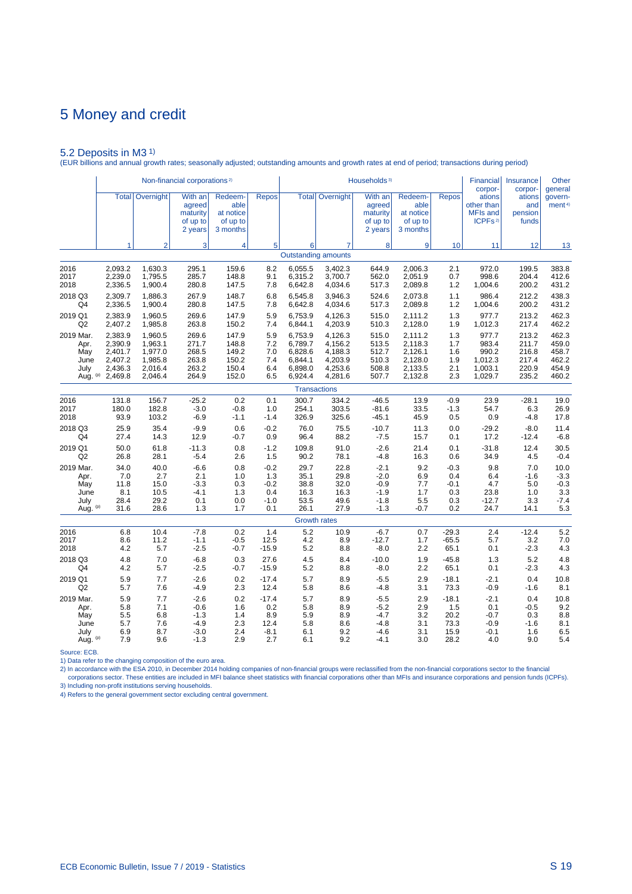# 5 Money and credit

## 5.2 Deposits in M3 [1)]

(EUR billions and annual growth rates; seasonally adjusted; outstanding amounts and growth rates at end of period; transactions during period)

| | Non-financial corporations [2)] | | | | | Households [3)] | | | | | Financial corporations other than MFIs and ICPFs [2)] | Insurance corporations and pension funds | Other general government [4)] |
|---|---|---|---|---|---|---|---|---|---|---|---|---|---|
| | Total | Overnight | With an agreed maturity of up to 2 years | Redeemable at notice of up to 3 months | Repos | Total | Overnight | With an agreed maturity of up to 2 years | Redeemable at notice of up to 3 months | Repos | | | |
| | 1 | 2 | 3 | 4 | 5 | 6 | 7 | 8 | 9 | 10 | 11 | 12 | 13 |
| **Outstanding amounts** | | | | | | | | | | | | | |
| 2016 | 2,093.2 | 1,630.3 | 295.1 | 159.6 | 8.2 | 6,055.5 | 3,402.3 | 644.9 | 2,006.3 | 2.1 | 972.0 | 199.5 | 383.8 |
| 2017 | 2,239.0 | 1,795.5 | 285.7 | 148.8 | 9.1 | 6,315.2 | 3,700.7 | 562.0 | 2,051.9 | 0.7 | 998.6 | 204.4 | 412.6 |
| 2018 | 2,336.5 | 1,900.4 | 280.8 | 147.5 | 7.8 | 6,642.8 | 4,034.6 | 517.3 | 2,089.8 | 1.2 | 1,004.6 | 200.2 | 431.2 |
| 2018 Q3 | 2,309.7 | 1,886.3 | 267.9 | 148.7 | 6.8 | 6,545.8 | 3,946.3 | 524.6 | 2,073.8 | 1.1 | 986.4 | 212.2 | 438.3 |
| Q4 | 2,336.5 | 1,900.4 | 280.8 | 147.5 | 7.8 | 6,642.8 | 4,034.6 | 517.3 | 2,089.8 | 1.2 | 1,004.6 | 200.2 | 431.2 |
| 2019 Q1 | 2,383.9 | 1,960.5 | 269.6 | 147.9 | 5.9 | 6,753.9 | 4,126.3 | 515.0 | 2,111.2 | 1.3 | 977.7 | 213.2 | 462.3 |
| Q2 | 2,407.2 | 1,985.8 | 263.8 | 150.2 | 7.4 | 6,844.1 | 4,203.9 | 510.3 | 2,128.0 | 1.9 | 1,012.3 | 217.4 | 462.2 |
| 2019 Mar. | 2,383.9 | 1,960.5 | 269.6 | 147.9 | 5.9 | 6,753.9 | 4,126.3 | 515.0 | 2,111.2 | 1.3 | 977.7 | 213.2 | 462.3 |
| Apr. | 2,390.9 | 1,963.1 | 271.7 | 148.8 | 7.2 | 6,789.7 | 4,156.2 | 513.5 | 2,118.3 | 1.7 | 983.4 | 211.7 | 459.0 |
| May | 2,401.7 | 1,977.0 | 268.5 | 149.2 | 7.0 | 6,828.6 | 4,188.3 | 512.7 | 2,126.1 | 1.6 | 990.2 | 216.8 | 458.7 |
| June | 2,407.2 | 1,985.8 | 263.8 | 150.2 | 7.4 | 6,844.1 | 4,203.9 | 510.3 | 2,128.0 | 1.9 | 1,012.3 | 217.4 | 462.2 |
| July | 2,436.3 | 2,016.4 | 263.2 | 150.4 | 6.4 | 6,898.0 | 4,253.6 | 508.8 | 2,133.5 | 2.1 | 1,003.1 | 220.9 | 454.9 |
| Aug. (p) | 2,469.8 | 2,046.4 | 264.9 | 152.0 | 6.5 | 6,924.4 | 4,281.6 | 507.7 | 2,132.8 | 2.3 | 1,029.7 | 235.2 | 460.2 |
| **Transactions** | | | | | | | | | | | | | |
| 2016 | 131.8 | 156.7 | -25.2 | 0.2 | 0.1 | 300.7 | 334.2 | -46.5 | 13.9 | -0.9 | 23.9 | -28.1 | 19.0 |
| 2017 | 180.0 | 182.8 | -3.0 | -0.8 | 1.0 | 254.1 | 303.5 | -81.6 | 33.5 | -1.3 | 54.7 | 6.3 | 26.9 |
| 2018 | 93.9 | 103.2 | -6.9 | -1.1 | -1.4 | 326.9 | 325.6 | -45.1 | 45.9 | 0.5 | 0.9 | -4.8 | 17.8 |
| 2018 Q3 | 25.9 | 35.4 | -9.9 | 0.6 | -0.2 | 76.0 | 75.5 | -10.7 | 11.3 | 0.0 | -29.2 | -8.0 | 11.4 |
| Q4 | 27.4 | 14.3 | 12.9 | -0.7 | 0.9 | 96.4 | 88.2 | -7.5 | 15.7 | 0.1 | 17.2 | -12.4 | -6.8 |
| 2019 Q1 | 50.0 | 61.8 | -11.3 | 0.8 | -1.2 | 109.8 | 91.0 | -2.6 | 21.4 | 0.1 | -31.8 | 12.4 | 30.5 |
| Q2 | 26.8 | 28.1 | -5.4 | 2.6 | 1.5 | 90.2 | 78.1 | -4.8 | 16.3 | 0.6 | 34.9 | 4.5 | -0.4 |
| 2019 Mar. | 34.0 | 40.0 | -6.6 | 0.8 | -0.2 | 29.7 | 22.8 | -2.1 | 9.2 | -0.3 | 9.8 | 7.0 | 10.0 |
| Apr. | 7.0 | 2.7 | 2.1 | 1.0 | 1.3 | 35.1 | 29.8 | -2.0 | 6.9 | 0.4 | 6.4 | -1.6 | -3.3 |
| May | 11.8 | 15.0 | -3.3 | 0.3 | -0.2 | 38.8 | 32.0 | -0.9 | 7.7 | -0.1 | 4.7 | 5.0 | -0.3 |
| June | 8.1 | 10.5 | -4.1 | 1.3 | 0.4 | 16.3 | 16.3 | -1.9 | 1.7 | 0.3 | 23.8 | 1.0 | 3.3 |
| July | 28.4 | 29.2 | 0.1 | 0.0 | -1.0 | 53.5 | 49.6 | -1.8 | 5.5 | 0.3 | -12.7 | 3.3 | -7.4 |
| Aug. (p) | 31.6 | 28.6 | 1.3 | 1.7 | 0.1 | 26.1 | 27.9 | -1.3 | -0.7 | 0.2 | 24.7 | 14.1 | 5.3 |
| **Growth rates** | | | | | | | | | | | | | |
| 2016 | 6.8 | 10.4 | -7.8 | 0.2 | 1.4 | 5.2 | 10.9 | -6.7 | 0.7 | -29.3 | 2.4 | -12.4 | 5.2 |
| 2017 | 8.6 | 11.2 | -1.1 | -0.5 | 12.5 | 4.2 | 8.9 | -12.7 | 1.7 | -65.5 | 5.7 | 3.2 | 7.0 |
| 2018 | 4.2 | 5.7 | -2.5 | -0.7 | -15.9 | 5.2 | 8.8 | -8.0 | 2.2 | 65.1 | 0.1 | -2.3 | 4.3 |
| 2018 Q3 | 4.8 | 7.0 | -6.8 | 0.3 | 27.6 | 4.5 | 8.4 | -10.0 | 1.9 | -45.8 | 1.3 | 5.2 | 4.8 |
| Q4 | 4.2 | 5.7 | -2.5 | -0.7 | -15.9 | 5.2 | 8.8 | -8.0 | 2.2 | 65.1 | 0.1 | -2.3 | 4.3 |
| 2019 Q1 | 5.9 | 7.7 | -2.6 | 0.2 | -17.4 | 5.7 | 8.9 | -5.5 | 2.9 | -18.1 | -2.1 | 0.4 | 10.8 |
| Q2 | 5.7 | 7.6 | -4.9 | 2.3 | 12.4 | 5.8 | 8.6 | -4.8 | 3.1 | 73.3 | -0.9 | -1.6 | 8.1 |
| 2019 Mar. | 5.9 | 7.7 | -2.6 | 0.2 | -17.4 | 5.7 | 8.9 | -5.5 | 2.9 | -18.1 | -2.1 | 0.4 | 10.8 |
| Apr. | 5.8 | 7.1 | -0.6 | 1.6 | 0.2 | 5.8 | 8.9 | -5.2 | 2.9 | 1.5 | 0.1 | -0.5 | 9.2 |
| May | 5.5 | 6.8 | -1.3 | 1.4 | 8.9 | 5.9 | 8.9 | -4.7 | 3.2 | 20.2 | -0.7 | 0.3 | 8.8 |
| June | 5.7 | 7.6 | -4.9 | 2.3 | 12.4 | 5.8 | 8.6 | -4.8 | 3.1 | 73.3 | -0.9 | -1.6 | 8.1 |
| July | 6.9 | 8.7 | -3.0 | 2.4 | -8.1 | 6.1 | 9.2 | -4.6 | 3.1 | 15.9 | -0.1 | 1.6 | 6.5 |
| Aug. (p) | 7.9 | 9.6 | -1.3 | 2.9 | 2.7 | 6.1 | 9.2 | -4.1 | 3.0 | 28.2 | 4.0 | 9.0 | 5.4 |

Source: ECB.

1) Data refer to the changing composition of the euro area.

2) In accordance with the ESA 2010, in December 2014 holding companies of non-financial groups were reclassified from the non-financial corporations sector to the financial corporations sector. These entities are included in MFI balance sheet statistics with financial corporations other than MFIs and insurance corporations and pension funds (ICPFs).

3) Including non-profit institutions serving households.

4) Refers to the general government sector excluding central government.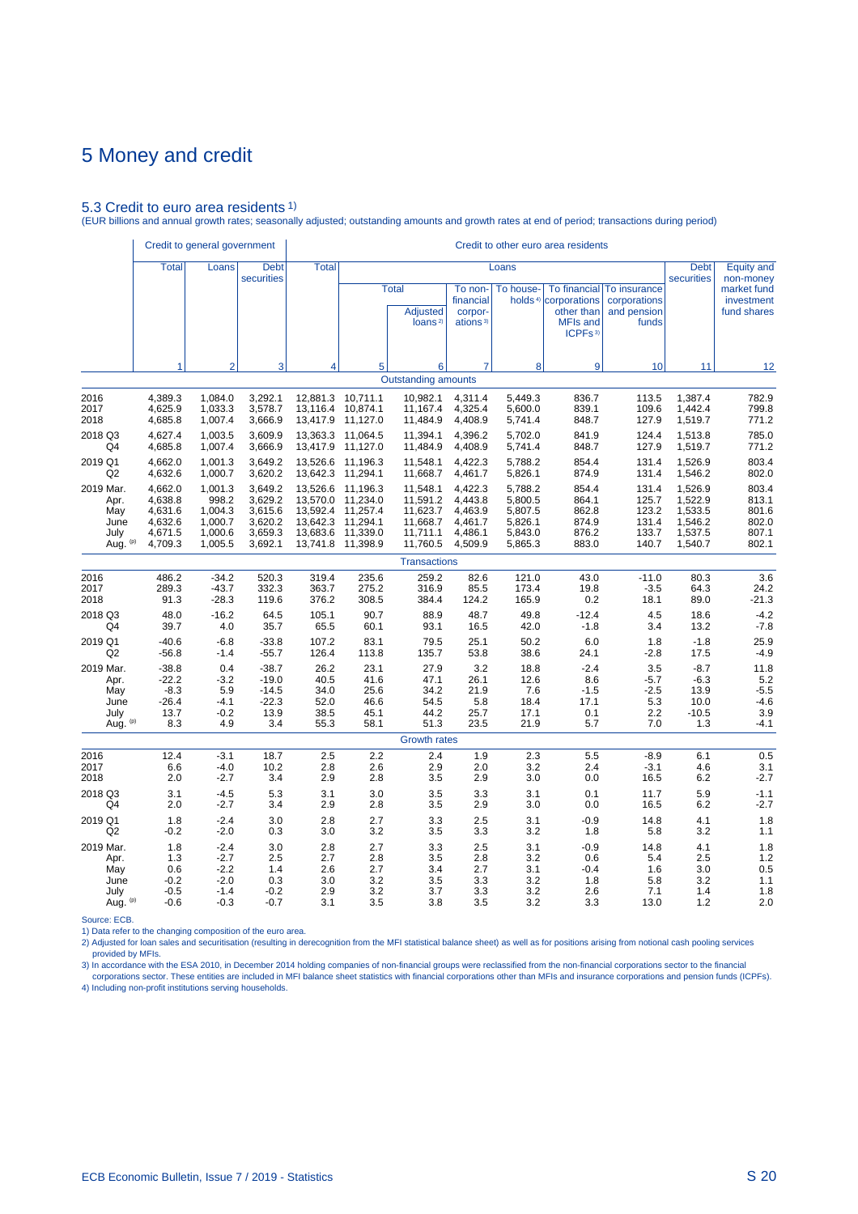# 5 Money and credit

## 5.3 Credit to euro area residents [1]

(EUR billions and annual growth rates; seasonally adjusted; outstanding amounts and growth rates at end of period; transactions during period)

| | Credit to general government | | | Credit to other euro area residents | | | | | | | | |
|---|---|---|---|---|---|---|---|---|---|---|---|---|
| | Total | Loans | Debt securities | Total | Loans | | | | | | Debt securities | Equity and non-money market fund investment fund shares |
| | | | | | Total | | To non-financial corporations [3] | To households [4] | To financial corporations other than MFIs and ICPFs [3] | To insurance corporations and pension funds | | |
| | | | | | | Adjusted loans [2] | | | | | | |
| | 1 | 2 | 3 | 4 | 5 | 6 | 7 | 8 | 9 | 10 | 11 | 12 |
| | | | | | | **Outstanding amounts** | | | | | | |
| 2016 | 4,389.3 | 1,084.0 | 3,292.1 | 12,881.3 | 10,711.1 | 10,982.1 | 4,311.4 | 5,449.3 | 836.7 | 113.5 | 1,387.4 | 782.9 |
| 2017 | 4,625.9 | 1,033.3 | 3,578.7 | 13,116.4 | 10,874.1 | 11,167.4 | 4,325.4 | 5,600.0 | 839.1 | 109.6 | 1,442.4 | 799.8 |
| 2018 | 4,685.8 | 1,007.4 | 3,666.9 | 13,417.9 | 11,127.0 | 11,484.9 | 4,408.9 | 5,741.4 | 848.7 | 127.9 | 1,519.7 | 771.2 |
| 2018 Q3 | 4,627.4 | 1,003.5 | 3,609.9 | 13,363.3 | 11,064.5 | 11,394.1 | 4,396.2 | 5,702.0 | 841.9 | 124.4 | 1,513.8 | 785.0 |
| Q4 | 4,685.8 | 1,007.4 | 3,666.9 | 13,417.9 | 11,127.0 | 11,484.9 | 4,408.9 | 5,741.4 | 848.7 | 127.9 | 1,519.7 | 771.2 |
| 2019 Q1 | 4,662.0 | 1,001.3 | 3,649.2 | 13,526.6 | 11,196.3 | 11,548.1 | 4,422.3 | 5,788.2 | 854.4 | 131.4 | 1,526.9 | 803.4 |
| Q2 | 4,632.6 | 1,000.7 | 3,620.2 | 13,642.3 | 11,294.1 | 11,668.7 | 4,461.7 | 5,826.1 | 874.9 | 131.4 | 1,546.2 | 802.0 |
| 2019 Mar. | 4,662.0 | 1,001.3 | 3,649.2 | 13,526.6 | 11,196.3 | 11,548.1 | 4,422.3 | 5,788.2 | 854.4 | 131.4 | 1,526.9 | 803.4 |
| Apr. | 4,638.8 | 998.2 | 3,629.2 | 13,570.0 | 11,234.0 | 11,591.2 | 4,443.8 | 5,800.5 | 864.1 | 125.7 | 1,522.9 | 813.1 |
| May | 4,631.6 | 1,004.3 | 3,615.6 | 13,592.4 | 11,257.4 | 11,623.7 | 4,463.9 | 5,807.5 | 862.8 | 123.2 | 1,533.5 | 801.6 |
| June | 4,632.6 | 1,000.7 | 3,620.2 | 13,642.3 | 11,294.1 | 11,668.7 | 4,461.7 | 5,826.1 | 874.9 | 131.4 | 1,546.2 | 802.0 |
| July | 4,671.5 | 1,000.6 | 3,659.3 | 13,683.6 | 11,339.0 | 11,711.1 | 4,486.1 | 5,843.0 | 876.2 | 133.7 | 1,537.5 | 807.1 |
| Aug. (p) | 4,709.3 | 1,005.5 | 3,692.1 | 13,741.8 | 11,398.9 | 11,760.5 | 4,509.9 | 5,865.3 | 883.0 | 140.7 | 1,540.7 | 802.1 |
| | | | | | | **Transactions** | | | | | | |
| 2016 | 486.2 | -34.2 | 520.3 | 319.4 | 235.6 | 259.2 | 82.6 | 121.0 | 43.0 | -11.0 | 80.3 | 3.6 |
| 2017 | 289.3 | -43.7 | 332.3 | 363.7 | 275.2 | 316.9 | 85.5 | 173.4 | 19.8 | -3.5 | 64.3 | 24.2 |
| 2018 | 91.3 | -28.3 | 119.6 | 376.2 | 308.5 | 384.4 | 124.2 | 165.9 | 0.2 | 18.1 | 89.0 | -21.3 |
| 2018 Q3 | 48.0 | -16.2 | 64.5 | 105.1 | 90.7 | 88.9 | 48.7 | 49.8 | -12.4 | 4.5 | 18.6 | -4.2 |
| Q4 | 39.7 | 4.0 | 35.7 | 65.5 | 60.1 | 93.1 | 16.5 | 42.0 | -1.8 | 3.4 | 13.2 | -7.8 |
| 2019 Q1 | -40.6 | -6.8 | -33.8 | 107.2 | 83.1 | 79.5 | 25.1 | 50.2 | 6.0 | 1.8 | -1.8 | 25.9 |
| Q2 | -56.8 | -1.4 | -55.7 | 126.4 | 113.8 | 135.7 | 53.8 | 38.6 | 24.1 | -2.8 | 17.5 | -4.9 |
| 2019 Mar. | -38.8 | 0.4 | -38.7 | 26.2 | 23.1 | 27.9 | 3.2 | 18.8 | -2.4 | 3.5 | -8.7 | 11.8 |
| Apr. | -22.2 | -3.2 | -19.0 | 40.5 | 41.6 | 47.1 | 26.1 | 12.6 | 8.6 | -5.7 | -6.3 | 5.2 |
| May | -8.3 | 5.9 | -14.5 | 34.0 | 25.6 | 34.2 | 21.9 | 7.6 | -1.5 | -2.5 | 13.9 | -5.5 |
| June | -26.4 | -4.1 | -22.3 | 52.0 | 46.6 | 54.5 | 5.8 | 18.4 | 17.1 | 5.3 | 10.0 | -4.6 |
| July | 13.7 | -0.2 | 13.9 | 38.5 | 45.1 | 44.2 | 25.7 | 17.1 | 0.1 | 2.2 | -10.5 | 3.9 |
| Aug. (p) | 8.3 | 4.9 | 3.4 | 55.3 | 58.1 | 51.3 | 23.5 | 21.9 | 5.7 | 7.0 | 1.3 | -4.1 |
| | | | | | | **Growth rates** | | | | | | |
| 2016 | 12.4 | -3.1 | 18.7 | 2.5 | 2.2 | 2.4 | 1.9 | 2.3 | 5.5 | -8.9 | 6.1 | 0.5 |
| 2017 | 6.6 | -4.0 | 10.2 | 2.8 | 2.6 | 2.9 | 2.0 | 3.2 | 2.4 | -3.1 | 4.6 | 3.1 |
| 2018 | 2.0 | -2.7 | 3.4 | 2.9 | 2.8 | 3.5 | 2.9 | 3.0 | 0.0 | 16.5 | 6.2 | -2.7 |
| 2018 Q3 | 3.1 | -4.5 | 5.3 | 3.1 | 3.0 | 3.5 | 3.3 | 3.1 | 0.1 | 11.7 | 5.9 | -1.1 |
| Q4 | 2.0 | -2.7 | 3.4 | 2.9 | 2.8 | 3.5 | 2.9 | 3.0 | 0.0 | 16.5 | 6.2 | -2.7 |
| 2019 Q1 | 1.8 | -2.4 | 3.0 | 2.8 | 2.7 | 3.3 | 2.5 | 3.1 | -0.9 | 14.8 | 4.1 | 1.8 |
| Q2 | -0.2 | -2.0 | 0.3 | 3.0 | 3.2 | 3.5 | 3.3 | 3.2 | 1.8 | 5.8 | 3.2 | 1.1 |
| 2019 Mar. | 1.8 | -2.4 | 3.0 | 2.8 | 2.7 | 3.3 | 2.5 | 3.1 | -0.9 | 14.8 | 4.1 | 1.8 |
| Apr. | 1.3 | -2.7 | 2.5 | 2.7 | 2.8 | 3.5 | 2.8 | 3.2 | 0.6 | 5.4 | 2.5 | 1.2 |
| May | 0.6 | -2.2 | 1.4 | 2.6 | 2.7 | 3.4 | 2.7 | 3.1 | -0.4 | 1.6 | 3.0 | 0.5 |
| June | -0.2 | -2.0 | 0.3 | 3.0 | 3.2 | 3.5 | 3.3 | 3.2 | 1.8 | 5.8 | 3.2 | 1.1 |
| July | -0.5 | -1.4 | -0.2 | 2.9 | 3.2 | 3.7 | 3.3 | 3.2 | 2.6 | 7.1 | 1.4 | 1.8 |
| Aug. (p) | -0.6 | -0.3 | -0.7 | 3.1 | 3.5 | 3.8 | 3.5 | 3.2 | 3.3 | 13.0 | 1.2 | 2.0 |

Source: ECB.

1) Data refer to the changing composition of the euro area.

2) Adjusted for loan sales and securitisation (resulting in derecognition from the MFI statistical balance sheet) as well as for positions arising from notional cash pooling services provided by MFIs.

3) In accordance with the ESA 2010, in December 2014 holding companies of non-financial groups were reclassified from the non-financial corporations sector to the financial corporations sector. These entities are included in MFI balance sheet statistics with financial corporations other than MFIs and insurance corporations and pension funds (ICPFs).

4) Including non-profit institutions serving households.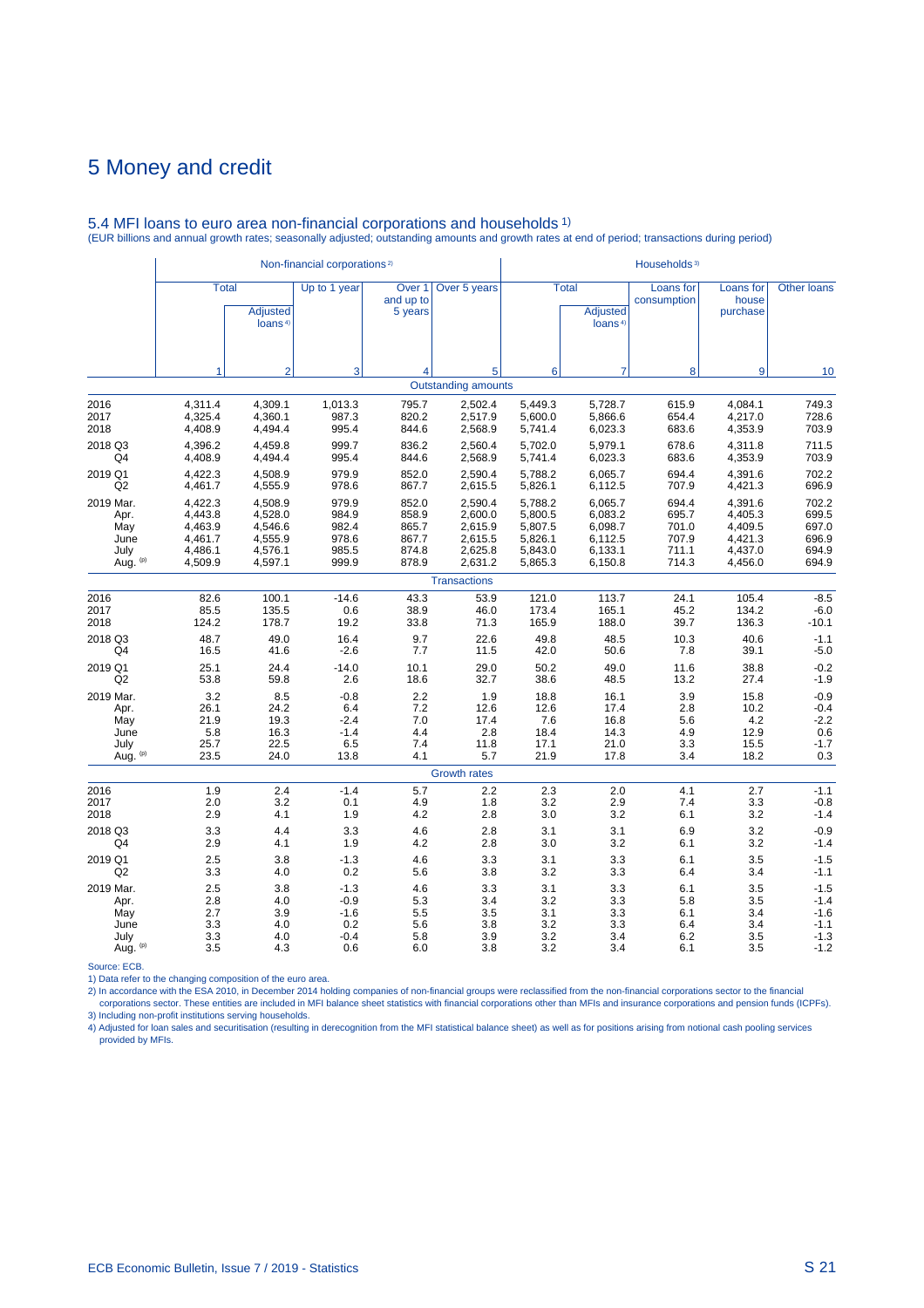# 5 Money and credit

## 5.4 MFI loans to euro area non-financial corporations and households 1)

(EUR billions and annual growth rates; seasonally adjusted; outstanding amounts and growth rates at end of period; transactions during period)

| | Non-financial corporations 2) | | | | | Households 3) | | | | |
|---|---|---|---|---|---|---|---|---|---|---|
| | Total | | Up to 1 year | Over 1 and up to 5 years | Over 5 years | Total | | Loans for consumption | Loans for house purchase | Other loans |
| | | Adjusted loans 4) | | | | | Adjusted loans 4) | | | |
| | 1 | 2 | 3 | 4 | 5 | 6 | 7 | 8 | 9 | 10 |
| | | | | | **Outstanding amounts** | | | | | |
| 2016 | 4,311.4 | 4,309.1 | 1,013.3 | 795.7 | 2,502.4 | 5,449.3 | 5,728.7 | 615.9 | 4,084.1 | 749.3 |
| 2017 | 4,325.4 | 4,360.1 | 987.3 | 820.2 | 2,517.9 | 5,600.0 | 5,866.6 | 654.4 | 4,217.0 | 728.6 |
| 2018 | 4,408.9 | 4,494.4 | 995.4 | 844.6 | 2,568.9 | 5,741.4 | 6,023.3 | 683.6 | 4,353.9 | 703.9 |
| 2018 Q3 | 4,396.2 | 4,459.8 | 999.7 | 836.2 | 2,560.4 | 5,702.0 | 5,979.1 | 678.6 | 4,311.8 | 711.5 |
| Q4 | 4,408.9 | 4,494.4 | 995.4 | 844.6 | 2,568.9 | 5,741.4 | 6,023.3 | 683.6 | 4,353.9 | 703.9 |
| 2019 Q1 | 4,422.3 | 4,508.9 | 979.9 | 852.0 | 2,590.4 | 5,788.2 | 6,065.7 | 694.4 | 4,391.6 | 702.2 |
| Q2 | 4,461.7 | 4,555.9 | 978.6 | 867.7 | 2,615.5 | 5,826.1 | 6,112.5 | 707.9 | 4,421.3 | 696.9 |
| 2019 Mar. | 4,422.3 | 4,508.9 | 979.9 | 852.0 | 2,590.4 | 5,788.2 | 6,065.7 | 694.4 | 4,391.6 | 702.2 |
| Apr. | 4,443.8 | 4,528.0 | 984.9 | 858.9 | 2,600.0 | 5,800.5 | 6,083.2 | 695.7 | 4,405.3 | 699.5 |
| May | 4,463.9 | 4,546.6 | 982.4 | 865.7 | 2,615.9 | 5,807.5 | 6,098.7 | 701.0 | 4,409.5 | 697.0 |
| June | 4,461.7 | 4,555.9 | 978.6 | 867.7 | 2,615.5 | 5,826.1 | 6,112.5 | 707.9 | 4,421.3 | 696.9 |
| July | 4,486.1 | 4,576.1 | 985.5 | 874.8 | 2,625.8 | 5,843.0 | 6,133.1 | 711.1 | 4,437.0 | 694.9 |
| Aug. (p) | 4,509.9 | 4,597.1 | 999.9 | 878.9 | 2,631.2 | 5,865.3 | 6,150.8 | 714.3 | 4,456.0 | 694.9 |
| | | | | | **Transactions** | | | | | |
| 2016 | 82.6 | 100.1 | -14.6 | 43.3 | 53.9 | 121.0 | 113.7 | 24.1 | 105.4 | -8.5 |
| 2017 | 85.5 | 135.5 | 0.6 | 38.9 | 46.0 | 173.4 | 165.1 | 45.2 | 134.2 | -6.0 |
| 2018 | 124.2 | 178.7 | 19.2 | 33.8 | 71.3 | 165.9 | 188.0 | 39.7 | 136.3 | -10.1 |
| 2018 Q3 | 48.7 | 49.0 | 16.4 | 9.7 | 22.6 | 49.8 | 48.5 | 10.3 | 40.6 | -1.1 |
| Q4 | 16.5 | 41.6 | -2.6 | 7.7 | 11.5 | 42.0 | 50.6 | 7.8 | 39.1 | -5.0 |
| 2019 Q1 | 25.1 | 24.4 | -14.0 | 10.1 | 29.0 | 50.2 | 49.0 | 11.6 | 38.8 | -0.2 |
| Q2 | 53.8 | 59.8 | 2.6 | 18.6 | 32.7 | 38.6 | 48.5 | 13.2 | 27.4 | -1.9 |
| 2019 Mar. | 3.2 | 8.5 | -0.8 | 2.2 | 1.9 | 18.8 | 16.1 | 3.9 | 15.8 | -0.9 |
| Apr. | 26.1 | 24.2 | 6.4 | 7.2 | 12.6 | 12.6 | 17.4 | 2.8 | 10.2 | -0.4 |
| May | 21.9 | 19.3 | -2.4 | 7.0 | 17.4 | 7.6 | 16.8 | 5.6 | 4.2 | -2.2 |
| June | 5.8 | 16.3 | -1.4 | 4.4 | 2.8 | 18.4 | 14.3 | 4.9 | 12.9 | 0.6 |
| July | 25.7 | 22.5 | 6.5 | 7.4 | 11.8 | 17.1 | 21.0 | 3.3 | 15.5 | -1.7 |
| Aug. (p) | 23.5 | 24.0 | 13.8 | 4.1 | 5.7 | 21.9 | 17.8 | 3.4 | 18.2 | 0.3 |
| | | | | | **Growth rates** | | | | | |
| 2016 | 1.9 | 2.4 | -1.4 | 5.7 | 2.2 | 2.3 | 2.0 | 4.1 | 2.7 | -1.1 |
| 2017 | 2.0 | 3.2 | 0.1 | 4.9 | 1.8 | 3.2 | 2.9 | 7.4 | 3.3 | -0.8 |
| 2018 | 2.9 | 4.1 | 1.9 | 4.2 | 2.8 | 3.0 | 3.2 | 6.1 | 3.2 | -1.4 |
| 2018 Q3 | 3.3 | 4.4 | 3.3 | 4.6 | 2.8 | 3.1 | 3.1 | 6.9 | 3.2 | -0.9 |
| Q4 | 2.9 | 4.1 | 1.9 | 4.2 | 2.8 | 3.0 | 3.2 | 6.1 | 3.2 | -1.4 |
| 2019 Q1 | 2.5 | 3.8 | -1.3 | 4.6 | 3.3 | 3.1 | 3.3 | 6.1 | 3.5 | -1.5 |
| Q2 | 3.3 | 4.0 | 0.2 | 5.6 | 3.8 | 3.2 | 3.3 | 6.4 | 3.4 | -1.1 |
| 2019 Mar. | 2.5 | 3.8 | -1.3 | 4.6 | 3.3 | 3.1 | 3.3 | 6.1 | 3.5 | -1.5 |
| Apr. | 2.8 | 4.0 | -0.9 | 5.3 | 3.4 | 3.2 | 3.3 | 5.8 | 3.5 | -1.4 |
| May | 2.7 | 3.9 | -1.6 | 5.5 | 3.5 | 3.1 | 3.3 | 6.1 | 3.4 | -1.6 |
| June | 3.3 | 4.0 | 0.2 | 5.6 | 3.8 | 3.2 | 3.3 | 6.4 | 3.4 | -1.1 |
| July | 3.3 | 4.0 | -0.4 | 5.8 | 3.9 | 3.2 | 3.4 | 6.2 | 3.5 | -1.3 |
| Aug. (p) | 3.5 | 4.3 | 0.6 | 6.0 | 3.8 | 3.2 | 3.4 | 6.1 | 3.5 | -1.2 |

Source: ECB.

1) Data refer to the changing composition of the euro area.

2) In accordance with the ESA 2010, in December 2014 holding companies of non-financial groups were reclassified from the non-financial corporations sector to the financial corporations sector. These entities are included in MFI balance sheet statistics with financial corporations other than MFIs and insurance corporations and pension funds (ICPFs).

3) Including non-profit institutions serving households.

4) Adjusted for loan sales and securitisation (resulting in derecognition from the MFI statistical balance sheet) as well as for positions arising from notional cash pooling services provided by MFIs.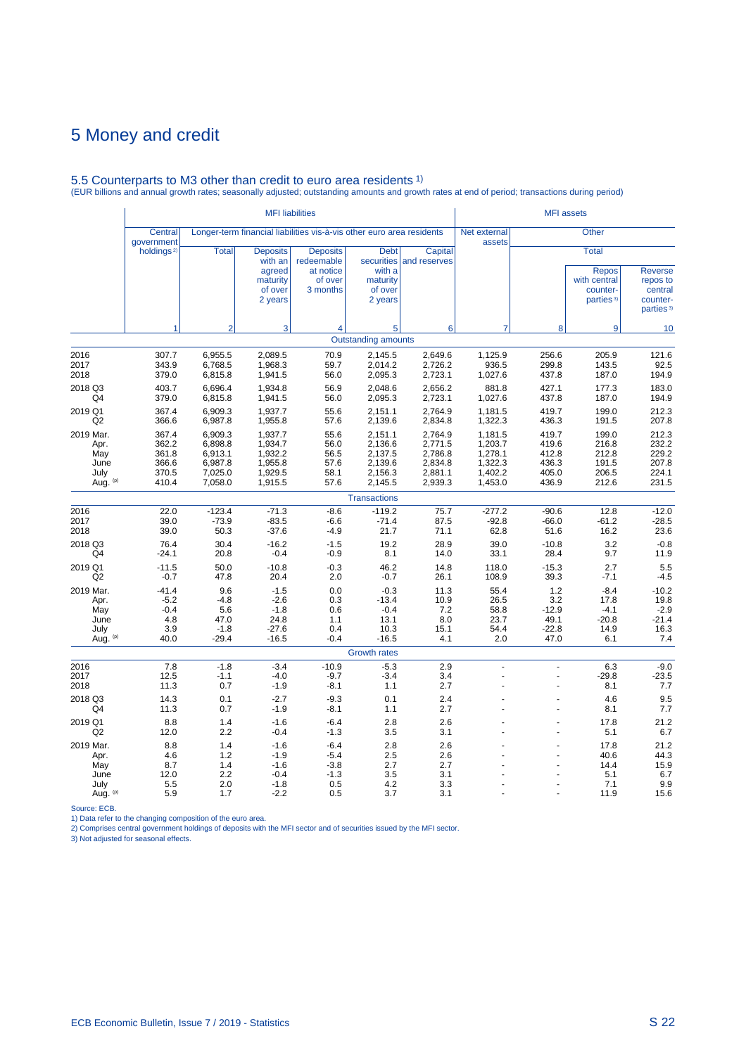# 5 Money and credit

## 5.5 Counterparts to M3 other than credit to euro area residents 1)

(EUR billions and annual growth rates; seasonally adjusted; outstanding amounts and growth rates at end of period; transactions during period)

| | MFI liabilities | | | | | | MFI assets | | | |
|---|---|---|---|---|---|---|---|---|---|---|
| | Central government holdings 2) | Longer-term financial liabilities vis-à-vis other euro area residents | | | | | Net external assets | Other | | |
| | | Total | Deposits with an agreed maturity of over 2 years | Deposits redeemable at notice of over 3 months | Debt securities with a maturity of over 2 years | Capital and reserves | | Total | Repos with central counter-parties 3) | Reverse repos to central counter-parties 3) |
| | 1 | 2 | 3 | 4 | 5 | 6 | 7 | 8 | 9 | 10 |
| | | | | | **Outstanding amounts** | | | | | |
| 2016 | 307.7 | 6,955.5 | 2,089.5 | 70.9 | 2,145.5 | 2,649.6 | 1,125.9 | 256.6 | 205.9 | 121.6 |
| 2017 | 343.9 | 6,768.5 | 1,968.3 | 59.7 | 2,014.2 | 2,726.2 | 936.5 | 299.8 | 143.5 | 92.5 |
| 2018 | 379.0 | 6,815.8 | 1,941.5 | 56.0 | 2,095.3 | 2,723.1 | 1,027.6 | 437.8 | 187.0 | 194.9 |
| 2018 Q3 | 403.7 | 6,696.4 | 1,934.8 | 56.9 | 2,048.6 | 2,656.2 | 881.8 | 427.1 | 177.3 | 183.0 |
| Q4 | 379.0 | 6,815.8 | 1,941.5 | 56.0 | 2,095.3 | 2,723.1 | 1,027.6 | 437.8 | 187.0 | 194.9 |
| 2019 Q1 | 367.4 | 6,909.3 | 1,937.7 | 55.6 | 2,151.1 | 2,764.9 | 1,181.5 | 419.7 | 199.0 | 212.3 |
| Q2 | 366.6 | 6,987.8 | 1,955.8 | 57.6 | 2,139.6 | 2,834.8 | 1,322.3 | 436.3 | 191.5 | 207.8 |
| 2019 Mar. | 367.4 | 6,909.3 | 1,937.7 | 55.6 | 2,151.1 | 2,764.9 | 1,181.5 | 419.7 | 199.0 | 212.3 |
| Apr. | 362.2 | 6,898.8 | 1,934.7 | 56.0 | 2,136.6 | 2,771.5 | 1,203.7 | 419.6 | 216.8 | 232.2 |
| May | 361.8 | 6,913.1 | 1,932.2 | 56.5 | 2,137.5 | 2,786.8 | 1,278.1 | 412.8 | 212.8 | 229.2 |
| June | 366.6 | 6,987.8 | 1,955.8 | 57.6 | 2,139.6 | 2,834.8 | 1,322.3 | 436.3 | 191.5 | 207.8 |
| July | 370.5 | 7,025.0 | 1,929.5 | 58.1 | 2,156.3 | 2,881.1 | 1,402.2 | 405.0 | 206.5 | 224.1 |
| Aug. (p) | 410.4 | 7,058.0 | 1,915.5 | 57.6 | 2,145.5 | 2,939.3 | 1,453.0 | 436.9 | 212.6 | 231.5 |
| | | | | | **Transactions** | | | | | |
| 2016 | 22.0 | -123.4 | -71.3 | -8.6 | -119.2 | 75.7 | -277.2 | -90.6 | 12.8 | -12.0 |
| 2017 | 39.0 | -73.9 | -83.5 | -6.6 | -71.4 | 87.5 | -92.8 | -66.0 | -61.2 | -28.5 |
| 2018 | 39.0 | 50.3 | -37.6 | -4.9 | 21.7 | 71.1 | 62.8 | 51.6 | 16.2 | 23.6 |
| 2018 Q3 | 76.4 | 30.4 | -16.2 | -1.5 | 19.2 | 28.9 | 39.0 | -10.8 | 3.2 | -0.8 |
| Q4 | -24.1 | 20.8 | -0.4 | -0.9 | 8.1 | 14.0 | 33.1 | 28.4 | 9.7 | 11.9 |
| 2019 Q1 | -11.5 | 50.0 | -10.8 | -0.3 | 46.2 | 14.8 | 118.0 | -15.3 | 2.7 | 5.5 |
| Q2 | -0.7 | 47.8 | 20.4 | 2.0 | -0.7 | 26.1 | 108.9 | 39.3 | -7.1 | -4.5 |
| 2019 Mar. | -41.4 | 9.6 | -1.5 | 0.0 | -0.3 | 11.3 | 55.4 | 1.2 | -8.4 | -10.2 |
| Apr. | -5.2 | -4.8 | -2.6 | 0.3 | -13.4 | 10.9 | 26.5 | 3.2 | 17.8 | 19.8 |
| May | -0.4 | 5.6 | -1.8 | 0.6 | -0.4 | 7.2 | 58.8 | -12.9 | -4.1 | -2.9 |
| June | 4.8 | 47.0 | 24.8 | 1.1 | 13.1 | 8.0 | 23.7 | 49.1 | -20.8 | -21.4 |
| July | 3.9 | -1.8 | -27.6 | 0.4 | 10.3 | 15.1 | 54.4 | -22.8 | 14.9 | 16.3 |
| Aug. (p) | 40.0 | -29.4 | -16.5 | -0.4 | -16.5 | 4.1 | 2.0 | 47.0 | 6.1 | 7.4 |
| | | | | | **Growth rates** | | | | | |
| 2016 | 7.8 | -1.8 | -3.4 | -10.9 | -5.3 | 2.9 | - | - | 6.3 | -9.0 |
| 2017 | 12.5 | -1.1 | -4.0 | -9.7 | -3.4 | 3.4 | - | - | -29.8 | -23.5 |
| 2018 | 11.3 | 0.7 | -1.9 | -8.1 | 1.1 | 2.7 | - | - | 8.1 | 7.7 |
| 2018 Q3 | 14.3 | 0.1 | -2.7 | -9.3 | 0.1 | 2.4 | - | - | 4.6 | 9.5 |
| Q4 | 11.3 | 0.7 | -1.9 | -8.1 | 1.1 | 2.7 | - | - | 8.1 | 7.7 |
| 2019 Q1 | 8.8 | 1.4 | -1.6 | -6.4 | 2.8 | 2.6 | - | - | 17.8 | 21.2 |
| Q2 | 12.0 | 2.2 | -0.4 | -1.3 | 3.5 | 3.1 | - | - | 5.1 | 6.7 |
| 2019 Mar. | 8.8 | 1.4 | -1.6 | -6.4 | 2.8 | 2.6 | - | - | 17.8 | 21.2 |
| Apr. | 4.6 | 1.2 | -1.9 | -5.4 | 2.5 | 2.6 | - | - | 40.6 | 44.3 |
| May | 8.7 | 1.4 | -1.6 | -3.8 | 2.7 | 2.7 | - | - | 14.4 | 15.9 |
| June | 12.0 | 2.2 | -0.4 | -1.3 | 3.5 | 3.1 | - | - | 5.1 | 6.7 |
| July | 5.5 | 2.0 | -1.8 | 0.5 | 4.2 | 3.3 | - | - | 7.1 | 9.9 |
| Aug. (p) | 5.9 | 1.7 | -2.2 | 0.5 | 3.7 | 3.1 | - | - | 11.9 | 15.6 |

Source: ECB.
1) Data refer to the changing composition of the euro area.
2) Comprises central government holdings of deposits with the MFI sector and of securities issued by the MFI sector.
3) Not adjusted for seasonal effects.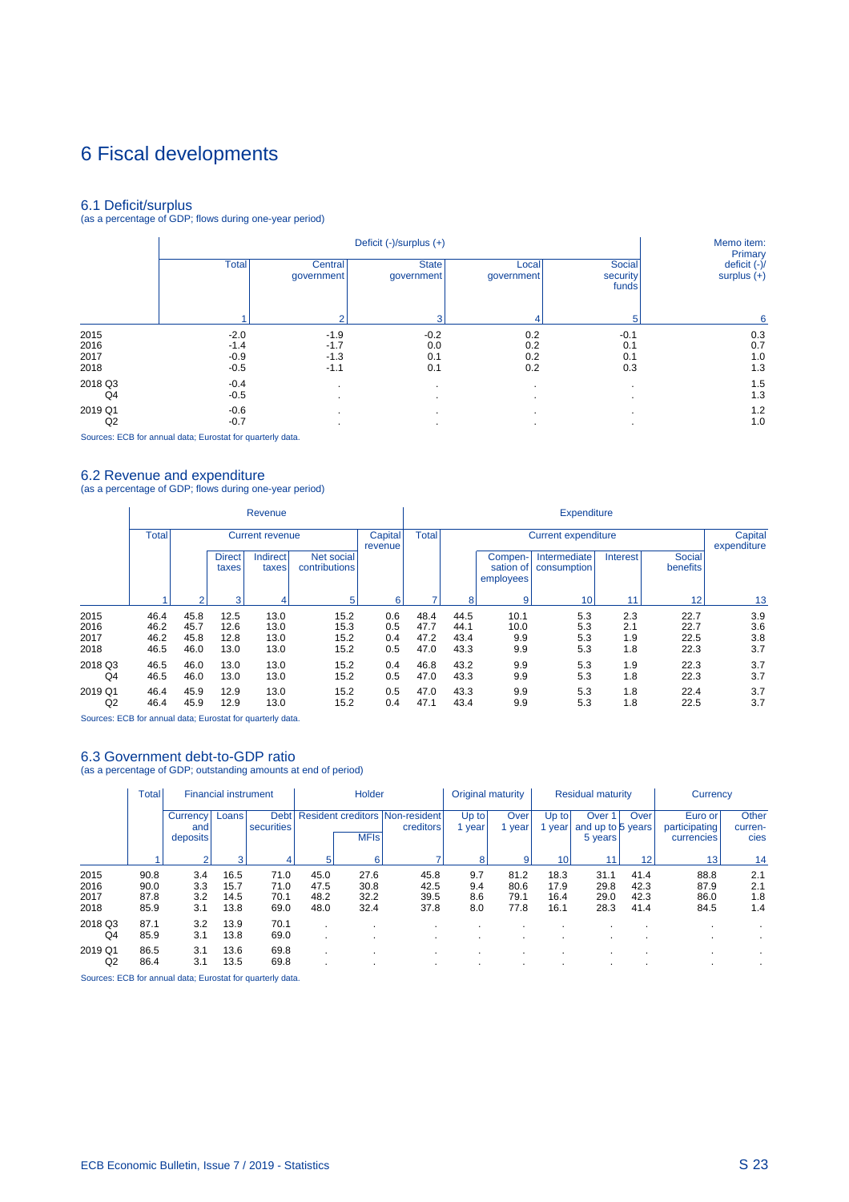# 6 Fiscal developments

## 6.1 Deficit/surplus

(as a percentage of GDP; flows during one-year period)

| | Deficit (-)/surplus (+) | | | | | Memo item: Primary deficit (-)/ surplus (+) |
|---|---|---|---|---|---|---|
| | Total | Central government | State government | Local government | Social security funds | |
| | 1 | 2 | 3 | 4 | 5 | 6 |
| 2015 | -2.0 | -1.9 | -0.2 | 0.2 | -0.1 | 0.3 |
| 2016 | -1.4 | -1.7 | 0.0 | 0.2 | 0.1 | 0.7 |
| 2017 | -0.9 | -1.3 | 0.1 | 0.2 | 0.1 | 1.0 |
| 2018 | -0.5 | -1.1 | 0.1 | 0.2 | 0.3 | 1.3 |
| 2018 Q3 | -0.4 | . | . | . | . | 1.5 |
| Q4 | -0.5 | . | . | . | . | 1.3 |
| 2019 Q1 | -0.6 | . | . | . | . | 1.2 |
| Q2 | -0.7 | . | . | . | . | 1.0 |

Sources: ECB for annual data; Eurostat for quarterly data.

## 6.2 Revenue and expenditure

(as a percentage of GDP; flows during one-year period)

| | Revenue | | | | | | Expenditure | | | | | | |
|---|---|---|---|---|---|---|---|---|---|---|---|---|---|
| | Total | Current revenue | | | | Capital revenue | Total | Current expenditure | | | | | Capital expenditure |
| | | | Direct taxes | Indirect taxes | Net social contributions | | | | Compensation of employees | Intermediate consumption | Interest | Social benefits | |
| | 1 | 2 | 3 | 4 | 5 | 6 | 7 | 8 | 9 | 10 | 11 | 12 | 13 |
| 2015 | 46.4 | 45.8 | 12.5 | 13.0 | 15.2 | 0.6 | 48.4 | 44.5 | 10.1 | 5.3 | 2.3 | 22.7 | 3.9 |
| 2016 | 46.2 | 45.7 | 12.6 | 13.0 | 15.3 | 0.5 | 47.7 | 44.1 | 10.0 | 5.3 | 2.1 | 22.7 | 3.6 |
| 2017 | 46.2 | 45.8 | 12.8 | 13.0 | 15.2 | 0.4 | 47.2 | 43.4 | 9.9 | 5.3 | 1.9 | 22.5 | 3.8 |
| 2018 | 46.5 | 46.0 | 13.0 | 13.0 | 15.2 | 0.5 | 47.0 | 43.3 | 9.9 | 5.3 | 1.8 | 22.3 | 3.7 |
| 2018 Q3 | 46.5 | 46.0 | 13.0 | 13.0 | 15.2 | 0.4 | 46.8 | 43.2 | 9.9 | 5.3 | 1.9 | 22.3 | 3.7 |
| Q4 | 46.5 | 46.0 | 13.0 | 13.0 | 15.2 | 0.5 | 47.0 | 43.3 | 9.9 | 5.3 | 1.8 | 22.3 | 3.7 |
| 2019 Q1 | 46.4 | 45.9 | 12.9 | 13.0 | 15.2 | 0.5 | 47.0 | 43.3 | 9.9 | 5.3 | 1.8 | 22.4 | 3.7 |
| Q2 | 46.4 | 45.9 | 12.9 | 13.0 | 15.2 | 0.4 | 47.1 | 43.4 | 9.9 | 5.3 | 1.8 | 22.5 | 3.7 |

Sources: ECB for annual data; Eurostat for quarterly data.

## 6.3 Government debt-to-GDP ratio

(as a percentage of GDP; outstanding amounts at end of period)

| | Total | Financial instrument | | | Holder | | | Original maturity | | Residual maturity | | | Currency | |
|---|---|---|---|---|---|---|---|---|---|---|---|---|---|---|
| | | Currency and deposits | Loans | Debt securities | Resident creditors | | Non-resident creditors | Up to 1 year | Over 1 year | Up to 1 year | Over 1 and up to 5 years | Over 5 years | Euro or participating currencies | Other currencies |
| | | | | | | MFIs | | | | | | | | |
| | 1 | 2 | 3 | 4 | 5 | 6 | 7 | 8 | 9 | 10 | 11 | 12 | 13 | 14 |
| 2015 | 90.8 | 3.4 | 16.5 | 71.0 | 45.0 | 27.6 | 45.8 | 9.7 | 81.2 | 18.3 | 31.1 | 41.4 | 88.8 | 2.1 |
| 2016 | 90.0 | 3.3 | 15.7 | 71.0 | 47.5 | 30.8 | 42.5 | 9.4 | 80.6 | 17.9 | 29.8 | 42.3 | 87.9 | 2.1 |
| 2017 | 87.8 | 3.2 | 14.5 | 70.1 | 48.2 | 32.2 | 39.5 | 8.6 | 79.1 | 16.4 | 29.0 | 42.3 | 86.0 | 1.8 |
| 2018 | 85.9 | 3.1 | 13.8 | 69.0 | 48.0 | 32.4 | 37.8 | 8.0 | 77.8 | 16.1 | 28.3 | 41.4 | 84.5 | 1.4 |
| 2018 Q3 | 87.1 | 3.2 | 13.9 | 70.1 | . | . | . | . | . | . | . | . | . | . |
| Q4 | 85.9 | 3.1 | 13.8 | 69.0 | . | . | . | . | . | . | . | . | . | . |
| 2019 Q1 | 86.5 | 3.1 | 13.6 | 69.8 | . | . | . | . | . | . | . | . | . | . |
| Q2 | 86.4 | 3.1 | 13.5 | 69.8 | . | . | . | . | . | . | . | . | . | . |

Sources: ECB for annual data; Eurostat for quarterly data.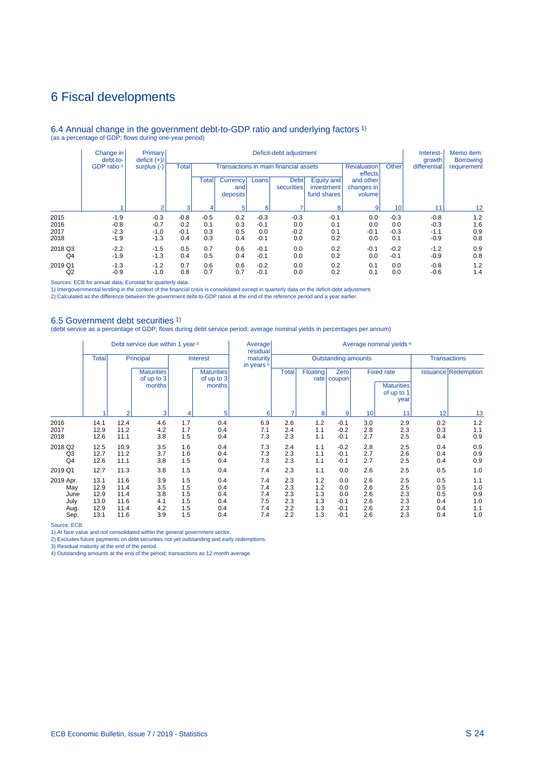# 6 Fiscal developments

## 6.4 Annual change in the government debt-to-GDP ratio and underlying factors [1]

(as a percentage of GDP; flows during one-year period)

| | Change in debt-to-GDP ratio [2] | Primary deficit (+)/ surplus (-) | Deficit-debt adjustment | | | | | | | | Interest-growth differential | Memo item: Borrowing requirement |
|---|---|---|---|---|---|---|---|---|---|---|---|---|
| | | | Total | Transactions in main financial assets | | | | | Revaluation effects and other changes in volume | Other | | |
| | | | | Total | Currency and deposits | Loans | Debt securities | Equity and investment fund shares | | | | |
| | 1 | 2 | 3 | 4 | 5 | 6 | 7 | 8 | 9 | 10 | 11 | 12 |
| 2015 | -1.9 | -0.3 | -0.8 | -0.5 | 0.2 | -0.3 | -0.3 | -0.1 | 0.0 | -0.3 | -0.8 | 1.2 |
| 2016 | -0.8 | -0.7 | 0.2 | 0.1 | 0.3 | -0.1 | 0.0 | 0.1 | 0.0 | 0.0 | -0.3 | 1.6 |
| 2017 | -2.3 | -1.0 | -0.1 | 0.3 | 0.5 | 0.0 | -0.2 | 0.1 | -0.1 | -0.3 | -1.1 | 0.9 |
| 2018 | -1.9 | -1.3 | 0.4 | 0.3 | 0.4 | -0.1 | 0.0 | 0.2 | 0.0 | 0.1 | -0.9 | 0.8 |
| 2018 Q3 | -2.2 | -1.5 | 0.5 | 0.7 | 0.6 | -0.1 | 0.0 | 0.2 | -0.1 | -0.2 | -1.2 | 0.9 |
| Q4 | -1.9 | -1.3 | 0.4 | 0.5 | 0.4 | -0.1 | 0.0 | 0.2 | 0.0 | -0.1 | -0.9 | 0.8 |
| 2019 Q1 | -1.3 | -1.2 | 0.7 | 0.6 | 0.6 | -0.2 | 0.0 | 0.2 | 0.1 | 0.0 | -0.8 | 1.2 |
| Q2 | -0.9 | -1.0 | 0.8 | 0.7 | 0.7 | -0.1 | 0.0 | 0.2 | 0.1 | 0.0 | -0.6 | 1.4 |

Sources: ECB for annual data; Eurostat for quarterly data.
1) Intergovernmental lending in the context of the financial crisis is consolidated except in quarterly data on the deficit-debt adjustment.
2) Calculated as the difference between the government debt-to-GDP ratios at the end of the reference period and a year earlier.

## 6.5 Government debt securities [1]

(debt service as a percentage of GDP; flows during debt service period; average nominal yields in percentages per annum)

| | Debt service due within 1 year [2] | | | | | Average residual maturity in years [3] | Average nominal yields [4] | | | | | | |
|---|---|---|---|---|---|---|---|---|---|---|---|---|---|
| | Total | Principal | | Interest | | | Outstanding amounts | | | | | Transactions | |
| | | | Maturities of up to 3 months | | Maturities of up to 3 months | | Total | Floating rate | Zero coupon | Fixed rate | | Issuance | Redemption |
| | | | | | | | | | | | Maturities of up to 1 year | | |
| | 1 | 2 | 3 | 4 | 5 | 6 | 7 | 8 | 9 | 10 | 11 | 12 | 13 |
| 2016 | 14.1 | 12.4 | 4.6 | 1.7 | 0.4 | 6.9 | 2.6 | 1.2 | -0.1 | 3.0 | 2.9 | 0.2 | 1.2 |
| 2017 | 12.9 | 11.2 | 4.2 | 1.7 | 0.4 | 7.1 | 2.4 | 1.1 | -0.2 | 2.8 | 2.3 | 0.3 | 1.1 |
| 2018 | 12.6 | 11.1 | 3.8 | 1.5 | 0.4 | 7.3 | 2.3 | 1.1 | -0.1 | 2.7 | 2.5 | 0.4 | 0.9 |
| 2018 Q2 | 12.5 | 10.9 | 3.5 | 1.6 | 0.4 | 7.3 | 2.4 | 1.1 | -0.2 | 2.8 | 2.5 | 0.4 | 0.9 |
| Q3 | 12.7 | 11.2 | 3.7 | 1.6 | 0.4 | 7.3 | 2.3 | 1.1 | -0.1 | 2.7 | 2.6 | 0.4 | 0.9 |
| Q4 | 12.6 | 11.1 | 3.8 | 1.5 | 0.4 | 7.3 | 2.3 | 1.1 | -0.1 | 2.7 | 2.5 | 0.4 | 0.9 |
| 2019 Q1 | 12.7 | 11.3 | 3.8 | 1.5 | 0.4 | 7.4 | 2.3 | 1.1 | 0.0 | 2.6 | 2.5 | 0.5 | 1.0 |
| 2019 Apr. | 13.1 | 11.6 | 3.9 | 1.5 | 0.4 | 7.4 | 2.3 | 1.2 | 0.0 | 2.6 | 2.5 | 0.5 | 1.1 |
| May | 12.9 | 11.4 | 3.5 | 1.5 | 0.4 | 7.4 | 2.3 | 1.2 | 0.0 | 2.6 | 2.5 | 0.5 | 1.0 |
| June | 12.9 | 11.4 | 3.8 | 1.5 | 0.4 | 7.4 | 2.3 | 1.3 | 0.0 | 2.6 | 2.3 | 0.5 | 0.9 |
| July | 13.0 | 11.6 | 4.1 | 1.5 | 0.4 | 7.5 | 2.3 | 1.3 | -0.1 | 2.6 | 2.3 | 0.4 | 1.0 |
| Aug. | 12.9 | 11.4 | 4.2 | 1.5 | 0.4 | 7.4 | 2.2 | 1.3 | -0.1 | 2.6 | 2.3 | 0.4 | 1.1 |
| Sep. | 13.1 | 11.6 | 3.9 | 1.5 | 0.4 | 7.4 | 2.2 | 1.3 | -0.1 | 2.6 | 2.3 | 0.4 | 1.0 |

Source: ECB.
1) At face value and not consolidated within the general government sector.
2) Excludes future payments on debt securities not yet outstanding and early redemptions.
3) Residual maturity at the end of the period.
4) Outstanding amounts at the end of the period; transactions as 12-month average.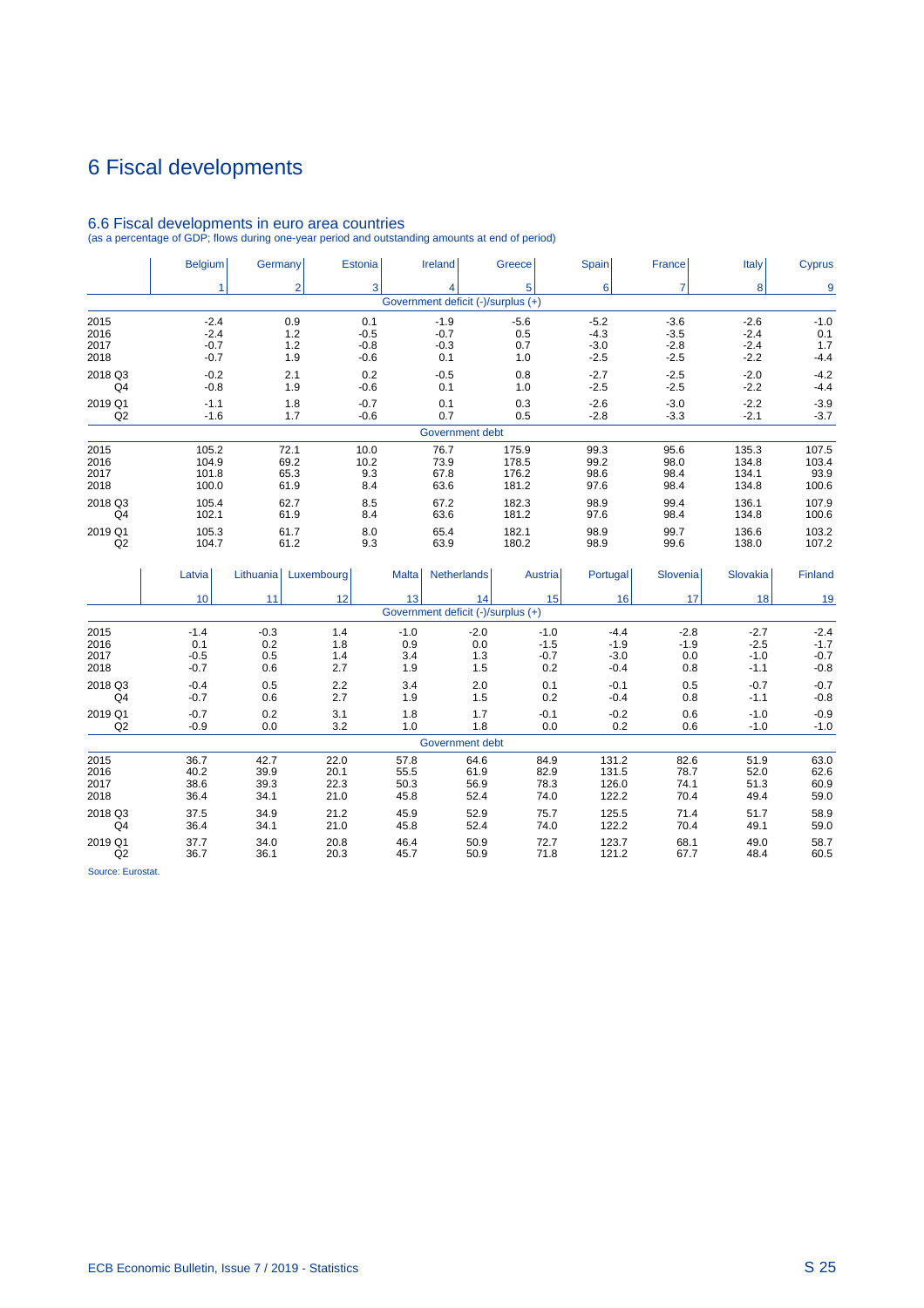# 6 Fiscal developments

## 6.6 Fiscal developments in euro area countries

(as a percentage of GDP; flows during one-year period and outstanding amounts at end of period)

| | Belgium | Germany | Estonia | Ireland | Greece | Spain | France | Italy | Cyprus |
|---|---|---|---|---|---|---|---|---|---|
| | 1 | 2 | 3 | 4 | 5 | 6 | 7 | 8 | 9 |
| **Government deficit (-)/surplus (+)** | | | | | | | | | |
| 2015 | -2.4 | 0.9 | 0.1 | -1.9 | -5.6 | -5.2 | -3.6 | -2.6 | -1.0 |
| 2016 | -2.4 | 1.2 | -0.5 | -0.7 | 0.5 | -4.3 | -3.5 | -2.4 | 0.1 |
| 2017 | -0.7 | 1.2 | -0.8 | -0.3 | 0.7 | -3.0 | -2.8 | -2.4 | 1.7 |
| 2018 | -0.7 | 1.9 | -0.6 | 0.1 | 1.0 | -2.5 | -2.5 | -2.2 | -4.4 |
| 2018 Q3 | -0.2 | 2.1 | 0.2 | -0.5 | 0.8 | -2.7 | -2.5 | -2.0 | -4.2 |
| Q4 | -0.8 | 1.9 | -0.6 | 0.1 | 1.0 | -2.5 | -2.5 | -2.2 | -4.4 |
| 2019 Q1 | -1.1 | 1.8 | -0.7 | 0.1 | 0.3 | -2.6 | -3.0 | -2.2 | -3.9 |
| Q2 | -1.6 | 1.7 | -0.6 | 0.7 | 0.5 | -2.8 | -3.3 | -2.1 | -3.7 |
| **Government debt** | | | | | | | | | |
| 2015 | 105.2 | 72.1 | 10.0 | 76.7 | 175.9 | 99.3 | 95.6 | 135.3 | 107.5 |
| 2016 | 104.9 | 69.2 | 10.2 | 73.9 | 178.5 | 99.2 | 98.0 | 134.8 | 103.4 |
| 2017 | 101.8 | 65.3 | 9.3 | 67.8 | 176.2 | 98.6 | 98.4 | 134.1 | 93.9 |
| 2018 | 100.0 | 61.9 | 8.4 | 63.6 | 181.2 | 97.6 | 98.4 | 134.8 | 100.6 |
| 2018 Q3 | 105.4 | 62.7 | 8.5 | 67.2 | 182.3 | 98.9 | 99.4 | 136.1 | 107.9 |
| Q4 | 102.1 | 61.9 | 8.4 | 63.6 | 181.2 | 97.6 | 98.4 | 134.8 | 100.6 |
| 2019 Q1 | 105.3 | 61.7 | 8.0 | 65.4 | 182.1 | 98.9 | 99.7 | 136.6 | 103.2 |
| Q2 | 104.7 | 61.2 | 9.3 | 63.9 | 180.2 | 98.9 | 99.6 | 138.0 | 107.2 |

| | Latvia | Lithuania | Luxembourg | Malta | Netherlands | Austria | Portugal | Slovenia | Slovakia | Finland |
|---|---|---|---|---|---|---|---|---|---|---|
| | 10 | 11 | 12 | 13 | 14 | 15 | 16 | 17 | 18 | 19 |
| **Government deficit (-)/surplus (+)** | | | | | | | | | | |
| 2015 | -1.4 | -0.3 | 1.4 | -1.0 | -2.0 | -1.0 | -4.4 | -2.8 | -2.7 | -2.4 |
| 2016 | 0.1 | 0.2 | 1.8 | 0.9 | 0.0 | -1.5 | -1.9 | -1.9 | -2.5 | -1.7 |
| 2017 | -0.5 | 0.5 | 1.4 | 3.4 | 1.3 | -0.7 | -3.0 | 0.0 | -1.0 | -0.7 |
| 2018 | -0.7 | 0.6 | 2.7 | 1.9 | 1.5 | 0.2 | -0.4 | 0.8 | -1.1 | -0.8 |
| 2018 Q3 | -0.4 | 0.5 | 2.2 | 3.4 | 2.0 | 0.1 | -0.1 | 0.5 | -0.7 | -0.7 |
| Q4 | -0.7 | 0.6 | 2.7 | 1.9 | 1.5 | 0.2 | -0.4 | 0.8 | -1.1 | -0.8 |
| 2019 Q1 | -0.7 | 0.2 | 3.1 | 1.8 | 1.7 | -0.1 | -0.2 | 0.6 | -1.0 | -0.9 |
| Q2 | -0.9 | 0.0 | 3.2 | 1.0 | 1.8 | 0.0 | 0.2 | 0.6 | -1.0 | -1.0 |
| **Government debt** | | | | | | | | | | |
| 2015 | 36.7 | 42.7 | 22.0 | 57.8 | 64.6 | 84.9 | 131.2 | 82.6 | 51.9 | 63.0 |
| 2016 | 40.2 | 39.9 | 20.1 | 55.5 | 61.9 | 82.9 | 131.5 | 78.7 | 52.0 | 62.6 |
| 2017 | 38.6 | 39.3 | 22.3 | 50.3 | 56.9 | 78.3 | 126.0 | 74.1 | 51.3 | 60.9 |
| 2018 | 36.4 | 34.1 | 21.0 | 45.8 | 52.4 | 74.0 | 122.2 | 70.4 | 49.4 | 59.0 |
| 2018 Q3 | 37.5 | 34.9 | 21.2 | 45.9 | 52.9 | 75.7 | 125.5 | 71.4 | 51.7 | 58.9 |
| Q4 | 36.4 | 34.1 | 21.0 | 45.8 | 52.4 | 74.0 | 122.2 | 70.4 | 49.1 | 59.0 |
| 2019 Q1 | 37.7 | 34.0 | 20.8 | 46.4 | 50.9 | 72.7 | 123.7 | 68.1 | 49.0 | 58.7 |
| Q2 | 36.7 | 36.1 | 20.3 | 45.7 | 50.9 | 71.8 | 121.2 | 67.7 | 48.4 | 60.5 |

Source: Eurostat.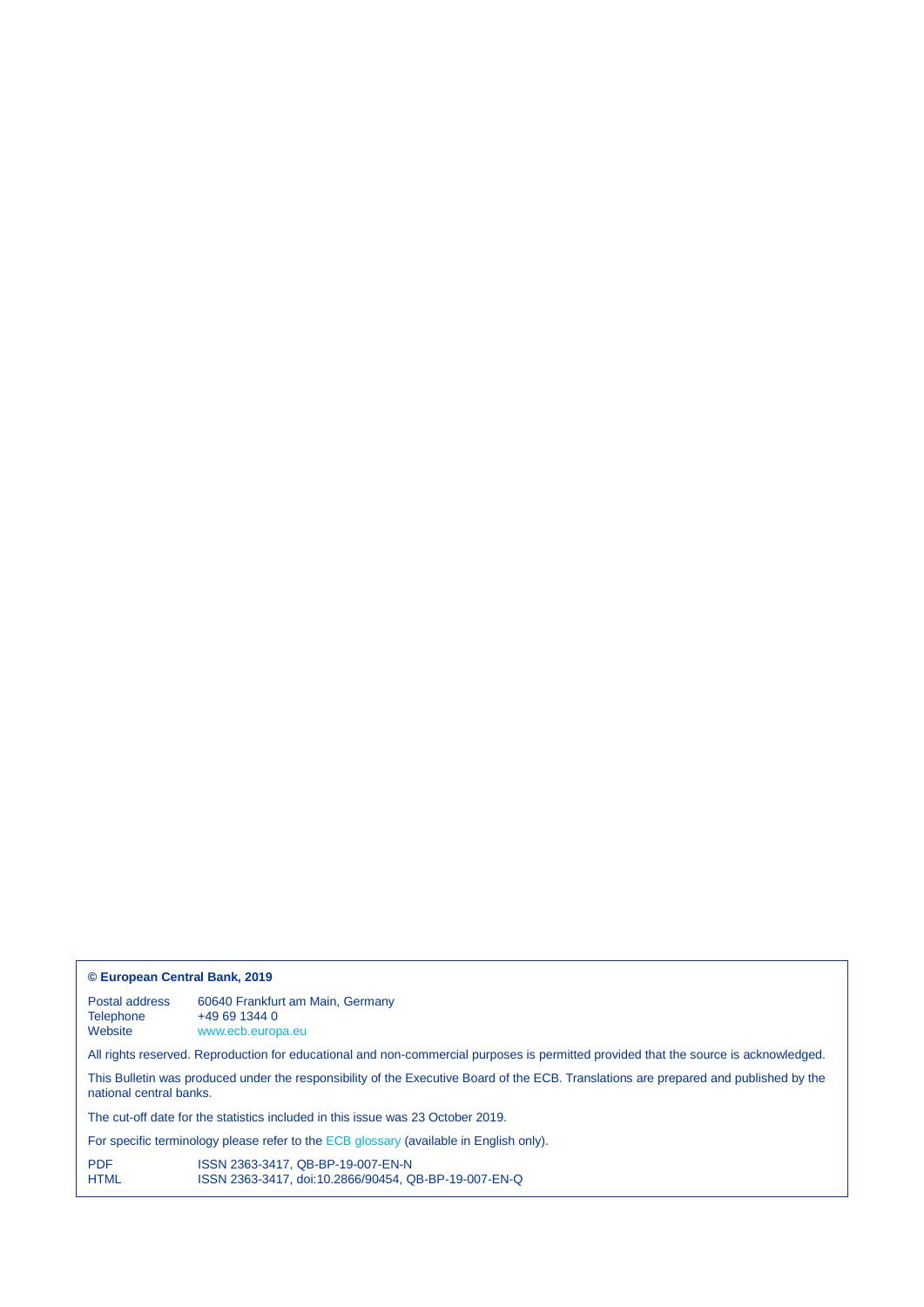**© European Central Bank, 2019**

| | |
|---|---|
| Postal address | 60640 Frankfurt am Main, Germany |
| Telephone | +49 69 1344 0 |
| Website | www.ecb.europa.eu |

All rights reserved. Reproduction for educational and non-commercial purposes is permitted provided that the source is acknowledged.

This Bulletin was produced under the responsibility of the Executive Board of the ECB. Translations are prepared and published by the national central banks.

The cut-off date for the statistics included in this issue was 23 October 2019.

For specific terminology please refer to the ECB glossary (available in English only).

| | |
|---|---|
| PDF | ISSN 2363-3417, QB-BP-19-007-EN-N |
| HTML | ISSN 2363-3417, doi:10.2866/90454, QB-BP-19-007-EN-Q |